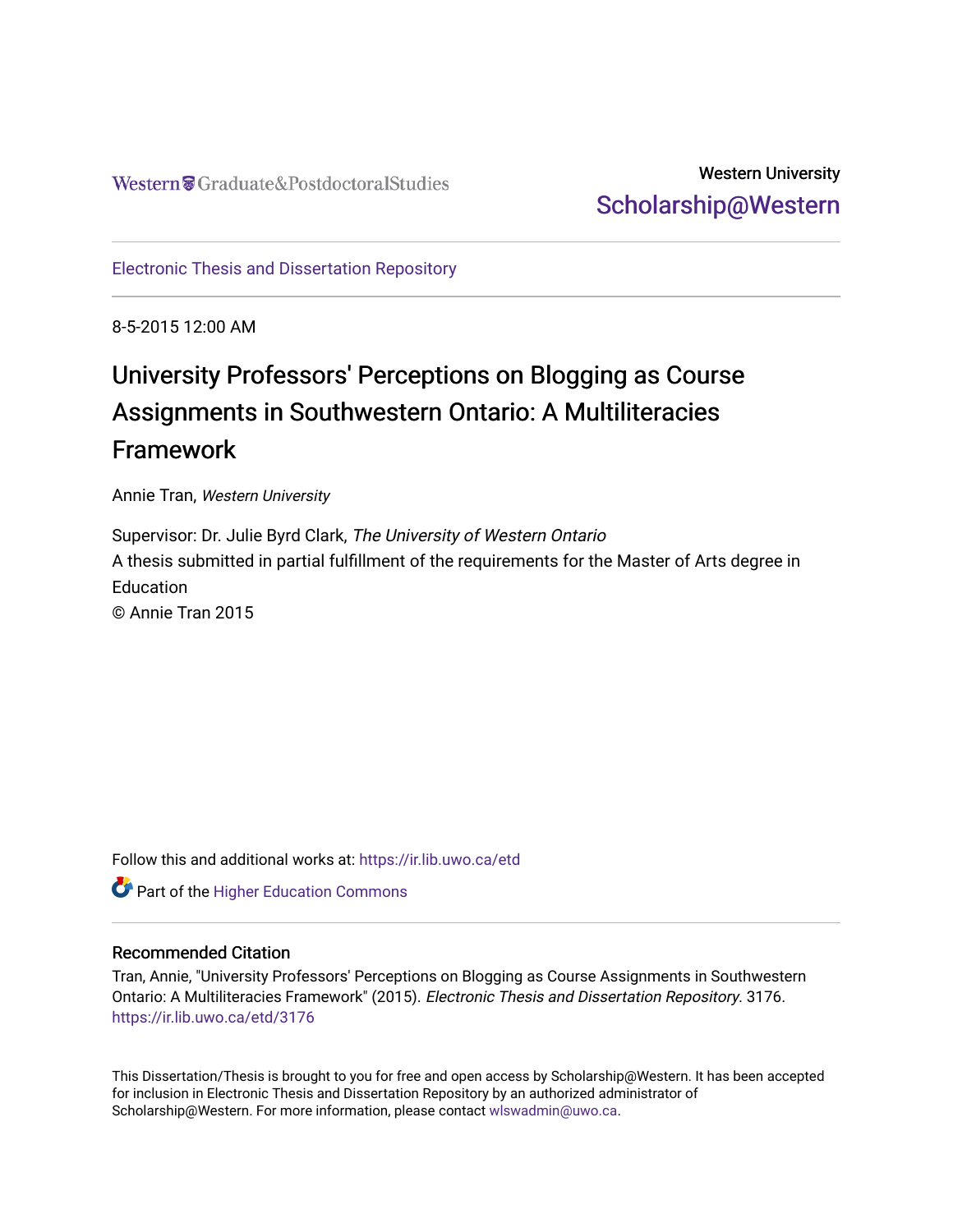Western Graduate&PostdoctoralStudies

Western University
Scholarship@Western

Electronic Thesis and Dissertation Repository

8-5-2015 12:00 AM

# University Professors' Perceptions on Blogging as Course Assignments in Southwestern Ontario: A Multiliteracies Framework

Annie Tran, *Western University*

Supervisor: Dr. Julie Byrd Clark, *The University of Western Ontario*
A thesis submitted in partial fulfillment of the requirements for the Master of Arts degree in Education
© Annie Tran 2015

Follow this and additional works at: https://ir.lib.uwo.ca/etd

Part of the Higher Education Commons

## Recommended Citation

Tran, Annie, "University Professors' Perceptions on Blogging as Course Assignments in Southwestern Ontario: A Multiliteracies Framework" (2015). *Electronic Thesis and Dissertation Repository*. 3176.
https://ir.lib.uwo.ca/etd/3176

This Dissertation/Thesis is brought to you for free and open access by Scholarship@Western. It has been accepted for inclusion in Electronic Thesis and Dissertation Repository by an authorized administrator of Scholarship@Western. For more information, please contact wlswadmin@uwo.ca.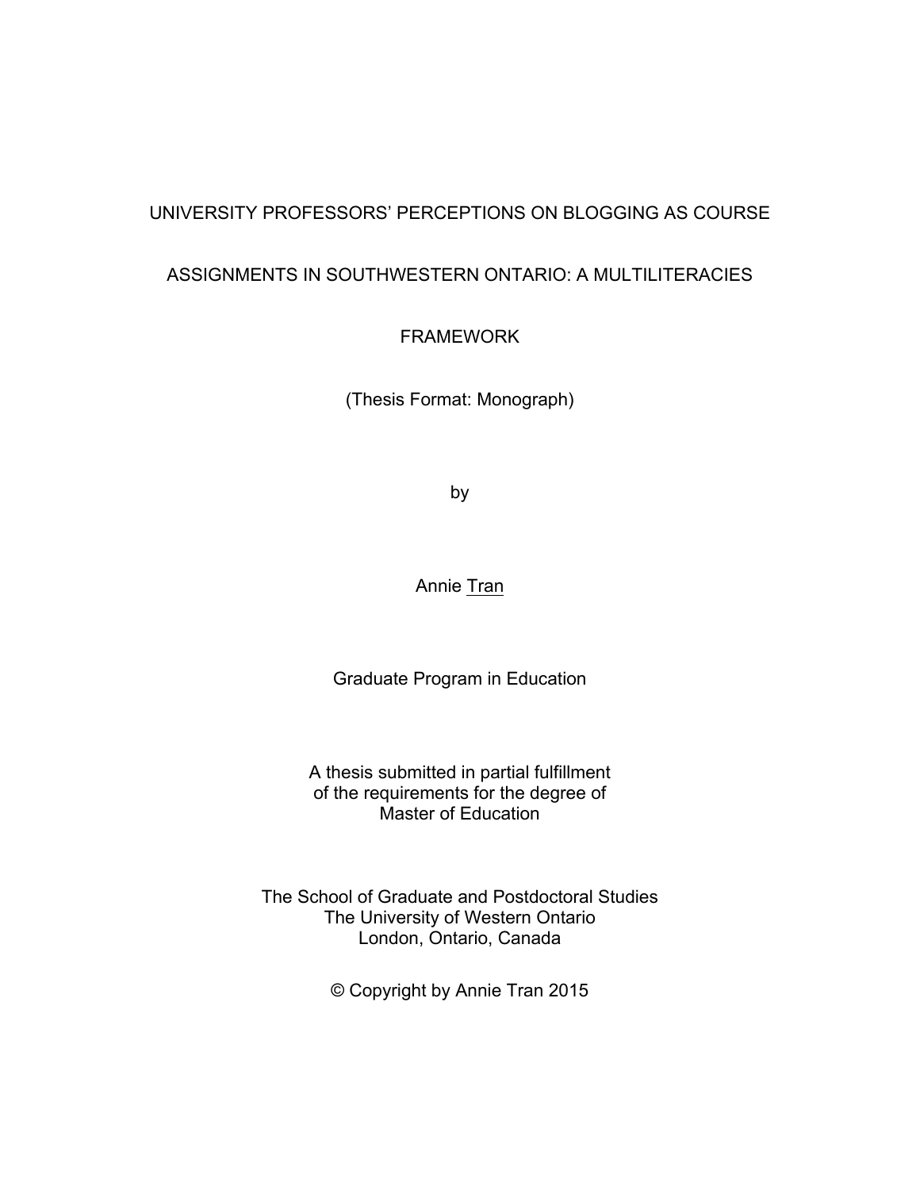# UNIVERSITY PROFESSORS' PERCEPTIONS ON BLOGGING AS COURSE ASSIGNMENTS IN SOUTHWESTERN ONTARIO: A MULTILITERACIES FRAMEWORK

(Thesis Format: Monograph)

by

Annie Tran

Graduate Program in Education

A thesis submitted in partial fulfillment
of the requirements for the degree of
Master of Education

The School of Graduate and Postdoctoral Studies
The University of Western Ontario
London, Ontario, Canada

© Copyright by Annie Tran 2015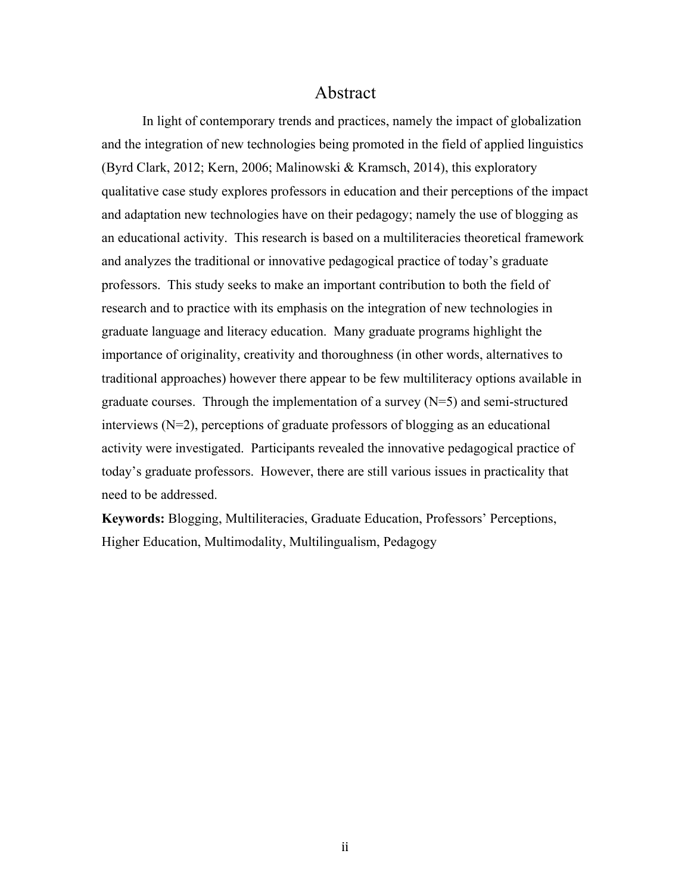# Abstract

In light of contemporary trends and practices, namely the impact of globalization and the integration of new technologies being promoted in the field of applied linguistics (Byrd Clark, 2012; Kern, 2006; Malinowski & Kramsch, 2014), this exploratory qualitative case study explores professors in education and their perceptions of the impact and adaptation new technologies have on their pedagogy; namely the use of blogging as an educational activity. This research is based on a multiliteracies theoretical framework and analyzes the traditional or innovative pedagogical practice of today's graduate professors. This study seeks to make an important contribution to both the field of research and to practice with its emphasis on the integration of new technologies in graduate language and literacy education. Many graduate programs highlight the importance of originality, creativity and thoroughness (in other words, alternatives to traditional approaches) however there appear to be few multiliteracy options available in graduate courses. Through the implementation of a survey (N=5) and semi-structured interviews (N=2), perceptions of graduate professors of blogging as an educational activity were investigated. Participants revealed the innovative pedagogical practice of today's graduate professors. However, there are still various issues in practicality that need to be addressed.

**Keywords:** Blogging, Multiliteracies, Graduate Education, Professors' Perceptions, Higher Education, Multimodality, Multilingualism, Pedagogy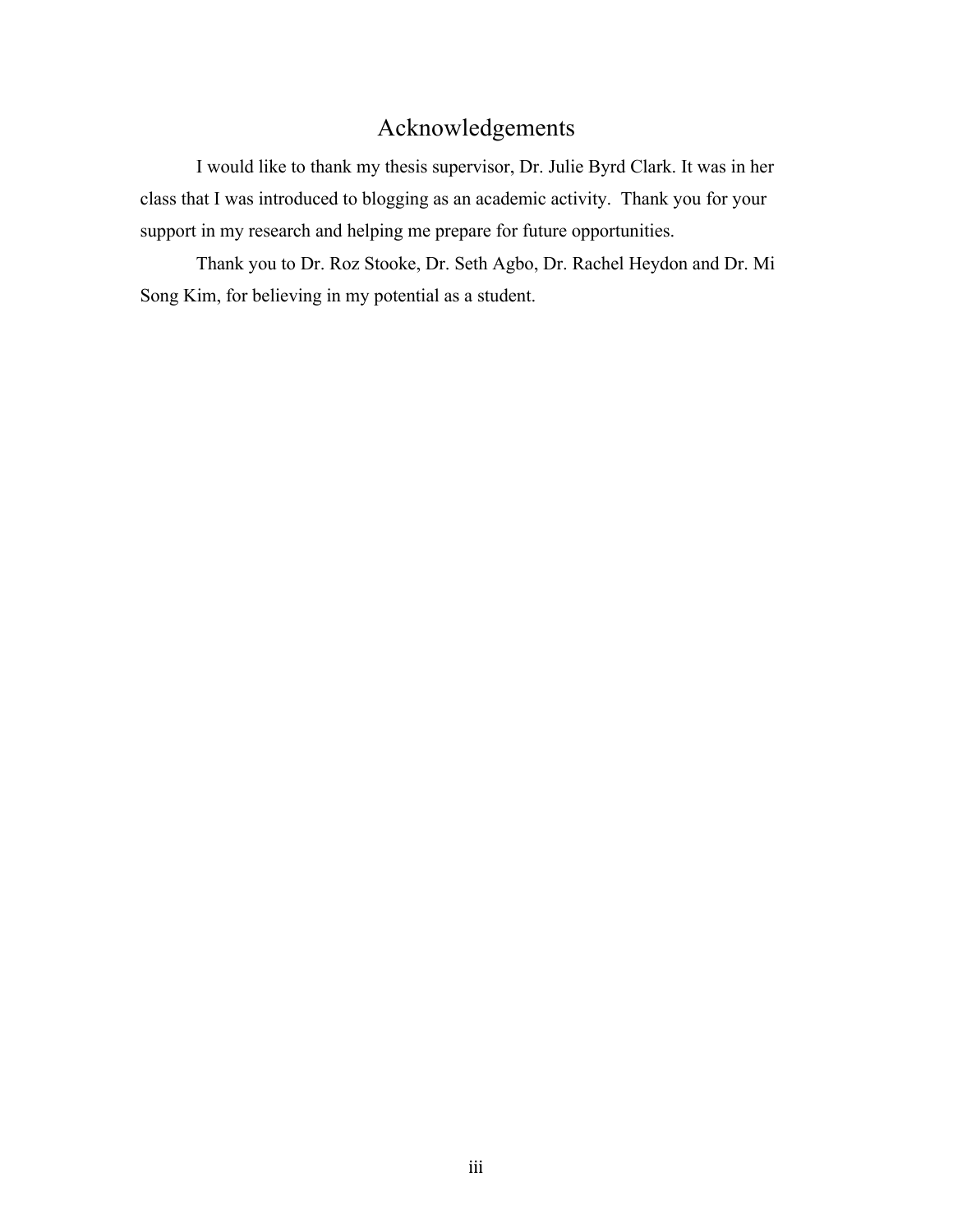# Acknowledgements

I would like to thank my thesis supervisor, Dr. Julie Byrd Clark. It was in her class that I was introduced to blogging as an academic activity. Thank you for your support in my research and helping me prepare for future opportunities.

Thank you to Dr. Roz Stooke, Dr. Seth Agbo, Dr. Rachel Heydon and Dr. Mi Song Kim, for believing in my potential as a student.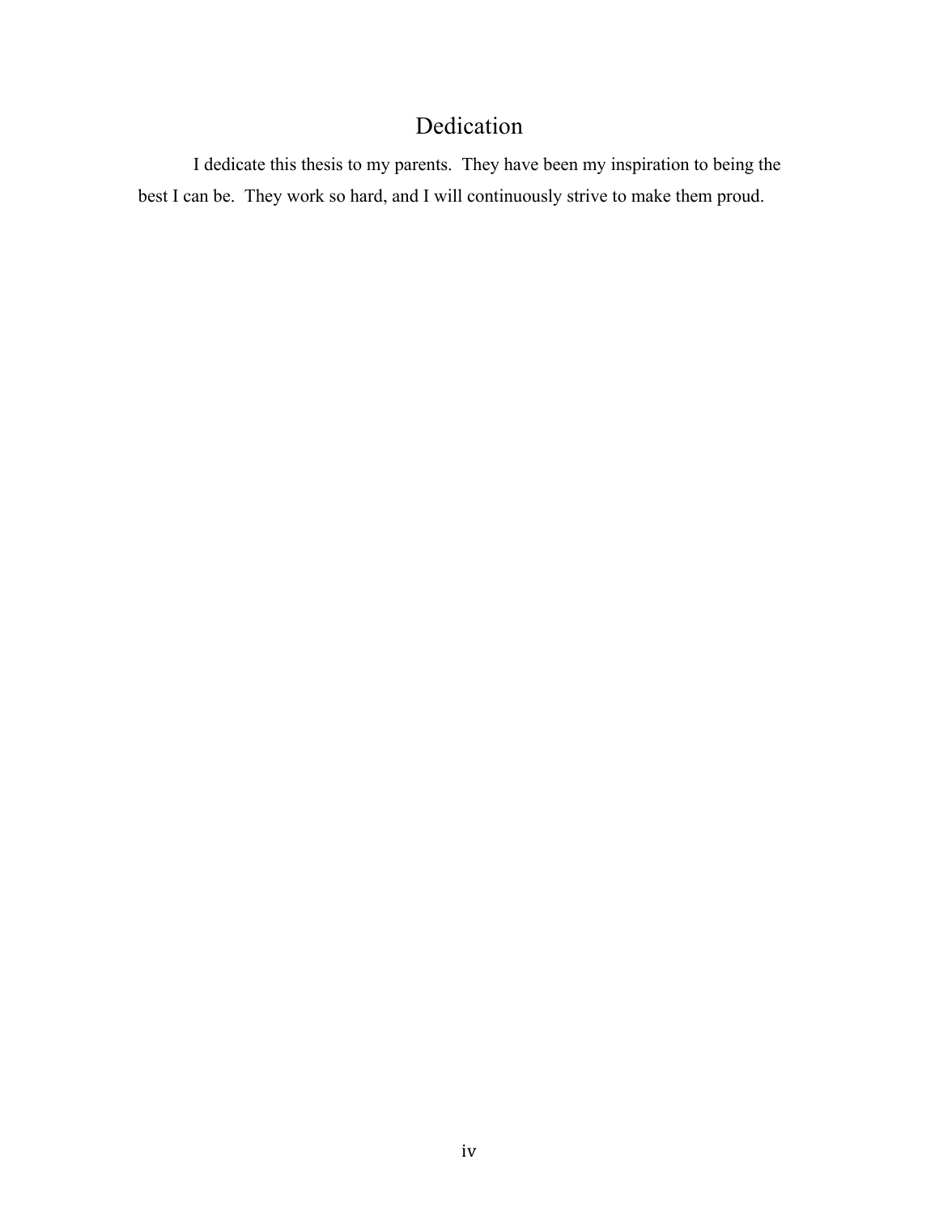# Dedication

I dedicate this thesis to my parents.  They have been my inspiration to being the best I can be.  They work so hard, and I will continuously strive to make them proud.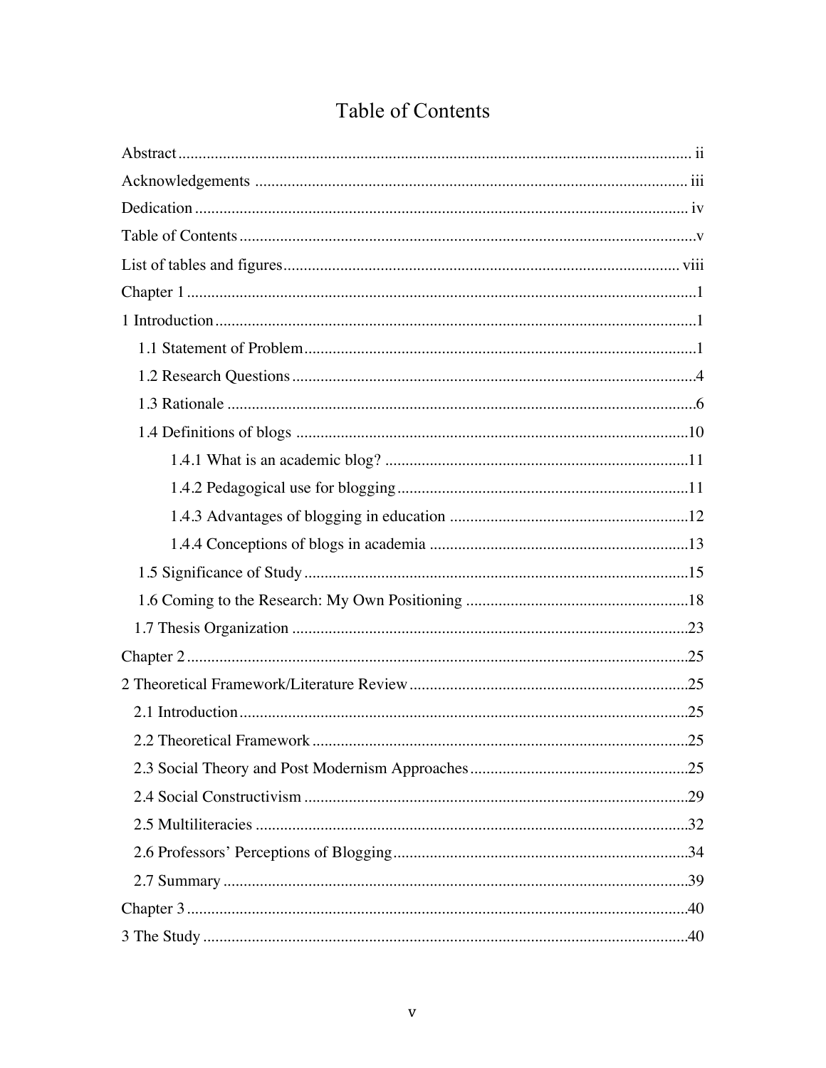# Table of Contents

Abstract ............................................................................................................................. ii

Acknowledgements .......................................................................................................... iii

Dedication ......................................................................................................................... iv

Table of Contents ................................................................................................................v

List of tables and figures................................................................................................. viii

Chapter 1 .............................................................................................................................1

1 Introduction ......................................................................................................................1

  1.1 Statement of Problem ................................................................................................1

  1.2 Research Questions ...................................................................................................4

  1.3 Rationale ...................................................................................................................6

  1.4 Definitions of blogs .................................................................................................10

    1.4.1 What is an academic blog? ...........................................................................11

    1.4.2 Pedagogical use for blogging........................................................................11

    1.4.3 Advantages of blogging in education ...........................................................12

    1.4.4 Conceptions of blogs in academia ................................................................13

  1.5 Significance of Study ..............................................................................................15

  1.6 Coming to the Research: My Own Positioning .......................................................18

  1.7 Thesis Organization .................................................................................................23

Chapter 2 ...........................................................................................................................25

2 Theoretical Framework/Literature Review .....................................................................25

  2.1 Introduction..............................................................................................................25

  2.2 Theoretical Framework ............................................................................................25

  2.3 Social Theory and Post Modernism Approaches......................................................25

  2.4 Social Constructivism ..............................................................................................29

  2.5 Multiliteracies ..........................................................................................................32

  2.6 Professors' Perceptions of Blogging.........................................................................34

  2.7 Summary ..................................................................................................................39

Chapter 3 ...........................................................................................................................40

3 The Study .......................................................................................................................40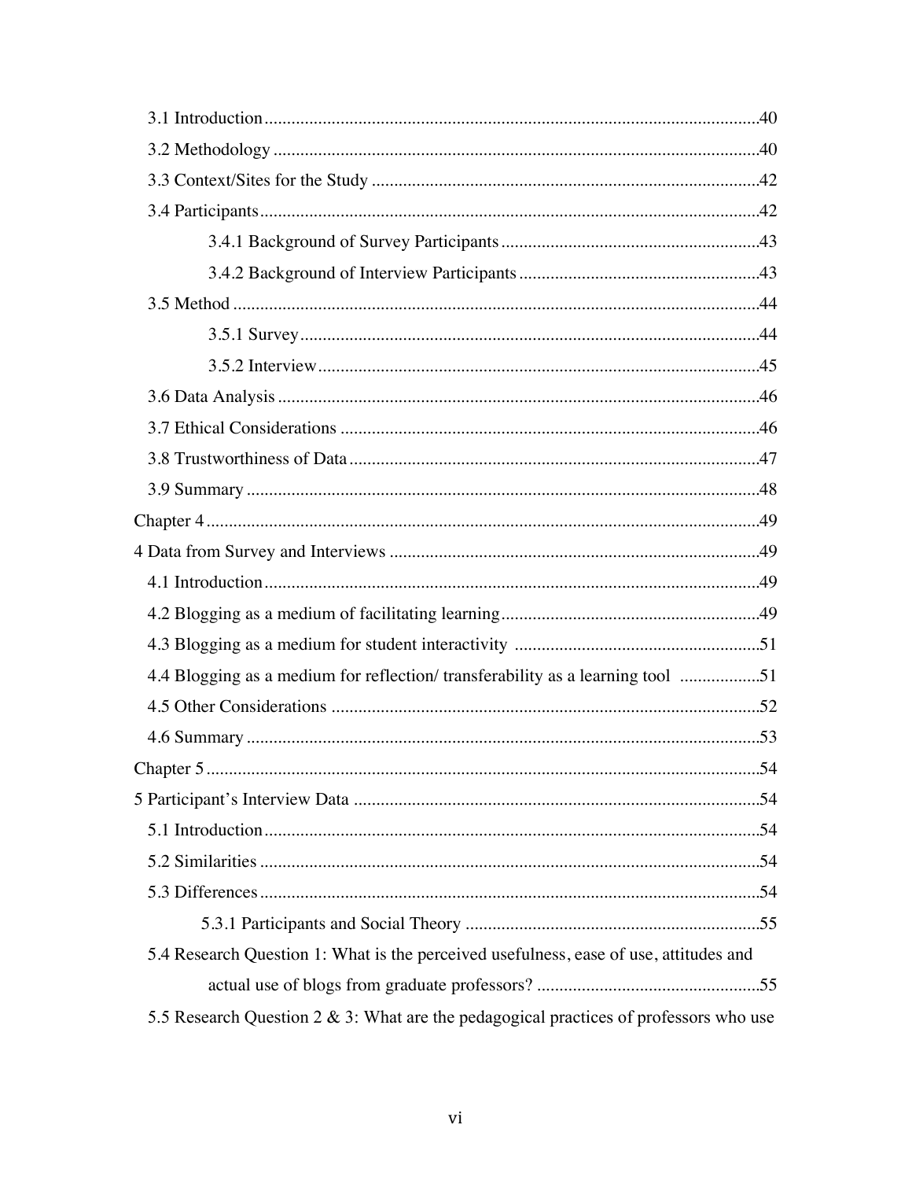3.1 Introduction .....40

3.2 Methodology .....40

3.3 Context/Sites for the Study .....42

3.4 Participants .....42

- 3.4.1 Background of Survey Participants .....43
- 3.4.2 Background of Interview Participants .....43

3.5 Method .....44

- 3.5.1 Survey .....44
- 3.5.2 Interview .....45

3.6 Data Analysis .....46

3.7 Ethical Considerations .....46

3.8 Trustworthiness of Data .....47

3.9 Summary .....48

Chapter 4 .....49

4 Data from Survey and Interviews .....49

4.1 Introduction .....49

4.2 Blogging as a medium of facilitating learning .....49

4.3 Blogging as a medium for student interactivity .....51

4.4 Blogging as a medium for reflection/ transferability as a learning tool .....51

4.5 Other Considerations .....52

4.6 Summary .....53

Chapter 5 .....54

5 Participant's Interview Data .....54

5.1 Introduction .....54

5.2 Similarities .....54

5.3 Differences .....54

- 5.3.1 Participants and Social Theory .....55

5.4 Research Question 1: What is the perceived usefulness, ease of use, attitudes and actual use of blogs from graduate professors? .....55

5.5 Research Question 2 & 3: What are the pedagogical practices of professors who use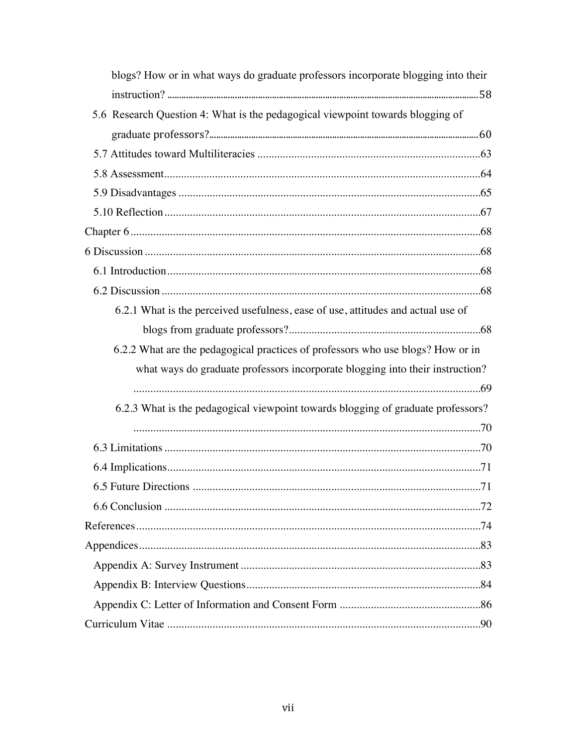blogs? How or in what ways do graduate professors incorporate blogging into their instruction? ....58

5.6 Research Question 4: What is the pedagogical viewpoint towards blogging of graduate professors? ....60

5.7 Attitudes toward Multiliteracies ....63

5.8 Assessment ....64

5.9 Disadvantages ....65

5.10 Reflection ....67

Chapter 6 ....68

6 Discussion ....68

6.1 Introduction ....68

6.2 Discussion ....68

6.2.1 What is the perceived usefulness, ease of use, attitudes and actual use of blogs from graduate professors? ....68

6.2.2 What are the pedagogical practices of professors who use blogs? How or in what ways do graduate professors incorporate blogging into their instruction? ....69

6.2.3 What is the pedagogical viewpoint towards blogging of graduate professors? ....70

6.3 Limitations ....70

6.4 Implications ....71

6.5 Future Directions ....71

6.6 Conclusion ....72

References ....74

Appendices ....83

Appendix A: Survey Instrument ....83

Appendix B: Interview Questions ....84

Appendix C: Letter of Information and Consent Form ....86

Curriculum Vitae ....90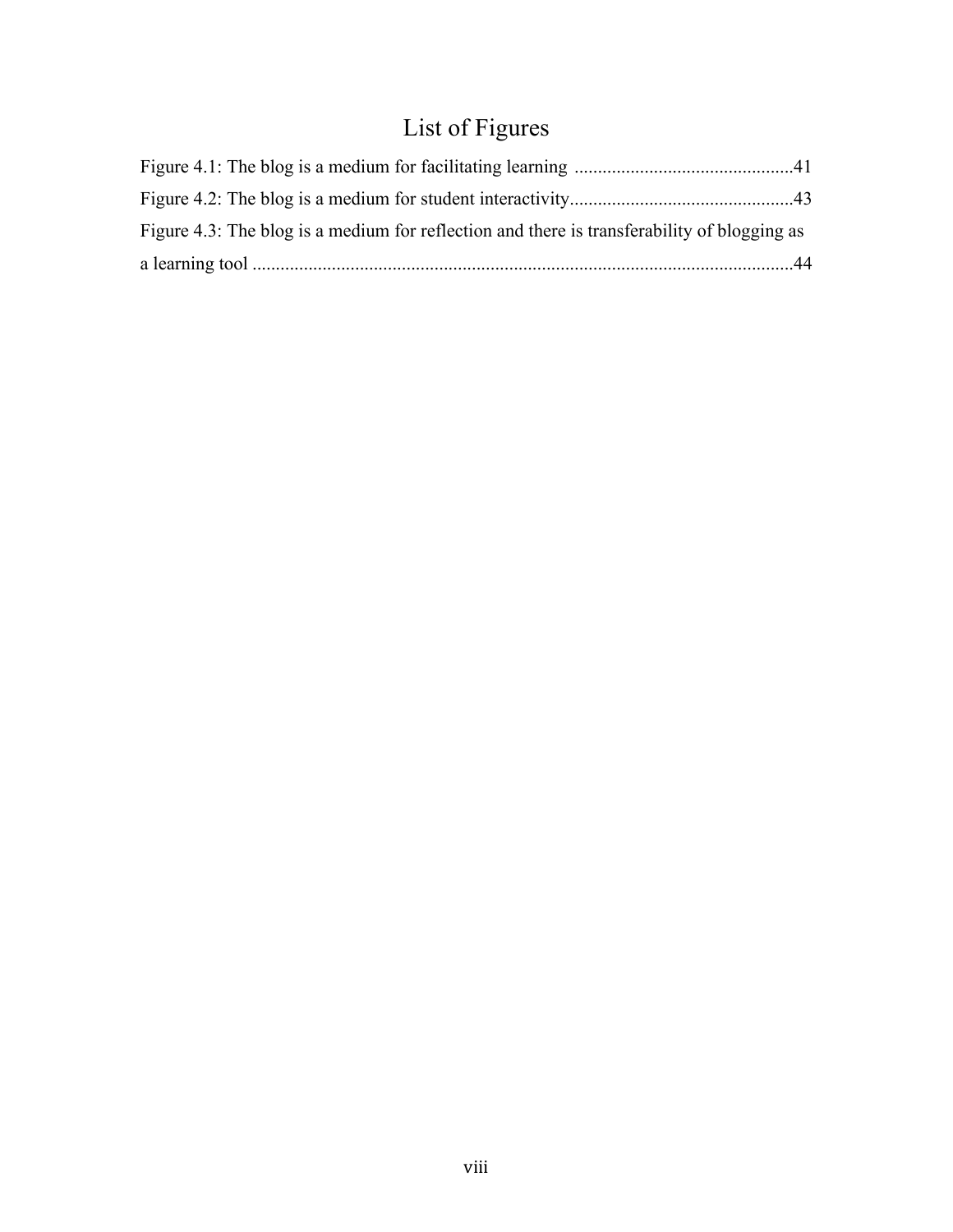# List of Figures

Figure 4.1: The blog is a medium for facilitating learning ..............................................41

Figure 4.2: The blog is a medium for student interactivity................................................43

Figure 4.3: The blog is a medium for reflection and there is transferability of blogging as a learning tool ....................................................................................................................44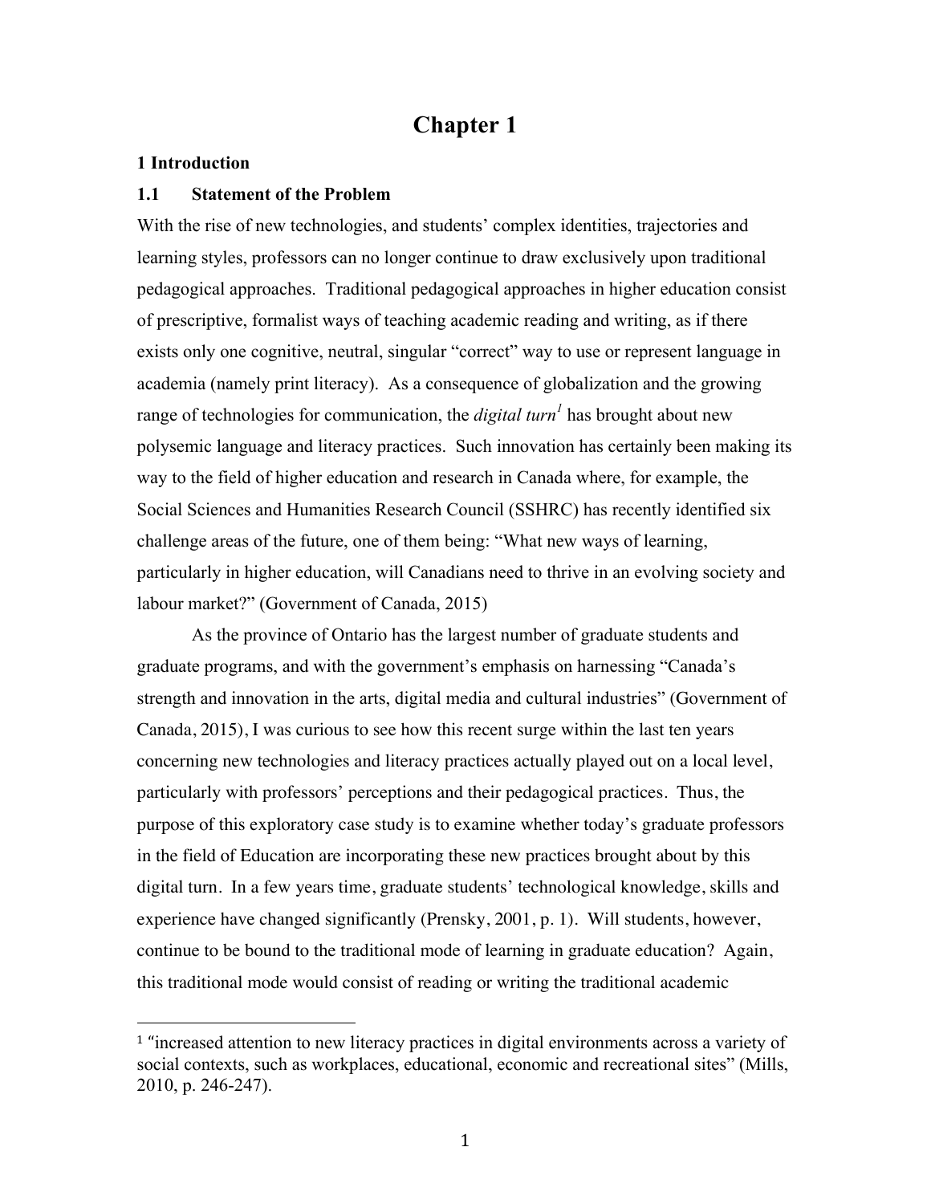# Chapter 1

### 1 Introduction

### 1.1 Statement of the Problem

With the rise of new technologies, and students' complex identities, trajectories and learning styles, professors can no longer continue to draw exclusively upon traditional pedagogical approaches. Traditional pedagogical approaches in higher education consist of prescriptive, formalist ways of teaching academic reading and writing, as if there exists only one cognitive, neutral, singular "correct" way to use or represent language in academia (namely print literacy). As a consequence of globalization and the growing range of technologies for communication, the *digital turn*[1] has brought about new polysemic language and literacy practices. Such innovation has certainly been making its way to the field of higher education and research in Canada where, for example, the Social Sciences and Humanities Research Council (SSHRC) has recently identified six challenge areas of the future, one of them being: "What new ways of learning, particularly in higher education, will Canadians need to thrive in an evolving society and labour market?" (Government of Canada, 2015)

As the province of Ontario has the largest number of graduate students and graduate programs, and with the government's emphasis on harnessing "Canada's strength and innovation in the arts, digital media and cultural industries" (Government of Canada, 2015), I was curious to see how this recent surge within the last ten years concerning new technologies and literacy practices actually played out on a local level, particularly with professors' perceptions and their pedagogical practices. Thus, the purpose of this exploratory case study is to examine whether today's graduate professors in the field of Education are incorporating these new practices brought about by this digital turn. In a few years time, graduate students' technological knowledge, skills and experience have changed significantly (Prensky, 2001, p. 1). Will students, however, continue to be bound to the traditional mode of learning in graduate education? Again, this traditional mode would consist of reading or writing the traditional academic

---

[1] "increased attention to new literacy practices in digital environments across a variety of social contexts, such as workplaces, educational, economic and recreational sites" (Mills, 2010, p. 246-247).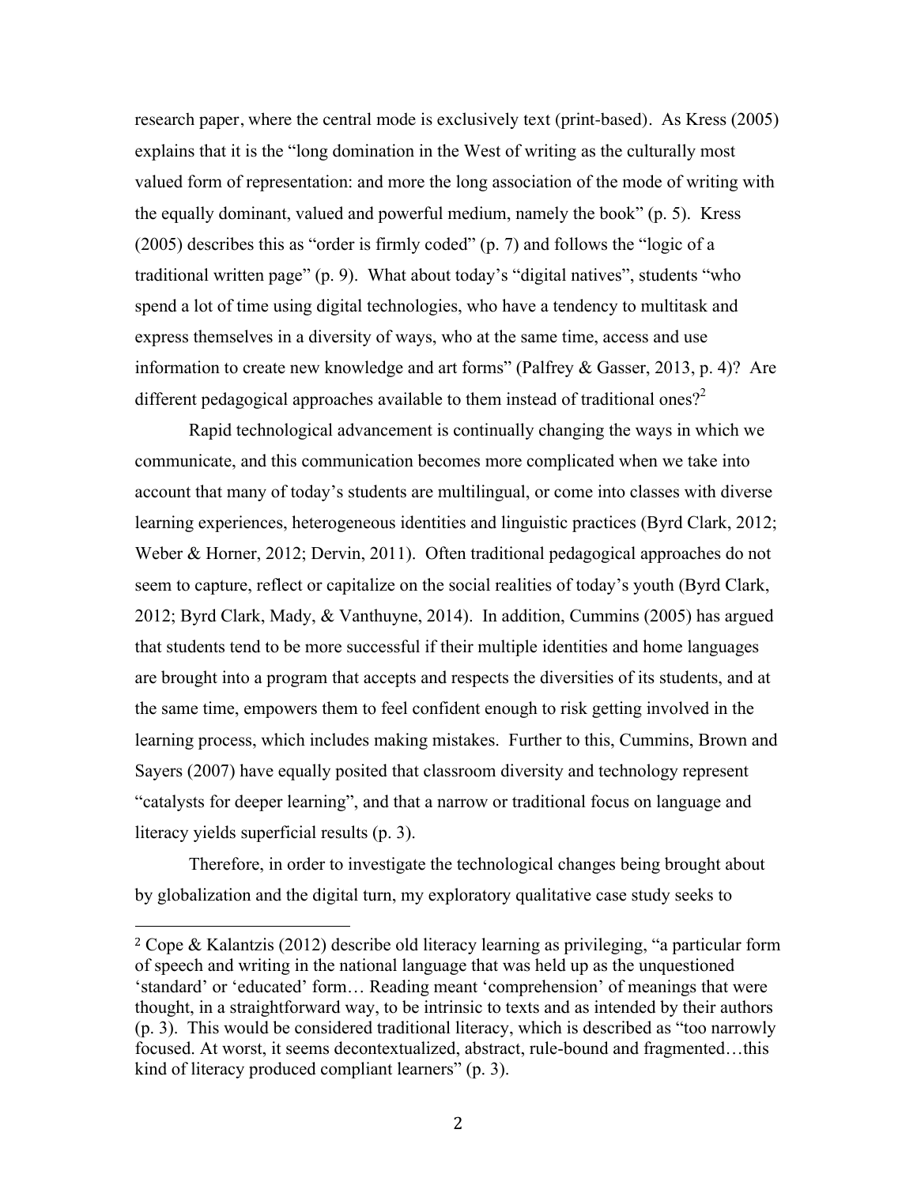research paper, where the central mode is exclusively text (print-based). As Kress (2005) explains that it is the "long domination in the West of writing as the culturally most valued form of representation: and more the long association of the mode of writing with the equally dominant, valued and powerful medium, namely the book" (p. 5). Kress (2005) describes this as "order is firmly coded" (p. 7) and follows the "logic of a traditional written page" (p. 9). What about today's "digital natives", students "who spend a lot of time using digital technologies, who have a tendency to multitask and express themselves in a diversity of ways, who at the same time, access and use information to create new knowledge and art forms" (Palfrey & Gasser, 2013, p. 4)? Are different pedagogical approaches available to them instead of traditional ones?[2]

Rapid technological advancement is continually changing the ways in which we communicate, and this communication becomes more complicated when we take into account that many of today's students are multilingual, or come into classes with diverse learning experiences, heterogeneous identities and linguistic practices (Byrd Clark, 2012; Weber & Horner, 2012; Dervin, 2011). Often traditional pedagogical approaches do not seem to capture, reflect or capitalize on the social realities of today's youth (Byrd Clark, 2012; Byrd Clark, Mady, & Vanthuyne, 2014). In addition, Cummins (2005) has argued that students tend to be more successful if their multiple identities and home languages are brought into a program that accepts and respects the diversities of its students, and at the same time, empowers them to feel confident enough to risk getting involved in the learning process, which includes making mistakes. Further to this, Cummins, Brown and Sayers (2007) have equally posited that classroom diversity and technology represent "catalysts for deeper learning", and that a narrow or traditional focus on language and literacy yields superficial results (p. 3).

Therefore, in order to investigate the technological changes being brought about by globalization and the digital turn, my exploratory qualitative case study seeks to

---

[2] Cope & Kalantzis (2012) describe old literacy learning as privileging, "a particular form of speech and writing in the national language that was held up as the unquestioned 'standard' or 'educated' form… Reading meant 'comprehension' of meanings that were thought, in a straightforward way, to be intrinsic to texts and as intended by their authors (p. 3). This would be considered traditional literacy, which is described as "too narrowly focused. At worst, it seems decontextualized, abstract, rule-bound and fragmented…this kind of literacy produced compliant learners" (p. 3).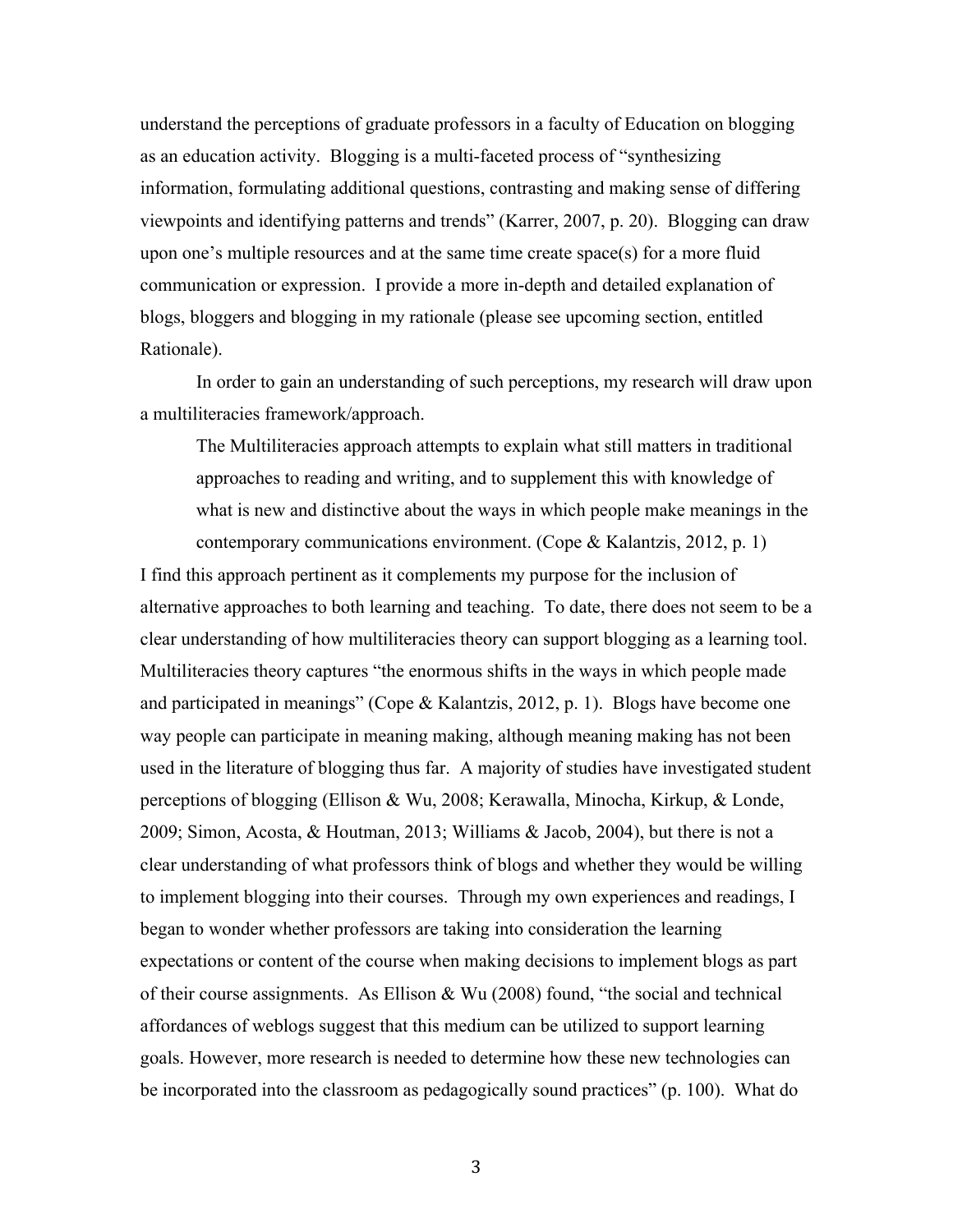understand the perceptions of graduate professors in a faculty of Education on blogging as an education activity. Blogging is a multi-faceted process of "synthesizing information, formulating additional questions, contrasting and making sense of differing viewpoints and identifying patterns and trends" (Karrer, 2007, p. 20). Blogging can draw upon one's multiple resources and at the same time create space(s) for a more fluid communication or expression. I provide a more in-depth and detailed explanation of blogs, bloggers and blogging in my rationale (please see upcoming section, entitled Rationale).

In order to gain an understanding of such perceptions, my research will draw upon a multiliteracies framework/approach.

> The Multiliteracies approach attempts to explain what still matters in traditional approaches to reading and writing, and to supplement this with knowledge of what is new and distinctive about the ways in which people make meanings in the contemporary communications environment. (Cope & Kalantzis, 2012, p. 1)

I find this approach pertinent as it complements my purpose for the inclusion of alternative approaches to both learning and teaching. To date, there does not seem to be a clear understanding of how multiliteracies theory can support blogging as a learning tool. Multiliteracies theory captures "the enormous shifts in the ways in which people made and participated in meanings" (Cope & Kalantzis, 2012, p. 1). Blogs have become one way people can participate in meaning making, although meaning making has not been used in the literature of blogging thus far. A majority of studies have investigated student perceptions of blogging (Ellison & Wu, 2008; Kerawalla, Minocha, Kirkup, & Londe, 2009; Simon, Acosta, & Houtman, 2013; Williams & Jacob, 2004), but there is not a clear understanding of what professors think of blogs and whether they would be willing to implement blogging into their courses. Through my own experiences and readings, I began to wonder whether professors are taking into consideration the learning expectations or content of the course when making decisions to implement blogs as part of their course assignments. As Ellison & Wu (2008) found, "the social and technical affordances of weblogs suggest that this medium can be utilized to support learning goals. However, more research is needed to determine how these new technologies can be incorporated into the classroom as pedagogically sound practices" (p. 100). What do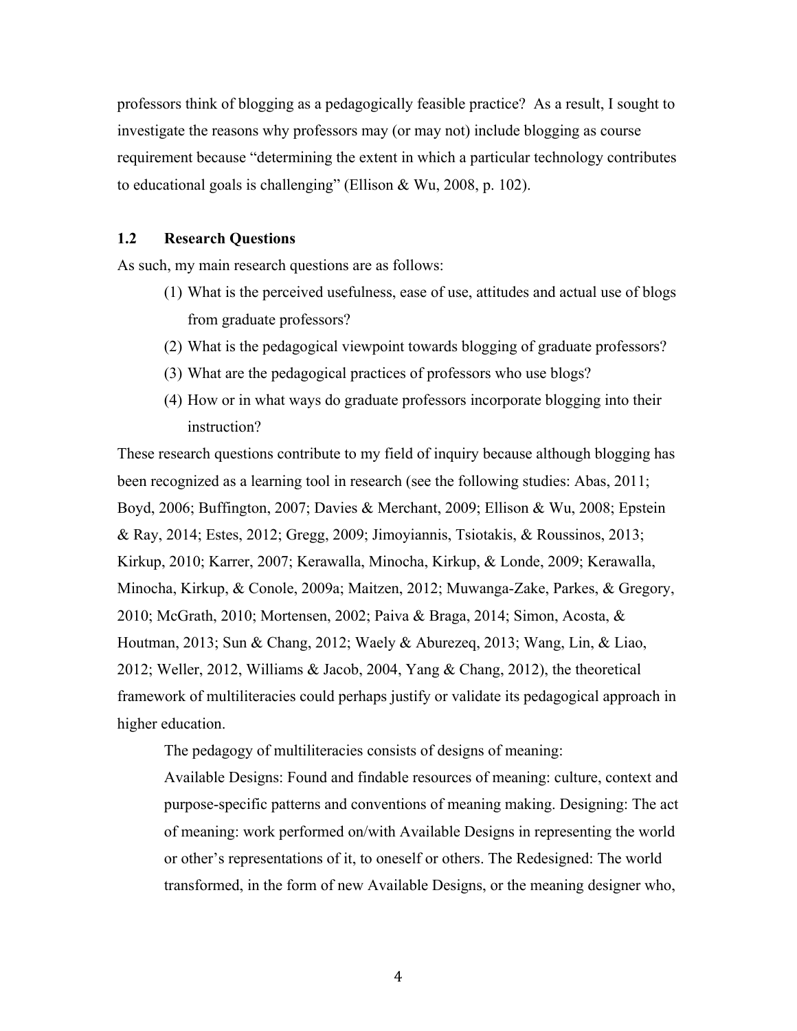professors think of blogging as a pedagogically feasible practice? As a result, I sought to investigate the reasons why professors may (or may not) include blogging as course requirement because "determining the extent in which a particular technology contributes to educational goals is challenging" (Ellison & Wu, 2008, p. 102).

## 1.2 Research Questions

As such, my main research questions are as follows:

(1) What is the perceived usefulness, ease of use, attitudes and actual use of blogs from graduate professors?

(2) What is the pedagogical viewpoint towards blogging of graduate professors?

(3) What are the pedagogical practices of professors who use blogs?

(4) How or in what ways do graduate professors incorporate blogging into their instruction?

These research questions contribute to my field of inquiry because although blogging has been recognized as a learning tool in research (see the following studies: Abas, 2011; Boyd, 2006; Buffington, 2007; Davies & Merchant, 2009; Ellison & Wu, 2008; Epstein & Ray, 2014; Estes, 2012; Gregg, 2009; Jimoyiannis, Tsiotakis, & Roussinos, 2013; Kirkup, 2010; Karrer, 2007; Kerawalla, Minocha, Kirkup, & Londe, 2009; Kerawalla, Minocha, Kirkup, & Conole, 2009a; Maitzen, 2012; Muwanga-Zake, Parkes, & Gregory, 2010; McGrath, 2010; Mortensen, 2002; Paiva & Braga, 2014; Simon, Acosta, & Houtman, 2013; Sun & Chang, 2012; Waely & Aburezeq, 2013; Wang, Lin, & Liao, 2012; Weller, 2012, Williams & Jacob, 2004, Yang & Chang, 2012), the theoretical framework of multiliteracies could perhaps justify or validate its pedagogical approach in higher education.

> The pedagogy of multiliteracies consists of designs of meaning:
> Available Designs: Found and findable resources of meaning: culture, context and purpose-specific patterns and conventions of meaning making. Designing: The act of meaning: work performed on/with Available Designs in representing the world or other's representations of it, to oneself or others. The Redesigned: The world transformed, in the form of new Available Designs, or the meaning designer who,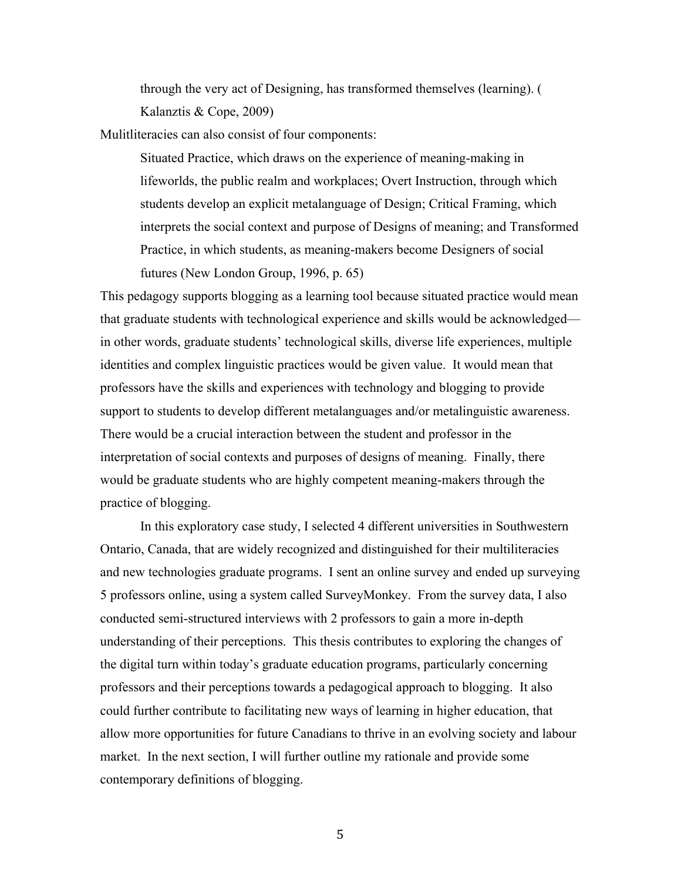> through the very act of Designing, has transformed themselves (learning). ( Kalanztis & Cope, 2009)

Mulitliteracies can also consist of four components:

> Situated Practice, which draws on the experience of meaning-making in lifeworlds, the public realm and workplaces; Overt Instruction, through which students develop an explicit metalanguage of Design; Critical Framing, which interprets the social context and purpose of Designs of meaning; and Transformed Practice, in which students, as meaning-makers become Designers of social futures (New London Group, 1996, p. 65)

This pedagogy supports blogging as a learning tool because situated practice would mean that graduate students with technological experience and skills would be acknowledged—in other words, graduate students' technological skills, diverse life experiences, multiple identities and complex linguistic practices would be given value. It would mean that professors have the skills and experiences with technology and blogging to provide support to students to develop different metalanguages and/or metalinguistic awareness. There would be a crucial interaction between the student and professor in the interpretation of social contexts and purposes of designs of meaning. Finally, there would be graduate students who are highly competent meaning-makers through the practice of blogging.

In this exploratory case study, I selected 4 different universities in Southwestern Ontario, Canada, that are widely recognized and distinguished for their multiliteracies and new technologies graduate programs. I sent an online survey and ended up surveying 5 professors online, using a system called SurveyMonkey. From the survey data, I also conducted semi-structured interviews with 2 professors to gain a more in-depth understanding of their perceptions. This thesis contributes to exploring the changes of the digital turn within today's graduate education programs, particularly concerning professors and their perceptions towards a pedagogical approach to blogging. It also could further contribute to facilitating new ways of learning in higher education, that allow more opportunities for future Canadians to thrive in an evolving society and labour market. In the next section, I will further outline my rationale and provide some contemporary definitions of blogging.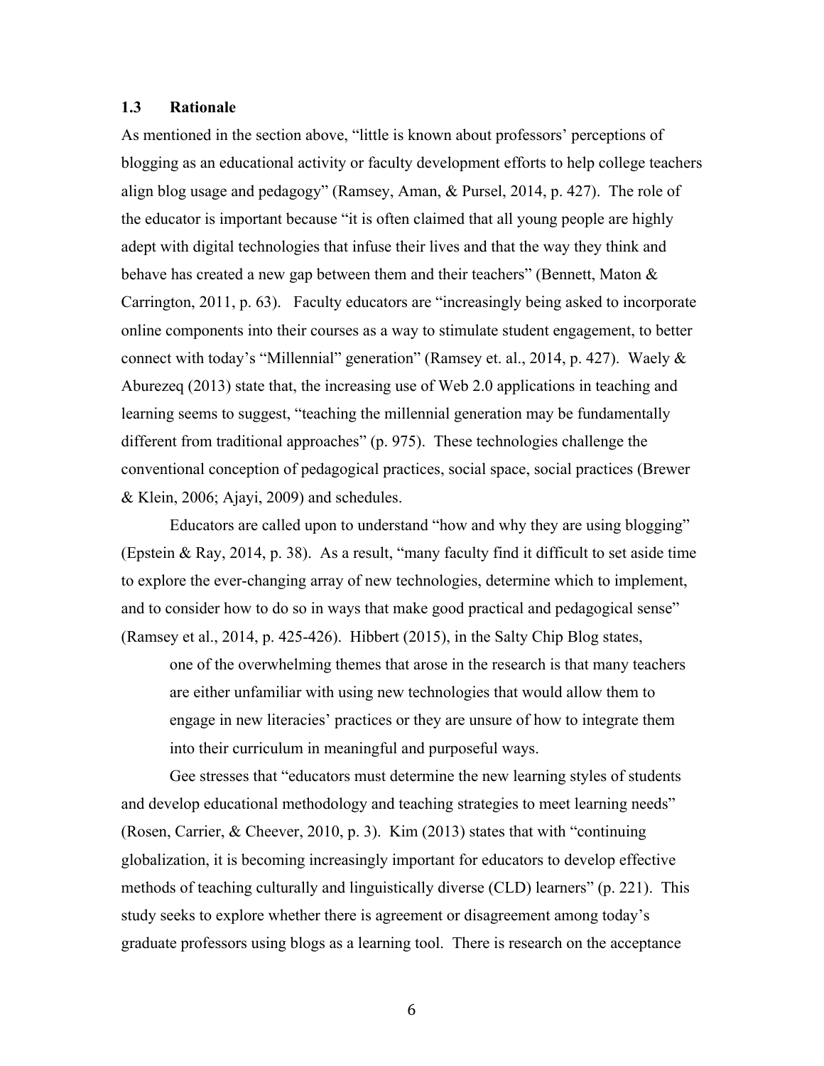### 1.3 Rationale

As mentioned in the section above, "little is known about professors' perceptions of blogging as an educational activity or faculty development efforts to help college teachers align blog usage and pedagogy" (Ramsey, Aman, & Pursel, 2014, p. 427). The role of the educator is important because "it is often claimed that all young people are highly adept with digital technologies that infuse their lives and that the way they think and behave has created a new gap between them and their teachers" (Bennett, Maton & Carrington, 2011, p. 63). Faculty educators are "increasingly being asked to incorporate online components into their courses as a way to stimulate student engagement, to better connect with today's "Millennial" generation" (Ramsey et. al., 2014, p. 427). Waely & Aburezeq (2013) state that, the increasing use of Web 2.0 applications in teaching and learning seems to suggest, "teaching the millennial generation may be fundamentally different from traditional approaches" (p. 975). These technologies challenge the conventional conception of pedagogical practices, social space, social practices (Brewer & Klein, 2006; Ajayi, 2009) and schedules.

Educators are called upon to understand "how and why they are using blogging" (Epstein & Ray, 2014, p. 38). As a result, "many faculty find it difficult to set aside time to explore the ever-changing array of new technologies, determine which to implement, and to consider how to do so in ways that make good practical and pedagogical sense" (Ramsey et al., 2014, p. 425-426). Hibbert (2015), in the Salty Chip Blog states,

> one of the overwhelming themes that arose in the research is that many teachers are either unfamiliar with using new technologies that would allow them to engage in new literacies' practices or they are unsure of how to integrate them into their curriculum in meaningful and purposeful ways.

Gee stresses that "educators must determine the new learning styles of students and develop educational methodology and teaching strategies to meet learning needs" (Rosen, Carrier, & Cheever, 2010, p. 3). Kim (2013) states that with "continuing globalization, it is becoming increasingly important for educators to develop effective methods of teaching culturally and linguistically diverse (CLD) learners" (p. 221). This study seeks to explore whether there is agreement or disagreement among today's graduate professors using blogs as a learning tool. There is research on the acceptance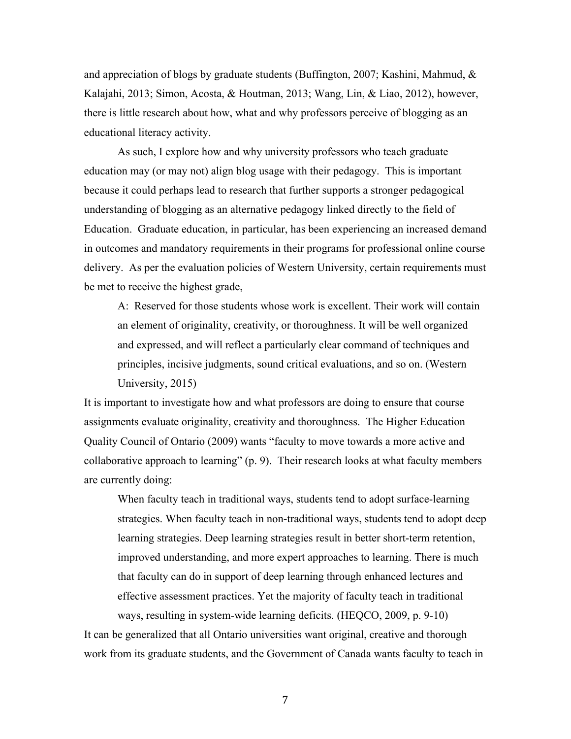and appreciation of blogs by graduate students (Buffington, 2007; Kashini, Mahmud, & Kalajahi, 2013; Simon, Acosta, & Houtman, 2013; Wang, Lin, & Liao, 2012), however, there is little research about how, what and why professors perceive of blogging as an educational literacy activity.

As such, I explore how and why university professors who teach graduate education may (or may not) align blog usage with their pedagogy. This is important because it could perhaps lead to research that further supports a stronger pedagogical understanding of blogging as an alternative pedagogy linked directly to the field of Education. Graduate education, in particular, has been experiencing an increased demand in outcomes and mandatory requirements in their programs for professional online course delivery. As per the evaluation policies of Western University, certain requirements must be met to receive the highest grade,

> A: Reserved for those students whose work is excellent. Their work will contain an element of originality, creativity, or thoroughness. It will be well organized and expressed, and will reflect a particularly clear command of techniques and principles, incisive judgments, sound critical evaluations, and so on. (Western University, 2015)

It is important to investigate how and what professors are doing to ensure that course assignments evaluate originality, creativity and thoroughness. The Higher Education Quality Council of Ontario (2009) wants "faculty to move towards a more active and collaborative approach to learning" (p. 9). Their research looks at what faculty members are currently doing:

> When faculty teach in traditional ways, students tend to adopt surface-learning strategies. When faculty teach in non-traditional ways, students tend to adopt deep learning strategies. Deep learning strategies result in better short-term retention, improved understanding, and more expert approaches to learning. There is much that faculty can do in support of deep learning through enhanced lectures and effective assessment practices. Yet the majority of faculty teach in traditional ways, resulting in system-wide learning deficits. (HEQCO, 2009, p. 9-10)

It can be generalized that all Ontario universities want original, creative and thorough work from its graduate students, and the Government of Canada wants faculty to teach in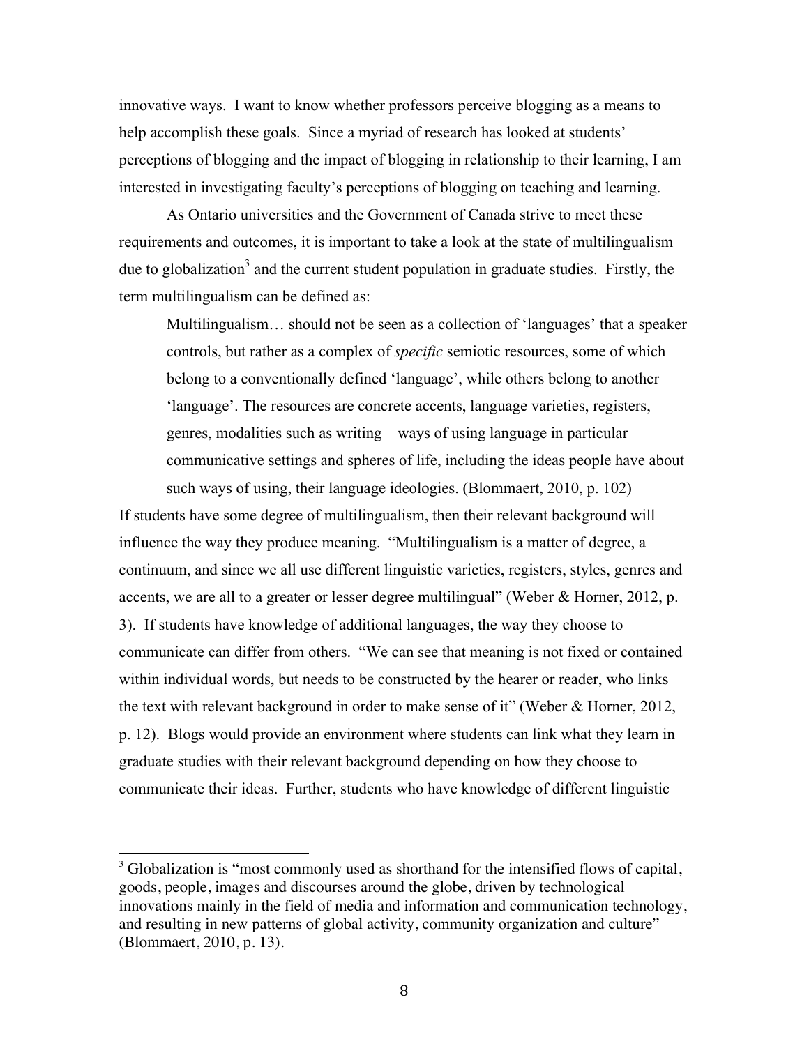innovative ways. I want to know whether professors perceive blogging as a means to help accomplish these goals. Since a myriad of research has looked at students' perceptions of blogging and the impact of blogging in relationship to their learning, I am interested in investigating faculty's perceptions of blogging on teaching and learning.

As Ontario universities and the Government of Canada strive to meet these requirements and outcomes, it is important to take a look at the state of multilingualism due to globalization[3] and the current student population in graduate studies. Firstly, the term multilingualism can be defined as:

> Multilingualism… should not be seen as a collection of 'languages' that a speaker controls, but rather as a complex of *specific* semiotic resources, some of which belong to a conventionally defined 'language', while others belong to another 'language'. The resources are concrete accents, language varieties, registers, genres, modalities such as writing – ways of using language in particular communicative settings and spheres of life, including the ideas people have about such ways of using, their language ideologies. (Blommaert, 2010, p. 102)

If students have some degree of multilingualism, then their relevant background will influence the way they produce meaning. "Multilingualism is a matter of degree, a continuum, and since we all use different linguistic varieties, registers, styles, genres and accents, we are all to a greater or lesser degree multilingual" (Weber & Horner, 2012, p. 3). If students have knowledge of additional languages, the way they choose to communicate can differ from others. "We can see that meaning is not fixed or contained within individual words, but needs to be constructed by the hearer or reader, who links the text with relevant background in order to make sense of it" (Weber & Horner, 2012, p. 12). Blogs would provide an environment where students can link what they learn in graduate studies with their relevant background depending on how they choose to communicate their ideas. Further, students who have knowledge of different linguistic

[3] Globalization is "most commonly used as shorthand for the intensified flows of capital, goods, people, images and discourses around the globe, driven by technological innovations mainly in the field of media and information and communication technology, and resulting in new patterns of global activity, community organization and culture" (Blommaert, 2010, p. 13).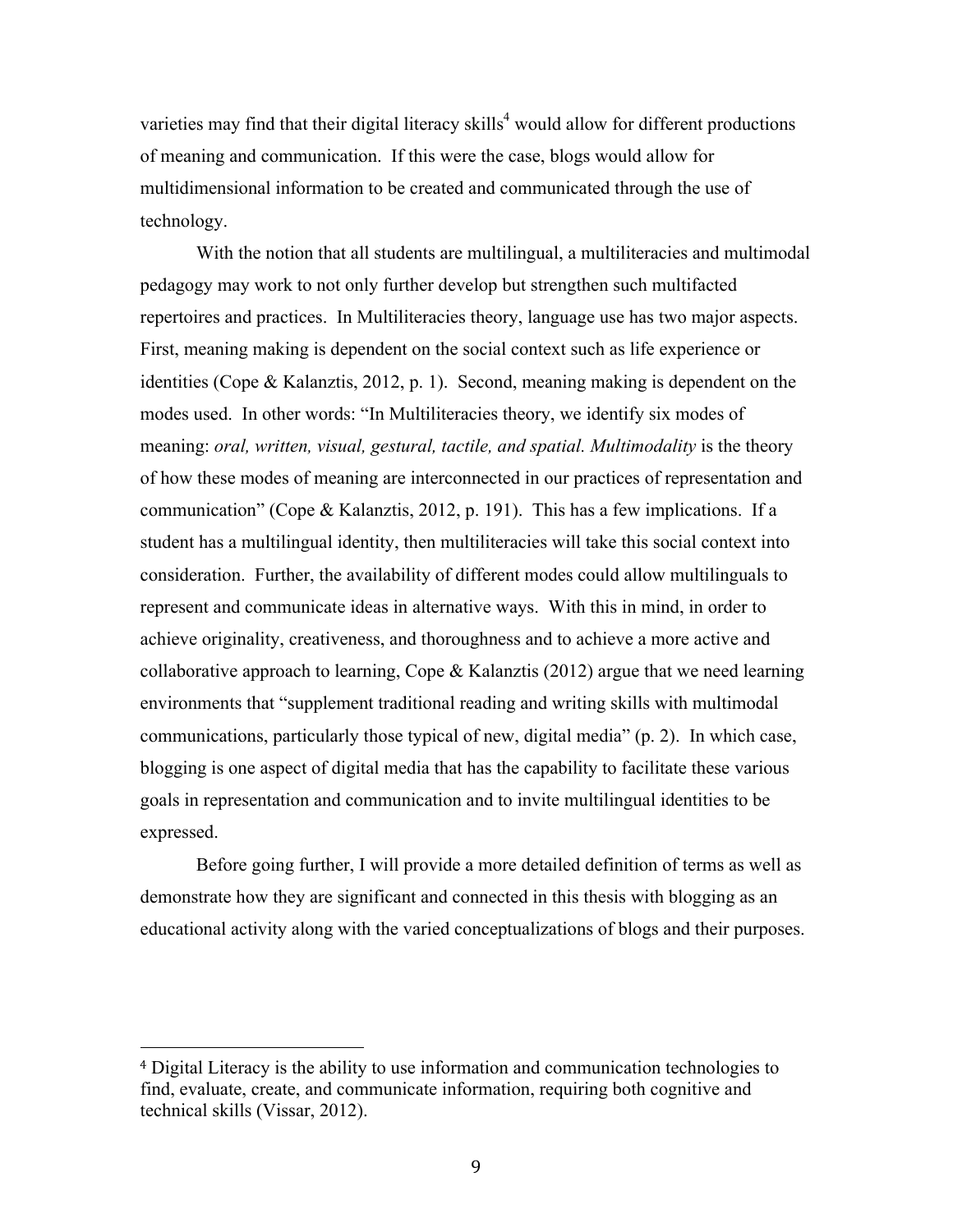varieties may find that their digital literacy skills[4] would allow for different productions of meaning and communication. If this were the case, blogs would allow for multidimensional information to be created and communicated through the use of technology.

With the notion that all students are multilingual, a multiliteracies and multimodal pedagogy may work to not only further develop but strengthen such multifacted repertoires and practices. In Multiliteracies theory, language use has two major aspects. First, meaning making is dependent on the social context such as life experience or identities (Cope & Kalanztis, 2012, p. 1). Second, meaning making is dependent on the modes used. In other words: "In Multiliteracies theory, we identify six modes of meaning: *oral, written, visual, gestural, tactile, and spatial. Multimodality* is the theory of how these modes of meaning are interconnected in our practices of representation and communication" (Cope & Kalanztis, 2012, p. 191). This has a few implications. If a student has a multilingual identity, then multiliteracies will take this social context into consideration. Further, the availability of different modes could allow multilinguals to represent and communicate ideas in alternative ways. With this in mind, in order to achieve originality, creativeness, and thoroughness and to achieve a more active and collaborative approach to learning, Cope & Kalanztis (2012) argue that we need learning environments that "supplement traditional reading and writing skills with multimodal communications, particularly those typical of new, digital media" (p. 2). In which case, blogging is one aspect of digital media that has the capability to facilitate these various goals in representation and communication and to invite multilingual identities to be expressed.

Before going further, I will provide a more detailed definition of terms as well as demonstrate how they are significant and connected in this thesis with blogging as an educational activity along with the varied conceptualizations of blogs and their purposes.

---

[4] Digital Literacy is the ability to use information and communication technologies to find, evaluate, create, and communicate information, requiring both cognitive and technical skills (Vissar, 2012).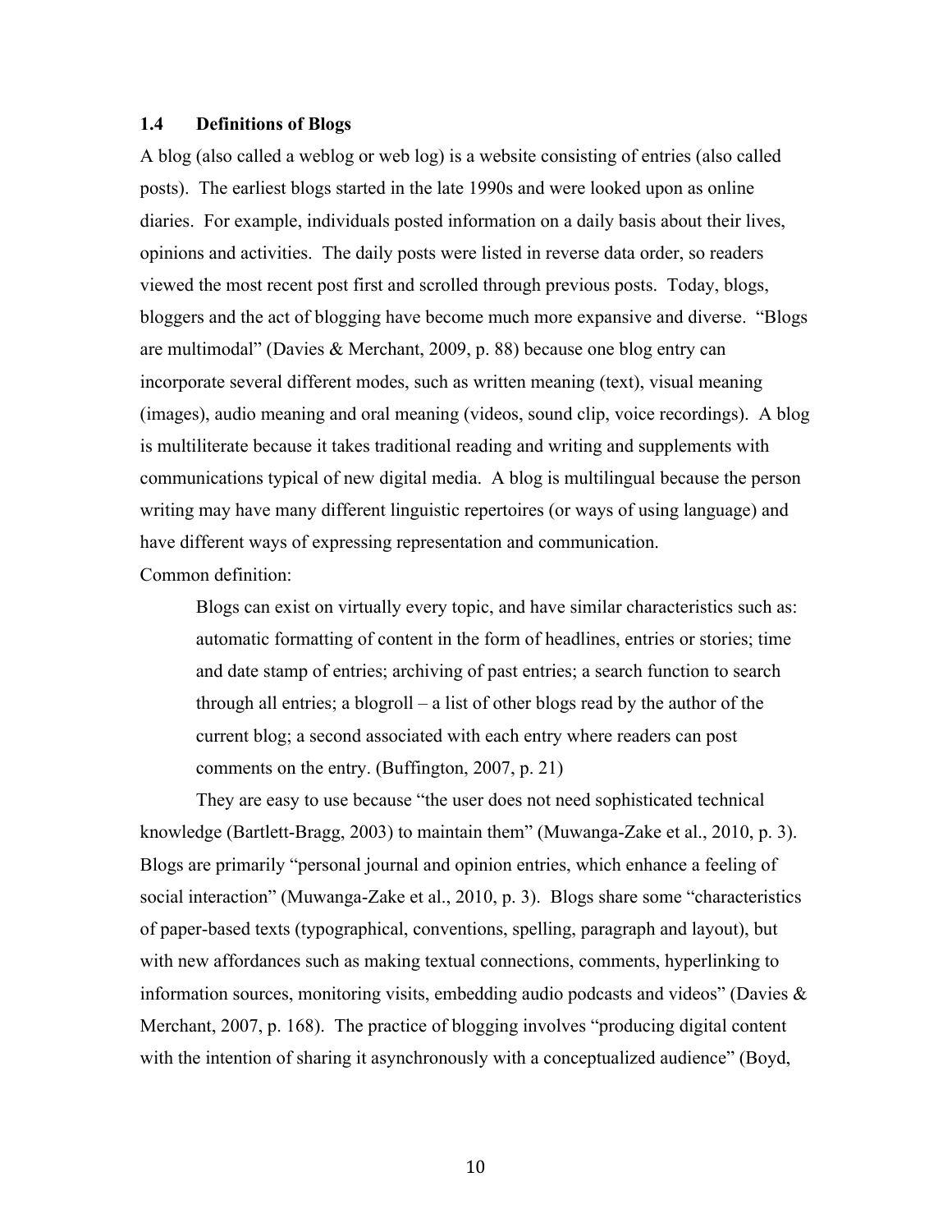### 1.4 Definitions of Blogs

A blog (also called a weblog or web log) is a website consisting of entries (also called posts). The earliest blogs started in the late 1990s and were looked upon as online diaries. For example, individuals posted information on a daily basis about their lives, opinions and activities. The daily posts were listed in reverse data order, so readers viewed the most recent post first and scrolled through previous posts. Today, blogs, bloggers and the act of blogging have become much more expansive and diverse. "Blogs are multimodal" (Davies & Merchant, 2009, p. 88) because one blog entry can incorporate several different modes, such as written meaning (text), visual meaning (images), audio meaning and oral meaning (videos, sound clip, voice recordings). A blog is multiliterate because it takes traditional reading and writing and supplements with communications typical of new digital media. A blog is multilingual because the person writing may have many different linguistic repertoires (or ways of using language) and have different ways of expressing representation and communication.

Common definition:

> Blogs can exist on virtually every topic, and have similar characteristics such as: automatic formatting of content in the form of headlines, entries or stories; time and date stamp of entries; archiving of past entries; a search function to search through all entries; a blogroll – a list of other blogs read by the author of the current blog; a second associated with each entry where readers can post comments on the entry. (Buffington, 2007, p. 21)

They are easy to use because "the user does not need sophisticated technical knowledge (Bartlett-Bragg, 2003) to maintain them" (Muwanga-Zake et al., 2010, p. 3). Blogs are primarily "personal journal and opinion entries, which enhance a feeling of social interaction" (Muwanga-Zake et al., 2010, p. 3). Blogs share some "characteristics of paper-based texts (typographical, conventions, spelling, paragraph and layout), but with new affordances such as making textual connections, comments, hyperlinking to information sources, monitoring visits, embedding audio podcasts and videos" (Davies & Merchant, 2007, p. 168). The practice of blogging involves "producing digital content with the intention of sharing it asynchronously with a conceptualized audience" (Boyd,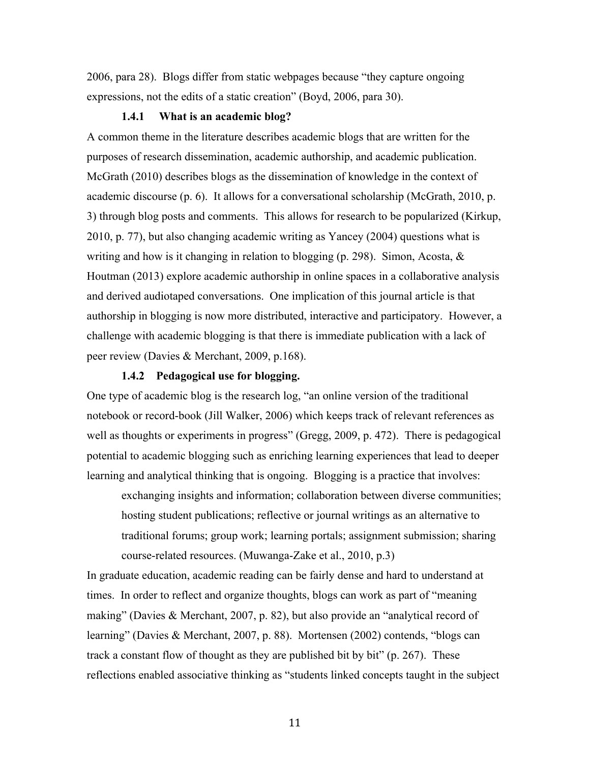2006, para 28). Blogs differ from static webpages because "they capture ongoing expressions, not the edits of a static creation" (Boyd, 2006, para 30).

### 1.4.1 What is an academic blog?

A common theme in the literature describes academic blogs that are written for the purposes of research dissemination, academic authorship, and academic publication. McGrath (2010) describes blogs as the dissemination of knowledge in the context of academic discourse (p. 6). It allows for a conversational scholarship (McGrath, 2010, p. 3) through blog posts and comments. This allows for research to be popularized (Kirkup, 2010, p. 77), but also changing academic writing as Yancey (2004) questions what is writing and how is it changing in relation to blogging (p. 298). Simon, Acosta, & Houtman (2013) explore academic authorship in online spaces in a collaborative analysis and derived audiotaped conversations. One implication of this journal article is that authorship in blogging is now more distributed, interactive and participatory. However, a challenge with academic blogging is that there is immediate publication with a lack of peer review (Davies & Merchant, 2009, p.168).

### 1.4.2 Pedagogical use for blogging.

One type of academic blog is the research log, "an online version of the traditional notebook or record-book (Jill Walker, 2006) which keeps track of relevant references as well as thoughts or experiments in progress" (Gregg, 2009, p. 472). There is pedagogical potential to academic blogging such as enriching learning experiences that lead to deeper learning and analytical thinking that is ongoing. Blogging is a practice that involves:

> exchanging insights and information; collaboration between diverse communities; hosting student publications; reflective or journal writings as an alternative to traditional forums; group work; learning portals; assignment submission; sharing course-related resources. (Muwanga-Zake et al., 2010, p.3)

In graduate education, academic reading can be fairly dense and hard to understand at times. In order to reflect and organize thoughts, blogs can work as part of "meaning making" (Davies & Merchant, 2007, p. 82), but also provide an "analytical record of learning" (Davies & Merchant, 2007, p. 88). Mortensen (2002) contends, "blogs can track a constant flow of thought as they are published bit by bit" (p. 267). These reflections enabled associative thinking as "students linked concepts taught in the subject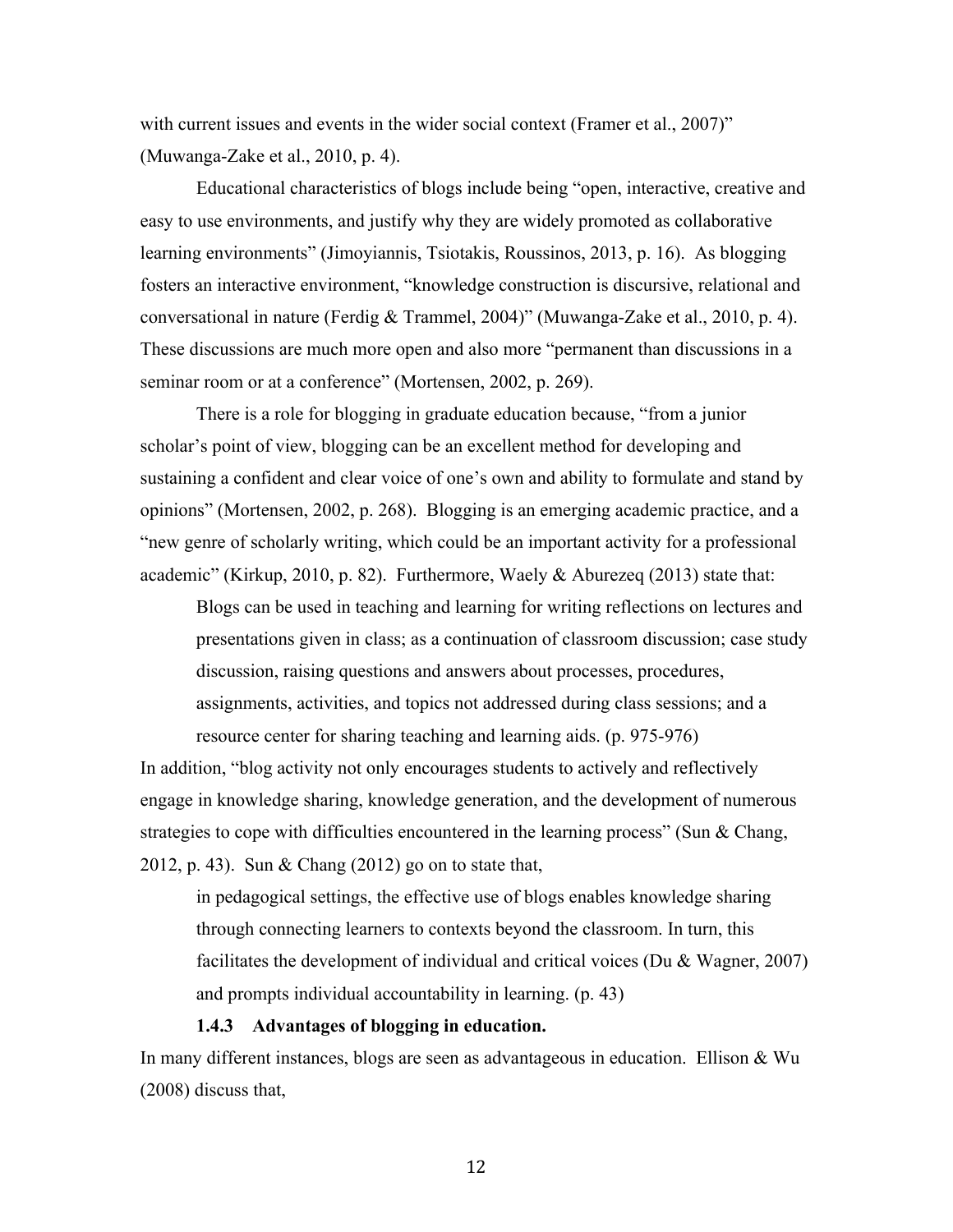with current issues and events in the wider social context (Framer et al., 2007)" (Muwanga-Zake et al., 2010, p. 4).

Educational characteristics of blogs include being "open, interactive, creative and easy to use environments, and justify why they are widely promoted as collaborative learning environments" (Jimoyiannis, Tsiotakis, Roussinos, 2013, p. 16). As blogging fosters an interactive environment, "knowledge construction is discursive, relational and conversational in nature (Ferdig & Trammel, 2004)" (Muwanga-Zake et al., 2010, p. 4). These discussions are much more open and also more "permanent than discussions in a seminar room or at a conference" (Mortensen, 2002, p. 269).

There is a role for blogging in graduate education because, "from a junior scholar's point of view, blogging can be an excellent method for developing and sustaining a confident and clear voice of one's own and ability to formulate and stand by opinions" (Mortensen, 2002, p. 268). Blogging is an emerging academic practice, and a "new genre of scholarly writing, which could be an important activity for a professional academic" (Kirkup, 2010, p. 82). Furthermore, Waely & Aburezeq (2013) state that:

> Blogs can be used in teaching and learning for writing reflections on lectures and presentations given in class; as a continuation of classroom discussion; case study discussion, raising questions and answers about processes, procedures, assignments, activities, and topics not addressed during class sessions; and a resource center for sharing teaching and learning aids. (p. 975-976)

In addition, "blog activity not only encourages students to actively and reflectively engage in knowledge sharing, knowledge generation, and the development of numerous strategies to cope with difficulties encountered in the learning process" (Sun & Chang, 2012, p. 43). Sun & Chang (2012) go on to state that,

> in pedagogical settings, the effective use of blogs enables knowledge sharing through connecting learners to contexts beyond the classroom. In turn, this facilitates the development of individual and critical voices (Du & Wagner, 2007) and prompts individual accountability in learning. (p. 43)

#### 1.4.3 Advantages of blogging in education.

In many different instances, blogs are seen as advantageous in education. Ellison & Wu (2008) discuss that,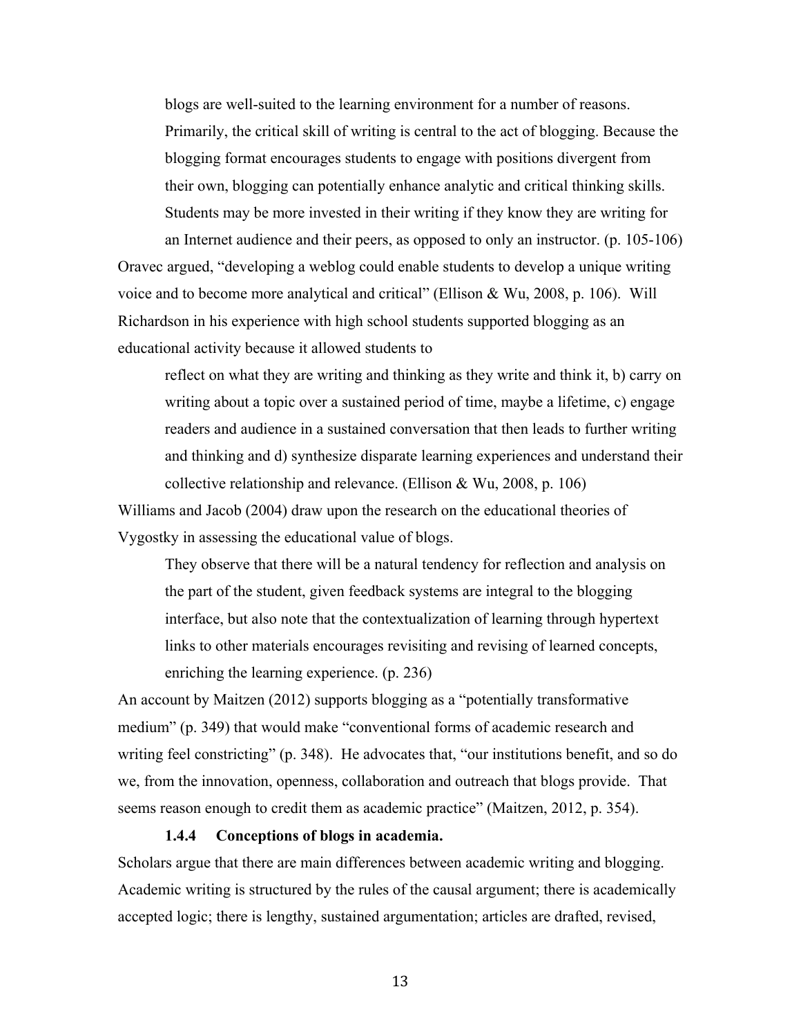> blogs are well-suited to the learning environment for a number of reasons. Primarily, the critical skill of writing is central to the act of blogging. Because the blogging format encourages students to engage with positions divergent from their own, blogging can potentially enhance analytic and critical thinking skills. Students may be more invested in their writing if they know they are writing for an Internet audience and their peers, as opposed to only an instructor. (p. 105-106)

Oravec argued, "developing a weblog could enable students to develop a unique writing voice and to become more analytical and critical" (Ellison & Wu, 2008, p. 106). Will Richardson in his experience with high school students supported blogging as an educational activity because it allowed students to

> reflect on what they are writing and thinking as they write and think it, b) carry on writing about a topic over a sustained period of time, maybe a lifetime, c) engage readers and audience in a sustained conversation that then leads to further writing and thinking and d) synthesize disparate learning experiences and understand their collective relationship and relevance. (Ellison & Wu, 2008, p. 106)

Williams and Jacob (2004) draw upon the research on the educational theories of Vygostky in assessing the educational value of blogs.

> They observe that there will be a natural tendency for reflection and analysis on the part of the student, given feedback systems are integral to the blogging interface, but also note that the contextualization of learning through hypertext links to other materials encourages revisiting and revising of learned concepts, enriching the learning experience. (p. 236)

An account by Maitzen (2012) supports blogging as a "potentially transformative medium" (p. 349) that would make "conventional forms of academic research and writing feel constricting" (p. 348). He advocates that, "our institutions benefit, and so do we, from the innovation, openness, collaboration and outreach that blogs provide. That seems reason enough to credit them as academic practice" (Maitzen, 2012, p. 354).

#### 1.4.4 Conceptions of blogs in academia.

Scholars argue that there are main differences between academic writing and blogging. Academic writing is structured by the rules of the causal argument; there is academically accepted logic; there is lengthy, sustained argumentation; articles are drafted, revised,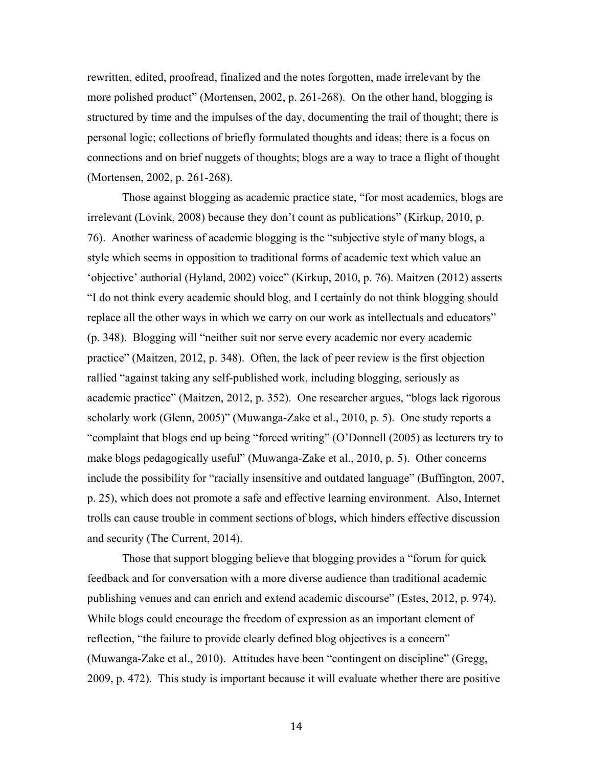rewritten, edited, proofread, finalized and the notes forgotten, made irrelevant by the more polished product" (Mortensen, 2002, p. 261-268). On the other hand, blogging is structured by time and the impulses of the day, documenting the trail of thought; there is personal logic; collections of briefly formulated thoughts and ideas; there is a focus on connections and on brief nuggets of thoughts; blogs are a way to trace a flight of thought (Mortensen, 2002, p. 261-268).

Those against blogging as academic practice state, "for most academics, blogs are irrelevant (Lovink, 2008) because they don't count as publications" (Kirkup, 2010, p. 76). Another wariness of academic blogging is the "subjective style of many blogs, a style which seems in opposition to traditional forms of academic text which value an 'objective' authorial (Hyland, 2002) voice" (Kirkup, 2010, p. 76). Maitzen (2012) asserts "I do not think every academic should blog, and I certainly do not think blogging should replace all the other ways in which we carry on our work as intellectuals and educators" (p. 348). Blogging will "neither suit nor serve every academic nor every academic practice" (Maitzen, 2012, p. 348). Often, the lack of peer review is the first objection rallied "against taking any self-published work, including blogging, seriously as academic practice" (Maitzen, 2012, p. 352). One researcher argues, "blogs lack rigorous scholarly work (Glenn, 2005)" (Muwanga-Zake et al., 2010, p. 5). One study reports a "complaint that blogs end up being "forced writing" (O'Donnell (2005) as lecturers try to make blogs pedagogically useful" (Muwanga-Zake et al., 2010, p. 5). Other concerns include the possibility for "racially insensitive and outdated language" (Buffington, 2007, p. 25), which does not promote a safe and effective learning environment. Also, Internet trolls can cause trouble in comment sections of blogs, which hinders effective discussion and security (The Current, 2014).

Those that support blogging believe that blogging provides a "forum for quick feedback and for conversation with a more diverse audience than traditional academic publishing venues and can enrich and extend academic discourse" (Estes, 2012, p. 974). While blogs could encourage the freedom of expression as an important element of reflection, "the failure to provide clearly defined blog objectives is a concern" (Muwanga-Zake et al., 2010). Attitudes have been "contingent on discipline" (Gregg, 2009, p. 472). This study is important because it will evaluate whether there are positive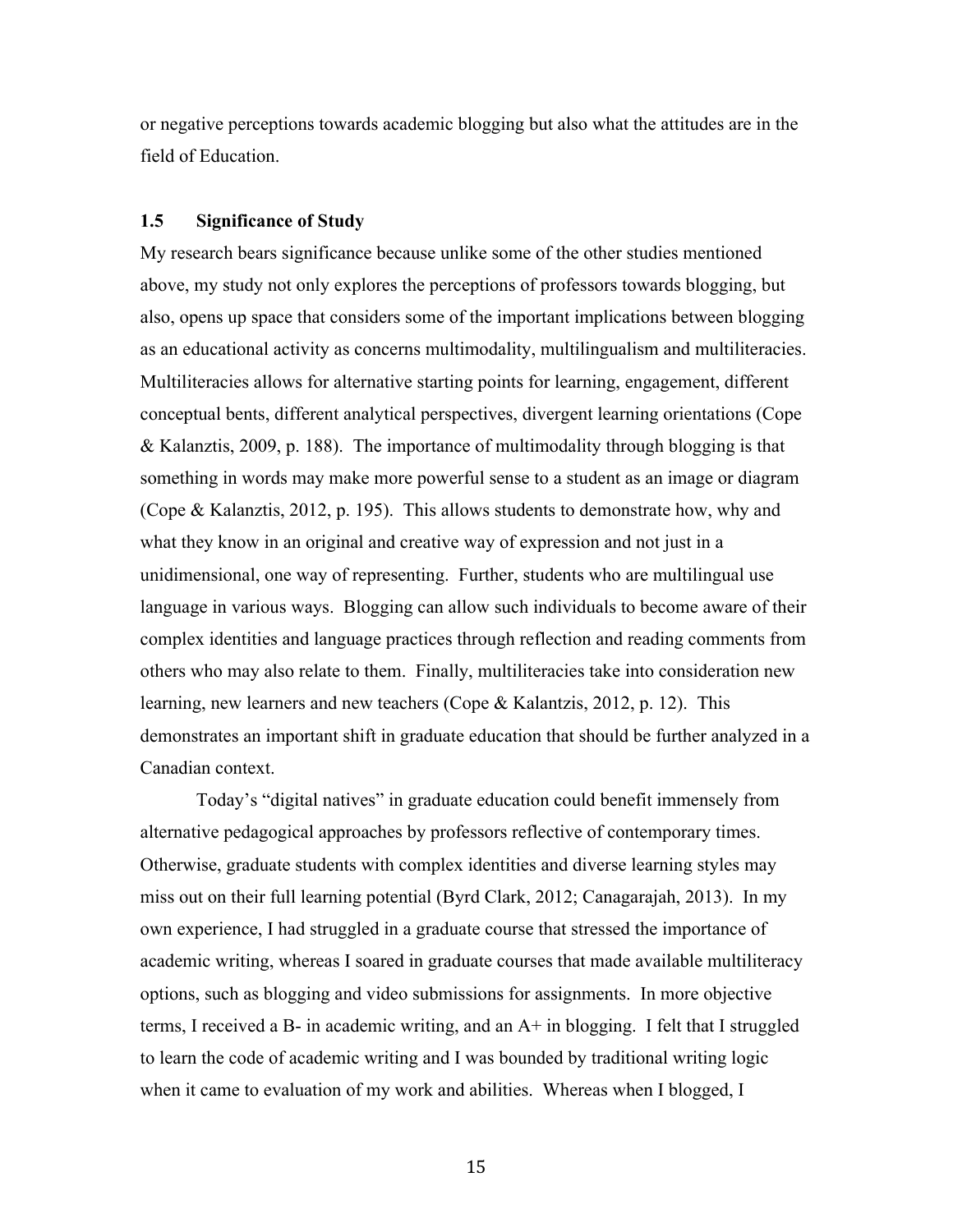or negative perceptions towards academic blogging but also what the attitudes are in the field of Education.

### 1.5 Significance of Study

My research bears significance because unlike some of the other studies mentioned above, my study not only explores the perceptions of professors towards blogging, but also, opens up space that considers some of the important implications between blogging as an educational activity as concerns multimodality, multilingualism and multiliteracies. Multiliteracies allows for alternative starting points for learning, engagement, different conceptual bents, different analytical perspectives, divergent learning orientations (Cope & Kalanztis, 2009, p. 188). The importance of multimodality through blogging is that something in words may make more powerful sense to a student as an image or diagram (Cope & Kalanztis, 2012, p. 195). This allows students to demonstrate how, why and what they know in an original and creative way of expression and not just in a unidimensional, one way of representing. Further, students who are multilingual use language in various ways. Blogging can allow such individuals to become aware of their complex identities and language practices through reflection and reading comments from others who may also relate to them. Finally, multiliteracies take into consideration new learning, new learners and new teachers (Cope & Kalantzis, 2012, p. 12). This demonstrates an important shift in graduate education that should be further analyzed in a Canadian context.

Today's "digital natives" in graduate education could benefit immensely from alternative pedagogical approaches by professors reflective of contemporary times. Otherwise, graduate students with complex identities and diverse learning styles may miss out on their full learning potential (Byrd Clark, 2012; Canagarajah, 2013). In my own experience, I had struggled in a graduate course that stressed the importance of academic writing, whereas I soared in graduate courses that made available multiliteracy options, such as blogging and video submissions for assignments. In more objective terms, I received a B- in academic writing, and an A+ in blogging. I felt that I struggled to learn the code of academic writing and I was bounded by traditional writing logic when it came to evaluation of my work and abilities. Whereas when I blogged, I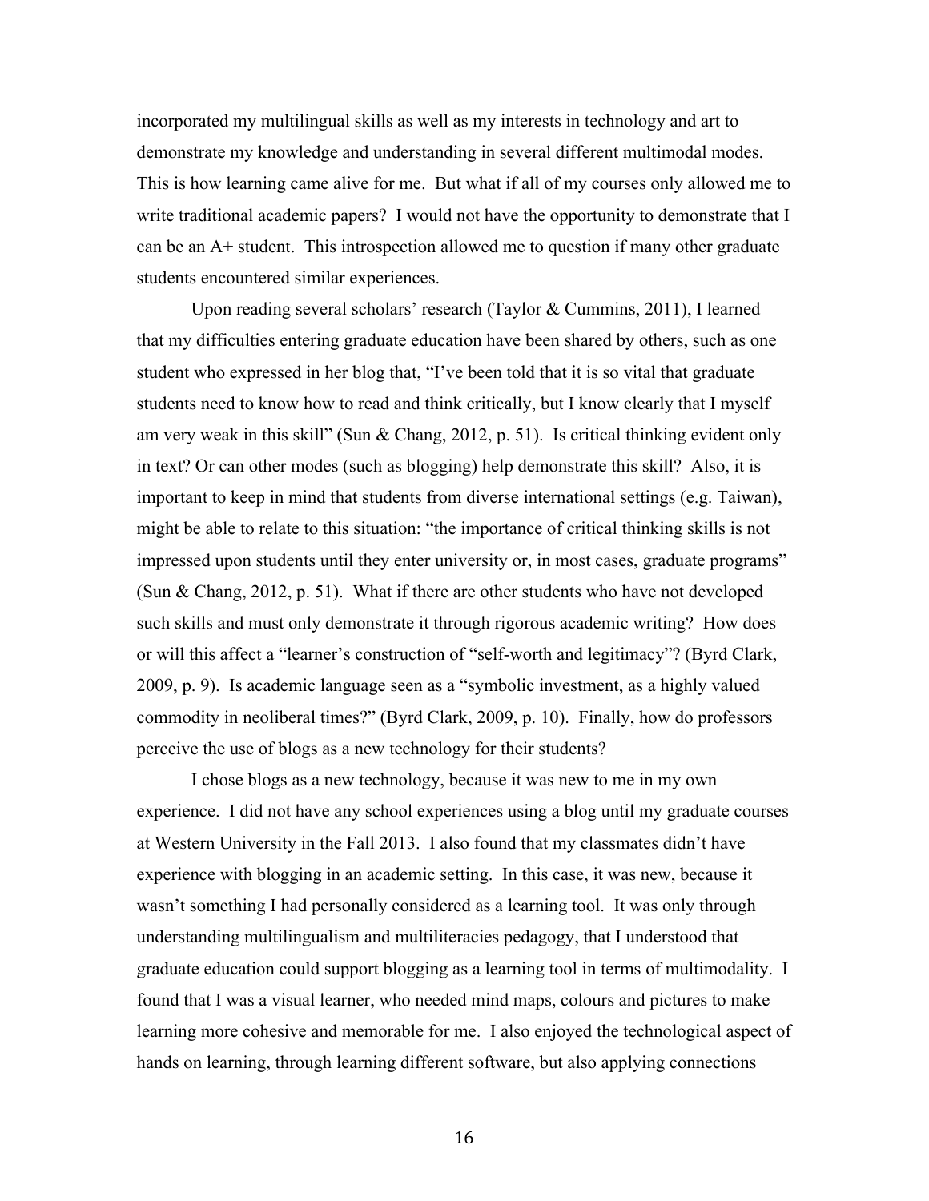incorporated my multilingual skills as well as my interests in technology and art to demonstrate my knowledge and understanding in several different multimodal modes. This is how learning came alive for me. But what if all of my courses only allowed me to write traditional academic papers? I would not have the opportunity to demonstrate that I can be an A+ student. This introspection allowed me to question if many other graduate students encountered similar experiences.

Upon reading several scholars' research (Taylor & Cummins, 2011), I learned that my difficulties entering graduate education have been shared by others, such as one student who expressed in her blog that, "I've been told that it is so vital that graduate students need to know how to read and think critically, but I know clearly that I myself am very weak in this skill" (Sun & Chang, 2012, p. 51). Is critical thinking evident only in text? Or can other modes (such as blogging) help demonstrate this skill? Also, it is important to keep in mind that students from diverse international settings (e.g. Taiwan), might be able to relate to this situation: "the importance of critical thinking skills is not impressed upon students until they enter university or, in most cases, graduate programs" (Sun & Chang, 2012, p. 51). What if there are other students who have not developed such skills and must only demonstrate it through rigorous academic writing? How does or will this affect a "learner's construction of "self-worth and legitimacy"? (Byrd Clark, 2009, p. 9). Is academic language seen as a "symbolic investment, as a highly valued commodity in neoliberal times?" (Byrd Clark, 2009, p. 10). Finally, how do professors perceive the use of blogs as a new technology for their students?

I chose blogs as a new technology, because it was new to me in my own experience. I did not have any school experiences using a blog until my graduate courses at Western University in the Fall 2013. I also found that my classmates didn't have experience with blogging in an academic setting. In this case, it was new, because it wasn't something I had personally considered as a learning tool. It was only through understanding multilingualism and multiliteracies pedagogy, that I understood that graduate education could support blogging as a learning tool in terms of multimodality. I found that I was a visual learner, who needed mind maps, colours and pictures to make learning more cohesive and memorable for me. I also enjoyed the technological aspect of hands on learning, through learning different software, but also applying connections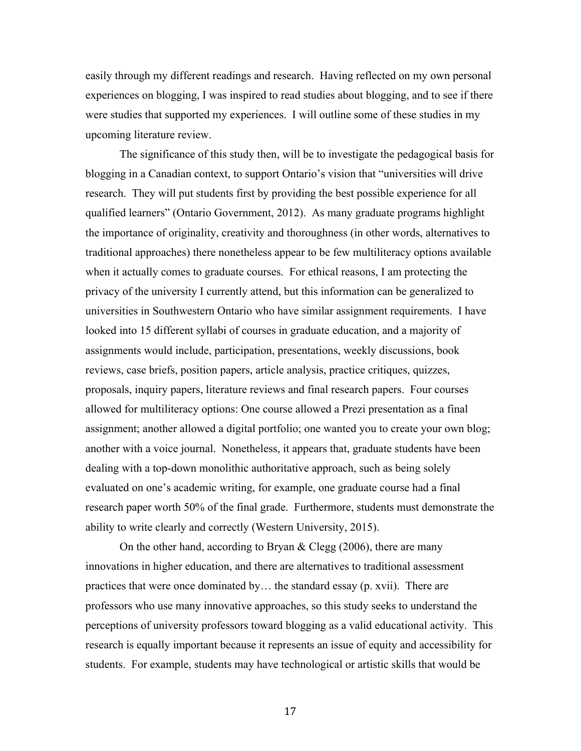easily through my different readings and research. Having reflected on my own personal experiences on blogging, I was inspired to read studies about blogging, and to see if there were studies that supported my experiences. I will outline some of these studies in my upcoming literature review.

The significance of this study then, will be to investigate the pedagogical basis for blogging in a Canadian context, to support Ontario's vision that "universities will drive research. They will put students first by providing the best possible experience for all qualified learners" (Ontario Government, 2012). As many graduate programs highlight the importance of originality, creativity and thoroughness (in other words, alternatives to traditional approaches) there nonetheless appear to be few multiliteracy options available when it actually comes to graduate courses. For ethical reasons, I am protecting the privacy of the university I currently attend, but this information can be generalized to universities in Southwestern Ontario who have similar assignment requirements. I have looked into 15 different syllabi of courses in graduate education, and a majority of assignments would include, participation, presentations, weekly discussions, book reviews, case briefs, position papers, article analysis, practice critiques, quizzes, proposals, inquiry papers, literature reviews and final research papers. Four courses allowed for multiliteracy options: One course allowed a Prezi presentation as a final assignment; another allowed a digital portfolio; one wanted you to create your own blog; another with a voice journal. Nonetheless, it appears that, graduate students have been dealing with a top-down monolithic authoritative approach, such as being solely evaluated on one's academic writing, for example, one graduate course had a final research paper worth 50% of the final grade. Furthermore, students must demonstrate the ability to write clearly and correctly (Western University, 2015).

On the other hand, according to Bryan & Clegg (2006), there are many innovations in higher education, and there are alternatives to traditional assessment practices that were once dominated by… the standard essay (p. xvii). There are professors who use many innovative approaches, so this study seeks to understand the perceptions of university professors toward blogging as a valid educational activity. This research is equally important because it represents an issue of equity and accessibility for students. For example, students may have technological or artistic skills that would be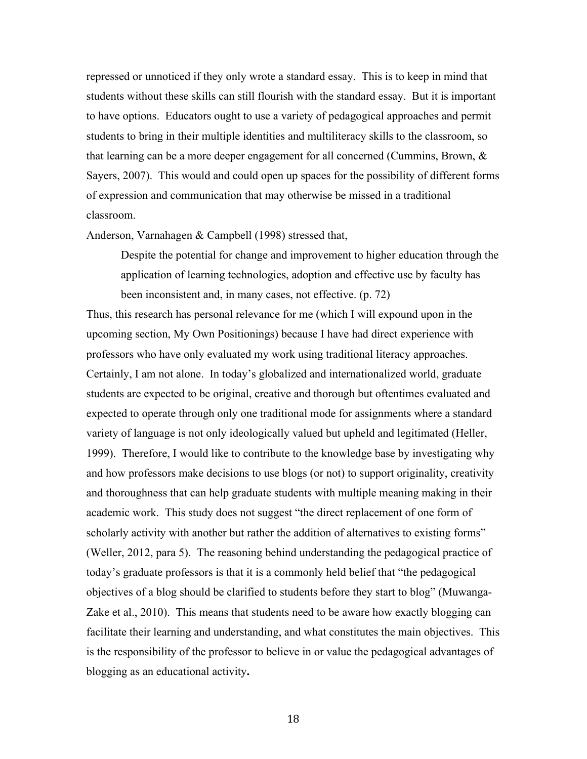repressed or unnoticed if they only wrote a standard essay. This is to keep in mind that students without these skills can still flourish with the standard essay. But it is important to have options. Educators ought to use a variety of pedagogical approaches and permit students to bring in their multiple identities and multiliteracy skills to the classroom, so that learning can be a more deeper engagement for all concerned (Cummins, Brown, & Sayers, 2007). This would and could open up spaces for the possibility of different forms of expression and communication that may otherwise be missed in a traditional classroom.

Anderson, Varnahagen & Campbell (1998) stressed that,

> Despite the potential for change and improvement to higher education through the application of learning technologies, adoption and effective use by faculty has been inconsistent and, in many cases, not effective. (p. 72)

Thus, this research has personal relevance for me (which I will expound upon in the upcoming section, My Own Positionings) because I have had direct experience with professors who have only evaluated my work using traditional literacy approaches. Certainly, I am not alone. In today's globalized and internationalized world, graduate students are expected to be original, creative and thorough but oftentimes evaluated and expected to operate through only one traditional mode for assignments where a standard variety of language is not only ideologically valued but upheld and legitimated (Heller, 1999). Therefore, I would like to contribute to the knowledge base by investigating why and how professors make decisions to use blogs (or not) to support originality, creativity and thoroughness that can help graduate students with multiple meaning making in their academic work. This study does not suggest "the direct replacement of one form of scholarly activity with another but rather the addition of alternatives to existing forms" (Weller, 2012, para 5). The reasoning behind understanding the pedagogical practice of today's graduate professors is that it is a commonly held belief that "the pedagogical objectives of a blog should be clarified to students before they start to blog" (Muwanga-Zake et al., 2010). This means that students need to be aware how exactly blogging can facilitate their learning and understanding, and what constitutes the main objectives. This is the responsibility of the professor to believe in or value the pedagogical advantages of blogging as an educational activity**.**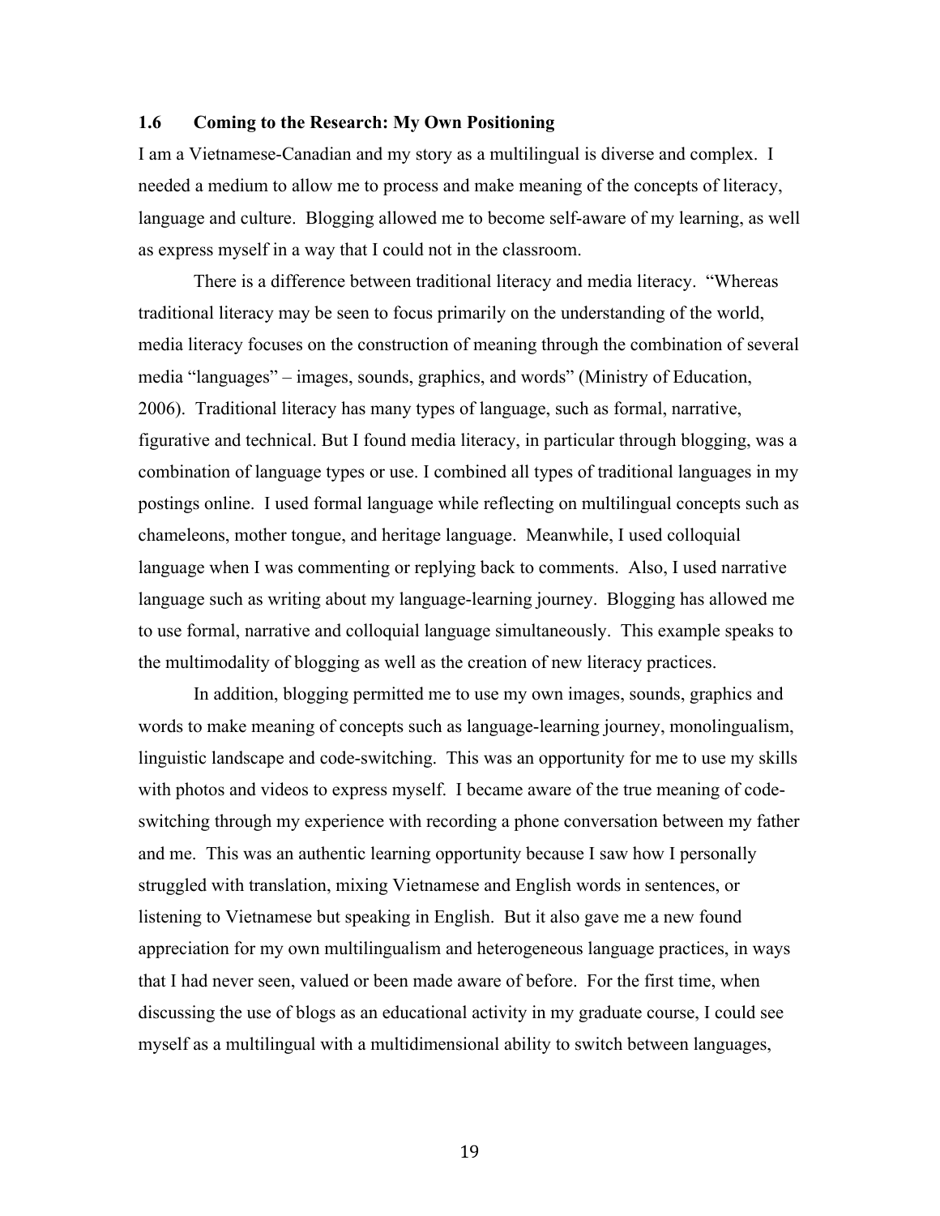### 1.6 Coming to the Research: My Own Positioning

I am a Vietnamese-Canadian and my story as a multilingual is diverse and complex. I needed a medium to allow me to process and make meaning of the concepts of literacy, language and culture. Blogging allowed me to become self-aware of my learning, as well as express myself in a way that I could not in the classroom.

There is a difference between traditional literacy and media literacy. "Whereas traditional literacy may be seen to focus primarily on the understanding of the world, media literacy focuses on the construction of meaning through the combination of several media "languages" – images, sounds, graphics, and words" (Ministry of Education, 2006). Traditional literacy has many types of language, such as formal, narrative, figurative and technical. But I found media literacy, in particular through blogging, was a combination of language types or use. I combined all types of traditional languages in my postings online. I used formal language while reflecting on multilingual concepts such as chameleons, mother tongue, and heritage language. Meanwhile, I used colloquial language when I was commenting or replying back to comments. Also, I used narrative language such as writing about my language-learning journey. Blogging has allowed me to use formal, narrative and colloquial language simultaneously. This example speaks to the multimodality of blogging as well as the creation of new literacy practices.

In addition, blogging permitted me to use my own images, sounds, graphics and words to make meaning of concepts such as language-learning journey, monolingualism, linguistic landscape and code-switching. This was an opportunity for me to use my skills with photos and videos to express myself. I became aware of the true meaning of code-switching through my experience with recording a phone conversation between my father and me. This was an authentic learning opportunity because I saw how I personally struggled with translation, mixing Vietnamese and English words in sentences, or listening to Vietnamese but speaking in English. But it also gave me a new found appreciation for my own multilingualism and heterogeneous language practices, in ways that I had never seen, valued or been made aware of before. For the first time, when discussing the use of blogs as an educational activity in my graduate course, I could see myself as a multilingual with a multidimensional ability to switch between languages,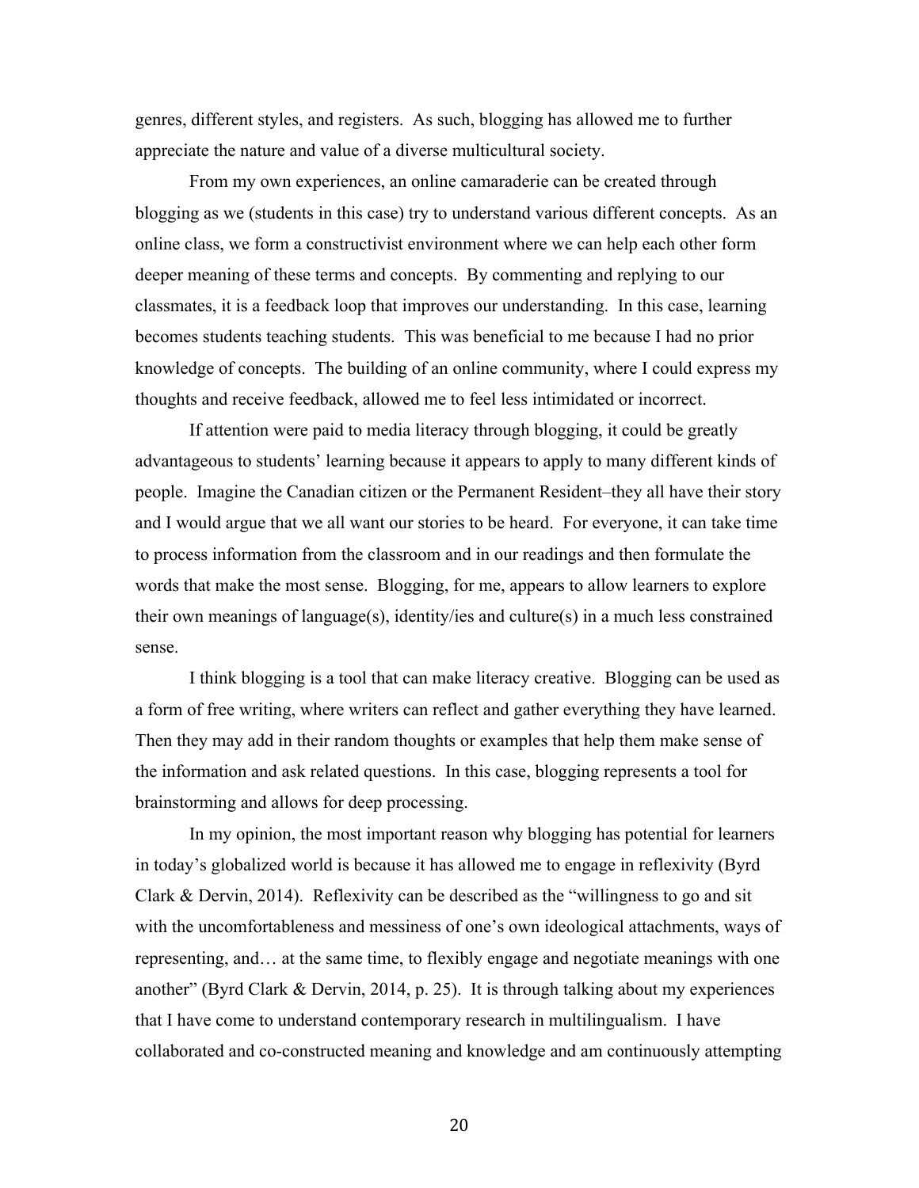genres, different styles, and registers. As such, blogging has allowed me to further appreciate the nature and value of a diverse multicultural society.

From my own experiences, an online camaraderie can be created through blogging as we (students in this case) try to understand various different concepts. As an online class, we form a constructivist environment where we can help each other form deeper meaning of these terms and concepts. By commenting and replying to our classmates, it is a feedback loop that improves our understanding. In this case, learning becomes students teaching students. This was beneficial to me because I had no prior knowledge of concepts. The building of an online community, where I could express my thoughts and receive feedback, allowed me to feel less intimidated or incorrect.

If attention were paid to media literacy through blogging, it could be greatly advantageous to students' learning because it appears to apply to many different kinds of people. Imagine the Canadian citizen or the Permanent Resident–they all have their story and I would argue that we all want our stories to be heard. For everyone, it can take time to process information from the classroom and in our readings and then formulate the words that make the most sense. Blogging, for me, appears to allow learners to explore their own meanings of language(s), identity/ies and culture(s) in a much less constrained sense.

I think blogging is a tool that can make literacy creative. Blogging can be used as a form of free writing, where writers can reflect and gather everything they have learned. Then they may add in their random thoughts or examples that help them make sense of the information and ask related questions. In this case, blogging represents a tool for brainstorming and allows for deep processing.

In my opinion, the most important reason why blogging has potential for learners in today's globalized world is because it has allowed me to engage in reflexivity (Byrd Clark & Dervin, 2014). Reflexivity can be described as the "willingness to go and sit with the uncomfortableness and messiness of one's own ideological attachments, ways of representing, and… at the same time, to flexibly engage and negotiate meanings with one another" (Byrd Clark & Dervin, 2014, p. 25). It is through talking about my experiences that I have come to understand contemporary research in multilingualism. I have collaborated and co-constructed meaning and knowledge and am continuously attempting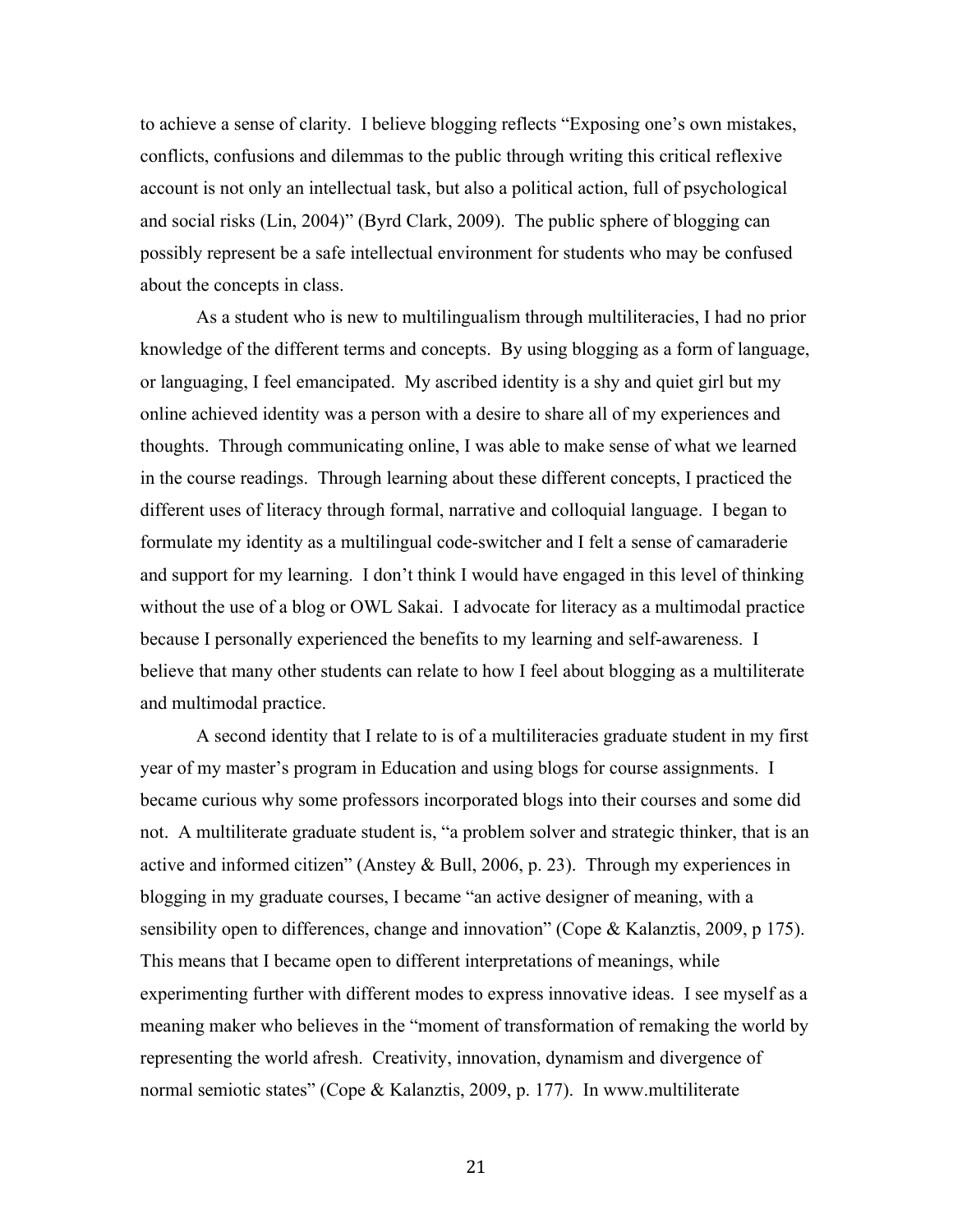to achieve a sense of clarity. I believe blogging reflects "Exposing one's own mistakes, conflicts, confusions and dilemmas to the public through writing this critical reflexive account is not only an intellectual task, but also a political action, full of psychological and social risks (Lin, 2004)" (Byrd Clark, 2009). The public sphere of blogging can possibly represent be a safe intellectual environment for students who may be confused about the concepts in class.

As a student who is new to multilingualism through multiliteracies, I had no prior knowledge of the different terms and concepts. By using blogging as a form of language, or languaging, I feel emancipated. My ascribed identity is a shy and quiet girl but my online achieved identity was a person with a desire to share all of my experiences and thoughts. Through communicating online, I was able to make sense of what we learned in the course readings. Through learning about these different concepts, I practiced the different uses of literacy through formal, narrative and colloquial language. I began to formulate my identity as a multilingual code-switcher and I felt a sense of camaraderie and support for my learning. I don't think I would have engaged in this level of thinking without the use of a blog or OWL Sakai. I advocate for literacy as a multimodal practice because I personally experienced the benefits to my learning and self-awareness. I believe that many other students can relate to how I feel about blogging as a multiliterate and multimodal practice.

A second identity that I relate to is of a multiliteracies graduate student in my first year of my master's program in Education and using blogs for course assignments. I became curious why some professors incorporated blogs into their courses and some did not. A multiliterate graduate student is, "a problem solver and strategic thinker, that is an active and informed citizen" (Anstey & Bull, 2006, p. 23). Through my experiences in blogging in my graduate courses, I became "an active designer of meaning, with a sensibility open to differences, change and innovation" (Cope & Kalanztis, 2009, p 175). This means that I became open to different interpretations of meanings, while experimenting further with different modes to express innovative ideas. I see myself as a meaning maker who believes in the "moment of transformation of remaking the world by representing the world afresh. Creativity, innovation, dynamism and divergence of normal semiotic states" (Cope & Kalanztis, 2009, p. 177). In www.multiliterate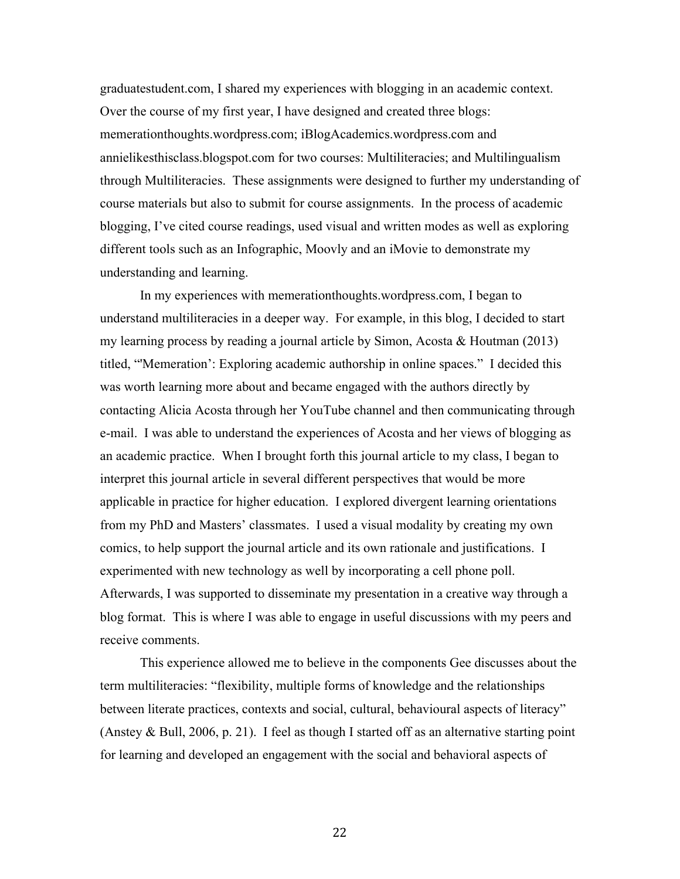graduatestudent.com, I shared my experiences with blogging in an academic context. Over the course of my first year, I have designed and created three blogs: memerationthoughts.wordpress.com; iBlogAcademics.wordpress.com and annielikesthisclass.blogspot.com for two courses: Multiliteracies; and Multilingualism through Multiliteracies. These assignments were designed to further my understanding of course materials but also to submit for course assignments. In the process of academic blogging, I've cited course readings, used visual and written modes as well as exploring different tools such as an Infographic, Moovly and an iMovie to demonstrate my understanding and learning.

In my experiences with memerationthoughts.wordpress.com, I began to understand multiliteracies in a deeper way. For example, in this blog, I decided to start my learning process by reading a journal article by Simon, Acosta & Houtman (2013) titled, "'Memeration': Exploring academic authorship in online spaces." I decided this was worth learning more about and became engaged with the authors directly by contacting Alicia Acosta through her YouTube channel and then communicating through e-mail. I was able to understand the experiences of Acosta and her views of blogging as an academic practice. When I brought forth this journal article to my class, I began to interpret this journal article in several different perspectives that would be more applicable in practice for higher education. I explored divergent learning orientations from my PhD and Masters' classmates. I used a visual modality by creating my own comics, to help support the journal article and its own rationale and justifications. I experimented with new technology as well by incorporating a cell phone poll. Afterwards, I was supported to disseminate my presentation in a creative way through a blog format. This is where I was able to engage in useful discussions with my peers and receive comments.

This experience allowed me to believe in the components Gee discusses about the term multiliteracies: "flexibility, multiple forms of knowledge and the relationships between literate practices, contexts and social, cultural, behavioural aspects of literacy" (Anstey & Bull, 2006, p. 21). I feel as though I started off as an alternative starting point for learning and developed an engagement with the social and behavioral aspects of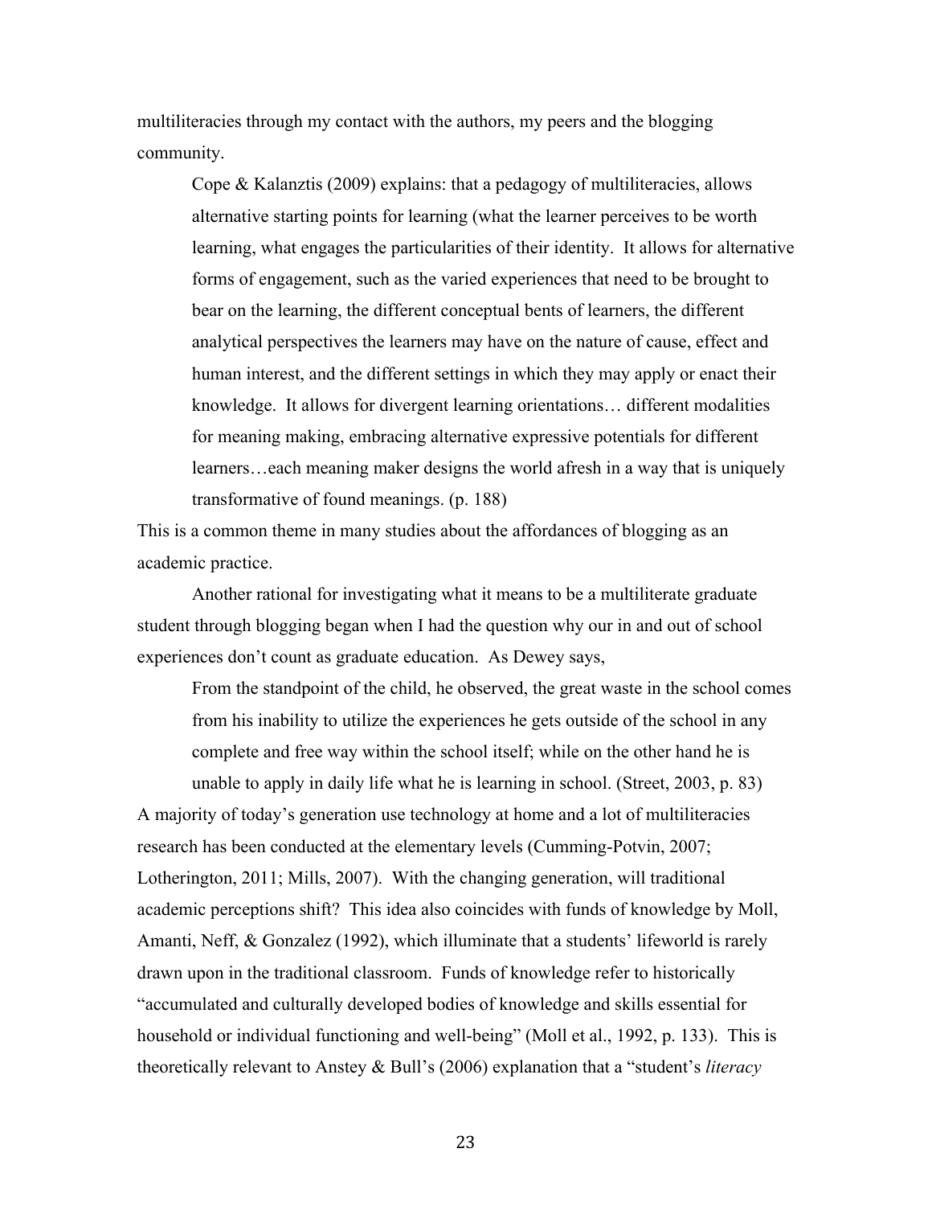multiliteracies through my contact with the authors, my peers and the blogging community.

> Cope & Kalanztis (2009) explains: that a pedagogy of multiliteracies, allows alternative starting points for learning (what the learner perceives to be worth learning, what engages the particularities of their identity. It allows for alternative forms of engagement, such as the varied experiences that need to be brought to bear on the learning, the different conceptual bents of learners, the different analytical perspectives the learners may have on the nature of cause, effect and human interest, and the different settings in which they may apply or enact their knowledge. It allows for divergent learning orientations… different modalities for meaning making, embracing alternative expressive potentials for different learners…each meaning maker designs the world afresh in a way that is uniquely transformative of found meanings. (p. 188)

This is a common theme in many studies about the affordances of blogging as an academic practice.

Another rational for investigating what it means to be a multiliterate graduate student through blogging began when I had the question why our in and out of school experiences don't count as graduate education. As Dewey says,

> From the standpoint of the child, he observed, the great waste in the school comes from his inability to utilize the experiences he gets outside of the school in any complete and free way within the school itself; while on the other hand he is unable to apply in daily life what he is learning in school. (Street, 2003, p. 83)

A majority of today's generation use technology at home and a lot of multiliteracies research has been conducted at the elementary levels (Cumming-Potvin, 2007; Lotherington, 2011; Mills, 2007). With the changing generation, will traditional academic perceptions shift? This idea also coincides with funds of knowledge by Moll, Amanti, Neff, & Gonzalez (1992), which illuminate that a students' lifeworld is rarely drawn upon in the traditional classroom. Funds of knowledge refer to historically "accumulated and culturally developed bodies of knowledge and skills essential for household or individual functioning and well-being" (Moll et al., 1992, p. 133). This is theoretically relevant to Anstey & Bull's (2006) explanation that a "student's *literacy*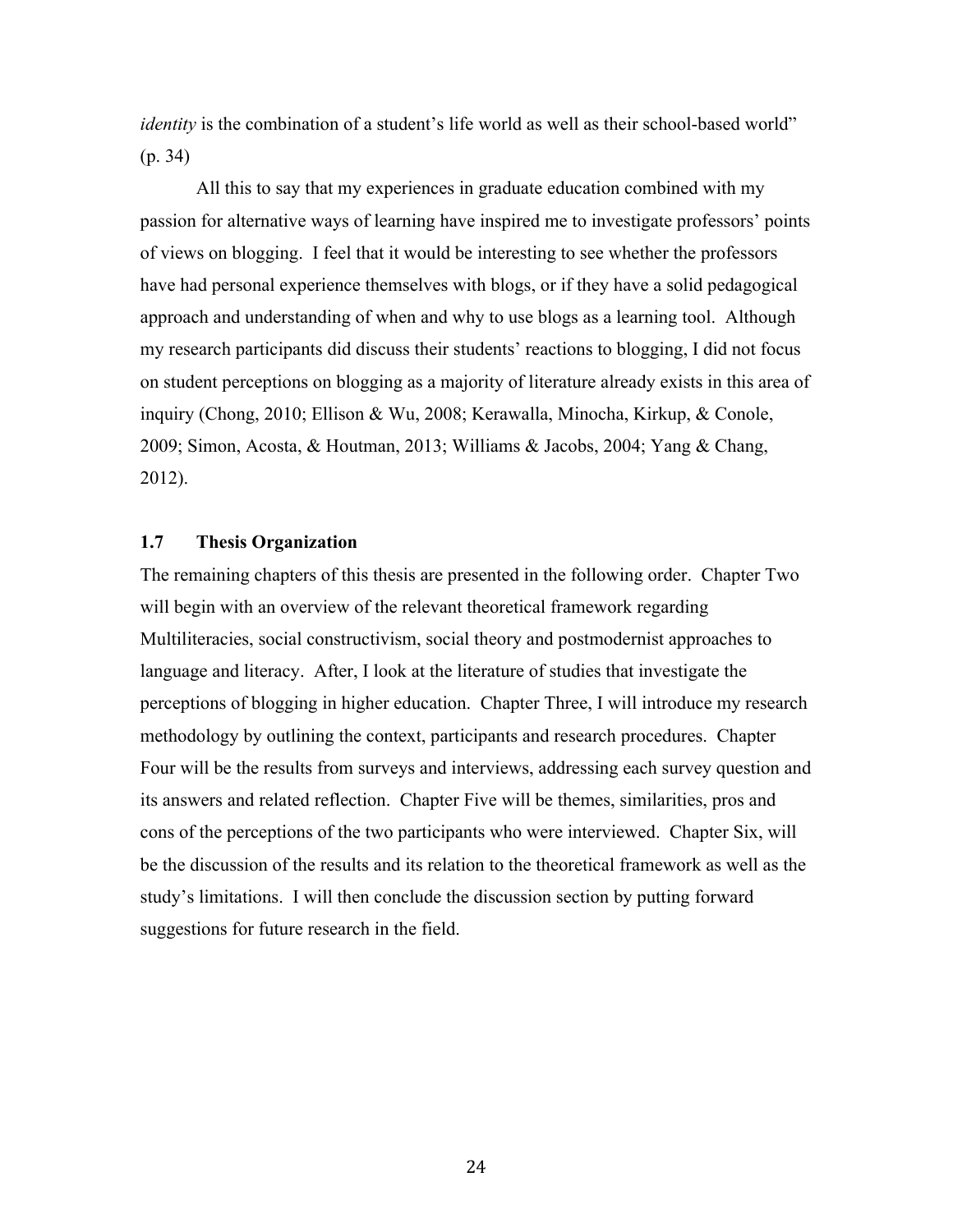*identity* is the combination of a student's life world as well as their school-based world" (p. 34)

All this to say that my experiences in graduate education combined with my passion for alternative ways of learning have inspired me to investigate professors' points of views on blogging. I feel that it would be interesting to see whether the professors have had personal experience themselves with blogs, or if they have a solid pedagogical approach and understanding of when and why to use blogs as a learning tool. Although my research participants did discuss their students' reactions to blogging, I did not focus on student perceptions on blogging as a majority of literature already exists in this area of inquiry (Chong, 2010; Ellison & Wu, 2008; Kerawalla, Minocha, Kirkup, & Conole, 2009; Simon, Acosta, & Houtman, 2013; Williams & Jacobs, 2004; Yang & Chang, 2012).

### 1.7 Thesis Organization

The remaining chapters of this thesis are presented in the following order. Chapter Two will begin with an overview of the relevant theoretical framework regarding Multiliteracies, social constructivism, social theory and postmodernist approaches to language and literacy. After, I look at the literature of studies that investigate the perceptions of blogging in higher education. Chapter Three, I will introduce my research methodology by outlining the context, participants and research procedures. Chapter Four will be the results from surveys and interviews, addressing each survey question and its answers and related reflection. Chapter Five will be themes, similarities, pros and cons of the perceptions of the two participants who were interviewed. Chapter Six, will be the discussion of the results and its relation to the theoretical framework as well as the study's limitations. I will then conclude the discussion section by putting forward suggestions for future research in the field.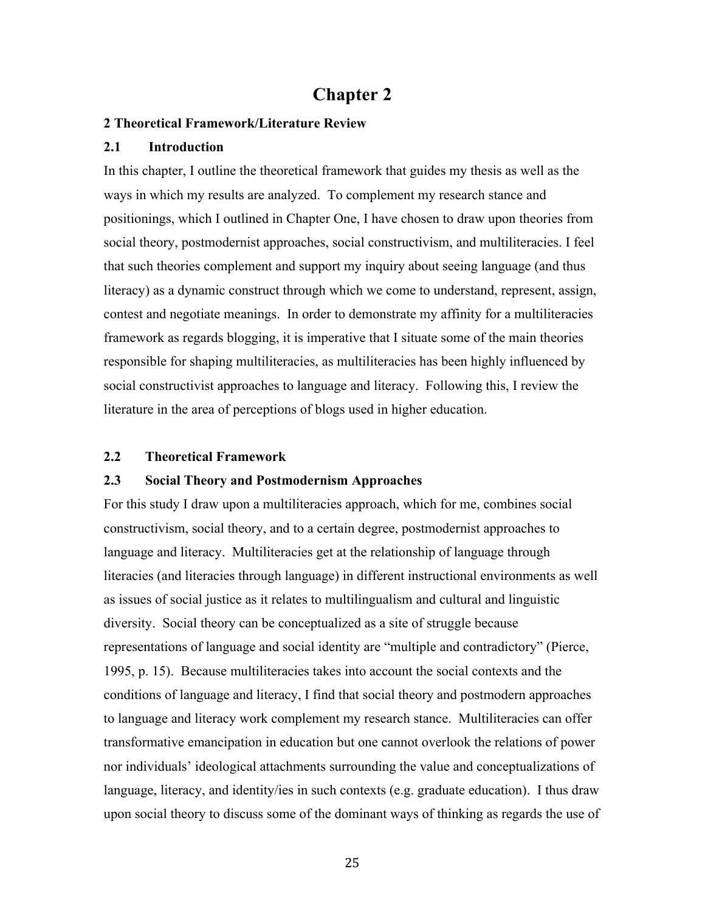# Chapter 2

**2 Theoretical Framework/Literature Review**

## 2.1 Introduction

In this chapter, I outline the theoretical framework that guides my thesis as well as the ways in which my results are analyzed. To complement my research stance and positionings, which I outlined in Chapter One, I have chosen to draw upon theories from social theory, postmodernist approaches, social constructivism, and multiliteracies. I feel that such theories complement and support my inquiry about seeing language (and thus literacy) as a dynamic construct through which we come to understand, represent, assign, contest and negotiate meanings. In order to demonstrate my affinity for a multiliteracies framework as regards blogging, it is imperative that I situate some of the main theories responsible for shaping multiliteracies, as multiliteracies has been highly influenced by social constructivist approaches to language and literacy. Following this, I review the literature in the area of perceptions of blogs used in higher education.

## 2.2 Theoretical Framework

## 2.3 Social Theory and Postmodernism Approaches

For this study I draw upon a multiliteracies approach, which for me, combines social constructivism, social theory, and to a certain degree, postmodernist approaches to language and literacy. Multiliteracies get at the relationship of language through literacies (and literacies through language) in different instructional environments as well as issues of social justice as it relates to multilingualism and cultural and linguistic diversity. Social theory can be conceptualized as a site of struggle because representations of language and social identity are "multiple and contradictory" (Pierce, 1995, p. 15). Because multiliteracies takes into account the social contexts and the conditions of language and literacy, I find that social theory and postmodern approaches to language and literacy work complement my research stance. Multiliteracies can offer transformative emancipation in education but one cannot overlook the relations of power nor individuals' ideological attachments surrounding the value and conceptualizations of language, literacy, and identity/ies in such contexts (e.g. graduate education). I thus draw upon social theory to discuss some of the dominant ways of thinking as regards the use of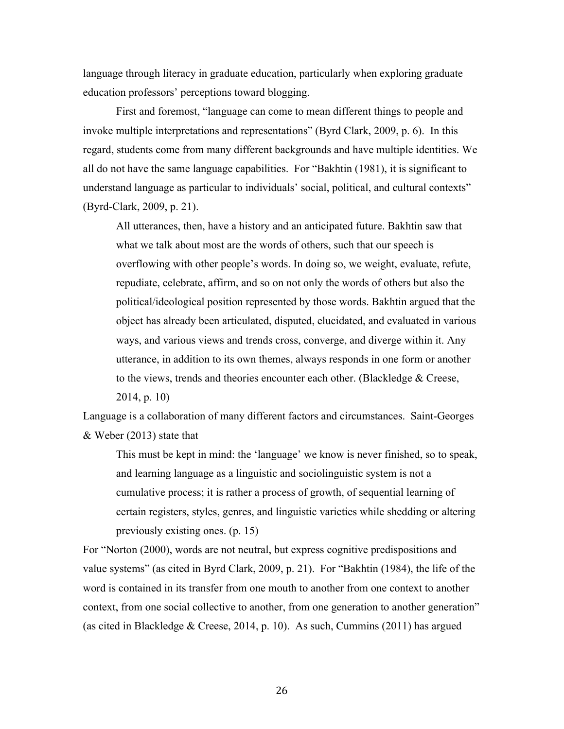language through literacy in graduate education, particularly when exploring graduate education professors' perceptions toward blogging.

First and foremost, "language can come to mean different things to people and invoke multiple interpretations and representations" (Byrd Clark, 2009, p. 6). In this regard, students come from many different backgrounds and have multiple identities. We all do not have the same language capabilities. For "Bakhtin (1981), it is significant to understand language as particular to individuals' social, political, and cultural contexts" (Byrd-Clark, 2009, p. 21).

> All utterances, then, have a history and an anticipated future. Bakhtin saw that what we talk about most are the words of others, such that our speech is overflowing with other people's words. In doing so, we weight, evaluate, refute, repudiate, celebrate, affirm, and so on not only the words of others but also the political/ideological position represented by those words. Bakhtin argued that the object has already been articulated, disputed, elucidated, and evaluated in various ways, and various views and trends cross, converge, and diverge within it. Any utterance, in addition to its own themes, always responds in one form or another to the views, trends and theories encounter each other. (Blackledge & Creese, 2014, p. 10)

Language is a collaboration of many different factors and circumstances. Saint-Georges & Weber (2013) state that

> This must be kept in mind: the 'language' we know is never finished, so to speak, and learning language as a linguistic and sociolinguistic system is not a cumulative process; it is rather a process of growth, of sequential learning of certain registers, styles, genres, and linguistic varieties while shedding or altering previously existing ones. (p. 15)

For "Norton (2000), words are not neutral, but express cognitive predispositions and value systems" (as cited in Byrd Clark, 2009, p. 21). For "Bakhtin (1984), the life of the word is contained in its transfer from one mouth to another from one context to another context, from one social collective to another, from one generation to another generation" (as cited in Blackledge & Creese, 2014, p. 10). As such, Cummins (2011) has argued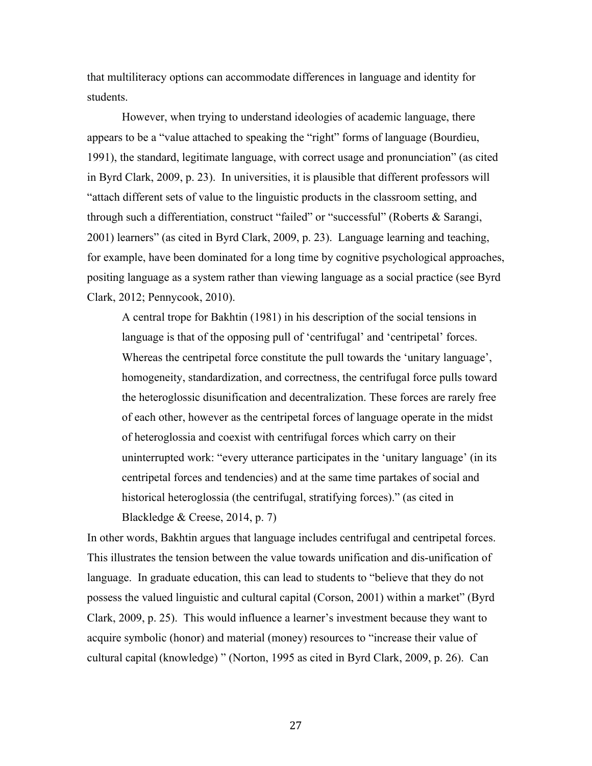that multiliteracy options can accommodate differences in language and identity for students.

However, when trying to understand ideologies of academic language, there appears to be a "value attached to speaking the "right" forms of language (Bourdieu, 1991), the standard, legitimate language, with correct usage and pronunciation" (as cited in Byrd Clark, 2009, p. 23). In universities, it is plausible that different professors will "attach different sets of value to the linguistic products in the classroom setting, and through such a differentiation, construct "failed" or "successful" (Roberts & Sarangi, 2001) learners" (as cited in Byrd Clark, 2009, p. 23). Language learning and teaching, for example, have been dominated for a long time by cognitive psychological approaches, positing language as a system rather than viewing language as a social practice (see Byrd Clark, 2012; Pennycook, 2010).

> A central trope for Bakhtin (1981) in his description of the social tensions in language is that of the opposing pull of 'centrifugal' and 'centripetal' forces. Whereas the centripetal force constitute the pull towards the 'unitary language', homogeneity, standardization, and correctness, the centrifugal force pulls toward the heteroglossic disunification and decentralization. These forces are rarely free of each other, however as the centripetal forces of language operate in the midst of heteroglossia and coexist with centrifugal forces which carry on their uninterrupted work: "every utterance participates in the 'unitary language' (in its centripetal forces and tendencies) and at the same time partakes of social and historical heteroglossia (the centrifugal, stratifying forces)." (as cited in Blackledge & Creese, 2014, p. 7)

In other words, Bakhtin argues that language includes centrifugal and centripetal forces. This illustrates the tension between the value towards unification and dis-unification of language. In graduate education, this can lead to students to "believe that they do not possess the valued linguistic and cultural capital (Corson, 2001) within a market" (Byrd Clark, 2009, p. 25). This would influence a learner's investment because they want to acquire symbolic (honor) and material (money) resources to "increase their value of cultural capital (knowledge) " (Norton, 1995 as cited in Byrd Clark, 2009, p. 26). Can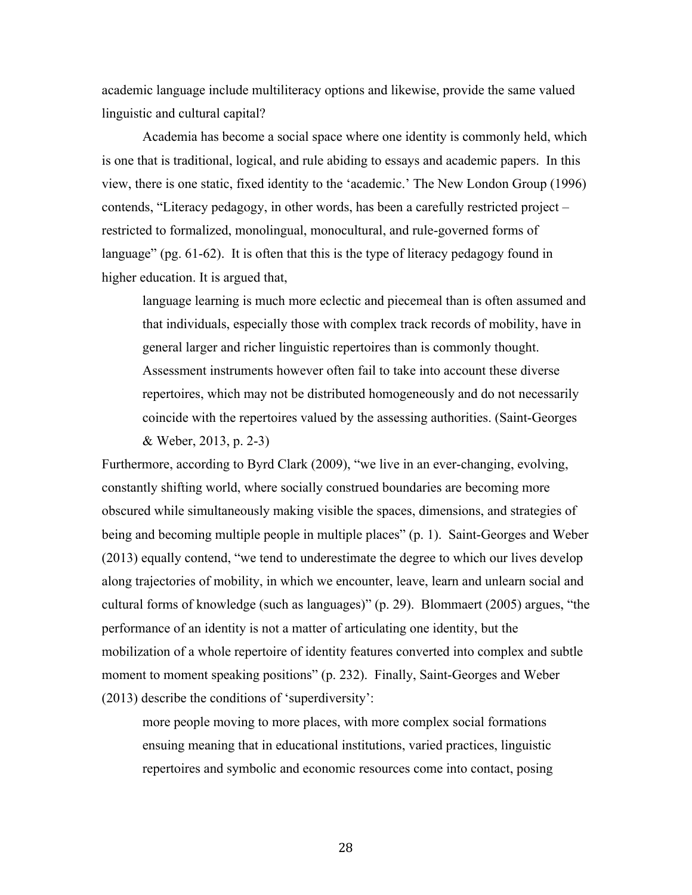academic language include multiliteracy options and likewise, provide the same valued linguistic and cultural capital?

Academia has become a social space where one identity is commonly held, which is one that is traditional, logical, and rule abiding to essays and academic papers. In this view, there is one static, fixed identity to the 'academic.' The New London Group (1996) contends, "Literacy pedagogy, in other words, has been a carefully restricted project – restricted to formalized, monolingual, monocultural, and rule-governed forms of language" (pg. 61-62). It is often that this is the type of literacy pedagogy found in higher education. It is argued that,

> language learning is much more eclectic and piecemeal than is often assumed and that individuals, especially those with complex track records of mobility, have in general larger and richer linguistic repertoires than is commonly thought. Assessment instruments however often fail to take into account these diverse repertoires, which may not be distributed homogeneously and do not necessarily coincide with the repertoires valued by the assessing authorities. (Saint-Georges & Weber, 2013, p. 2-3)

Furthermore, according to Byrd Clark (2009), "we live in an ever-changing, evolving, constantly shifting world, where socially construed boundaries are becoming more obscured while simultaneously making visible the spaces, dimensions, and strategies of being and becoming multiple people in multiple places" (p. 1). Saint-Georges and Weber (2013) equally contend, "we tend to underestimate the degree to which our lives develop along trajectories of mobility, in which we encounter, leave, learn and unlearn social and cultural forms of knowledge (such as languages)" (p. 29). Blommaert (2005) argues, "the performance of an identity is not a matter of articulating one identity, but the mobilization of a whole repertoire of identity features converted into complex and subtle moment to moment speaking positions" (p. 232). Finally, Saint-Georges and Weber (2013) describe the conditions of 'superdiversity':

> more people moving to more places, with more complex social formations ensuing meaning that in educational institutions, varied practices, linguistic repertoires and symbolic and economic resources come into contact, posing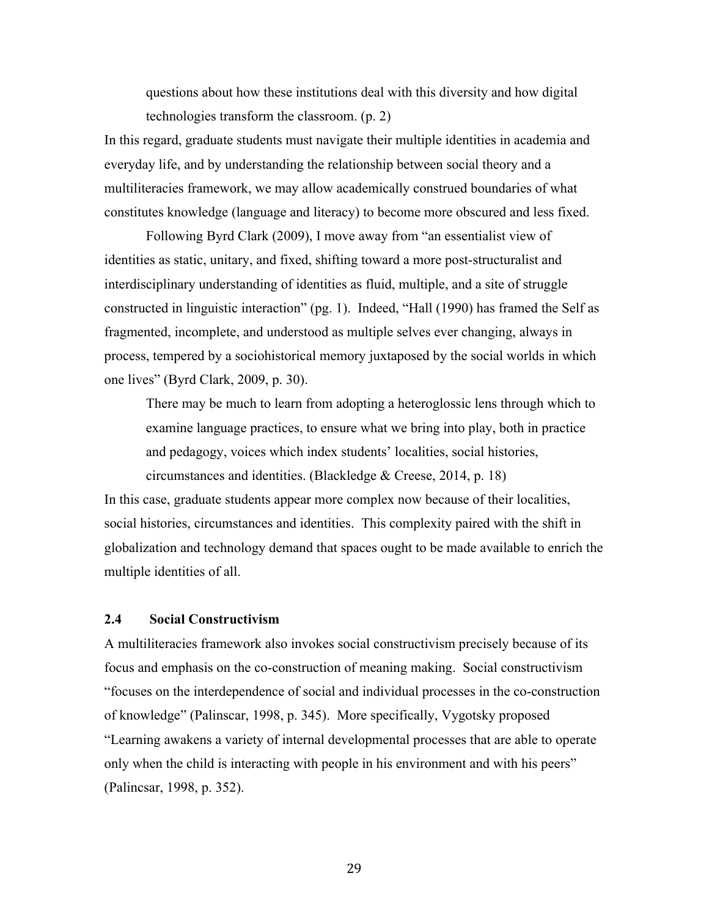> questions about how these institutions deal with this diversity and how digital technologies transform the classroom. (p. 2)

In this regard, graduate students must navigate their multiple identities in academia and everyday life, and by understanding the relationship between social theory and a multiliteracies framework, we may allow academically construed boundaries of what constitutes knowledge (language and literacy) to become more obscured and less fixed.

Following Byrd Clark (2009), I move away from "an essentialist view of identities as static, unitary, and fixed, shifting toward a more post-structuralist and interdisciplinary understanding of identities as fluid, multiple, and a site of struggle constructed in linguistic interaction" (pg. 1). Indeed, "Hall (1990) has framed the Self as fragmented, incomplete, and understood as multiple selves ever changing, always in process, tempered by a sociohistorical memory juxtaposed by the social worlds in which one lives" (Byrd Clark, 2009, p. 30).

> There may be much to learn from adopting a heteroglossic lens through which to examine language practices, to ensure what we bring into play, both in practice and pedagogy, voices which index students' localities, social histories, circumstances and identities. (Blackledge & Creese, 2014, p. 18)

In this case, graduate students appear more complex now because of their localities, social histories, circumstances and identities. This complexity paired with the shift in globalization and technology demand that spaces ought to be made available to enrich the multiple identities of all.

### 2.4 Social Constructivism

A multiliteracies framework also invokes social constructivism precisely because of its focus and emphasis on the co-construction of meaning making. Social constructivism "focuses on the interdependence of social and individual processes in the co-construction of knowledge" (Palinscar, 1998, p. 345). More specifically, Vygotsky proposed "Learning awakens a variety of internal developmental processes that are able to operate only when the child is interacting with people in his environment and with his peers" (Palincsar, 1998, p. 352).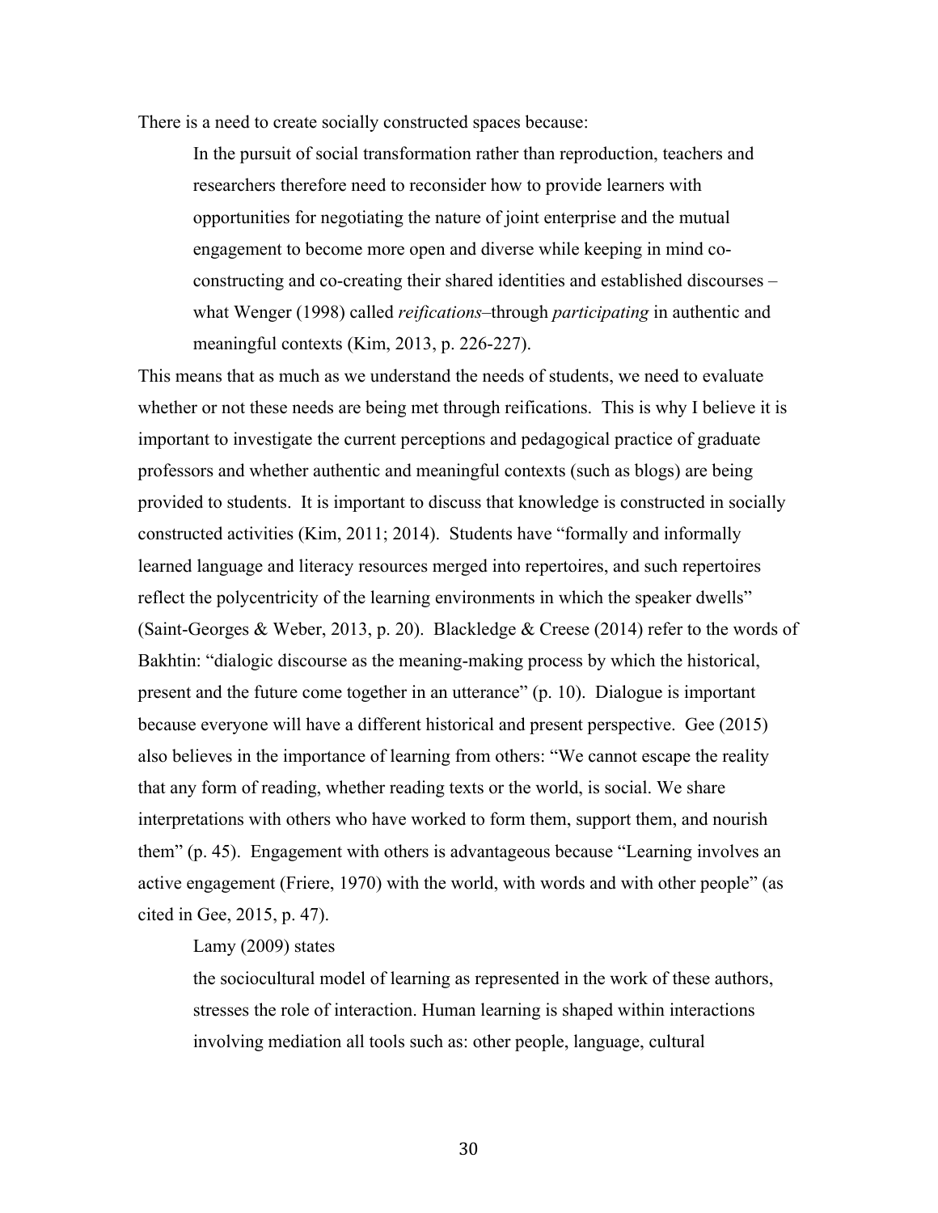There is a need to create socially constructed spaces because:

> In the pursuit of social transformation rather than reproduction, teachers and researchers therefore need to reconsider how to provide learners with opportunities for negotiating the nature of joint enterprise and the mutual engagement to become more open and diverse while keeping in mind co-constructing and co-creating their shared identities and established discourses – what Wenger (1998) called *reifications*–through *participating* in authentic and meaningful contexts (Kim, 2013, p. 226-227).

This means that as much as we understand the needs of students, we need to evaluate whether or not these needs are being met through reifications. This is why I believe it is important to investigate the current perceptions and pedagogical practice of graduate professors and whether authentic and meaningful contexts (such as blogs) are being provided to students. It is important to discuss that knowledge is constructed in socially constructed activities (Kim, 2011; 2014). Students have "formally and informally learned language and literacy resources merged into repertoires, and such repertoires reflect the polycentricity of the learning environments in which the speaker dwells" (Saint-Georges & Weber, 2013, p. 20). Blackledge & Creese (2014) refer to the words of Bakhtin: "dialogic discourse as the meaning-making process by which the historical, present and the future come together in an utterance" (p. 10). Dialogue is important because everyone will have a different historical and present perspective. Gee (2015) also believes in the importance of learning from others: "We cannot escape the reality that any form of reading, whether reading texts or the world, is social. We share interpretations with others who have worked to form them, support them, and nourish them" (p. 45). Engagement with others is advantageous because "Learning involves an active engagement (Friere, 1970) with the world, with words and with other people" (as cited in Gee, 2015, p. 47).

Lamy (2009) states

> the sociocultural model of learning as represented in the work of these authors, stresses the role of interaction. Human learning is shaped within interactions involving mediation all tools such as: other people, language, cultural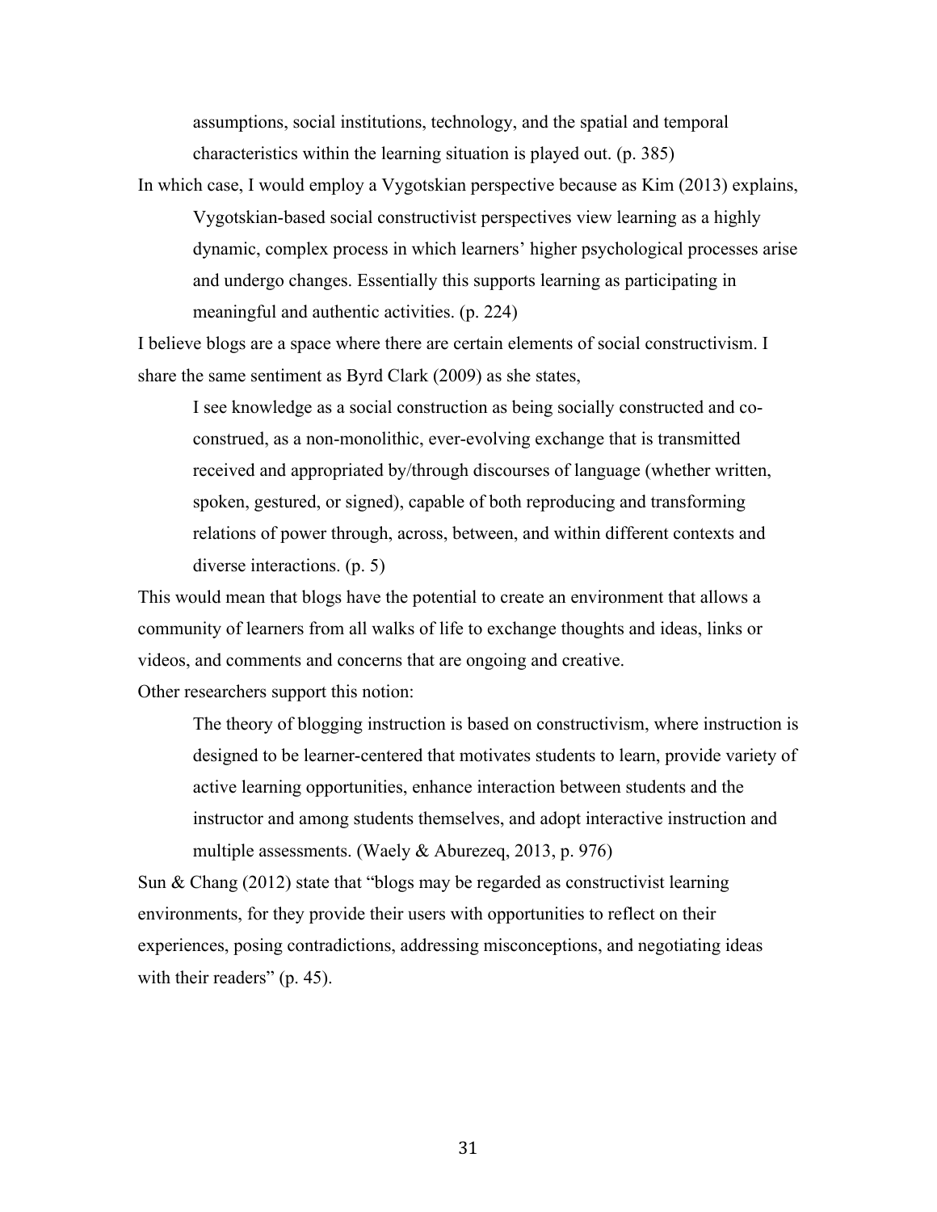> assumptions, social institutions, technology, and the spatial and temporal characteristics within the learning situation is played out. (p. 385)

In which case, I would employ a Vygotskian perspective because as Kim (2013) explains,

> Vygotskian-based social constructivist perspectives view learning as a highly dynamic, complex process in which learners' higher psychological processes arise and undergo changes. Essentially this supports learning as participating in meaningful and authentic activities. (p. 224)

I believe blogs are a space where there are certain elements of social constructivism. I share the same sentiment as Byrd Clark (2009) as she states,

> I see knowledge as a social construction as being socially constructed and co-construed, as a non-monolithic, ever-evolving exchange that is transmitted received and appropriated by/through discourses of language (whether written, spoken, gestured, or signed), capable of both reproducing and transforming relations of power through, across, between, and within different contexts and diverse interactions. (p. 5)

This would mean that blogs have the potential to create an environment that allows a community of learners from all walks of life to exchange thoughts and ideas, links or videos, and comments and concerns that are ongoing and creative.

Other researchers support this notion:

> The theory of blogging instruction is based on constructivism, where instruction is designed to be learner-centered that motivates students to learn, provide variety of active learning opportunities, enhance interaction between students and the instructor and among students themselves, and adopt interactive instruction and multiple assessments. (Waely & Aburezeq, 2013, p. 976)

Sun & Chang (2012) state that "blogs may be regarded as constructivist learning environments, for they provide their users with opportunities to reflect on their experiences, posing contradictions, addressing misconceptions, and negotiating ideas with their readers" (p. 45).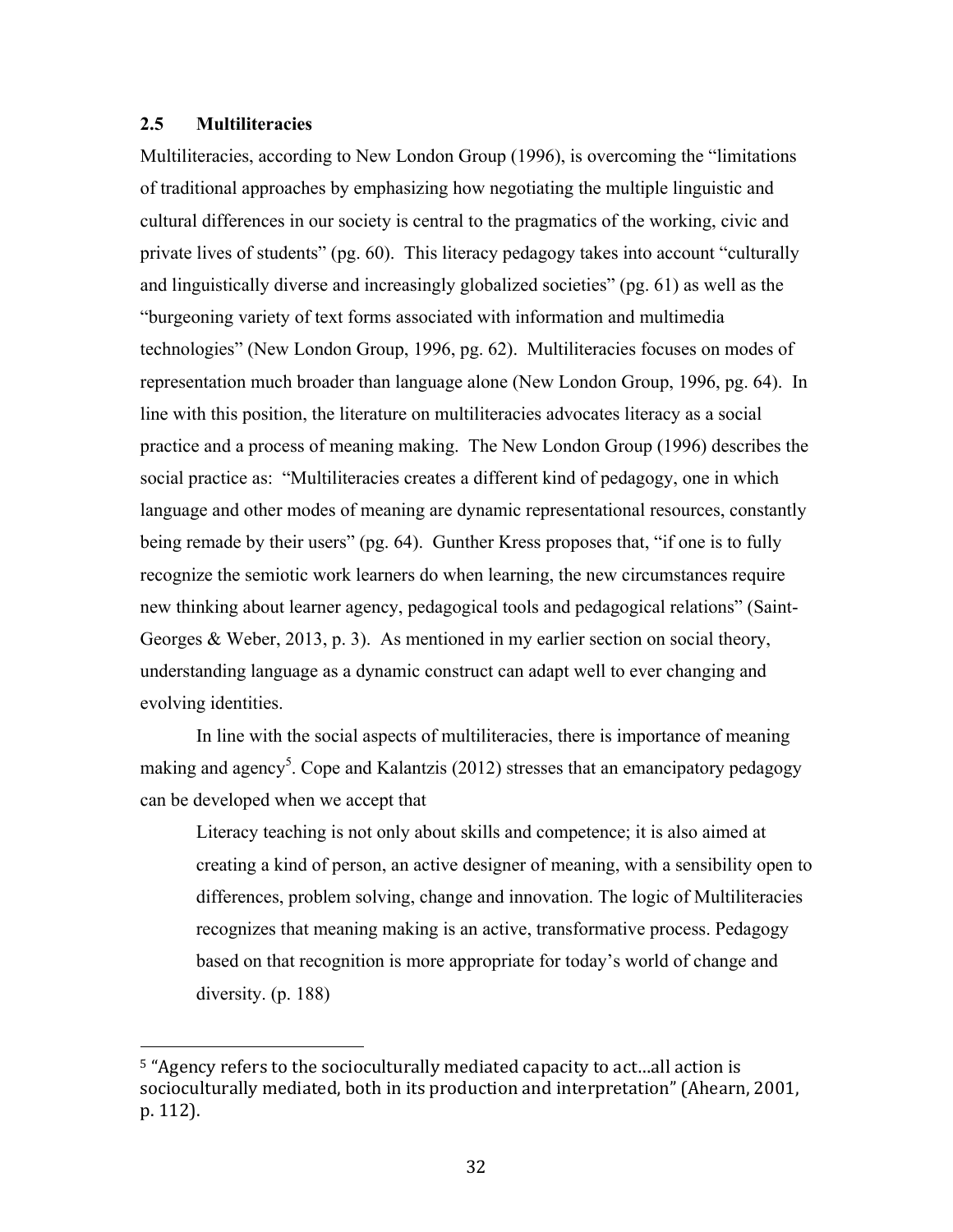## 2.5 Multiliteracies

Multiliteracies, according to New London Group (1996), is overcoming the "limitations of traditional approaches by emphasizing how negotiating the multiple linguistic and cultural differences in our society is central to the pragmatics of the working, civic and private lives of students" (pg. 60). This literacy pedagogy takes into account "culturally and linguistically diverse and increasingly globalized societies" (pg. 61) as well as the "burgeoning variety of text forms associated with information and multimedia technologies" (New London Group, 1996, pg. 62). Multiliteracies focuses on modes of representation much broader than language alone (New London Group, 1996, pg. 64). In line with this position, the literature on multiliteracies advocates literacy as a social practice and a process of meaning making. The New London Group (1996) describes the social practice as: "Multiliteracies creates a different kind of pedagogy, one in which language and other modes of meaning are dynamic representational resources, constantly being remade by their users" (pg. 64). Gunther Kress proposes that, "if one is to fully recognize the semiotic work learners do when learning, the new circumstances require new thinking about learner agency, pedagogical tools and pedagogical relations" (Saint-Georges & Weber, 2013, p. 3). As mentioned in my earlier section on social theory, understanding language as a dynamic construct can adapt well to ever changing and evolving identities.

In line with the social aspects of multiliteracies, there is importance of meaning making and agency[5]. Cope and Kalantzis (2012) stresses that an emancipatory pedagogy can be developed when we accept that

> Literacy teaching is not only about skills and competence; it is also aimed at creating a kind of person, an active designer of meaning, with a sensibility open to differences, problem solving, change and innovation. The logic of Multiliteracies recognizes that meaning making is an active, transformative process. Pedagogy based on that recognition is more appropriate for today's world of change and diversity. (p. 188)

---

[5] "Agency refers to the socioculturally mediated capacity to act…all action is socioculturally mediated, both in its production and interpretation" (Ahearn, 2001, p. 112).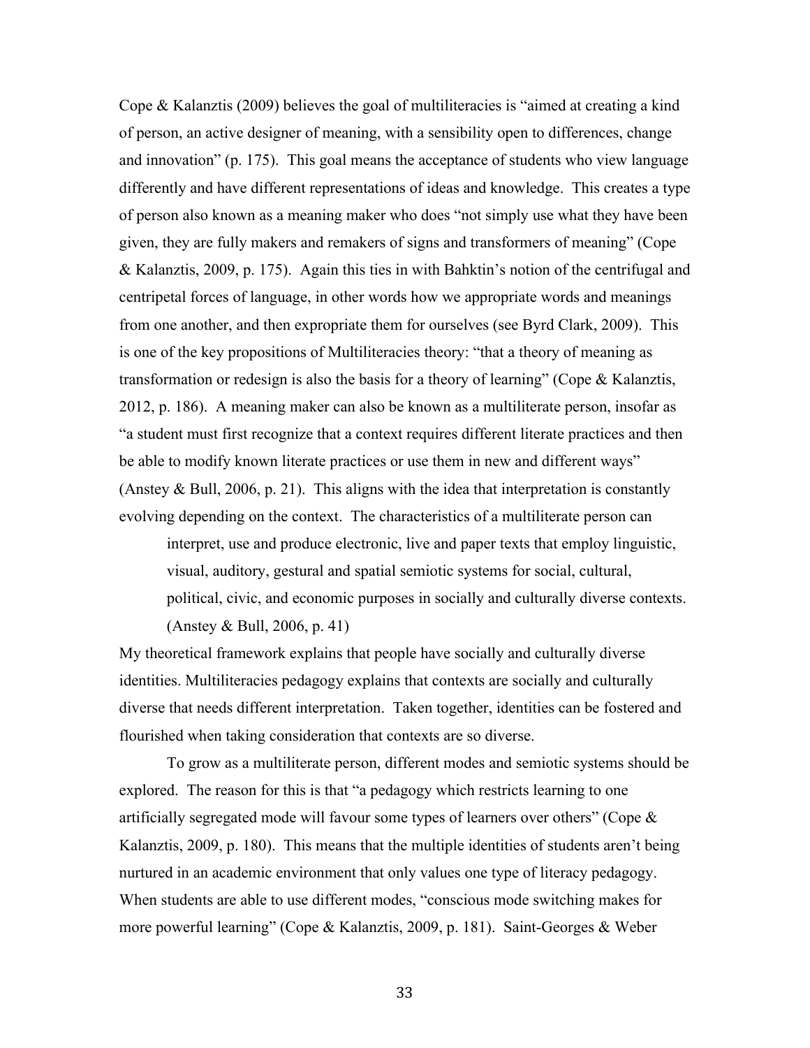Cope & Kalanztis (2009) believes the goal of multiliteracies is "aimed at creating a kind of person, an active designer of meaning, with a sensibility open to differences, change and innovation" (p. 175). This goal means the acceptance of students who view language differently and have different representations of ideas and knowledge. This creates a type of person also known as a meaning maker who does "not simply use what they have been given, they are fully makers and remakers of signs and transformers of meaning" (Cope & Kalanztis, 2009, p. 175). Again this ties in with Bahktin's notion of the centrifugal and centripetal forces of language, in other words how we appropriate words and meanings from one another, and then expropriate them for ourselves (see Byrd Clark, 2009). This is one of the key propositions of Multiliteracies theory: "that a theory of meaning as transformation or redesign is also the basis for a theory of learning" (Cope & Kalanztis, 2012, p. 186). A meaning maker can also be known as a multiliterate person, insofar as "a student must first recognize that a context requires different literate practices and then be able to modify known literate practices or use them in new and different ways" (Anstey & Bull, 2006, p. 21). This aligns with the idea that interpretation is constantly evolving depending on the context. The characteristics of a multiliterate person can

> interpret, use and produce electronic, live and paper texts that employ linguistic, visual, auditory, gestural and spatial semiotic systems for social, cultural, political, civic, and economic purposes in socially and culturally diverse contexts. (Anstey & Bull, 2006, p. 41)

My theoretical framework explains that people have socially and culturally diverse identities. Multiliteracies pedagogy explains that contexts are socially and culturally diverse that needs different interpretation. Taken together, identities can be fostered and flourished when taking consideration that contexts are so diverse.

To grow as a multiliterate person, different modes and semiotic systems should be explored. The reason for this is that "a pedagogy which restricts learning to one artificially segregated mode will favour some types of learners over others" (Cope & Kalanztis, 2009, p. 180). This means that the multiple identities of students aren't being nurtured in an academic environment that only values one type of literacy pedagogy. When students are able to use different modes, "conscious mode switching makes for more powerful learning" (Cope & Kalanztis, 2009, p. 181). Saint-Georges & Weber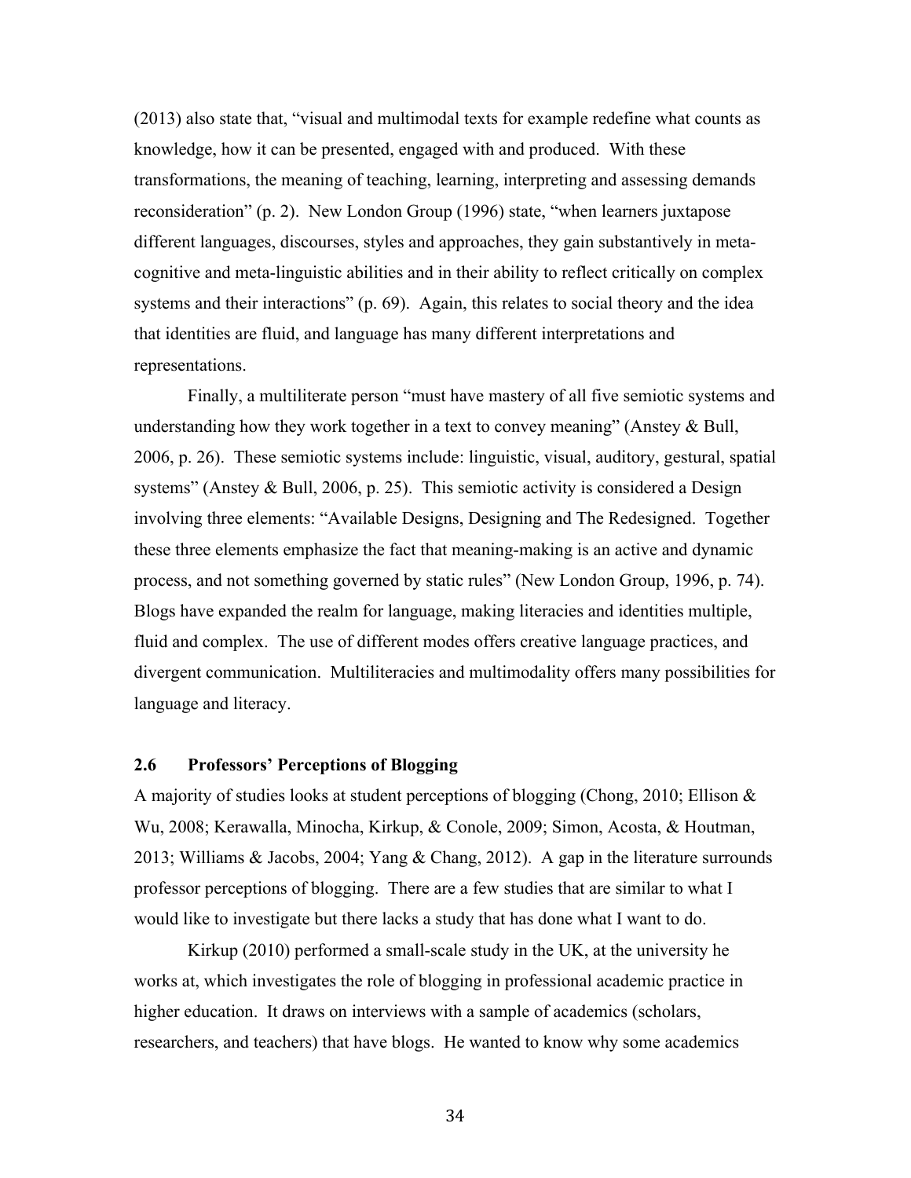(2013) also state that, “visual and multimodal texts for example redefine what counts as knowledge, how it can be presented, engaged with and produced. With these transformations, the meaning of teaching, learning, interpreting and assessing demands reconsideration” (p. 2). New London Group (1996) state, “when learners juxtapose different languages, discourses, styles and approaches, they gain substantively in meta-cognitive and meta-linguistic abilities and in their ability to reflect critically on complex systems and their interactions” (p. 69). Again, this relates to social theory and the idea that identities are fluid, and language has many different interpretations and representations.

Finally, a multiliterate person “must have mastery of all five semiotic systems and understanding how they work together in a text to convey meaning” (Anstey & Bull, 2006, p. 26). These semiotic systems include: linguistic, visual, auditory, gestural, spatial systems” (Anstey & Bull, 2006, p. 25). This semiotic activity is considered a Design involving three elements: “Available Designs, Designing and The Redesigned. Together these three elements emphasize the fact that meaning-making is an active and dynamic process, and not something governed by static rules” (New London Group, 1996, p. 74). Blogs have expanded the realm for language, making literacies and identities multiple, fluid and complex. The use of different modes offers creative language practices, and divergent communication. Multiliteracies and multimodality offers many possibilities for language and literacy.

### 2.6 Professors’ Perceptions of Blogging

A majority of studies looks at student perceptions of blogging (Chong, 2010; Ellison & Wu, 2008; Kerawalla, Minocha, Kirkup, & Conole, 2009; Simon, Acosta, & Houtman, 2013; Williams & Jacobs, 2004; Yang & Chang, 2012). A gap in the literature surrounds professor perceptions of blogging. There are a few studies that are similar to what I would like to investigate but there lacks a study that has done what I want to do.

Kirkup (2010) performed a small-scale study in the UK, at the university he works at, which investigates the role of blogging in professional academic practice in higher education. It draws on interviews with a sample of academics (scholars, researchers, and teachers) that have blogs. He wanted to know why some academics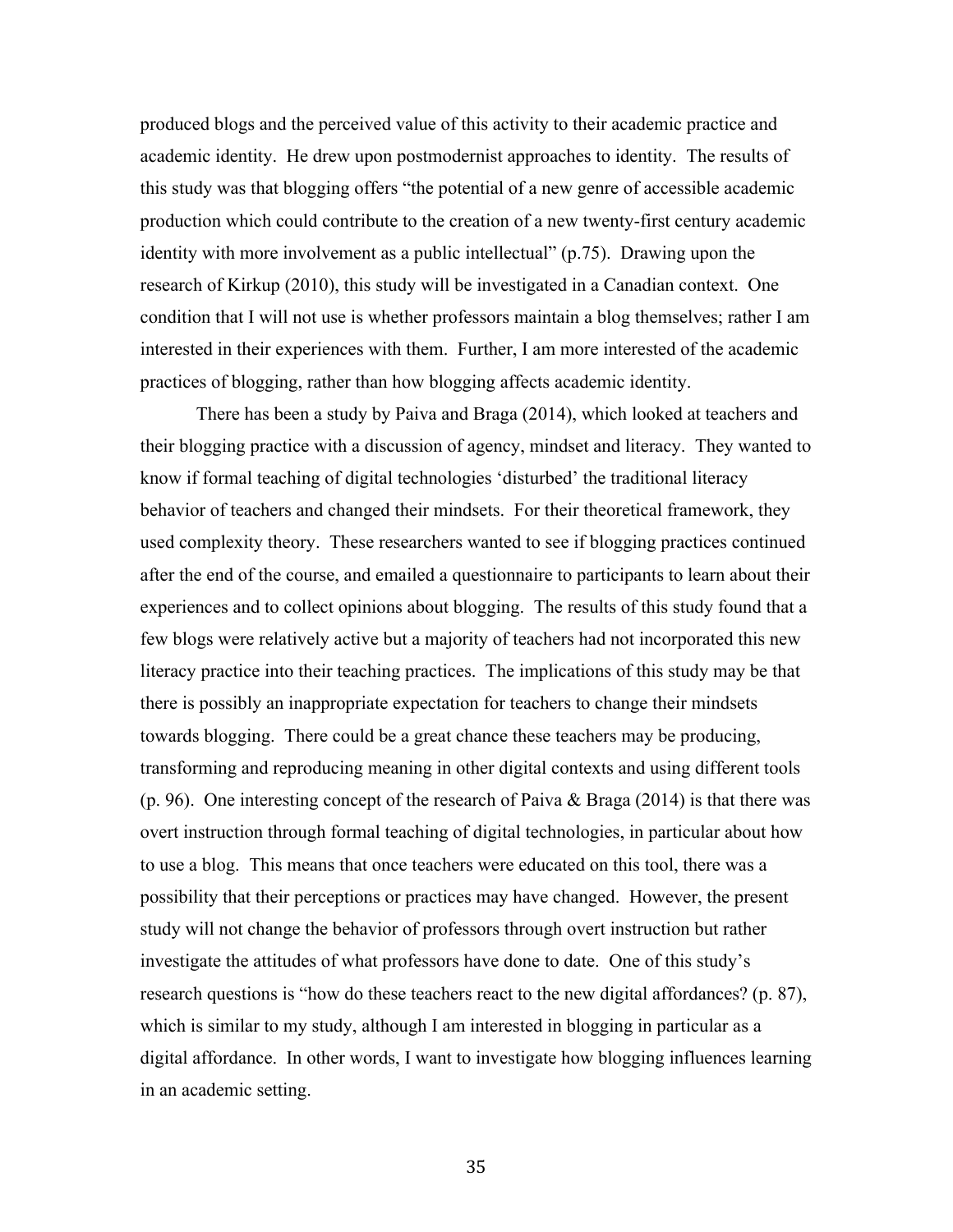produced blogs and the perceived value of this activity to their academic practice and academic identity. He drew upon postmodernist approaches to identity. The results of this study was that blogging offers "the potential of a new genre of accessible academic production which could contribute to the creation of a new twenty-first century academic identity with more involvement as a public intellectual" (p.75). Drawing upon the research of Kirkup (2010), this study will be investigated in a Canadian context. One condition that I will not use is whether professors maintain a blog themselves; rather I am interested in their experiences with them. Further, I am more interested of the academic practices of blogging, rather than how blogging affects academic identity.

There has been a study by Paiva and Braga (2014), which looked at teachers and their blogging practice with a discussion of agency, mindset and literacy. They wanted to know if formal teaching of digital technologies 'disturbed' the traditional literacy behavior of teachers and changed their mindsets. For their theoretical framework, they used complexity theory. These researchers wanted to see if blogging practices continued after the end of the course, and emailed a questionnaire to participants to learn about their experiences and to collect opinions about blogging. The results of this study found that a few blogs were relatively active but a majority of teachers had not incorporated this new literacy practice into their teaching practices. The implications of this study may be that there is possibly an inappropriate expectation for teachers to change their mindsets towards blogging. There could be a great chance these teachers may be producing, transforming and reproducing meaning in other digital contexts and using different tools (p. 96). One interesting concept of the research of Paiva & Braga (2014) is that there was overt instruction through formal teaching of digital technologies, in particular about how to use a blog. This means that once teachers were educated on this tool, there was a possibility that their perceptions or practices may have changed. However, the present study will not change the behavior of professors through overt instruction but rather investigate the attitudes of what professors have done to date. One of this study's research questions is "how do these teachers react to the new digital affordances? (p. 87), which is similar to my study, although I am interested in blogging in particular as a digital affordance. In other words, I want to investigate how blogging influences learning in an academic setting.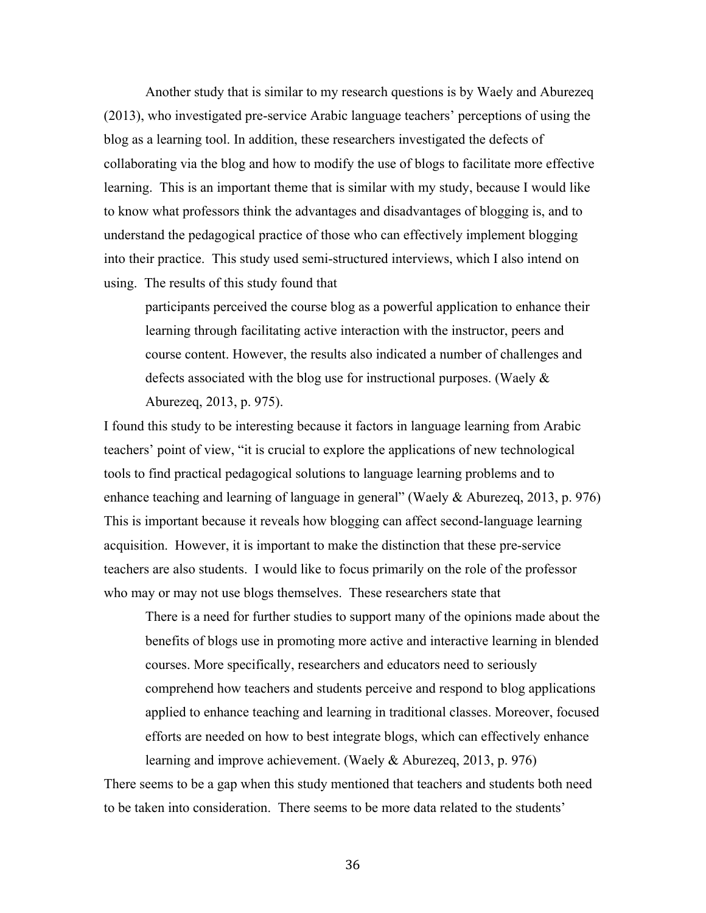Another study that is similar to my research questions is by Waely and Aburezeq (2013), who investigated pre-service Arabic language teachers' perceptions of using the blog as a learning tool. In addition, these researchers investigated the defects of collaborating via the blog and how to modify the use of blogs to facilitate more effective learning. This is an important theme that is similar with my study, because I would like to know what professors think the advantages and disadvantages of blogging is, and to understand the pedagogical practice of those who can effectively implement blogging into their practice. This study used semi-structured interviews, which I also intend on using. The results of this study found that

> participants perceived the course blog as a powerful application to enhance their learning through facilitating active interaction with the instructor, peers and course content. However, the results also indicated a number of challenges and defects associated with the blog use for instructional purposes. (Waely & Aburezeq, 2013, p. 975).

I found this study to be interesting because it factors in language learning from Arabic teachers' point of view, "it is crucial to explore the applications of new technological tools to find practical pedagogical solutions to language learning problems and to enhance teaching and learning of language in general" (Waely & Aburezeq, 2013, p. 976) This is important because it reveals how blogging can affect second-language learning acquisition. However, it is important to make the distinction that these pre-service teachers are also students. I would like to focus primarily on the role of the professor who may or may not use blogs themselves. These researchers state that

> There is a need for further studies to support many of the opinions made about the benefits of blogs use in promoting more active and interactive learning in blended courses. More specifically, researchers and educators need to seriously comprehend how teachers and students perceive and respond to blog applications applied to enhance teaching and learning in traditional classes. Moreover, focused efforts are needed on how to best integrate blogs, which can effectively enhance learning and improve achievement. (Waely & Aburezeq, 2013, p. 976)

There seems to be a gap when this study mentioned that teachers and students both need to be taken into consideration. There seems to be more data related to the students'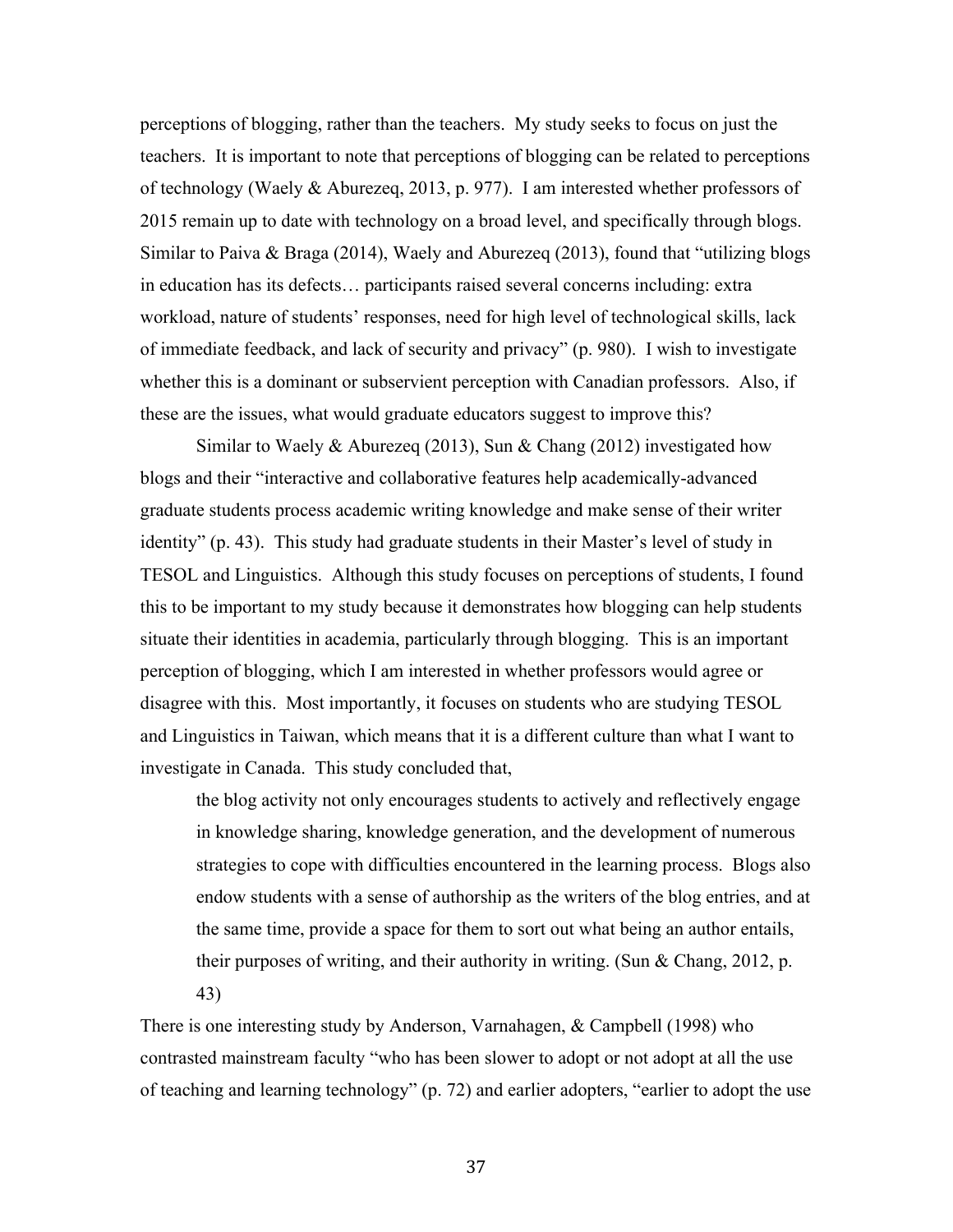perceptions of blogging, rather than the teachers. My study seeks to focus on just the teachers. It is important to note that perceptions of blogging can be related to perceptions of technology (Waely & Aburezeq, 2013, p. 977). I am interested whether professors of 2015 remain up to date with technology on a broad level, and specifically through blogs. Similar to Paiva & Braga (2014), Waely and Aburezeq (2013), found that "utilizing blogs in education has its defects… participants raised several concerns including: extra workload, nature of students' responses, need for high level of technological skills, lack of immediate feedback, and lack of security and privacy" (p. 980). I wish to investigate whether this is a dominant or subservient perception with Canadian professors. Also, if these are the issues, what would graduate educators suggest to improve this?

Similar to Waely & Aburezeq (2013), Sun & Chang (2012) investigated how blogs and their "interactive and collaborative features help academically-advanced graduate students process academic writing knowledge and make sense of their writer identity" (p. 43). This study had graduate students in their Master's level of study in TESOL and Linguistics. Although this study focuses on perceptions of students, I found this to be important to my study because it demonstrates how blogging can help students situate their identities in academia, particularly through blogging. This is an important perception of blogging, which I am interested in whether professors would agree or disagree with this. Most importantly, it focuses on students who are studying TESOL and Linguistics in Taiwan, which means that it is a different culture than what I want to investigate in Canada. This study concluded that,

> the blog activity not only encourages students to actively and reflectively engage in knowledge sharing, knowledge generation, and the development of numerous strategies to cope with difficulties encountered in the learning process. Blogs also endow students with a sense of authorship as the writers of the blog entries, and at the same time, provide a space for them to sort out what being an author entails, their purposes of writing, and their authority in writing. (Sun & Chang, 2012, p. 43)

There is one interesting study by Anderson, Varnahagen, & Campbell (1998) who contrasted mainstream faculty "who has been slower to adopt or not adopt at all the use of teaching and learning technology" (p. 72) and earlier adopters, "earlier to adopt the use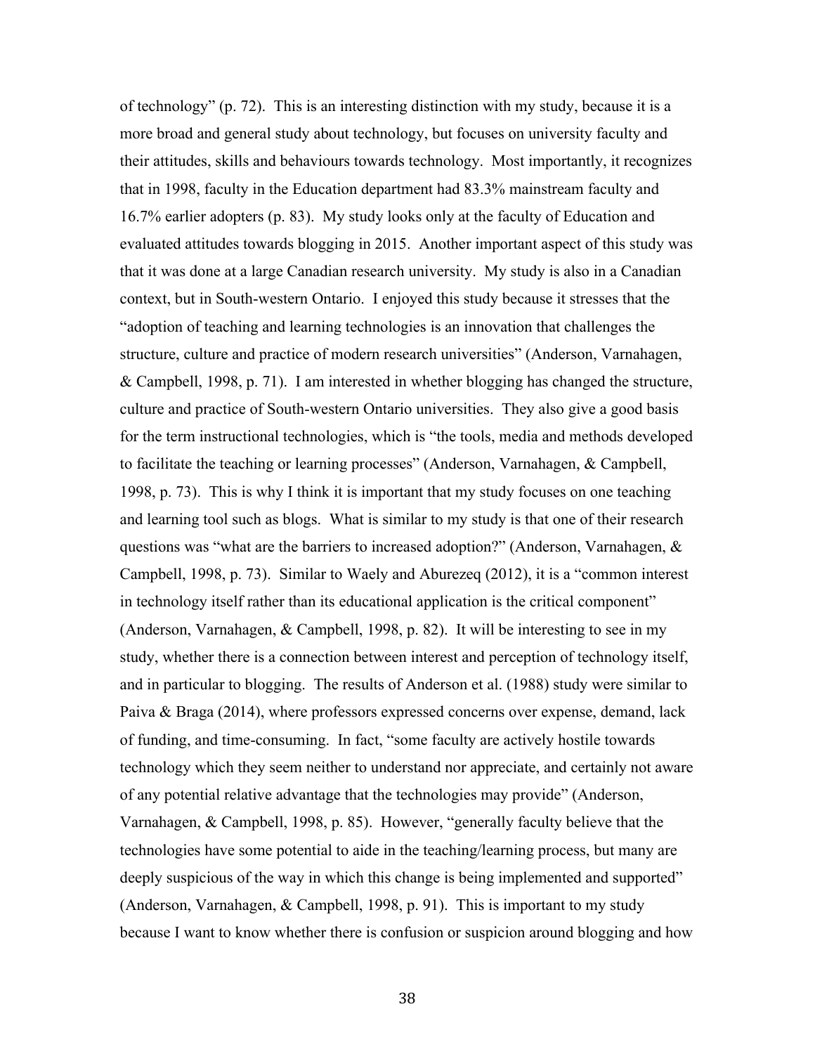of technology" (p. 72). This is an interesting distinction with my study, because it is a more broad and general study about technology, but focuses on university faculty and their attitudes, skills and behaviours towards technology. Most importantly, it recognizes that in 1998, faculty in the Education department had 83.3% mainstream faculty and 16.7% earlier adopters (p. 83). My study looks only at the faculty of Education and evaluated attitudes towards blogging in 2015. Another important aspect of this study was that it was done at a large Canadian research university. My study is also in a Canadian context, but in South-western Ontario. I enjoyed this study because it stresses that the "adoption of teaching and learning technologies is an innovation that challenges the structure, culture and practice of modern research universities" (Anderson, Varnahagen, & Campbell, 1998, p. 71). I am interested in whether blogging has changed the structure, culture and practice of South-western Ontario universities. They also give a good basis for the term instructional technologies, which is "the tools, media and methods developed to facilitate the teaching or learning processes" (Anderson, Varnahagen, & Campbell, 1998, p. 73). This is why I think it is important that my study focuses on one teaching and learning tool such as blogs. What is similar to my study is that one of their research questions was "what are the barriers to increased adoption?" (Anderson, Varnahagen, & Campbell, 1998, p. 73). Similar to Waely and Aburezeq (2012), it is a "common interest in technology itself rather than its educational application is the critical component" (Anderson, Varnahagen, & Campbell, 1998, p. 82). It will be interesting to see in my study, whether there is a connection between interest and perception of technology itself, and in particular to blogging. The results of Anderson et al. (1988) study were similar to Paiva & Braga (2014), where professors expressed concerns over expense, demand, lack of funding, and time-consuming. In fact, "some faculty are actively hostile towards technology which they seem neither to understand nor appreciate, and certainly not aware of any potential relative advantage that the technologies may provide" (Anderson, Varnahagen, & Campbell, 1998, p. 85). However, "generally faculty believe that the technologies have some potential to aide in the teaching/learning process, but many are deeply suspicious of the way in which this change is being implemented and supported" (Anderson, Varnahagen, & Campbell, 1998, p. 91). This is important to my study because I want to know whether there is confusion or suspicion around blogging and how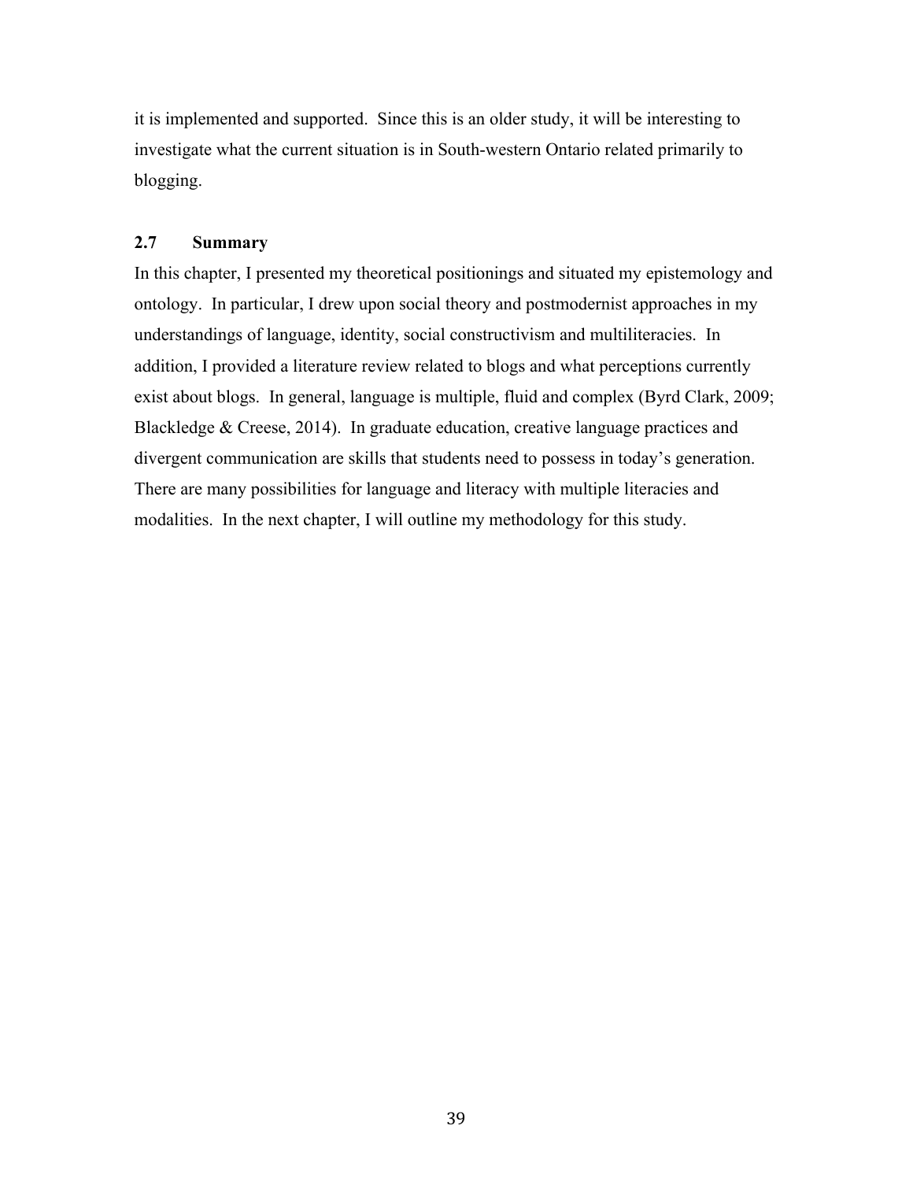it is implemented and supported. Since this is an older study, it will be interesting to investigate what the current situation is in South-western Ontario related primarily to blogging.

### 2.7 Summary

In this chapter, I presented my theoretical positionings and situated my epistemology and ontology. In particular, I drew upon social theory and postmodernist approaches in my understandings of language, identity, social constructivism and multiliteracies. In addition, I provided a literature review related to blogs and what perceptions currently exist about blogs. In general, language is multiple, fluid and complex (Byrd Clark, 2009; Blackledge & Creese, 2014). In graduate education, creative language practices and divergent communication are skills that students need to possess in today's generation. There are many possibilities for language and literacy with multiple literacies and modalities. In the next chapter, I will outline my methodology for this study.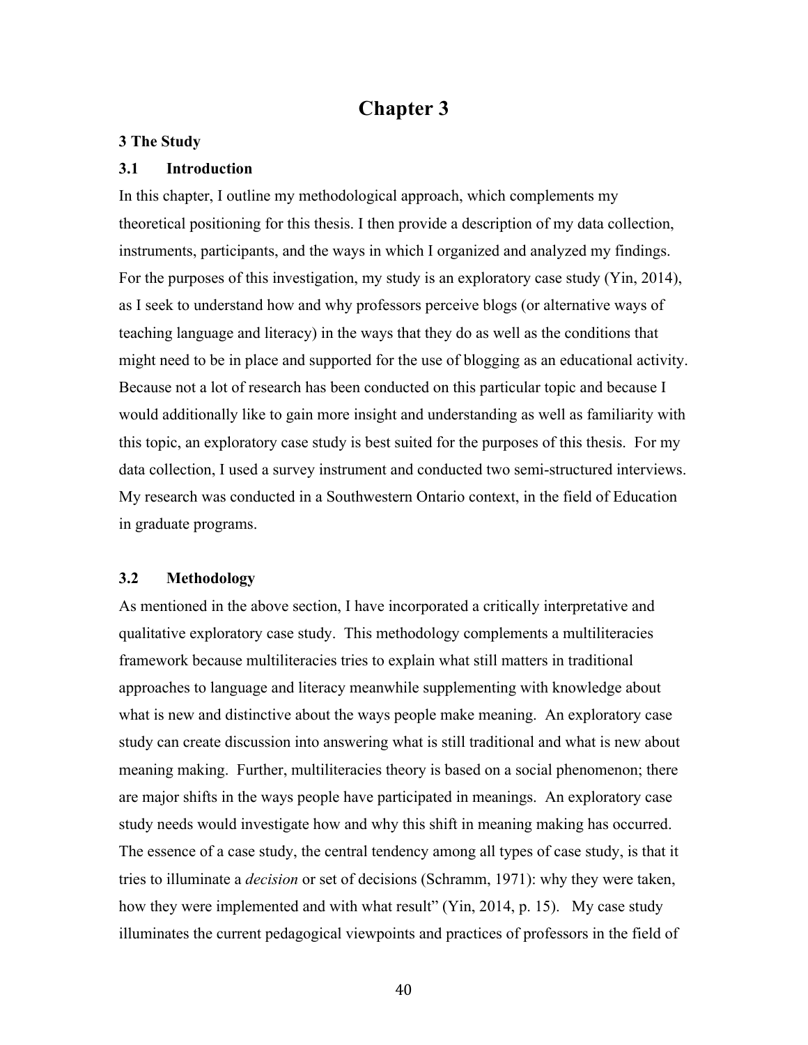# Chapter 3

**3 The Study**

## 3.1 Introduction

In this chapter, I outline my methodological approach, which complements my theoretical positioning for this thesis. I then provide a description of my data collection, instruments, participants, and the ways in which I organized and analyzed my findings. For the purposes of this investigation, my study is an exploratory case study (Yin, 2014), as I seek to understand how and why professors perceive blogs (or alternative ways of teaching language and literacy) in the ways that they do as well as the conditions that might need to be in place and supported for the use of blogging as an educational activity. Because not a lot of research has been conducted on this particular topic and because I would additionally like to gain more insight and understanding as well as familiarity with this topic, an exploratory case study is best suited for the purposes of this thesis. For my data collection, I used a survey instrument and conducted two semi-structured interviews. My research was conducted in a Southwestern Ontario context, in the field of Education in graduate programs.

## 3.2 Methodology

As mentioned in the above section, I have incorporated a critically interpretative and qualitative exploratory case study. This methodology complements a multiliteracies framework because multiliteracies tries to explain what still matters in traditional approaches to language and literacy meanwhile supplementing with knowledge about what is new and distinctive about the ways people make meaning. An exploratory case study can create discussion into answering what is still traditional and what is new about meaning making. Further, multiliteracies theory is based on a social phenomenon; there are major shifts in the ways people have participated in meanings. An exploratory case study needs would investigate how and why this shift in meaning making has occurred. The essence of a case study, the central tendency among all types of case study, is that it tries to illuminate a *decision* or set of decisions (Schramm, 1971): why they were taken, how they were implemented and with what result" (Yin, 2014, p. 15). My case study illuminates the current pedagogical viewpoints and practices of professors in the field of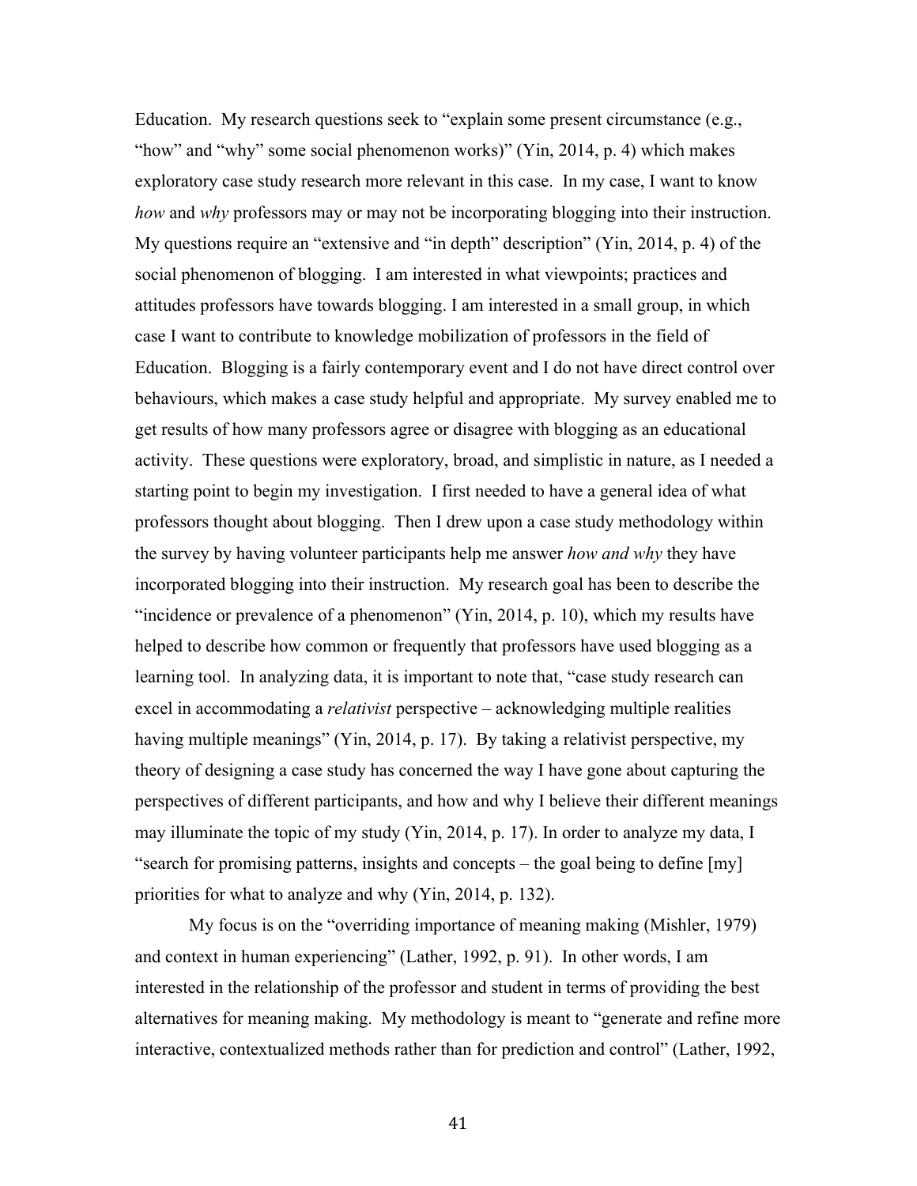Education. My research questions seek to "explain some present circumstance (e.g., "how" and "why" some social phenomenon works)" (Yin, 2014, p. 4) which makes exploratory case study research more relevant in this case. In my case, I want to know *how* and *why* professors may or may not be incorporating blogging into their instruction. My questions require an "extensive and "in depth" description" (Yin, 2014, p. 4) of the social phenomenon of blogging. I am interested in what viewpoints; practices and attitudes professors have towards blogging. I am interested in a small group, in which case I want to contribute to knowledge mobilization of professors in the field of Education. Blogging is a fairly contemporary event and I do not have direct control over behaviours, which makes a case study helpful and appropriate. My survey enabled me to get results of how many professors agree or disagree with blogging as an educational activity. These questions were exploratory, broad, and simplistic in nature, as I needed a starting point to begin my investigation. I first needed to have a general idea of what professors thought about blogging. Then I drew upon a case study methodology within the survey by having volunteer participants help me answer *how and why* they have incorporated blogging into their instruction. My research goal has been to describe the "incidence or prevalence of a phenomenon" (Yin, 2014, p. 10), which my results have helped to describe how common or frequently that professors have used blogging as a learning tool. In analyzing data, it is important to note that, "case study research can excel in accommodating a *relativist* perspective – acknowledging multiple realities having multiple meanings" (Yin, 2014, p. 17). By taking a relativist perspective, my theory of designing a case study has concerned the way I have gone about capturing the perspectives of different participants, and how and why I believe their different meanings may illuminate the topic of my study (Yin, 2014, p. 17). In order to analyze my data, I "search for promising patterns, insights and concepts – the goal being to define [my] priorities for what to analyze and why (Yin, 2014, p. 132).

My focus is on the "overriding importance of meaning making (Mishler, 1979) and context in human experiencing" (Lather, 1992, p. 91). In other words, I am interested in the relationship of the professor and student in terms of providing the best alternatives for meaning making. My methodology is meant to "generate and refine more interactive, contextualized methods rather than for prediction and control" (Lather, 1992,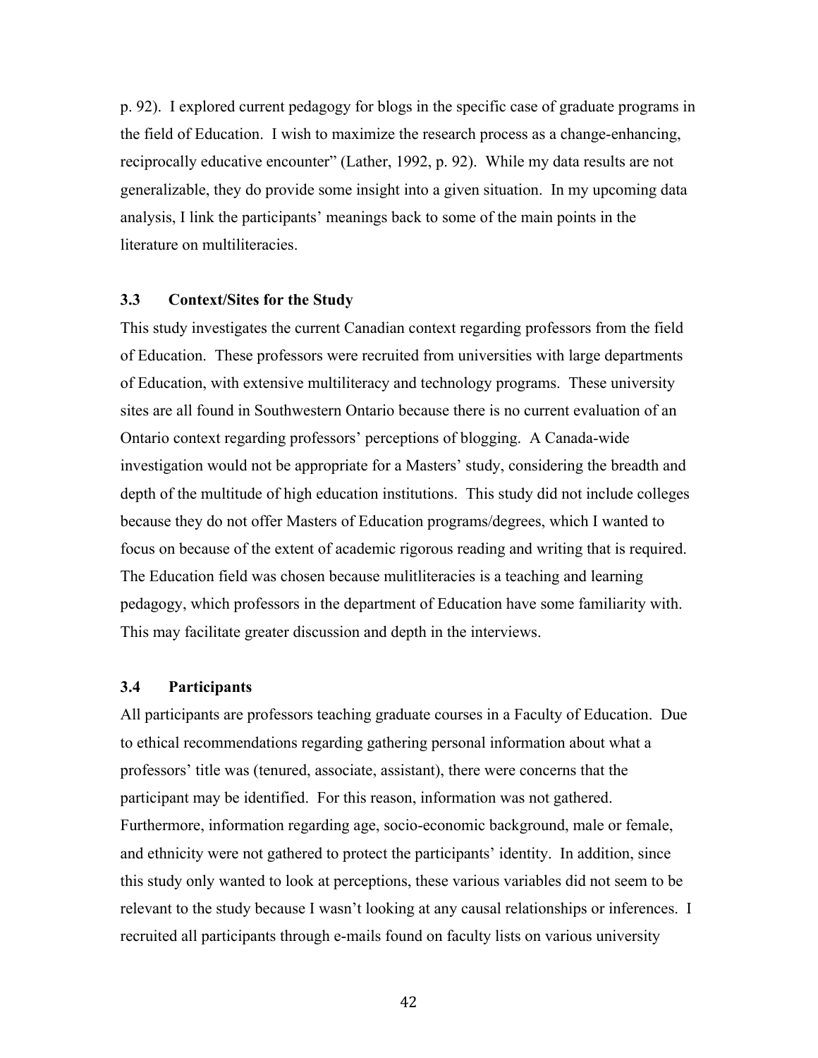p. 92). I explored current pedagogy for blogs in the specific case of graduate programs in the field of Education. I wish to maximize the research process as a change-enhancing, reciprocally educative encounter" (Lather, 1992, p. 92). While my data results are not generalizable, they do provide some insight into a given situation. In my upcoming data analysis, I link the participants' meanings back to some of the main points in the literature on multiliteracies.

### 3.3 Context/Sites for the Study

This study investigates the current Canadian context regarding professors from the field of Education. These professors were recruited from universities with large departments of Education, with extensive multiliteracy and technology programs. These university sites are all found in Southwestern Ontario because there is no current evaluation of an Ontario context regarding professors' perceptions of blogging. A Canada-wide investigation would not be appropriate for a Masters' study, considering the breadth and depth of the multitude of high education institutions. This study did not include colleges because they do not offer Masters of Education programs/degrees, which I wanted to focus on because of the extent of academic rigorous reading and writing that is required. The Education field was chosen because mulitliteracies is a teaching and learning pedagogy, which professors in the department of Education have some familiarity with. This may facilitate greater discussion and depth in the interviews.

### 3.4 Participants

All participants are professors teaching graduate courses in a Faculty of Education. Due to ethical recommendations regarding gathering personal information about what a professors' title was (tenured, associate, assistant), there were concerns that the participant may be identified. For this reason, information was not gathered. Furthermore, information regarding age, socio-economic background, male or female, and ethnicity were not gathered to protect the participants' identity. In addition, since this study only wanted to look at perceptions, these various variables did not seem to be relevant to the study because I wasn't looking at any causal relationships or inferences. I recruited all participants through e-mails found on faculty lists on various university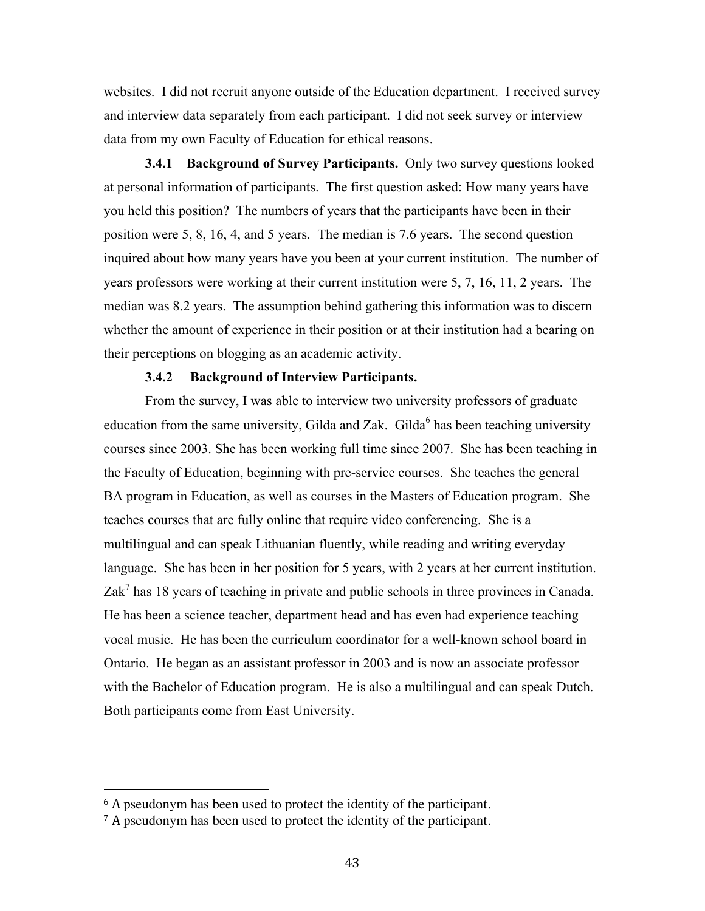websites. I did not recruit anyone outside of the Education department. I received survey and interview data separately from each participant. I did not seek survey or interview data from my own Faculty of Education for ethical reasons.

### 3.4.1 Background of Survey Participants.

Only two survey questions looked at personal information of participants. The first question asked: How many years have you held this position? The numbers of years that the participants have been in their position were 5, 8, 16, 4, and 5 years. The median is 7.6 years. The second question inquired about how many years have you been at your current institution. The number of years professors were working at their current institution were 5, 7, 16, 11, 2 years. The median was 8.2 years. The assumption behind gathering this information was to discern whether the amount of experience in their position or at their institution had a bearing on their perceptions on blogging as an academic activity.

### 3.4.2 Background of Interview Participants.

From the survey, I was able to interview two university professors of graduate education from the same university, Gilda and Zak. Gilda[6] has been teaching university courses since 2003. She has been working full time since 2007. She has been teaching in the Faculty of Education, beginning with pre-service courses. She teaches the general BA program in Education, as well as courses in the Masters of Education program. She teaches courses that are fully online that require video conferencing. She is a multilingual and can speak Lithuanian fluently, while reading and writing everyday language. She has been in her position for 5 years, with 2 years at her current institution. Zak[7] has 18 years of teaching in private and public schools in three provinces in Canada. He has been a science teacher, department head and has even had experience teaching vocal music. He has been the curriculum coordinator for a well-known school board in Ontario. He began as an assistant professor in 2003 and is now an associate professor with the Bachelor of Education program. He is also a multilingual and can speak Dutch. Both participants come from East University.

---

[6] A pseudonym has been used to protect the identity of the participant.

[7] A pseudonym has been used to protect the identity of the participant.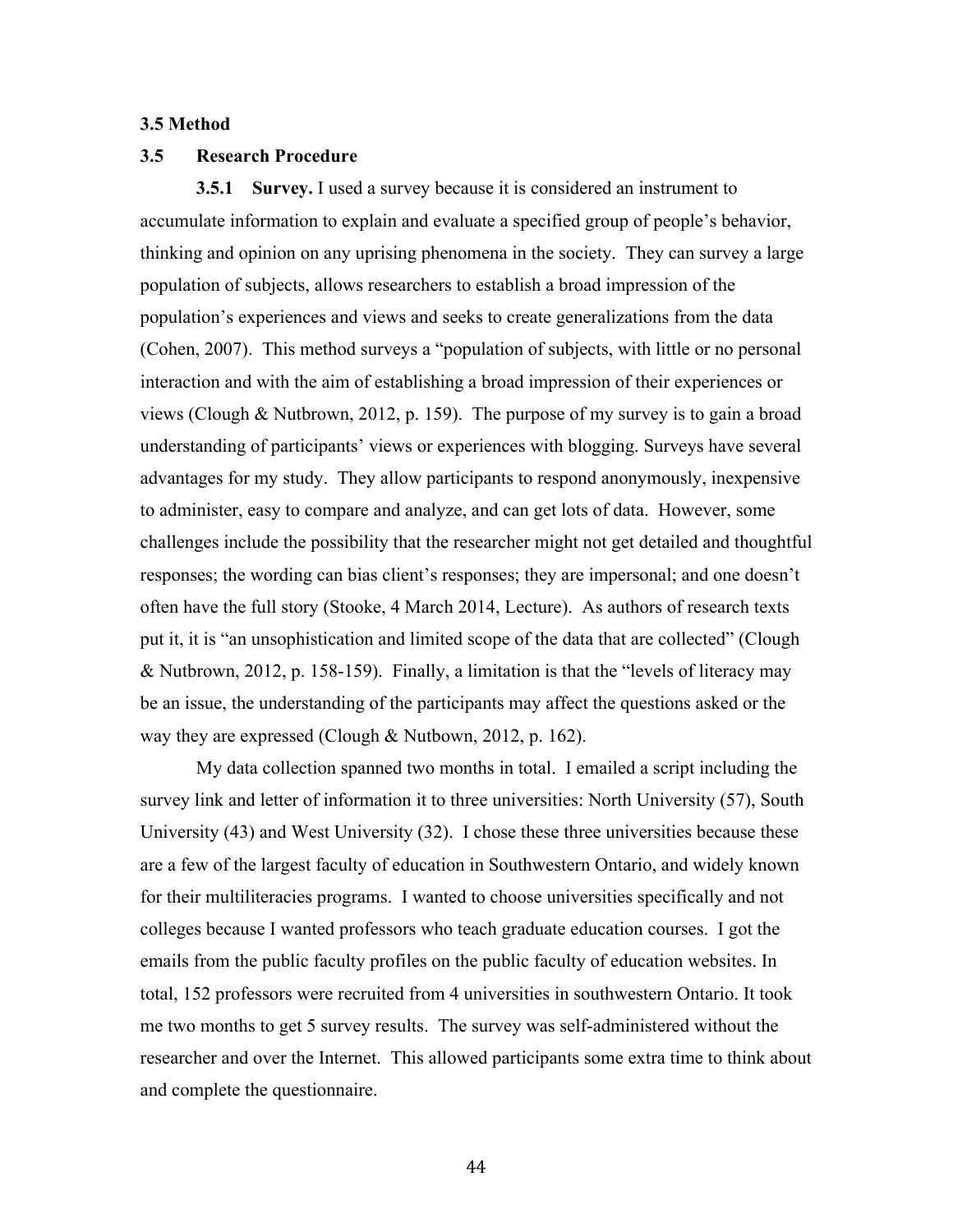**3.5 Method**

**3.5 Research Procedure**

**3.5.1 Survey.** I used a survey because it is considered an instrument to accumulate information to explain and evaluate a specified group of people's behavior, thinking and opinion on any uprising phenomena in the society. They can survey a large population of subjects, allows researchers to establish a broad impression of the population's experiences and views and seeks to create generalizations from the data (Cohen, 2007). This method surveys a "population of subjects, with little or no personal interaction and with the aim of establishing a broad impression of their experiences or views (Clough & Nutbrown, 2012, p. 159). The purpose of my survey is to gain a broad understanding of participants' views or experiences with blogging. Surveys have several advantages for my study. They allow participants to respond anonymously, inexpensive to administer, easy to compare and analyze, and can get lots of data. However, some challenges include the possibility that the researcher might not get detailed and thoughtful responses; the wording can bias client's responses; they are impersonal; and one doesn't often have the full story (Stooke, 4 March 2014, Lecture). As authors of research texts put it, it is "an unsophistication and limited scope of the data that are collected" (Clough & Nutbrown, 2012, p. 158-159). Finally, a limitation is that the "levels of literacy may be an issue, the understanding of the participants may affect the questions asked or the way they are expressed (Clough & Nutbown, 2012, p. 162).

My data collection spanned two months in total. I emailed a script including the survey link and letter of information it to three universities: North University (57), South University (43) and West University (32). I chose these three universities because these are a few of the largest faculty of education in Southwestern Ontario, and widely known for their multiliteracies programs. I wanted to choose universities specifically and not colleges because I wanted professors who teach graduate education courses. I got the emails from the public faculty profiles on the public faculty of education websites. In total, 152 professors were recruited from 4 universities in southwestern Ontario. It took me two months to get 5 survey results. The survey was self-administered without the researcher and over the Internet. This allowed participants some extra time to think about and complete the questionnaire.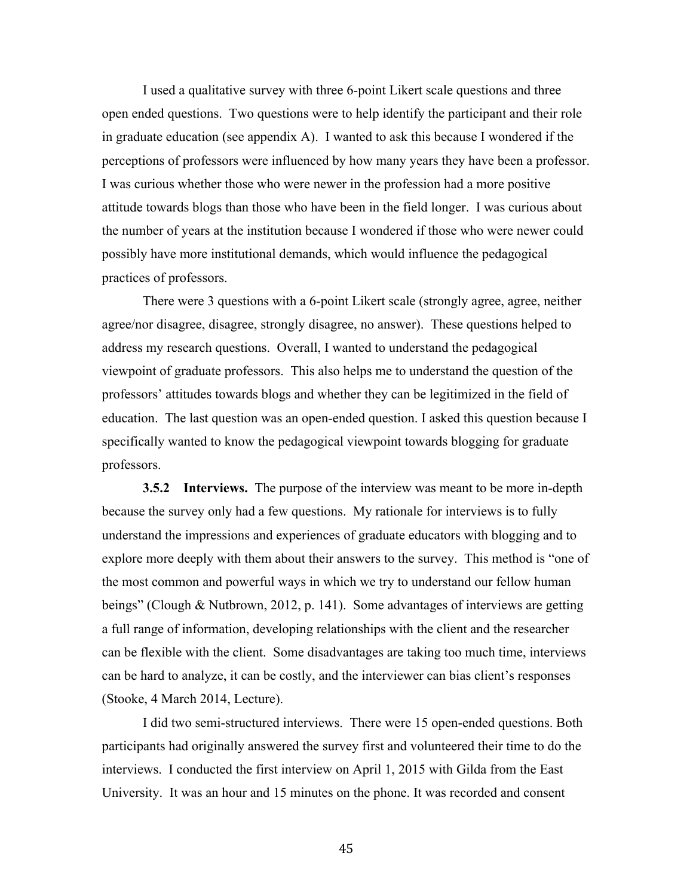I used a qualitative survey with three 6-point Likert scale questions and three open ended questions. Two questions were to help identify the participant and their role in graduate education (see appendix A). I wanted to ask this because I wondered if the perceptions of professors were influenced by how many years they have been a professor. I was curious whether those who were newer in the profession had a more positive attitude towards blogs than those who have been in the field longer. I was curious about the number of years at the institution because I wondered if those who were newer could possibly have more institutional demands, which would influence the pedagogical practices of professors.

There were 3 questions with a 6-point Likert scale (strongly agree, agree, neither agree/nor disagree, disagree, strongly disagree, no answer). These questions helped to address my research questions. Overall, I wanted to understand the pedagogical viewpoint of graduate professors. This also helps me to understand the question of the professors' attitudes towards blogs and whether they can be legitimized in the field of education. The last question was an open-ended question. I asked this question because I specifically wanted to know the pedagogical viewpoint towards blogging for graduate professors.

**3.5.2 Interviews.** The purpose of the interview was meant to be more in-depth because the survey only had a few questions. My rationale for interviews is to fully understand the impressions and experiences of graduate educators with blogging and to explore more deeply with them about their answers to the survey. This method is "one of the most common and powerful ways in which we try to understand our fellow human beings" (Clough & Nutbrown, 2012, p. 141). Some advantages of interviews are getting a full range of information, developing relationships with the client and the researcher can be flexible with the client. Some disadvantages are taking too much time, interviews can be hard to analyze, it can be costly, and the interviewer can bias client's responses (Stooke, 4 March 2014, Lecture).

I did two semi-structured interviews. There were 15 open-ended questions. Both participants had originally answered the survey first and volunteered their time to do the interviews. I conducted the first interview on April 1, 2015 with Gilda from the East University. It was an hour and 15 minutes on the phone. It was recorded and consent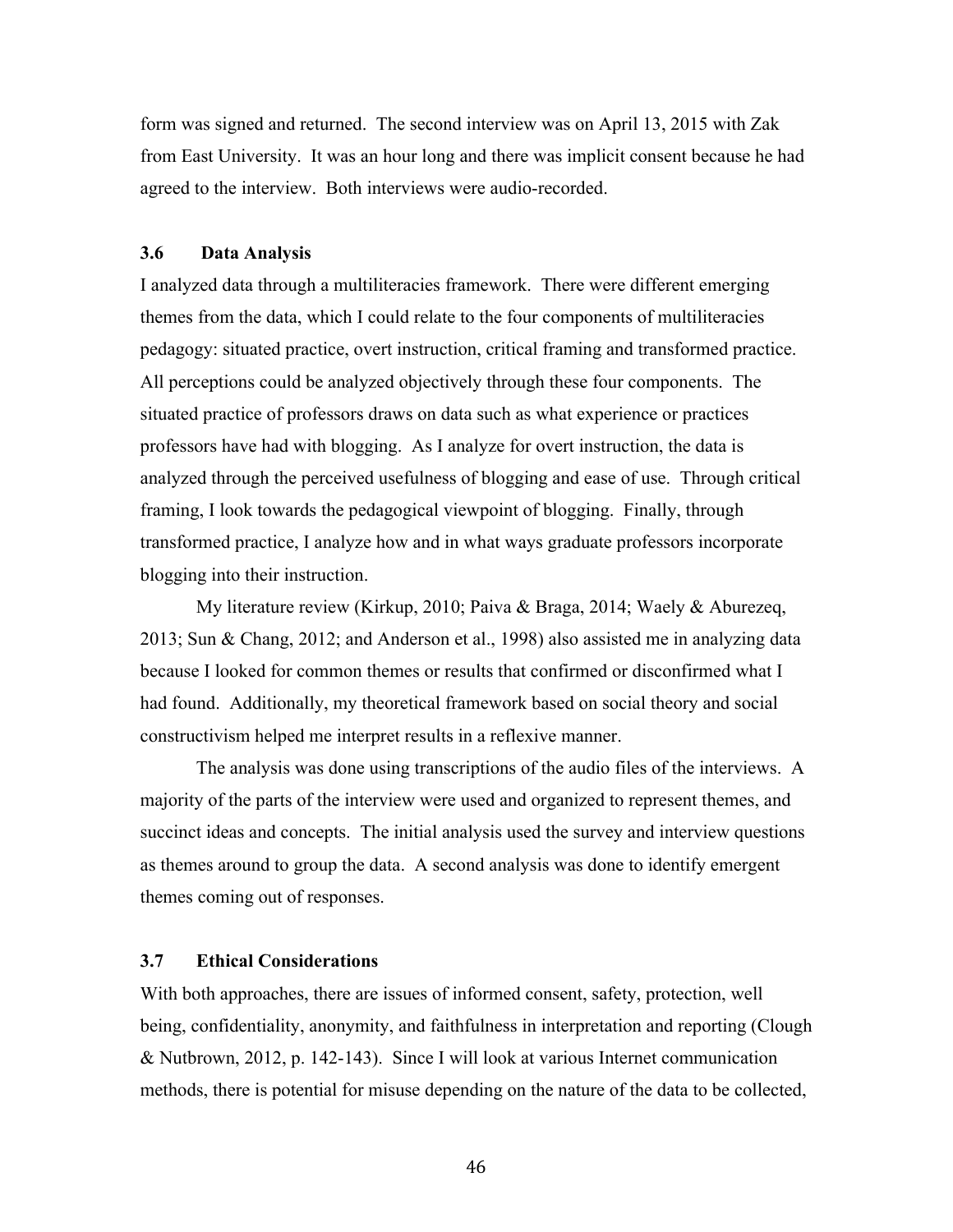form was signed and returned. The second interview was on April 13, 2015 with Zak from East University. It was an hour long and there was implicit consent because he had agreed to the interview. Both interviews were audio-recorded.

### 3.6 Data Analysis

I analyzed data through a multiliteracies framework. There were different emerging themes from the data, which I could relate to the four components of multiliteracies pedagogy: situated practice, overt instruction, critical framing and transformed practice. All perceptions could be analyzed objectively through these four components. The situated practice of professors draws on data such as what experience or practices professors have had with blogging. As I analyze for overt instruction, the data is analyzed through the perceived usefulness of blogging and ease of use. Through critical framing, I look towards the pedagogical viewpoint of blogging. Finally, through transformed practice, I analyze how and in what ways graduate professors incorporate blogging into their instruction.

My literature review (Kirkup, 2010; Paiva & Braga, 2014; Waely & Aburezeq, 2013; Sun & Chang, 2012; and Anderson et al., 1998) also assisted me in analyzing data because I looked for common themes or results that confirmed or disconfirmed what I had found. Additionally, my theoretical framework based on social theory and social constructivism helped me interpret results in a reflexive manner.

The analysis was done using transcriptions of the audio files of the interviews. A majority of the parts of the interview were used and organized to represent themes, and succinct ideas and concepts. The initial analysis used the survey and interview questions as themes around to group the data. A second analysis was done to identify emergent themes coming out of responses.

### 3.7 Ethical Considerations

With both approaches, there are issues of informed consent, safety, protection, well being, confidentiality, anonymity, and faithfulness in interpretation and reporting (Clough & Nutbrown, 2012, p. 142-143). Since I will look at various Internet communication methods, there is potential for misuse depending on the nature of the data to be collected,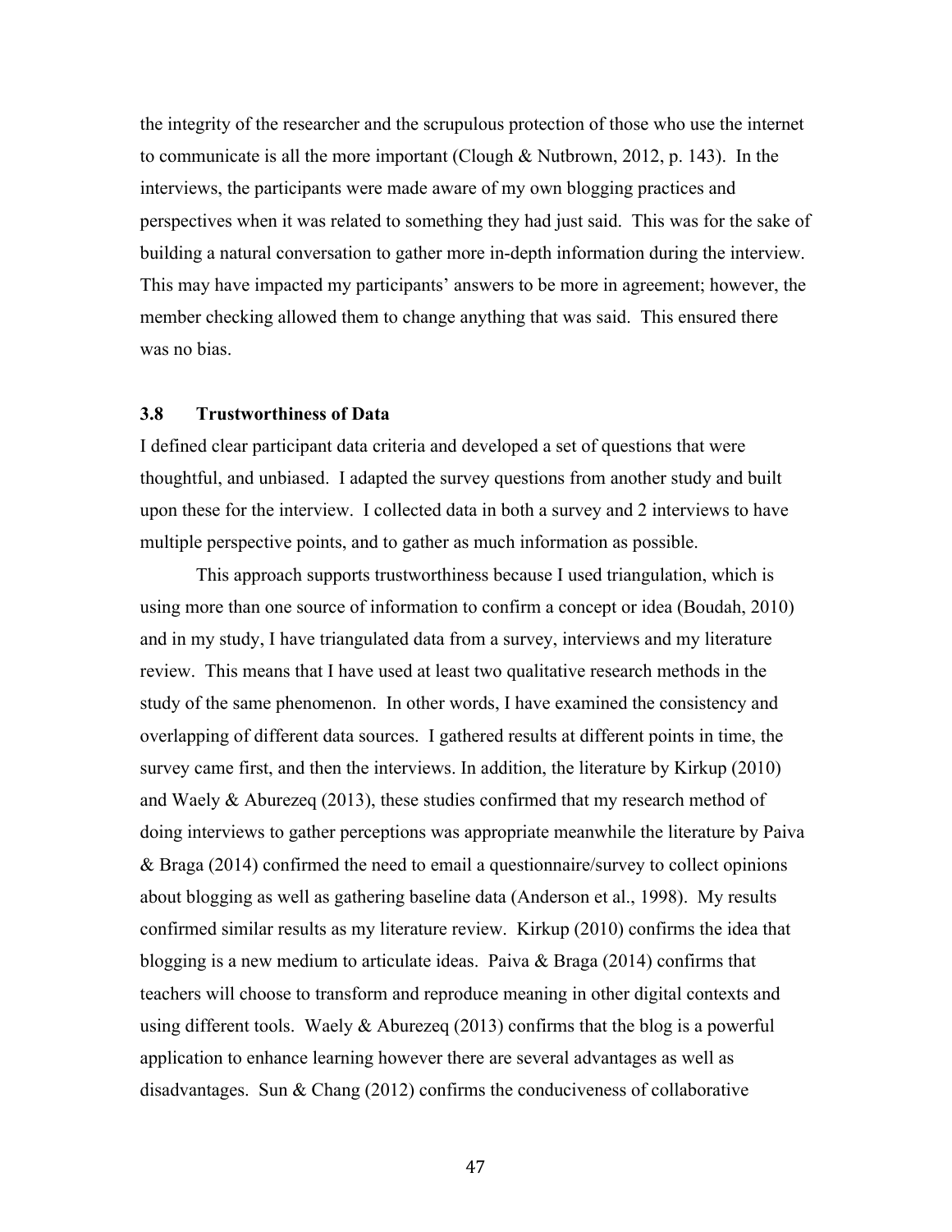the integrity of the researcher and the scrupulous protection of those who use the internet to communicate is all the more important (Clough & Nutbrown, 2012, p. 143). In the interviews, the participants were made aware of my own blogging practices and perspectives when it was related to something they had just said. This was for the sake of building a natural conversation to gather more in-depth information during the interview. This may have impacted my participants' answers to be more in agreement; however, the member checking allowed them to change anything that was said. This ensured there was no bias.

### 3.8 Trustworthiness of Data

I defined clear participant data criteria and developed a set of questions that were thoughtful, and unbiased. I adapted the survey questions from another study and built upon these for the interview. I collected data in both a survey and 2 interviews to have multiple perspective points, and to gather as much information as possible.

This approach supports trustworthiness because I used triangulation, which is using more than one source of information to confirm a concept or idea (Boudah, 2010) and in my study, I have triangulated data from a survey, interviews and my literature review. This means that I have used at least two qualitative research methods in the study of the same phenomenon. In other words, I have examined the consistency and overlapping of different data sources. I gathered results at different points in time, the survey came first, and then the interviews. In addition, the literature by Kirkup (2010) and Waely & Aburezeq (2013), these studies confirmed that my research method of doing interviews to gather perceptions was appropriate meanwhile the literature by Paiva & Braga (2014) confirmed the need to email a questionnaire/survey to collect opinions about blogging as well as gathering baseline data (Anderson et al., 1998). My results confirmed similar results as my literature review. Kirkup (2010) confirms the idea that blogging is a new medium to articulate ideas. Paiva & Braga (2014) confirms that teachers will choose to transform and reproduce meaning in other digital contexts and using different tools. Waely & Aburezeq (2013) confirms that the blog is a powerful application to enhance learning however there are several advantages as well as disadvantages. Sun & Chang (2012) confirms the conduciveness of collaborative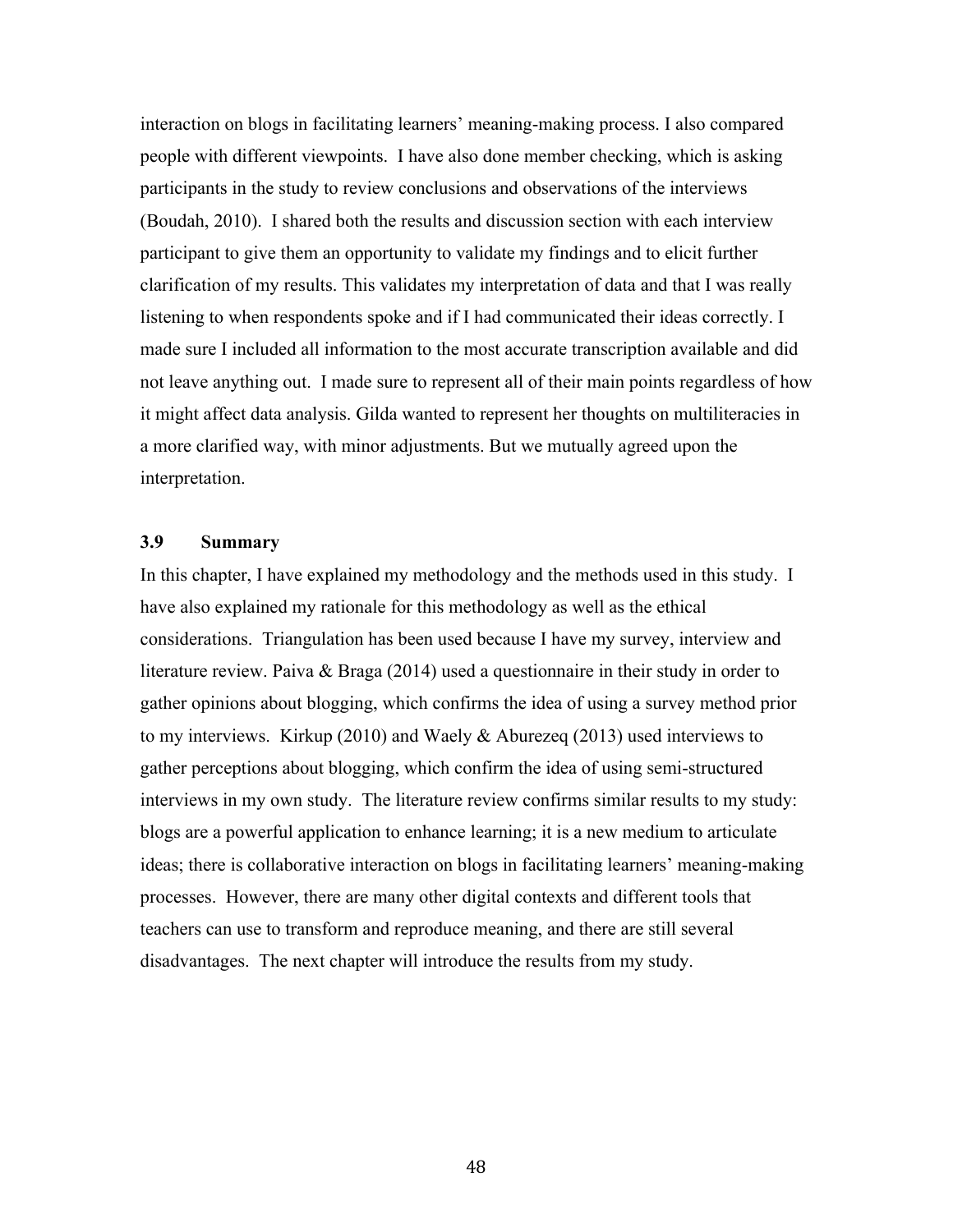interaction on blogs in facilitating learners' meaning-making process. I also compared people with different viewpoints. I have also done member checking, which is asking participants in the study to review conclusions and observations of the interviews (Boudah, 2010). I shared both the results and discussion section with each interview participant to give them an opportunity to validate my findings and to elicit further clarification of my results. This validates my interpretation of data and that I was really listening to when respondents spoke and if I had communicated their ideas correctly. I made sure I included all information to the most accurate transcription available and did not leave anything out. I made sure to represent all of their main points regardless of how it might affect data analysis. Gilda wanted to represent her thoughts on multiliteracies in a more clarified way, with minor adjustments. But we mutually agreed upon the interpretation.

### 3.9 Summary

In this chapter, I have explained my methodology and the methods used in this study. I have also explained my rationale for this methodology as well as the ethical considerations. Triangulation has been used because I have my survey, interview and literature review. Paiva & Braga (2014) used a questionnaire in their study in order to gather opinions about blogging, which confirms the idea of using a survey method prior to my interviews. Kirkup (2010) and Waely & Aburezeq (2013) used interviews to gather perceptions about blogging, which confirm the idea of using semi-structured interviews in my own study. The literature review confirms similar results to my study: blogs are a powerful application to enhance learning; it is a new medium to articulate ideas; there is collaborative interaction on blogs in facilitating learners' meaning-making processes. However, there are many other digital contexts and different tools that teachers can use to transform and reproduce meaning, and there are still several disadvantages. The next chapter will introduce the results from my study.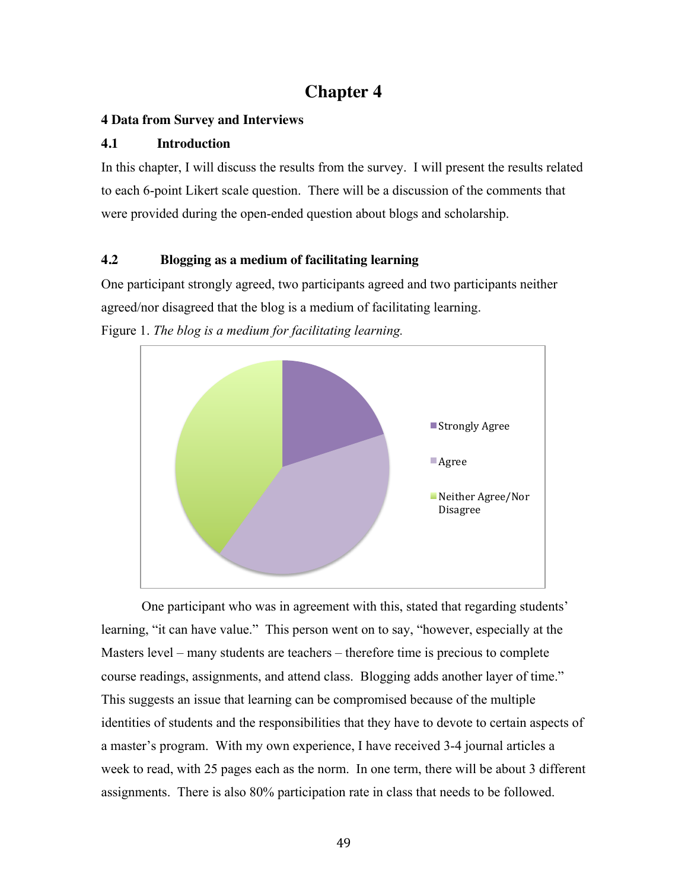# Chapter 4

## 4 Data from Survey and Interviews

### 4.1 Introduction

In this chapter, I will discuss the results from the survey. I will present the results related to each 6-point Likert scale question. There will be a discussion of the comments that were provided during the open-ended question about blogs and scholarship.

### 4.2 Blogging as a medium of facilitating learning

One participant strongly agreed, two participants agreed and two participants neither agreed/nor disagreed that the blog is a medium of facilitating learning.

Figure 1. *The blog is a medium for facilitating learning.*

One participant who was in agreement with this, stated that regarding students' learning, "it can have value." This person went on to say, "however, especially at the Masters level – many students are teachers – therefore time is precious to complete course readings, assignments, and attend class. Blogging adds another layer of time." This suggests an issue that learning can be compromised because of the multiple identities of students and the responsibilities that they have to devote to certain aspects of a master's program. With my own experience, I have received 3-4 journal articles a week to read, with 25 pages each as the norm. In one term, there will be about 3 different assignments. There is also 80% participation rate in class that needs to be followed.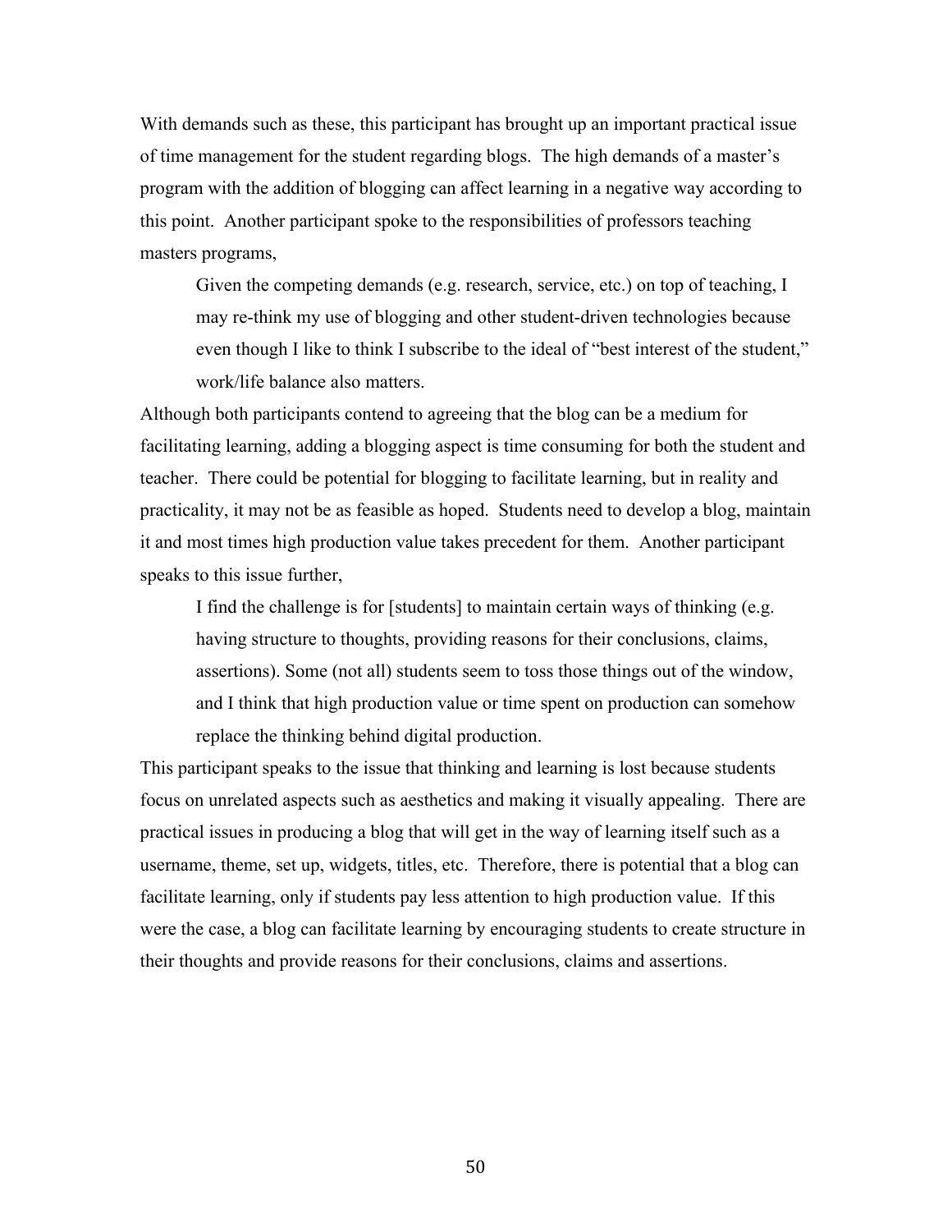With demands such as these, this participant has brought up an important practical issue of time management for the student regarding blogs. The high demands of a master's program with the addition of blogging can affect learning in a negative way according to this point. Another participant spoke to the responsibilities of professors teaching masters programs,

> Given the competing demands (e.g. research, service, etc.) on top of teaching, I may re-think my use of blogging and other student-driven technologies because even though I like to think I subscribe to the ideal of "best interest of the student," work/life balance also matters.

Although both participants contend to agreeing that the blog can be a medium for facilitating learning, adding a blogging aspect is time consuming for both the student and teacher. There could be potential for blogging to facilitate learning, but in reality and practicality, it may not be as feasible as hoped. Students need to develop a blog, maintain it and most times high production value takes precedent for them. Another participant speaks to this issue further,

> I find the challenge is for [students] to maintain certain ways of thinking (e.g. having structure to thoughts, providing reasons for their conclusions, claims, assertions). Some (not all) students seem to toss those things out of the window, and I think that high production value or time spent on production can somehow replace the thinking behind digital production.

This participant speaks to the issue that thinking and learning is lost because students focus on unrelated aspects such as aesthetics and making it visually appealing. There are practical issues in producing a blog that will get in the way of learning itself such as a username, theme, set up, widgets, titles, etc. Therefore, there is potential that a blog can facilitate learning, only if students pay less attention to high production value. If this were the case, a blog can facilitate learning by encouraging students to create structure in their thoughts and provide reasons for their conclusions, claims and assertions.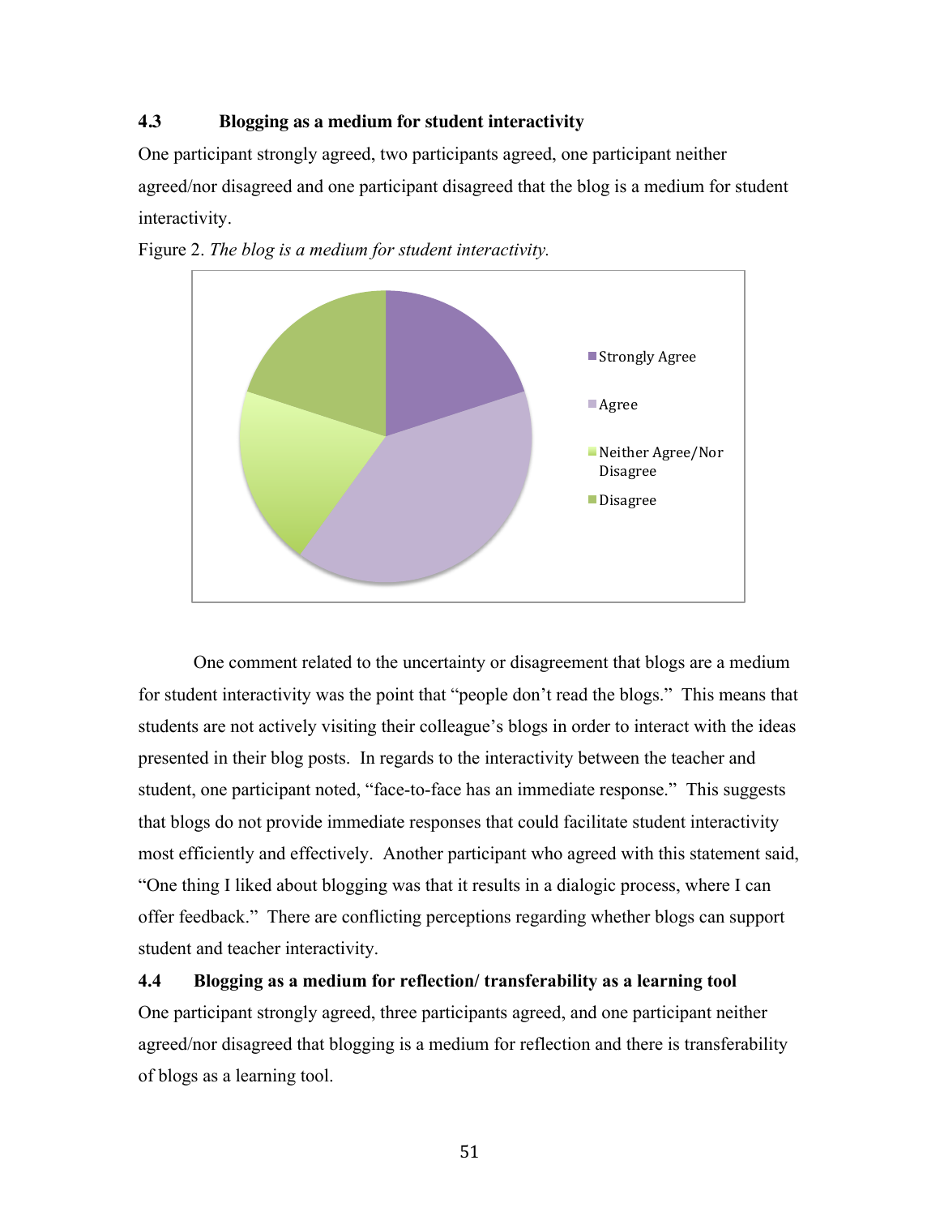### 4.3 Blogging as a medium for student interactivity

One participant strongly agreed, two participants agreed, one participant neither agreed/nor disagreed and one participant disagreed that the blog is a medium for student interactivity.

Figure 2. *The blog is a medium for student interactivity.*

One comment related to the uncertainty or disagreement that blogs are a medium for student interactivity was the point that "people don't read the blogs." This means that students are not actively visiting their colleague's blogs in order to interact with the ideas presented in their blog posts. In regards to the interactivity between the teacher and student, one participant noted, "face-to-face has an immediate response." This suggests that blogs do not provide immediate responses that could facilitate student interactivity most efficiently and effectively. Another participant who agreed with this statement said, "One thing I liked about blogging was that it results in a dialogic process, where I can offer feedback." There are conflicting perceptions regarding whether blogs can support student and teacher interactivity.

### 4.4 Blogging as a medium for reflection/ transferability as a learning tool

One participant strongly agreed, three participants agreed, and one participant neither agreed/nor disagreed that blogging is a medium for reflection and there is transferability of blogs as a learning tool.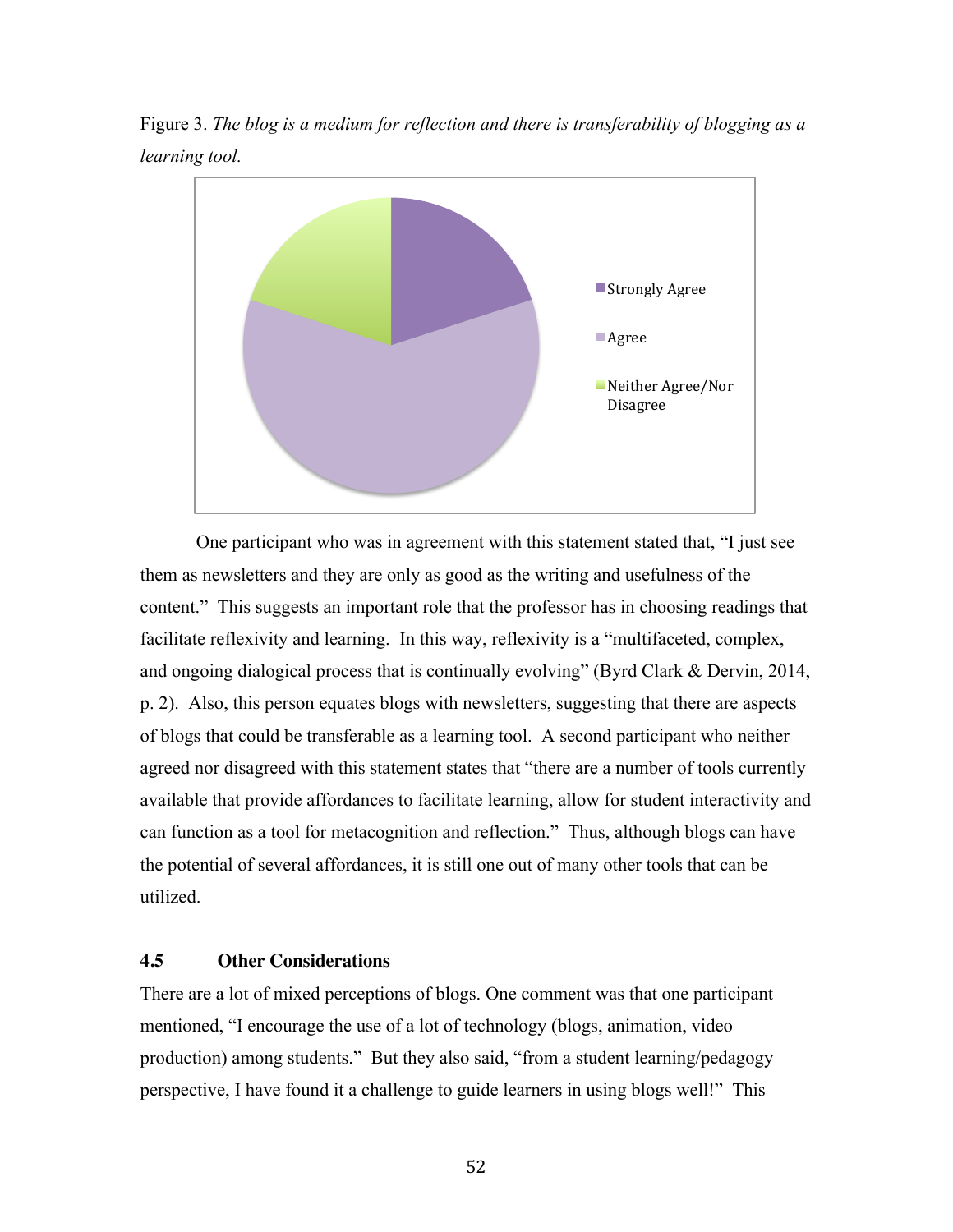Figure 3. *The blog is a medium for reflection and there is transferability of blogging as a learning tool.*

One participant who was in agreement with this statement stated that, "I just see them as newsletters and they are only as good as the writing and usefulness of the content." This suggests an important role that the professor has in choosing readings that facilitate reflexivity and learning. In this way, reflexivity is a "multifaceted, complex, and ongoing dialogical process that is continually evolving" (Byrd Clark & Dervin, 2014, p. 2). Also, this person equates blogs with newsletters, suggesting that there are aspects of blogs that could be transferable as a learning tool. A second participant who neither agreed nor disagreed with this statement states that "there are a number of tools currently available that provide affordances to facilitate learning, allow for student interactivity and can function as a tool for metacognition and reflection." Thus, although blogs can have the potential of several affordances, it is still one out of many other tools that can be utilized.

### 4.5 Other Considerations

There are a lot of mixed perceptions of blogs. One comment was that one participant mentioned, "I encourage the use of a lot of technology (blogs, animation, video production) among students." But they also said, "from a student learning/pedagogy perspective, I have found it a challenge to guide learners in using blogs well!" This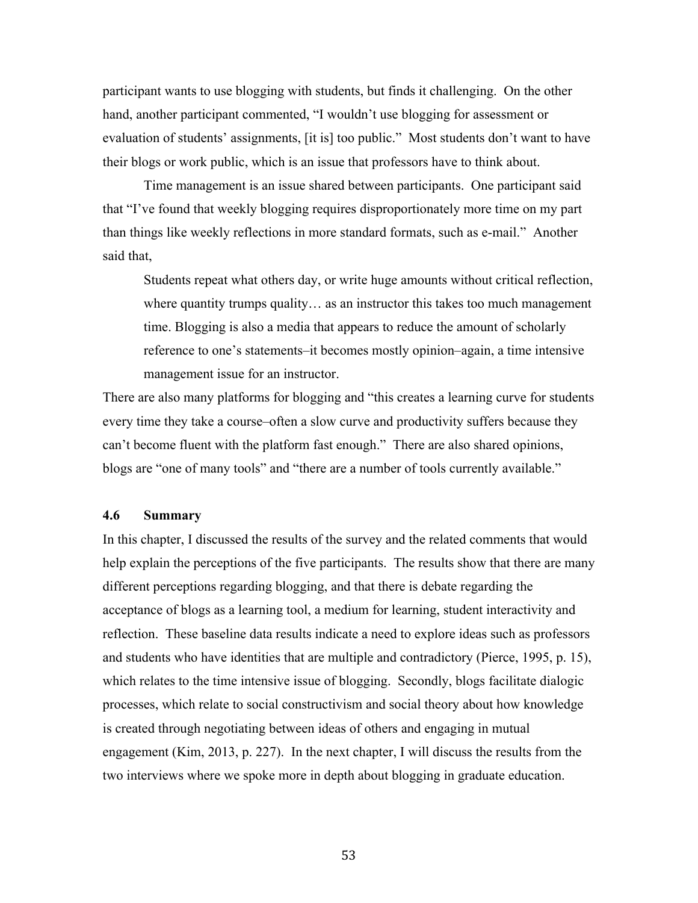participant wants to use blogging with students, but finds it challenging. On the other hand, another participant commented, "I wouldn't use blogging for assessment or evaluation of students' assignments, [it is] too public." Most students don't want to have their blogs or work public, which is an issue that professors have to think about.

Time management is an issue shared between participants. One participant said that "I've found that weekly blogging requires disproportionately more time on my part than things like weekly reflections in more standard formats, such as e-mail." Another said that,

> Students repeat what others day, or write huge amounts without critical reflection, where quantity trumps quality… as an instructor this takes too much management time. Blogging is also a media that appears to reduce the amount of scholarly reference to one's statements–it becomes mostly opinion–again, a time intensive management issue for an instructor.

There are also many platforms for blogging and "this creates a learning curve for students every time they take a course–often a slow curve and productivity suffers because they can't become fluent with the platform fast enough." There are also shared opinions, blogs are "one of many tools" and "there are a number of tools currently available."

### 4.6 Summary

In this chapter, I discussed the results of the survey and the related comments that would help explain the perceptions of the five participants. The results show that there are many different perceptions regarding blogging, and that there is debate regarding the acceptance of blogs as a learning tool, a medium for learning, student interactivity and reflection. These baseline data results indicate a need to explore ideas such as professors and students who have identities that are multiple and contradictory (Pierce, 1995, p. 15), which relates to the time intensive issue of blogging. Secondly, blogs facilitate dialogic processes, which relate to social constructivism and social theory about how knowledge is created through negotiating between ideas of others and engaging in mutual engagement (Kim, 2013, p. 227). In the next chapter, I will discuss the results from the two interviews where we spoke more in depth about blogging in graduate education.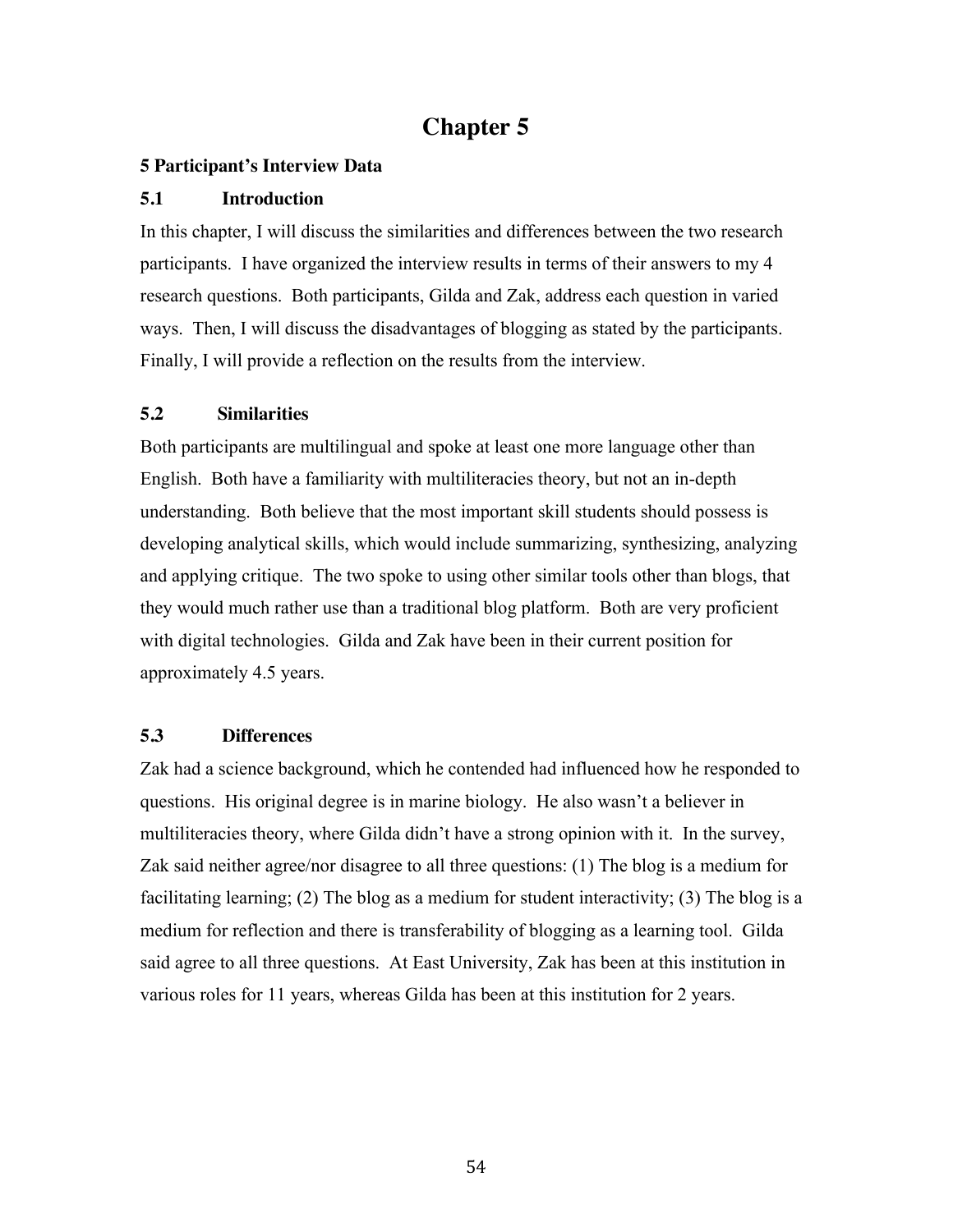# Chapter 5

### 5 Participant's Interview Data

### 5.1 Introduction

In this chapter, I will discuss the similarities and differences between the two research participants. I have organized the interview results in terms of their answers to my 4 research questions. Both participants, Gilda and Zak, address each question in varied ways. Then, I will discuss the disadvantages of blogging as stated by the participants. Finally, I will provide a reflection on the results from the interview.

### 5.2 Similarities

Both participants are multilingual and spoke at least one more language other than English. Both have a familiarity with multiliteracies theory, but not an in-depth understanding. Both believe that the most important skill students should possess is developing analytical skills, which would include summarizing, synthesizing, analyzing and applying critique. The two spoke to using other similar tools other than blogs, that they would much rather use than a traditional blog platform. Both are very proficient with digital technologies. Gilda and Zak have been in their current position for approximately 4.5 years.

### 5.3 Differences

Zak had a science background, which he contended had influenced how he responded to questions. His original degree is in marine biology. He also wasn't a believer in multiliteracies theory, where Gilda didn't have a strong opinion with it. In the survey, Zak said neither agree/nor disagree to all three questions: (1) The blog is a medium for facilitating learning; (2) The blog as a medium for student interactivity; (3) The blog is a medium for reflection and there is transferability of blogging as a learning tool. Gilda said agree to all three questions. At East University, Zak has been at this institution in various roles for 11 years, whereas Gilda has been at this institution for 2 years.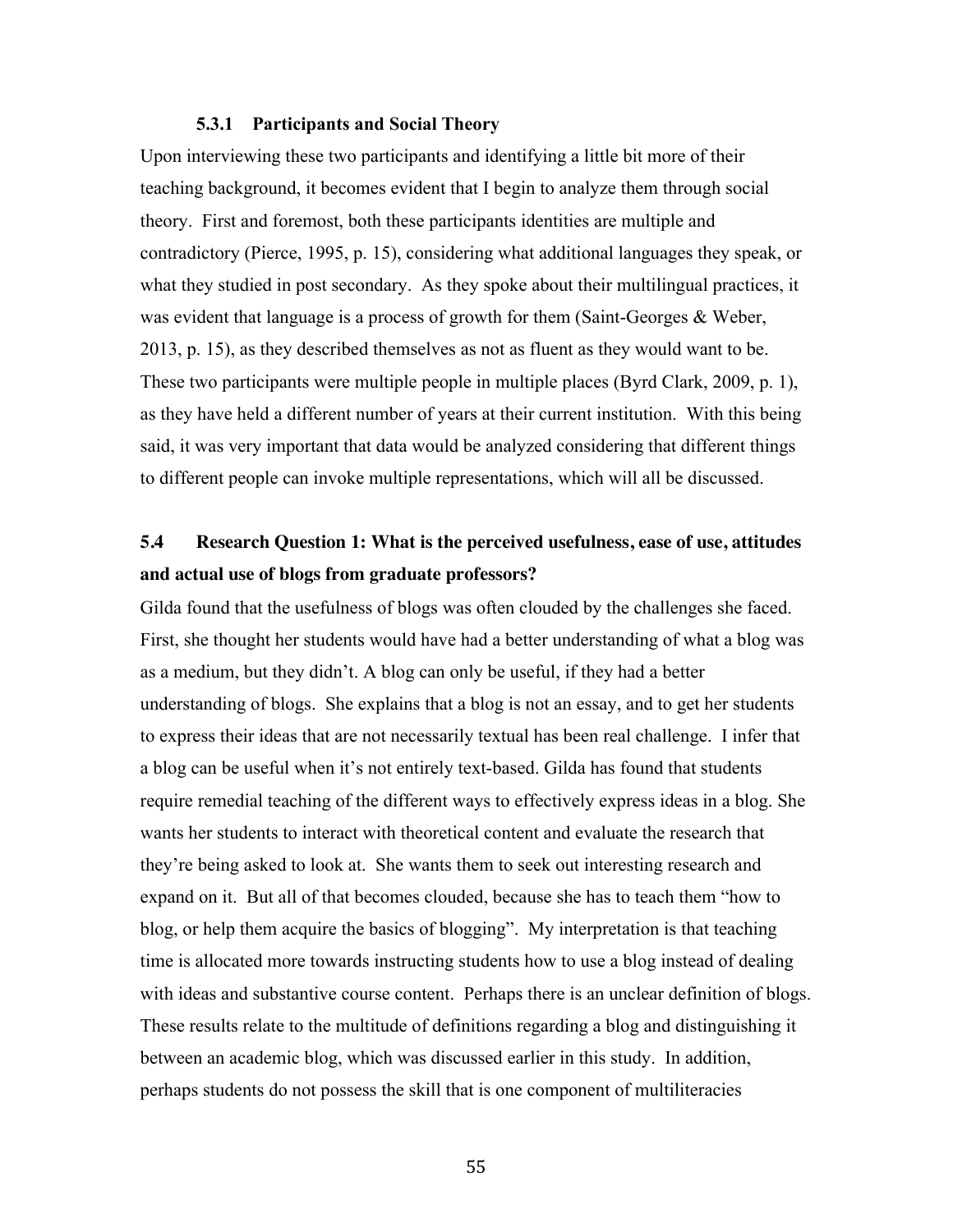### 5.3.1 Participants and Social Theory

Upon interviewing these two participants and identifying a little bit more of their teaching background, it becomes evident that I begin to analyze them through social theory. First and foremost, both these participants identities are multiple and contradictory (Pierce, 1995, p. 15), considering what additional languages they speak, or what they studied in post secondary. As they spoke about their multilingual practices, it was evident that language is a process of growth for them (Saint-Georges & Weber, 2013, p. 15), as they described themselves as not as fluent as they would want to be. These two participants were multiple people in multiple places (Byrd Clark, 2009, p. 1), as they have held a different number of years at their current institution. With this being said, it was very important that data would be analyzed considering that different things to different people can invoke multiple representations, which will all be discussed.

## 5.4 Research Question 1: What is the perceived usefulness, ease of use, attitudes and actual use of blogs from graduate professors?

Gilda found that the usefulness of blogs was often clouded by the challenges she faced. First, she thought her students would have had a better understanding of what a blog was as a medium, but they didn't. A blog can only be useful, if they had a better understanding of blogs. She explains that a blog is not an essay, and to get her students to express their ideas that are not necessarily textual has been real challenge. I infer that a blog can be useful when it's not entirely text-based. Gilda has found that students require remedial teaching of the different ways to effectively express ideas in a blog. She wants her students to interact with theoretical content and evaluate the research that they're being asked to look at. She wants them to seek out interesting research and expand on it. But all of that becomes clouded, because she has to teach them "how to blog, or help them acquire the basics of blogging". My interpretation is that teaching time is allocated more towards instructing students how to use a blog instead of dealing with ideas and substantive course content. Perhaps there is an unclear definition of blogs. These results relate to the multitude of definitions regarding a blog and distinguishing it between an academic blog, which was discussed earlier in this study. In addition, perhaps students do not possess the skill that is one component of multiliteracies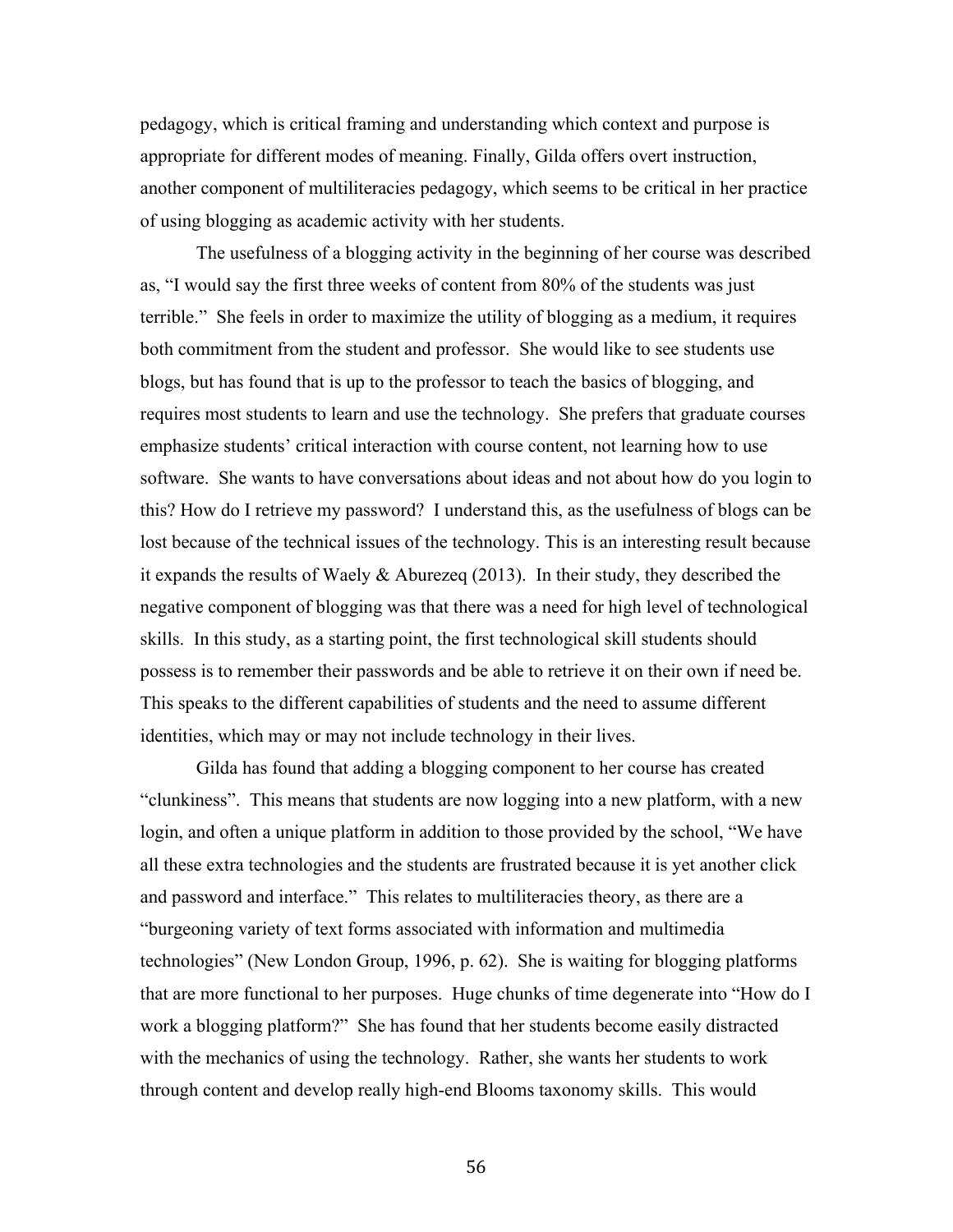pedagogy, which is critical framing and understanding which context and purpose is appropriate for different modes of meaning. Finally, Gilda offers overt instruction, another component of multiliteracies pedagogy, which seems to be critical in her practice of using blogging as academic activity with her students.

The usefulness of a blogging activity in the beginning of her course was described as, "I would say the first three weeks of content from 80% of the students was just terrible." She feels in order to maximize the utility of blogging as a medium, it requires both commitment from the student and professor. She would like to see students use blogs, but has found that is up to the professor to teach the basics of blogging, and requires most students to learn and use the technology. She prefers that graduate courses emphasize students' critical interaction with course content, not learning how to use software. She wants to have conversations about ideas and not about how do you login to this? How do I retrieve my password? I understand this, as the usefulness of blogs can be lost because of the technical issues of the technology. This is an interesting result because it expands the results of Waely & Aburezeq (2013). In their study, they described the negative component of blogging was that there was a need for high level of technological skills. In this study, as a starting point, the first technological skill students should possess is to remember their passwords and be able to retrieve it on their own if need be. This speaks to the different capabilities of students and the need to assume different identities, which may or may not include technology in their lives.

Gilda has found that adding a blogging component to her course has created "clunkiness". This means that students are now logging into a new platform, with a new login, and often a unique platform in addition to those provided by the school, "We have all these extra technologies and the students are frustrated because it is yet another click and password and interface." This relates to multiliteracies theory, as there are a "burgeoning variety of text forms associated with information and multimedia technologies" (New London Group, 1996, p. 62). She is waiting for blogging platforms that are more functional to her purposes. Huge chunks of time degenerate into "How do I work a blogging platform?" She has found that her students become easily distracted with the mechanics of using the technology. Rather, she wants her students to work through content and develop really high-end Blooms taxonomy skills. This would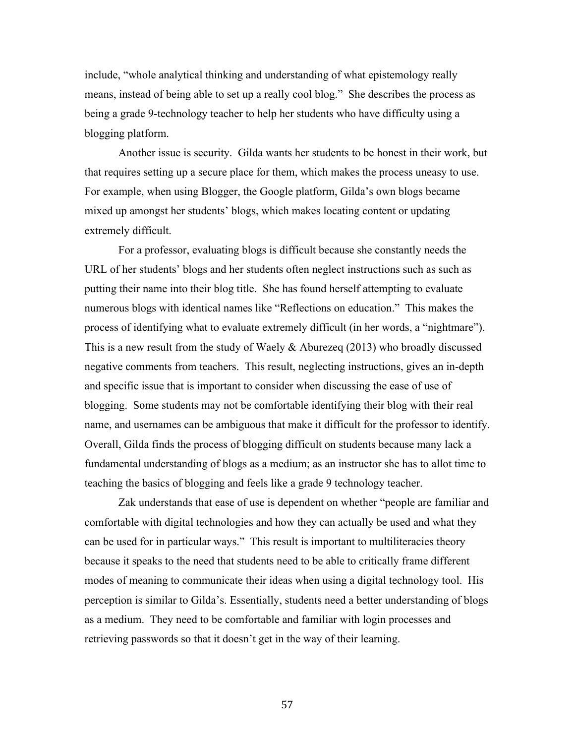include, "whole analytical thinking and understanding of what epistemology really means, instead of being able to set up a really cool blog." She describes the process as being a grade 9-technology teacher to help her students who have difficulty using a blogging platform.

Another issue is security. Gilda wants her students to be honest in their work, but that requires setting up a secure place for them, which makes the process uneasy to use. For example, when using Blogger, the Google platform, Gilda's own blogs became mixed up amongst her students' blogs, which makes locating content or updating extremely difficult.

For a professor, evaluating blogs is difficult because she constantly needs the URL of her students' blogs and her students often neglect instructions such as such as putting their name into their blog title. She has found herself attempting to evaluate numerous blogs with identical names like "Reflections on education." This makes the process of identifying what to evaluate extremely difficult (in her words, a "nightmare"). This is a new result from the study of Waely & Aburezeq (2013) who broadly discussed negative comments from teachers. This result, neglecting instructions, gives an in-depth and specific issue that is important to consider when discussing the ease of use of blogging. Some students may not be comfortable identifying their blog with their real name, and usernames can be ambiguous that make it difficult for the professor to identify. Overall, Gilda finds the process of blogging difficult on students because many lack a fundamental understanding of blogs as a medium; as an instructor she has to allot time to teaching the basics of blogging and feels like a grade 9 technology teacher.

Zak understands that ease of use is dependent on whether "people are familiar and comfortable with digital technologies and how they can actually be used and what they can be used for in particular ways." This result is important to multiliteracies theory because it speaks to the need that students need to be able to critically frame different modes of meaning to communicate their ideas when using a digital technology tool. His perception is similar to Gilda's. Essentially, students need a better understanding of blogs as a medium. They need to be comfortable and familiar with login processes and retrieving passwords so that it doesn't get in the way of their learning.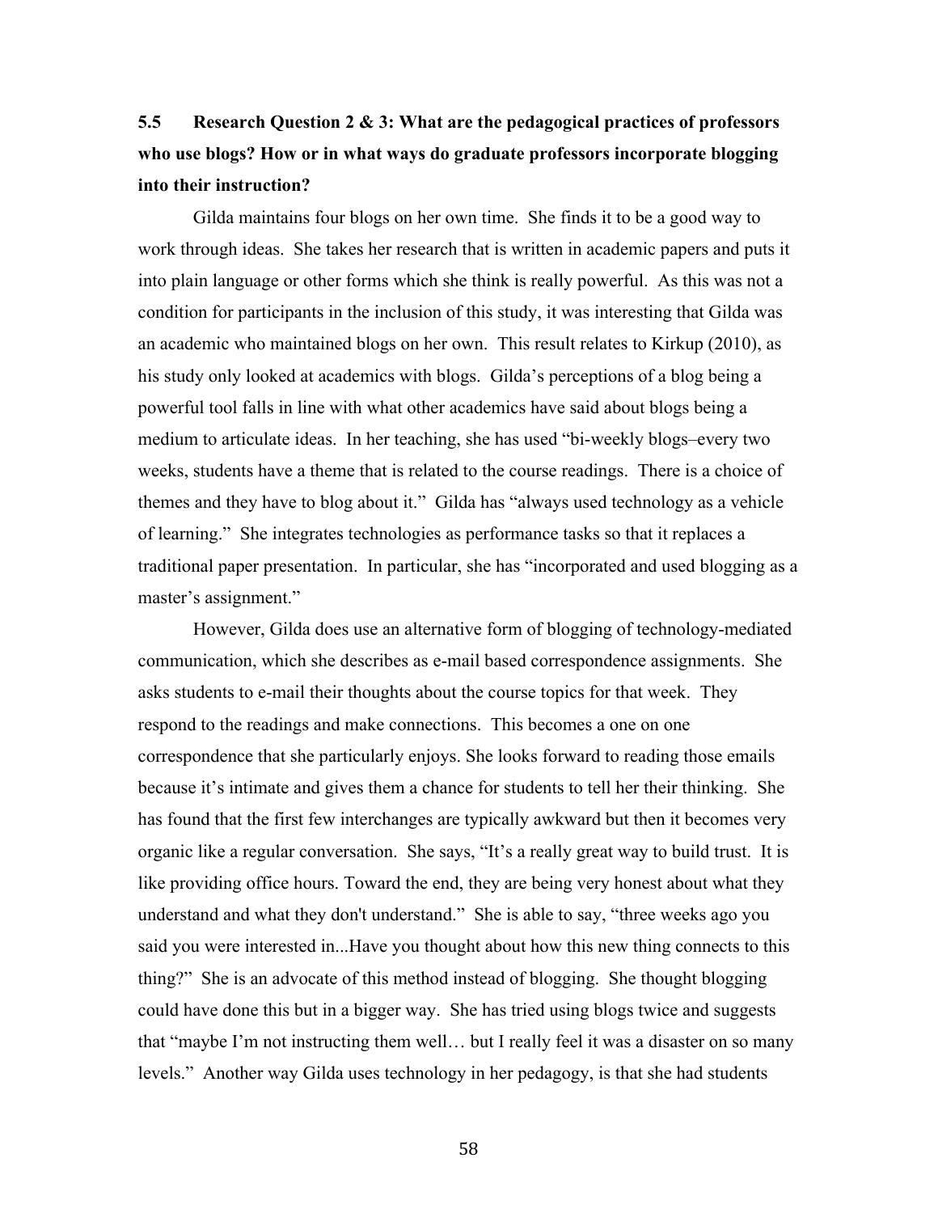## 5.5 Research Question 2 & 3: What are the pedagogical practices of professors who use blogs? How or in what ways do graduate professors incorporate blogging into their instruction?

Gilda maintains four blogs on her own time. She finds it to be a good way to work through ideas. She takes her research that is written in academic papers and puts it into plain language or other forms which she think is really powerful. As this was not a condition for participants in the inclusion of this study, it was interesting that Gilda was an academic who maintained blogs on her own. This result relates to Kirkup (2010), as his study only looked at academics with blogs. Gilda's perceptions of a blog being a powerful tool falls in line with what other academics have said about blogs being a medium to articulate ideas. In her teaching, she has used "bi-weekly blogs–every two weeks, students have a theme that is related to the course readings. There is a choice of themes and they have to blog about it." Gilda has "always used technology as a vehicle of learning." She integrates technologies as performance tasks so that it replaces a traditional paper presentation. In particular, she has "incorporated and used blogging as a master's assignment."

However, Gilda does use an alternative form of blogging of technology-mediated communication, which she describes as e-mail based correspondence assignments. She asks students to e-mail their thoughts about the course topics for that week. They respond to the readings and make connections. This becomes a one on one correspondence that she particularly enjoys. She looks forward to reading those emails because it's intimate and gives them a chance for students to tell her their thinking. She has found that the first few interchanges are typically awkward but then it becomes very organic like a regular conversation. She says, "It's a really great way to build trust. It is like providing office hours. Toward the end, they are being very honest about what they understand and what they don't understand." She is able to say, "three weeks ago you said you were interested in...Have you thought about how this new thing connects to this thing?" She is an advocate of this method instead of blogging. She thought blogging could have done this but in a bigger way. She has tried using blogs twice and suggests that "maybe I'm not instructing them well… but I really feel it was a disaster on so many levels." Another way Gilda uses technology in her pedagogy, is that she had students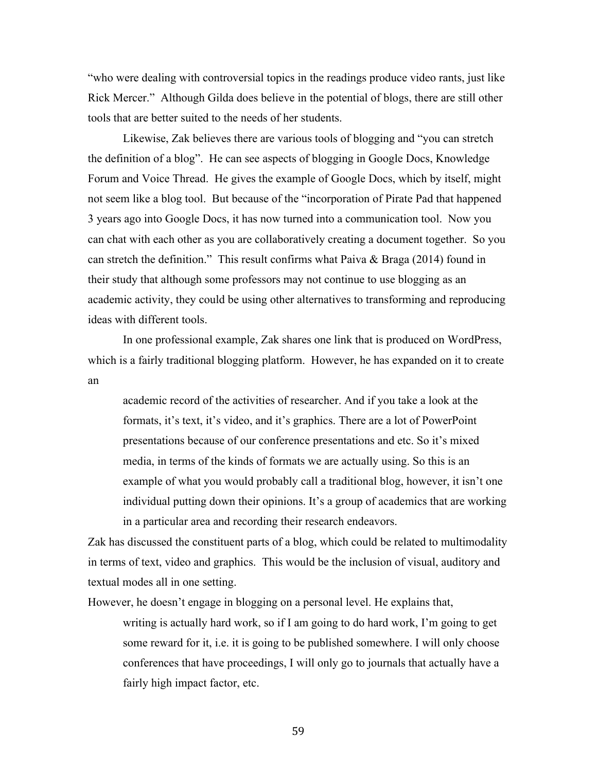"who were dealing with controversial topics in the readings produce video rants, just like Rick Mercer." Although Gilda does believe in the potential of blogs, there are still other tools that are better suited to the needs of her students.

Likewise, Zak believes there are various tools of blogging and "you can stretch the definition of a blog". He can see aspects of blogging in Google Docs, Knowledge Forum and Voice Thread. He gives the example of Google Docs, which by itself, might not seem like a blog tool. But because of the "incorporation of Pirate Pad that happened 3 years ago into Google Docs, it has now turned into a communication tool. Now you can chat with each other as you are collaboratively creating a document together. So you can stretch the definition." This result confirms what Paiva & Braga (2014) found in their study that although some professors may not continue to use blogging as an academic activity, they could be using other alternatives to transforming and reproducing ideas with different tools.

In one professional example, Zak shares one link that is produced on WordPress, which is a fairly traditional blogging platform. However, he has expanded on it to create an

> academic record of the activities of researcher. And if you take a look at the formats, it's text, it's video, and it's graphics. There are a lot of PowerPoint presentations because of our conference presentations and etc. So it's mixed media, in terms of the kinds of formats we are actually using. So this is an example of what you would probably call a traditional blog, however, it isn't one individual putting down their opinions. It's a group of academics that are working in a particular area and recording their research endeavors.

Zak has discussed the constituent parts of a blog, which could be related to multimodality in terms of text, video and graphics. This would be the inclusion of visual, auditory and textual modes all in one setting.

However, he doesn't engage in blogging on a personal level. He explains that,

> writing is actually hard work, so if I am going to do hard work, I'm going to get some reward for it, i.e. it is going to be published somewhere. I will only choose conferences that have proceedings, I will only go to journals that actually have a fairly high impact factor, etc.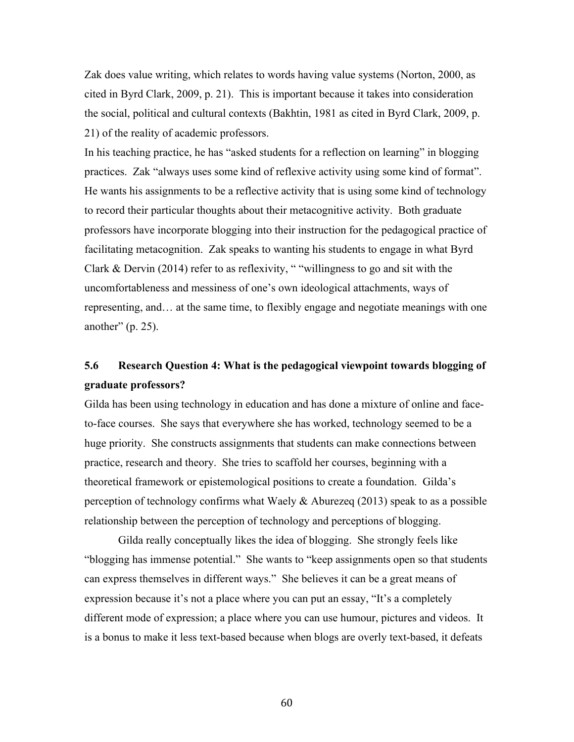Zak does value writing, which relates to words having value systems (Norton, 2000, as cited in Byrd Clark, 2009, p. 21). This is important because it takes into consideration the social, political and cultural contexts (Bakhtin, 1981 as cited in Byrd Clark, 2009, p. 21) of the reality of academic professors.

In his teaching practice, he has "asked students for a reflection on learning" in blogging practices. Zak "always uses some kind of reflexive activity using some kind of format". He wants his assignments to be a reflective activity that is using some kind of technology to record their particular thoughts about their metacognitive activity. Both graduate professors have incorporate blogging into their instruction for the pedagogical practice of facilitating metacognition. Zak speaks to wanting his students to engage in what Byrd Clark & Dervin (2014) refer to as reflexivity, " "willingness to go and sit with the uncomfortableness and messiness of one's own ideological attachments, ways of representing, and… at the same time, to flexibly engage and negotiate meanings with one another" (p. 25).

## 5.6 Research Question 4: What is the pedagogical viewpoint towards blogging of graduate professors?

Gilda has been using technology in education and has done a mixture of online and face-to-face courses. She says that everywhere she has worked, technology seemed to be a huge priority. She constructs assignments that students can make connections between practice, research and theory. She tries to scaffold her courses, beginning with a theoretical framework or epistemological positions to create a foundation. Gilda's perception of technology confirms what Waely & Aburezeq (2013) speak to as a possible relationship between the perception of technology and perceptions of blogging.

Gilda really conceptually likes the idea of blogging. She strongly feels like "blogging has immense potential." She wants to "keep assignments open so that students can express themselves in different ways." She believes it can be a great means of expression because it's not a place where you can put an essay, "It's a completely different mode of expression; a place where you can use humour, pictures and videos. It is a bonus to make it less text-based because when blogs are overly text-based, it defeats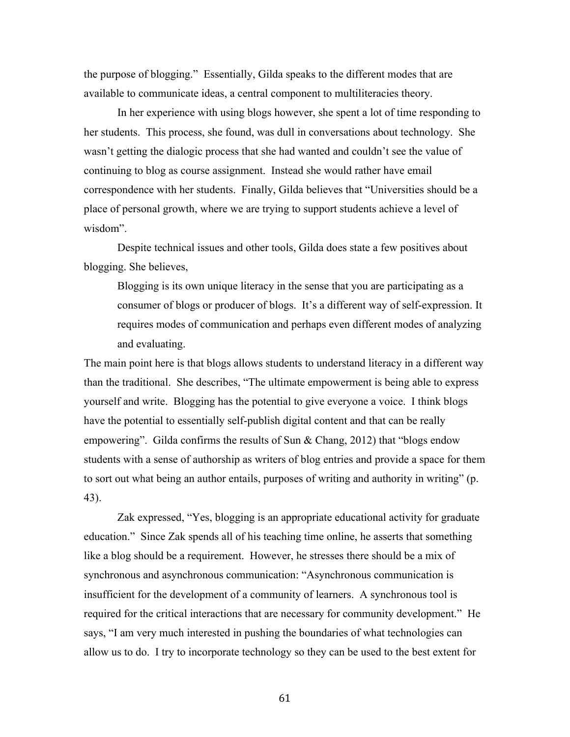the purpose of blogging." Essentially, Gilda speaks to the different modes that are available to communicate ideas, a central component to multiliteracies theory.

In her experience with using blogs however, she spent a lot of time responding to her students. This process, she found, was dull in conversations about technology. She wasn't getting the dialogic process that she had wanted and couldn't see the value of continuing to blog as course assignment. Instead she would rather have email correspondence with her students. Finally, Gilda believes that "Universities should be a place of personal growth, where we are trying to support students achieve a level of wisdom".

Despite technical issues and other tools, Gilda does state a few positives about blogging. She believes,

> Blogging is its own unique literacy in the sense that you are participating as a consumer of blogs or producer of blogs. It's a different way of self-expression. It requires modes of communication and perhaps even different modes of analyzing and evaluating.

The main point here is that blogs allows students to understand literacy in a different way than the traditional. She describes, "The ultimate empowerment is being able to express yourself and write. Blogging has the potential to give everyone a voice. I think blogs have the potential to essentially self-publish digital content and that can be really empowering". Gilda confirms the results of Sun & Chang, 2012) that "blogs endow students with a sense of authorship as writers of blog entries and provide a space for them to sort out what being an author entails, purposes of writing and authority in writing" (p. 43).

Zak expressed, "Yes, blogging is an appropriate educational activity for graduate education." Since Zak spends all of his teaching time online, he asserts that something like a blog should be a requirement. However, he stresses there should be a mix of synchronous and asynchronous communication: "Asynchronous communication is insufficient for the development of a community of learners. A synchronous tool is required for the critical interactions that are necessary for community development." He says, "I am very much interested in pushing the boundaries of what technologies can allow us to do. I try to incorporate technology so they can be used to the best extent for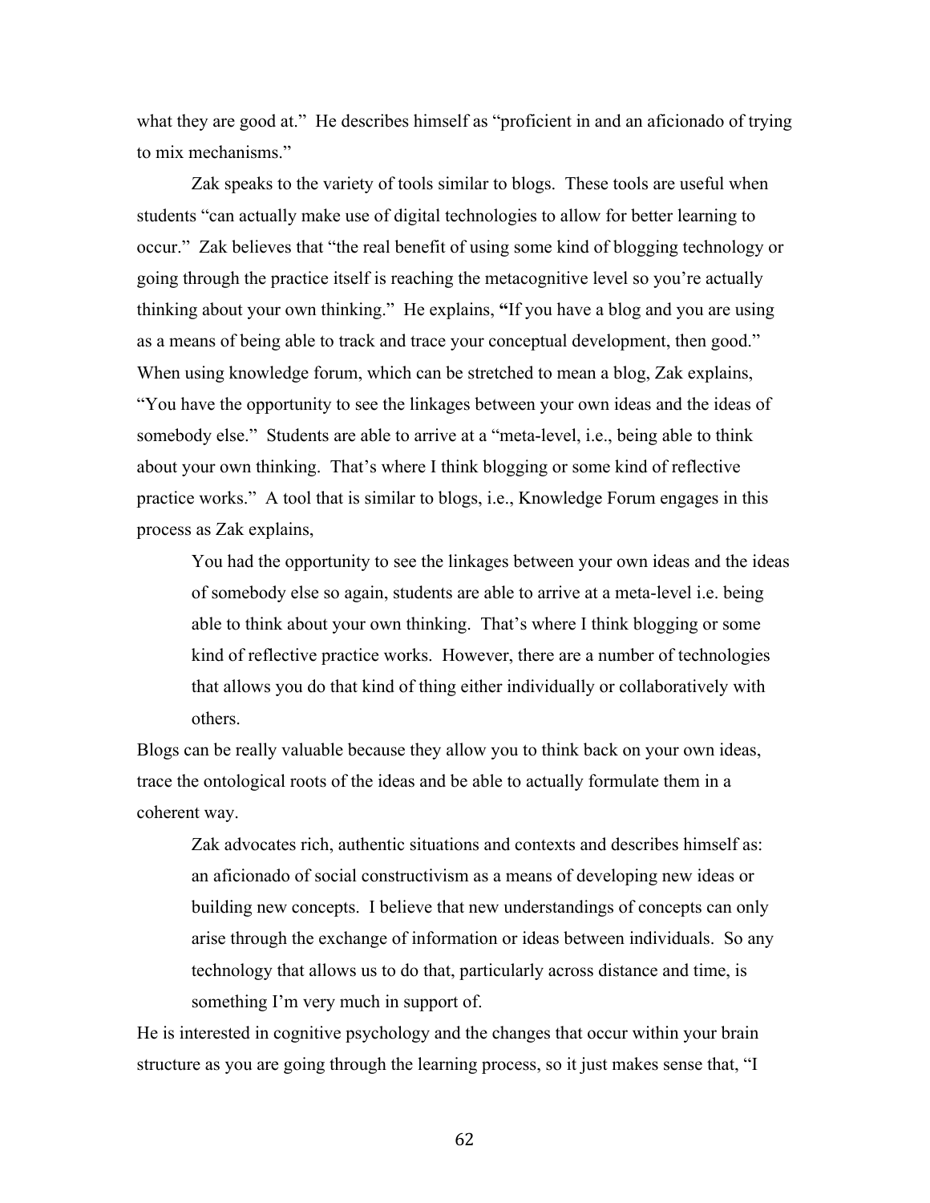what they are good at." He describes himself as "proficient in and an aficionado of trying to mix mechanisms."

Zak speaks to the variety of tools similar to blogs. These tools are useful when students "can actually make use of digital technologies to allow for better learning to occur." Zak believes that "the real benefit of using some kind of blogging technology or going through the practice itself is reaching the metacognitive level so you're actually thinking about your own thinking." He explains, **"**If you have a blog and you are using as a means of being able to track and trace your conceptual development, then good." When using knowledge forum, which can be stretched to mean a blog, Zak explains, "You have the opportunity to see the linkages between your own ideas and the ideas of somebody else." Students are able to arrive at a "meta-level, i.e., being able to think about your own thinking. That's where I think blogging or some kind of reflective practice works." A tool that is similar to blogs, i.e., Knowledge Forum engages in this process as Zak explains,

> You had the opportunity to see the linkages between your own ideas and the ideas of somebody else so again, students are able to arrive at a meta-level i.e. being able to think about your own thinking. That's where I think blogging or some kind of reflective practice works. However, there are a number of technologies that allows you do that kind of thing either individually or collaboratively with others.

Blogs can be really valuable because they allow you to think back on your own ideas, trace the ontological roots of the ideas and be able to actually formulate them in a coherent way.

> Zak advocates rich, authentic situations and contexts and describes himself as: an aficionado of social constructivism as a means of developing new ideas or building new concepts. I believe that new understandings of concepts can only arise through the exchange of information or ideas between individuals. So any technology that allows us to do that, particularly across distance and time, is something I'm very much in support of.

He is interested in cognitive psychology and the changes that occur within your brain structure as you are going through the learning process, so it just makes sense that, "I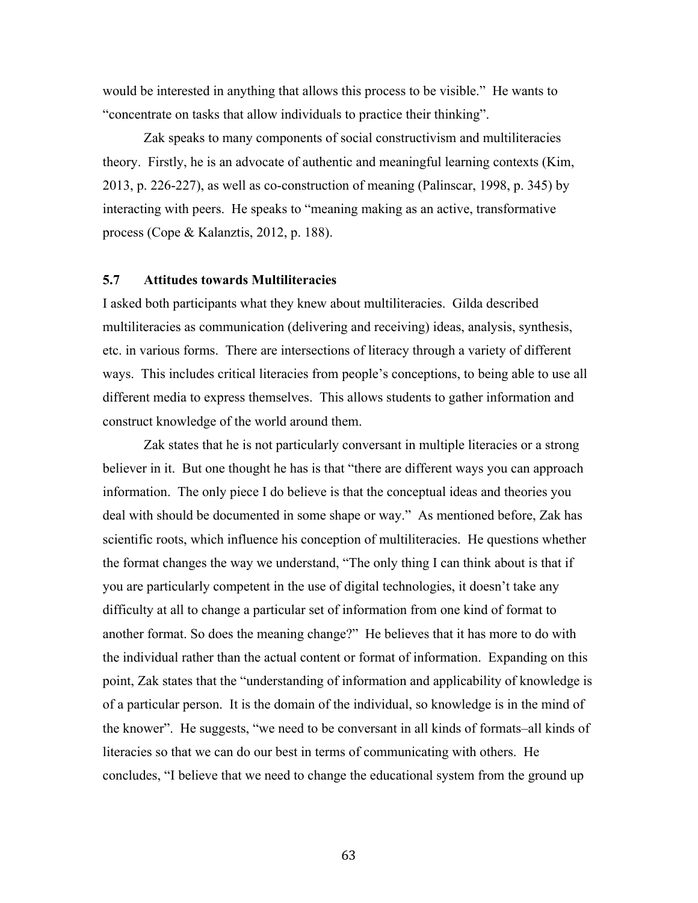would be interested in anything that allows this process to be visible." He wants to "concentrate on tasks that allow individuals to practice their thinking".

Zak speaks to many components of social constructivism and multiliteracies theory. Firstly, he is an advocate of authentic and meaningful learning contexts (Kim, 2013, p. 226-227), as well as co-construction of meaning (Palinscar, 1998, p. 345) by interacting with peers. He speaks to "meaning making as an active, transformative process (Cope & Kalanztis, 2012, p. 188).

## 5.7 Attitudes towards Multiliteracies

I asked both participants what they knew about multiliteracies. Gilda described multiliteracies as communication (delivering and receiving) ideas, analysis, synthesis, etc. in various forms. There are intersections of literacy through a variety of different ways. This includes critical literacies from people's conceptions, to being able to use all different media to express themselves. This allows students to gather information and construct knowledge of the world around them.

Zak states that he is not particularly conversant in multiple literacies or a strong believer in it. But one thought he has is that "there are different ways you can approach information. The only piece I do believe is that the conceptual ideas and theories you deal with should be documented in some shape or way." As mentioned before, Zak has scientific roots, which influence his conception of multiliteracies. He questions whether the format changes the way we understand, "The only thing I can think about is that if you are particularly competent in the use of digital technologies, it doesn't take any difficulty at all to change a particular set of information from one kind of format to another format. So does the meaning change?" He believes that it has more to do with the individual rather than the actual content or format of information. Expanding on this point, Zak states that the "understanding of information and applicability of knowledge is of a particular person. It is the domain of the individual, so knowledge is in the mind of the knower". He suggests, "we need to be conversant in all kinds of formats–all kinds of literacies so that we can do our best in terms of communicating with others. He concludes, "I believe that we need to change the educational system from the ground up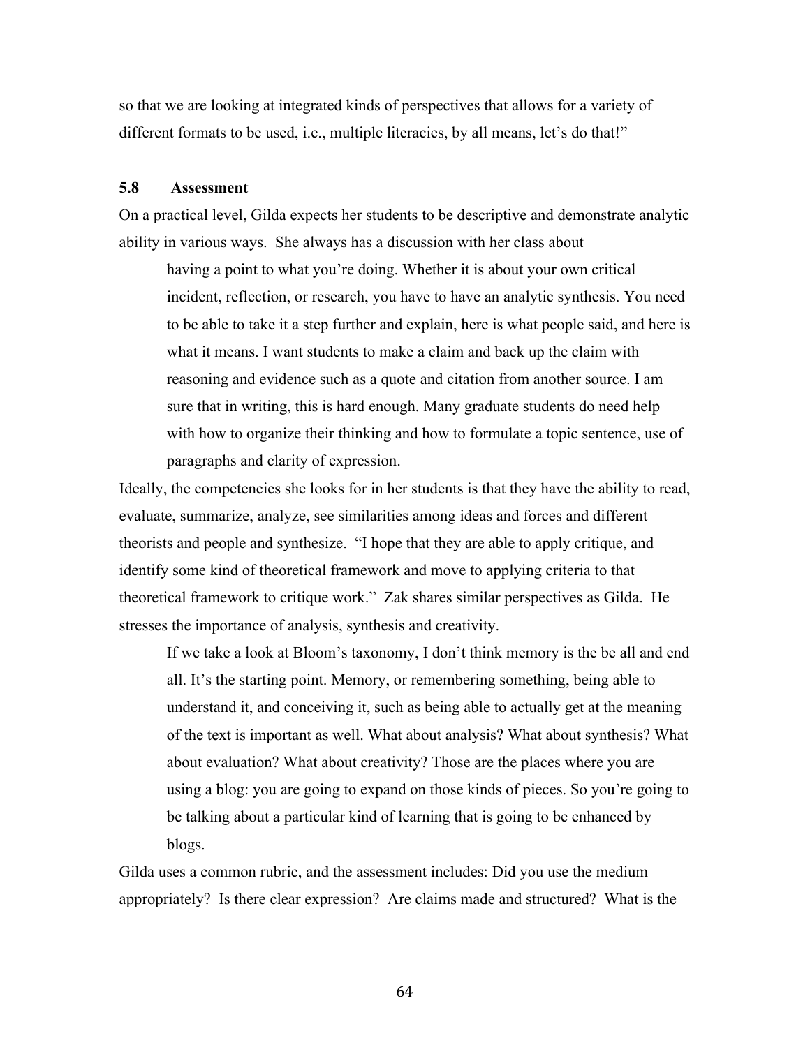so that we are looking at integrated kinds of perspectives that allows for a variety of different formats to be used, i.e., multiple literacies, by all means, let's do that!"

### 5.8 Assessment

On a practical level, Gilda expects her students to be descriptive and demonstrate analytic ability in various ways. She always has a discussion with her class about

> having a point to what you're doing. Whether it is about your own critical incident, reflection, or research, you have to have an analytic synthesis. You need to be able to take it a step further and explain, here is what people said, and here is what it means. I want students to make a claim and back up the claim with reasoning and evidence such as a quote and citation from another source. I am sure that in writing, this is hard enough. Many graduate students do need help with how to organize their thinking and how to formulate a topic sentence, use of paragraphs and clarity of expression.

Ideally, the competencies she looks for in her students is that they have the ability to read, evaluate, summarize, analyze, see similarities among ideas and forces and different theorists and people and synthesize. "I hope that they are able to apply critique, and identify some kind of theoretical framework and move to applying criteria to that theoretical framework to critique work." Zak shares similar perspectives as Gilda. He stresses the importance of analysis, synthesis and creativity.

> If we take a look at Bloom's taxonomy, I don't think memory is the be all and end all. It's the starting point. Memory, or remembering something, being able to understand it, and conceiving it, such as being able to actually get at the meaning of the text is important as well. What about analysis? What about synthesis? What about evaluation? What about creativity? Those are the places where you are using a blog: you are going to expand on those kinds of pieces. So you're going to be talking about a particular kind of learning that is going to be enhanced by blogs.

Gilda uses a common rubric, and the assessment includes: Did you use the medium appropriately? Is there clear expression? Are claims made and structured? What is the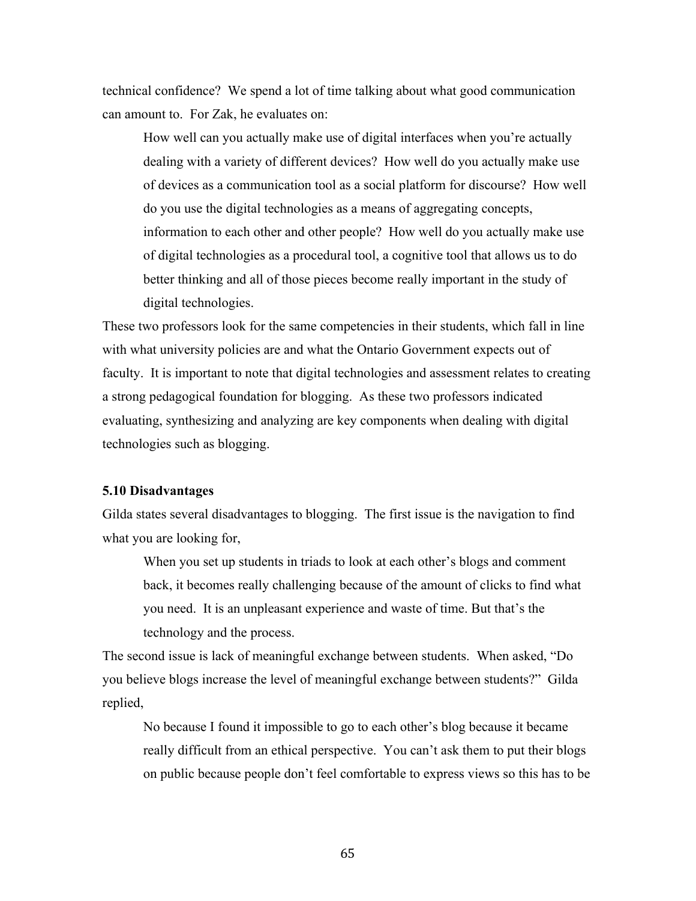technical confidence? We spend a lot of time talking about what good communication can amount to. For Zak, he evaluates on:

> How well can you actually make use of digital interfaces when you're actually dealing with a variety of different devices? How well do you actually make use of devices as a communication tool as a social platform for discourse? How well do you use the digital technologies as a means of aggregating concepts, information to each other and other people? How well do you actually make use of digital technologies as a procedural tool, a cognitive tool that allows us to do better thinking and all of those pieces become really important in the study of digital technologies.

These two professors look for the same competencies in their students, which fall in line with what university policies are and what the Ontario Government expects out of faculty. It is important to note that digital technologies and assessment relates to creating a strong pedagogical foundation for blogging. As these two professors indicated evaluating, synthesizing and analyzing are key components when dealing with digital technologies such as blogging.

### 5.10 Disadvantages

Gilda states several disadvantages to blogging. The first issue is the navigation to find what you are looking for,

> When you set up students in triads to look at each other's blogs and comment back, it becomes really challenging because of the amount of clicks to find what you need. It is an unpleasant experience and waste of time. But that's the technology and the process.

The second issue is lack of meaningful exchange between students. When asked, "Do you believe blogs increase the level of meaningful exchange between students?" Gilda replied,

> No because I found it impossible to go to each other's blog because it became really difficult from an ethical perspective. You can't ask them to put their blogs on public because people don't feel comfortable to express views so this has to be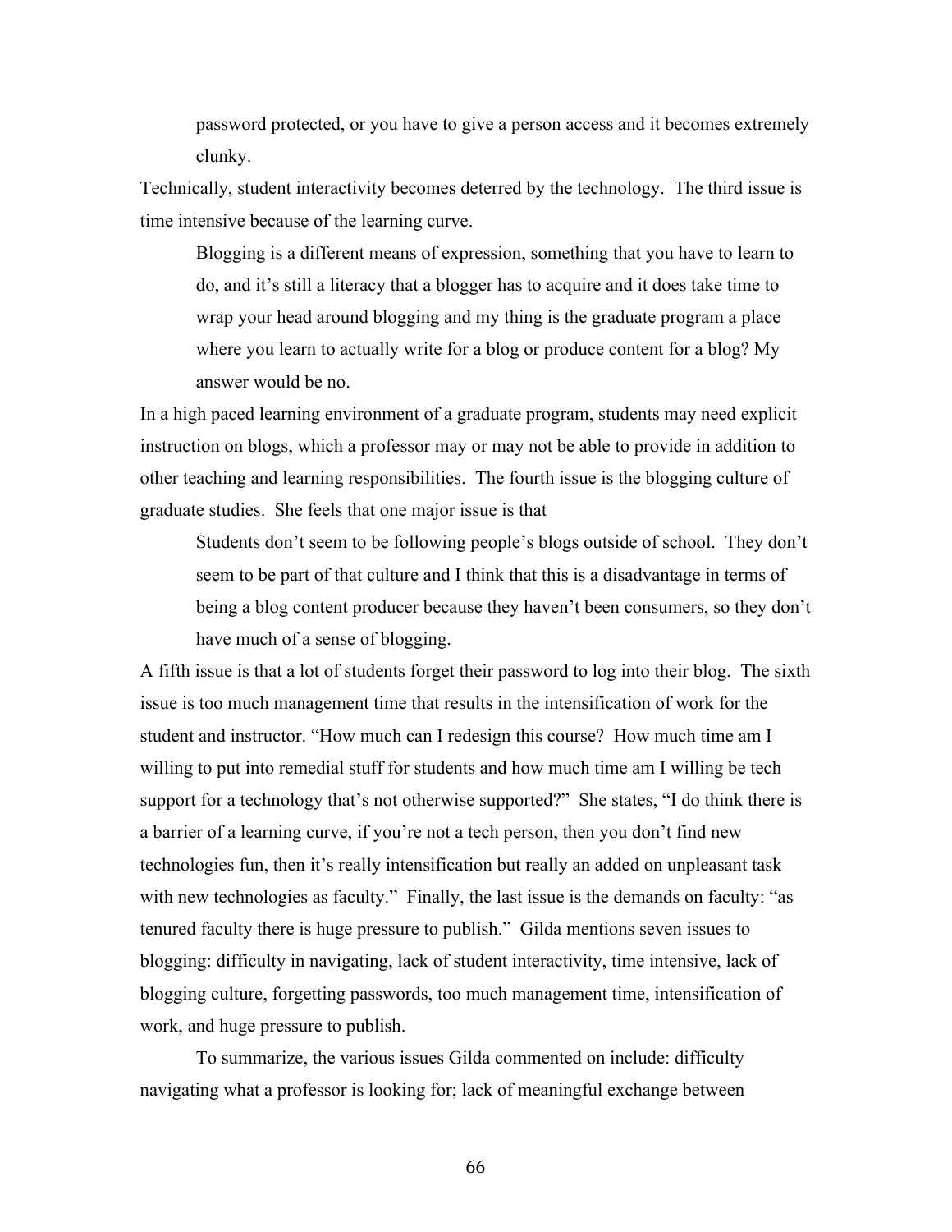> password protected, or you have to give a person access and it becomes extremely clunky.

Technically, student interactivity becomes deterred by the technology. The third issue is time intensive because of the learning curve.

> Blogging is a different means of expression, something that you have to learn to do, and it's still a literacy that a blogger has to acquire and it does take time to wrap your head around blogging and my thing is the graduate program a place where you learn to actually write for a blog or produce content for a blog? My answer would be no.

In a high paced learning environment of a graduate program, students may need explicit instruction on blogs, which a professor may or may not be able to provide in addition to other teaching and learning responsibilities. The fourth issue is the blogging culture of graduate studies. She feels that one major issue is that

> Students don't seem to be following people's blogs outside of school. They don't seem to be part of that culture and I think that this is a disadvantage in terms of being a blog content producer because they haven't been consumers, so they don't have much of a sense of blogging.

A fifth issue is that a lot of students forget their password to log into their blog. The sixth issue is too much management time that results in the intensification of work for the student and instructor. "How much can I redesign this course? How much time am I willing to put into remedial stuff for students and how much time am I willing be tech support for a technology that's not otherwise supported?" She states, "I do think there is a barrier of a learning curve, if you're not a tech person, then you don't find new technologies fun, then it's really intensification but really an added on unpleasant task with new technologies as faculty." Finally, the last issue is the demands on faculty: "as tenured faculty there is huge pressure to publish." Gilda mentions seven issues to blogging: difficulty in navigating, lack of student interactivity, time intensive, lack of blogging culture, forgetting passwords, too much management time, intensification of work, and huge pressure to publish.

To summarize, the various issues Gilda commented on include: difficulty navigating what a professor is looking for; lack of meaningful exchange between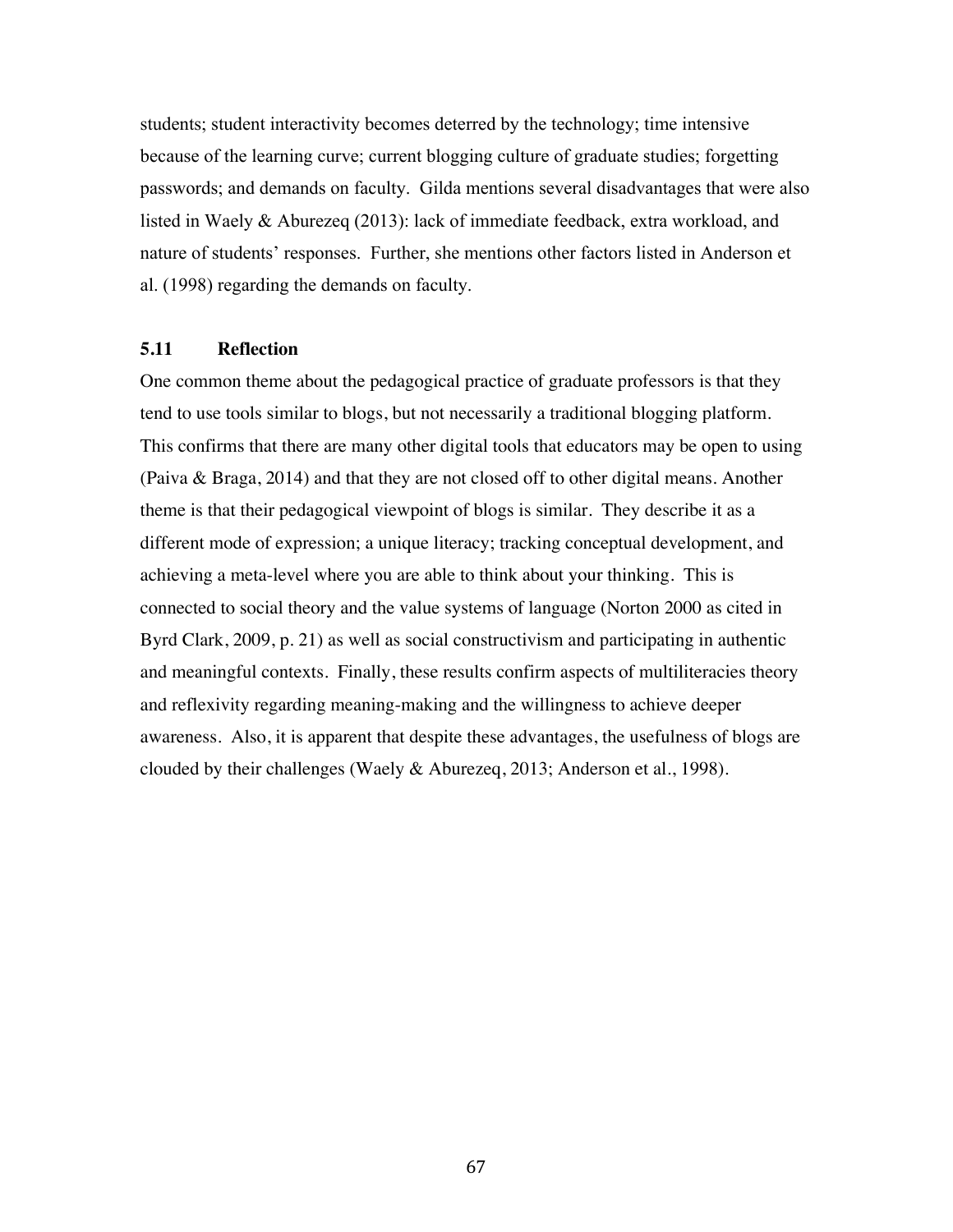students; student interactivity becomes deterred by the technology; time intensive because of the learning curve; current blogging culture of graduate studies; forgetting passwords; and demands on faculty. Gilda mentions several disadvantages that were also listed in Waely & Aburezeq (2013): lack of immediate feedback, extra workload, and nature of students' responses. Further, she mentions other factors listed in Anderson et al. (1998) regarding the demands on faculty.

### 5.11 Reflection

One common theme about the pedagogical practice of graduate professors is that they tend to use tools similar to blogs, but not necessarily a traditional blogging platform. This confirms that there are many other digital tools that educators may be open to using (Paiva & Braga, 2014) and that they are not closed off to other digital means. Another theme is that their pedagogical viewpoint of blogs is similar. They describe it as a different mode of expression; a unique literacy; tracking conceptual development, and achieving a meta-level where you are able to think about your thinking. This is connected to social theory and the value systems of language (Norton 2000 as cited in Byrd Clark, 2009, p. 21) as well as social constructivism and participating in authentic and meaningful contexts. Finally, these results confirm aspects of multiliteracies theory and reflexivity regarding meaning-making and the willingness to achieve deeper awareness. Also, it is apparent that despite these advantages, the usefulness of blogs are clouded by their challenges (Waely & Aburezeq, 2013; Anderson et al., 1998).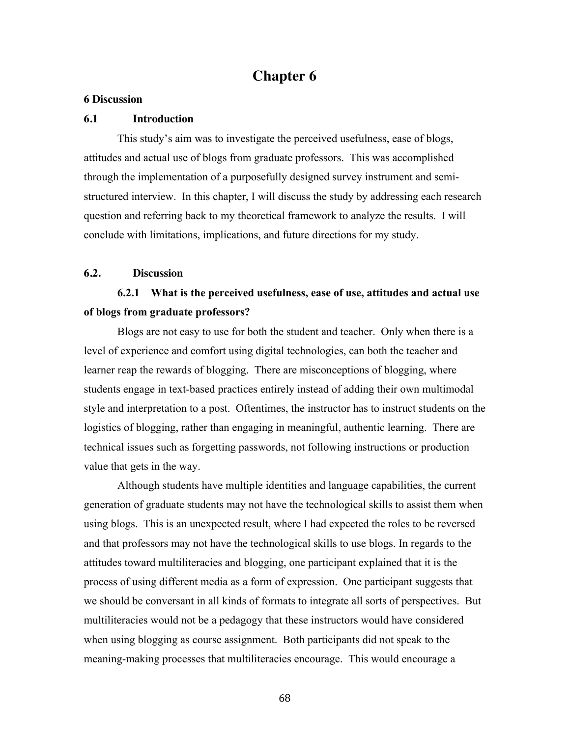# Chapter 6

## 6 Discussion

### 6.1 Introduction

This study's aim was to investigate the perceived usefulness, ease of blogs, attitudes and actual use of blogs from graduate professors. This was accomplished through the implementation of a purposefully designed survey instrument and semi-structured interview. In this chapter, I will discuss the study by addressing each research question and referring back to my theoretical framework to analyze the results. I will conclude with limitations, implications, and future directions for my study.

### 6.2. Discussion

#### 6.2.1 What is the perceived usefulness, ease of use, attitudes and actual use of blogs from graduate professors?

Blogs are not easy to use for both the student and teacher. Only when there is a level of experience and comfort using digital technologies, can both the teacher and learner reap the rewards of blogging. There are misconceptions of blogging, where students engage in text-based practices entirely instead of adding their own multimodal style and interpretation to a post. Oftentimes, the instructor has to instruct students on the logistics of blogging, rather than engaging in meaningful, authentic learning. There are technical issues such as forgetting passwords, not following instructions or production value that gets in the way.

Although students have multiple identities and language capabilities, the current generation of graduate students may not have the technological skills to assist them when using blogs. This is an unexpected result, where I had expected the roles to be reversed and that professors may not have the technological skills to use blogs. In regards to the attitudes toward multiliteracies and blogging, one participant explained that it is the process of using different media as a form of expression. One participant suggests that we should be conversant in all kinds of formats to integrate all sorts of perspectives. But multiliteracies would not be a pedagogy that these instructors would have considered when using blogging as course assignment. Both participants did not speak to the meaning-making processes that multiliteracies encourage. This would encourage a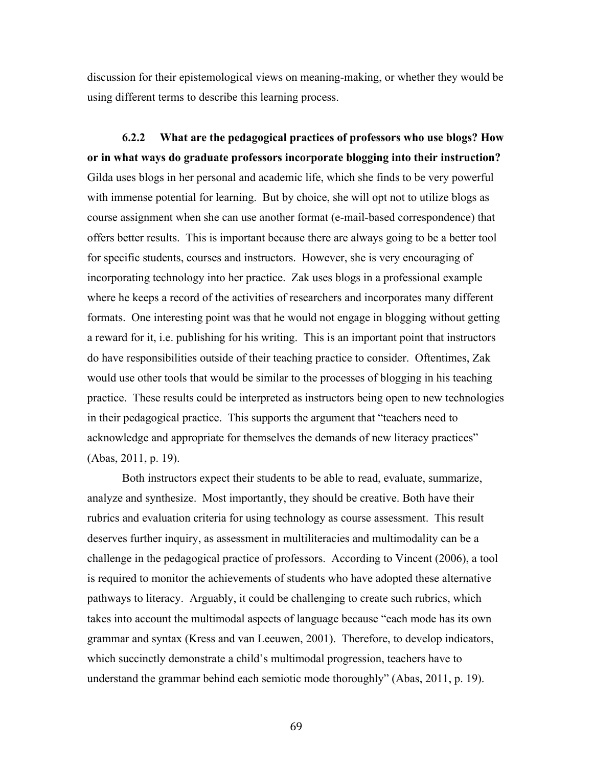discussion for their epistemological views on meaning-making, or whether they would be using different terms to describe this learning process.

### 6.2.2 What are the pedagogical practices of professors who use blogs? How or in what ways do graduate professors incorporate blogging into their instruction?

Gilda uses blogs in her personal and academic life, which she finds to be very powerful with immense potential for learning. But by choice, she will opt not to utilize blogs as course assignment when she can use another format (e-mail-based correspondence) that offers better results. This is important because there are always going to be a better tool for specific students, courses and instructors. However, she is very encouraging of incorporating technology into her practice. Zak uses blogs in a professional example where he keeps a record of the activities of researchers and incorporates many different formats. One interesting point was that he would not engage in blogging without getting a reward for it, i.e. publishing for his writing. This is an important point that instructors do have responsibilities outside of their teaching practice to consider. Oftentimes, Zak would use other tools that would be similar to the processes of blogging in his teaching practice. These results could be interpreted as instructors being open to new technologies in their pedagogical practice. This supports the argument that "teachers need to acknowledge and appropriate for themselves the demands of new literacy practices" (Abas, 2011, p. 19).

Both instructors expect their students to be able to read, evaluate, summarize, analyze and synthesize. Most importantly, they should be creative. Both have their rubrics and evaluation criteria for using technology as course assessment. This result deserves further inquiry, as assessment in multiliteracies and multimodality can be a challenge in the pedagogical practice of professors. According to Vincent (2006), a tool is required to monitor the achievements of students who have adopted these alternative pathways to literacy. Arguably, it could be challenging to create such rubrics, which takes into account the multimodal aspects of language because "each mode has its own grammar and syntax (Kress and van Leeuwen, 2001). Therefore, to develop indicators, which succinctly demonstrate a child's multimodal progression, teachers have to understand the grammar behind each semiotic mode thoroughly" (Abas, 2011, p. 19).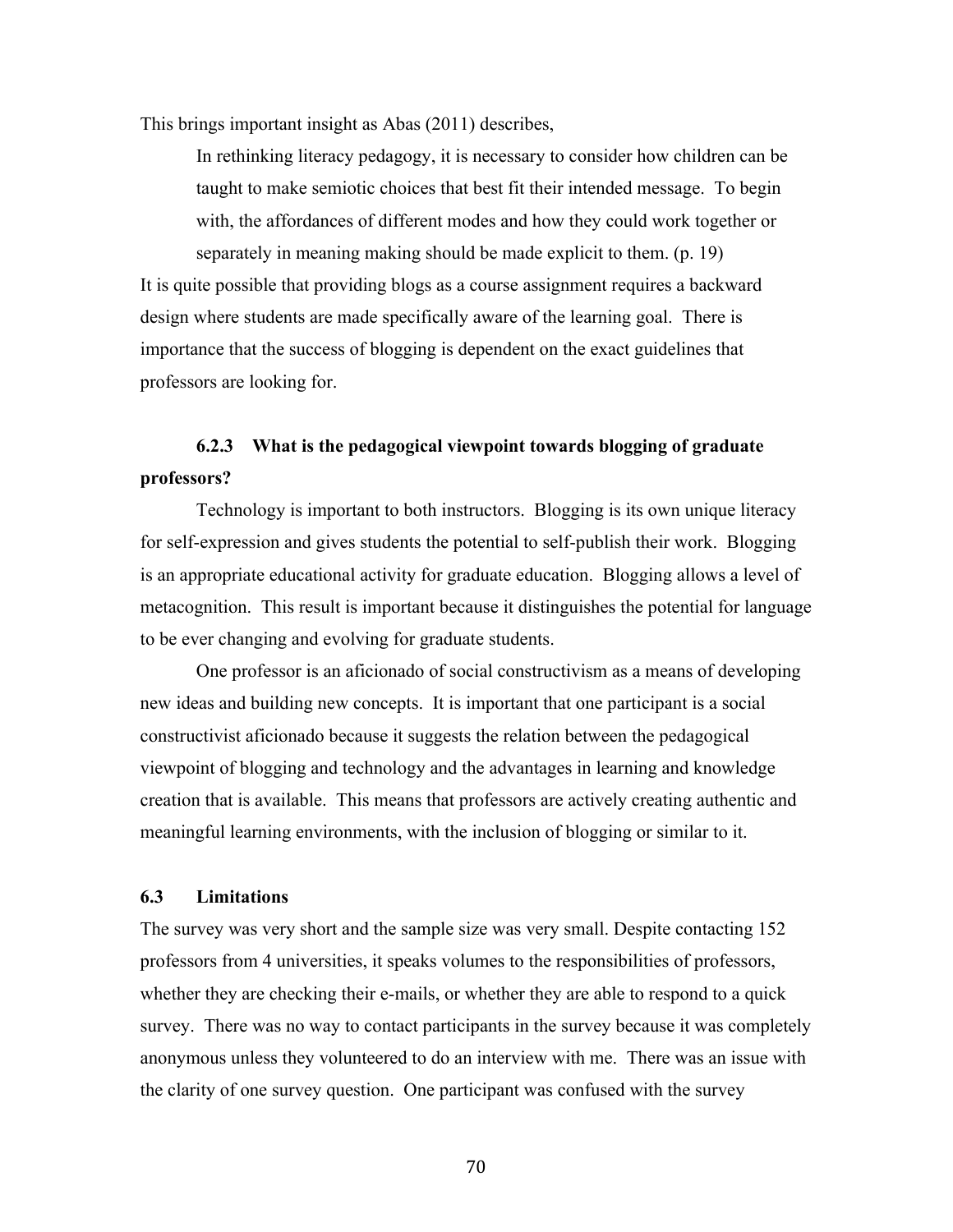This brings important insight as Abas (2011) describes,

> In rethinking literacy pedagogy, it is necessary to consider how children can be taught to make semiotic choices that best fit their intended message. To begin with, the affordances of different modes and how they could work together or separately in meaning making should be made explicit to them. (p. 19)

It is quite possible that providing blogs as a course assignment requires a backward design where students are made specifically aware of the learning goal. There is importance that the success of blogging is dependent on the exact guidelines that professors are looking for.

### 6.2.3 What is the pedagogical viewpoint towards blogging of graduate professors?

Technology is important to both instructors. Blogging is its own unique literacy for self-expression and gives students the potential to self-publish their work. Blogging is an appropriate educational activity for graduate education. Blogging allows a level of metacognition. This result is important because it distinguishes the potential for language to be ever changing and evolving for graduate students.

One professor is an aficionado of social constructivism as a means of developing new ideas and building new concepts. It is important that one participant is a social constructivist aficionado because it suggests the relation between the pedagogical viewpoint of blogging and technology and the advantages in learning and knowledge creation that is available. This means that professors are actively creating authentic and meaningful learning environments, with the inclusion of blogging or similar to it.

## 6.3 Limitations

The survey was very short and the sample size was very small. Despite contacting 152 professors from 4 universities, it speaks volumes to the responsibilities of professors, whether they are checking their e-mails, or whether they are able to respond to a quick survey. There was no way to contact participants in the survey because it was completely anonymous unless they volunteered to do an interview with me. There was an issue with the clarity of one survey question. One participant was confused with the survey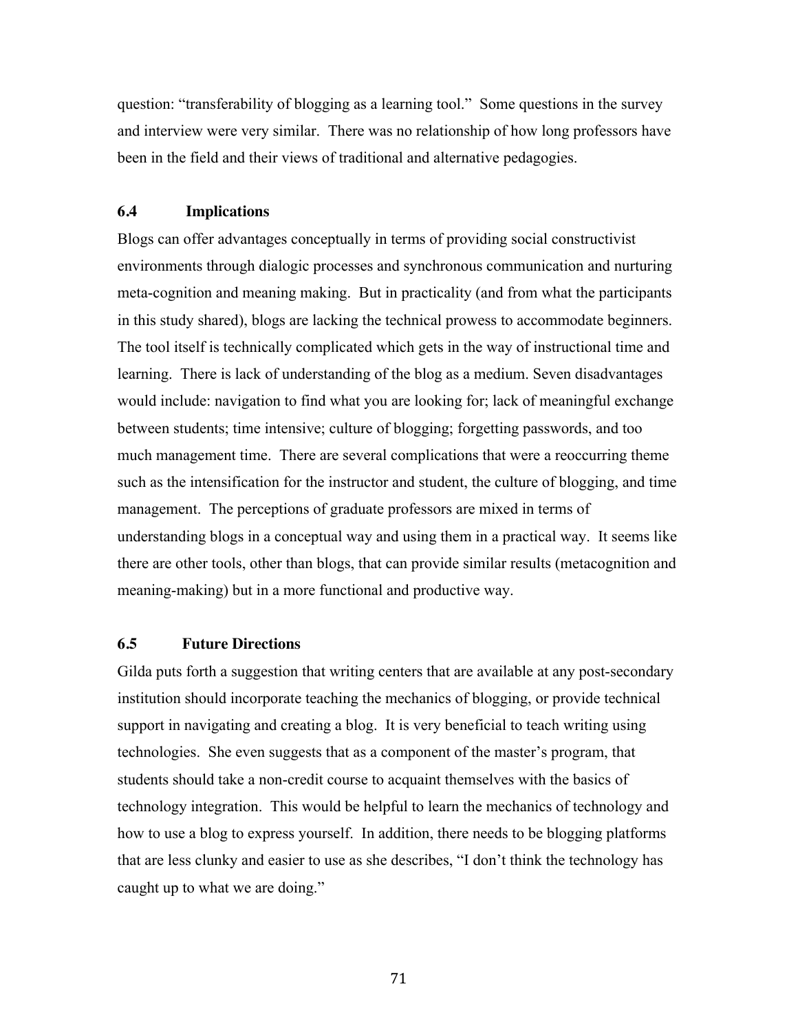question: "transferability of blogging as a learning tool." Some questions in the survey and interview were very similar. There was no relationship of how long professors have been in the field and their views of traditional and alternative pedagogies.

### 6.4 Implications

Blogs can offer advantages conceptually in terms of providing social constructivist environments through dialogic processes and synchronous communication and nurturing meta-cognition and meaning making. But in practicality (and from what the participants in this study shared), blogs are lacking the technical prowess to accommodate beginners. The tool itself is technically complicated which gets in the way of instructional time and learning. There is lack of understanding of the blog as a medium. Seven disadvantages would include: navigation to find what you are looking for; lack of meaningful exchange between students; time intensive; culture of blogging; forgetting passwords, and too much management time. There are several complications that were a reoccurring theme such as the intensification for the instructor and student, the culture of blogging, and time management. The perceptions of graduate professors are mixed in terms of understanding blogs in a conceptual way and using them in a practical way. It seems like there are other tools, other than blogs, that can provide similar results (metacognition and meaning-making) but in a more functional and productive way.

### 6.5 Future Directions

Gilda puts forth a suggestion that writing centers that are available at any post-secondary institution should incorporate teaching the mechanics of blogging, or provide technical support in navigating and creating a blog. It is very beneficial to teach writing using technologies. She even suggests that as a component of the master's program, that students should take a non-credit course to acquaint themselves with the basics of technology integration. This would be helpful to learn the mechanics of technology and how to use a blog to express yourself. In addition, there needs to be blogging platforms that are less clunky and easier to use as she describes, "I don't think the technology has caught up to what we are doing."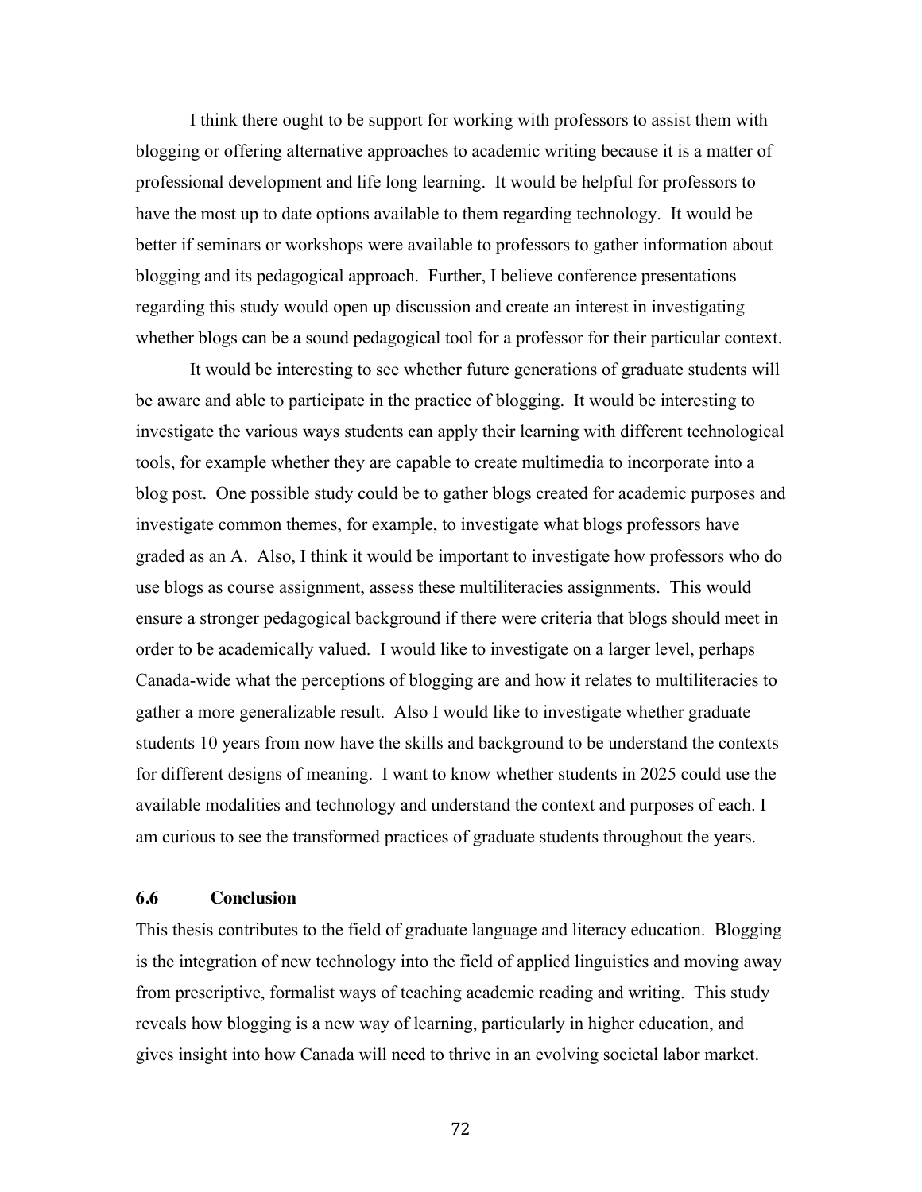I think there ought to be support for working with professors to assist them with blogging or offering alternative approaches to academic writing because it is a matter of professional development and life long learning. It would be helpful for professors to have the most up to date options available to them regarding technology. It would be better if seminars or workshops were available to professors to gather information about blogging and its pedagogical approach. Further, I believe conference presentations regarding this study would open up discussion and create an interest in investigating whether blogs can be a sound pedagogical tool for a professor for their particular context.

It would be interesting to see whether future generations of graduate students will be aware and able to participate in the practice of blogging. It would be interesting to investigate the various ways students can apply their learning with different technological tools, for example whether they are capable to create multimedia to incorporate into a blog post. One possible study could be to gather blogs created for academic purposes and investigate common themes, for example, to investigate what blogs professors have graded as an A. Also, I think it would be important to investigate how professors who do use blogs as course assignment, assess these multiliteracies assignments. This would ensure a stronger pedagogical background if there were criteria that blogs should meet in order to be academically valued. I would like to investigate on a larger level, perhaps Canada-wide what the perceptions of blogging are and how it relates to multiliteracies to gather a more generalizable result. Also I would like to investigate whether graduate students 10 years from now have the skills and background to be understand the contexts for different designs of meaning. I want to know whether students in 2025 could use the available modalities and technology and understand the context and purposes of each. I am curious to see the transformed practices of graduate students throughout the years.

### 6.6 Conclusion

This thesis contributes to the field of graduate language and literacy education. Blogging is the integration of new technology into the field of applied linguistics and moving away from prescriptive, formalist ways of teaching academic reading and writing. This study reveals how blogging is a new way of learning, particularly in higher education, and gives insight into how Canada will need to thrive in an evolving societal labor market.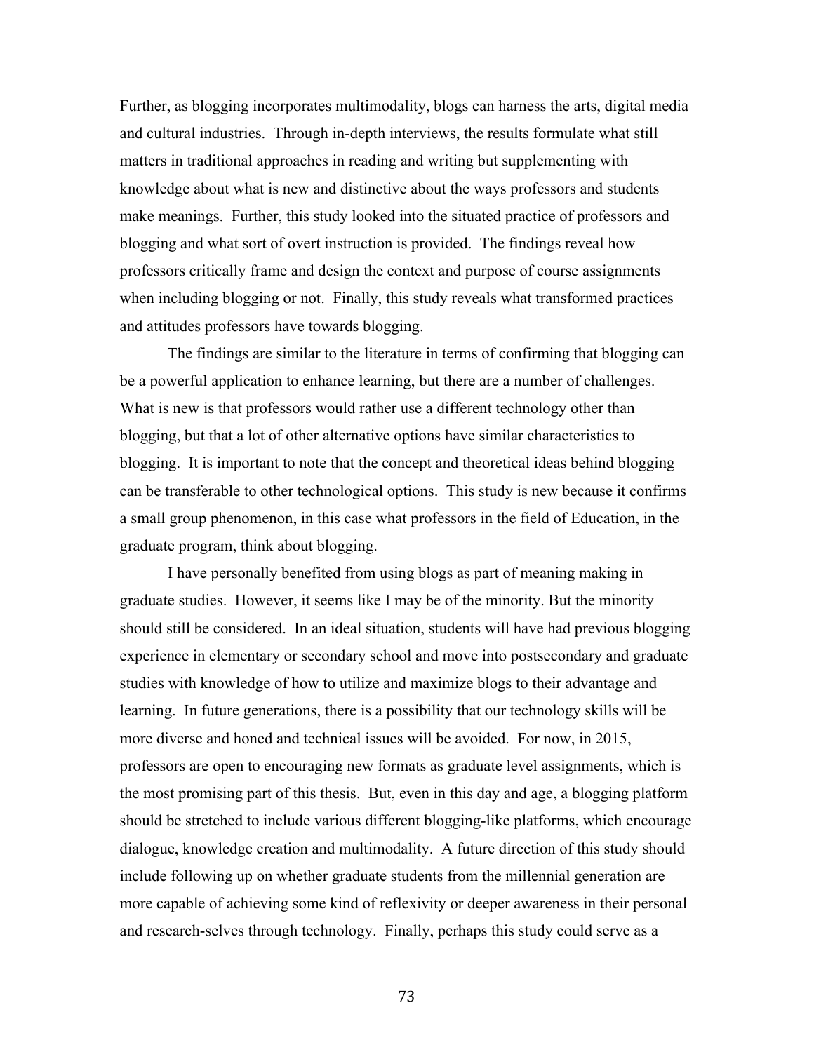Further, as blogging incorporates multimodality, blogs can harness the arts, digital media and cultural industries. Through in-depth interviews, the results formulate what still matters in traditional approaches in reading and writing but supplementing with knowledge about what is new and distinctive about the ways professors and students make meanings. Further, this study looked into the situated practice of professors and blogging and what sort of overt instruction is provided. The findings reveal how professors critically frame and design the context and purpose of course assignments when including blogging or not. Finally, this study reveals what transformed practices and attitudes professors have towards blogging.

The findings are similar to the literature in terms of confirming that blogging can be a powerful application to enhance learning, but there are a number of challenges. What is new is that professors would rather use a different technology other than blogging, but that a lot of other alternative options have similar characteristics to blogging. It is important to note that the concept and theoretical ideas behind blogging can be transferable to other technological options. This study is new because it confirms a small group phenomenon, in this case what professors in the field of Education, in the graduate program, think about blogging.

I have personally benefited from using blogs as part of meaning making in graduate studies. However, it seems like I may be of the minority. But the minority should still be considered. In an ideal situation, students will have had previous blogging experience in elementary or secondary school and move into postsecondary and graduate studies with knowledge of how to utilize and maximize blogs to their advantage and learning. In future generations, there is a possibility that our technology skills will be more diverse and honed and technical issues will be avoided. For now, in 2015, professors are open to encouraging new formats as graduate level assignments, which is the most promising part of this thesis. But, even in this day and age, a blogging platform should be stretched to include various different blogging-like platforms, which encourage dialogue, knowledge creation and multimodality. A future direction of this study should include following up on whether graduate students from the millennial generation are more capable of achieving some kind of reflexivity or deeper awareness in their personal and research-selves through technology. Finally, perhaps this study could serve as a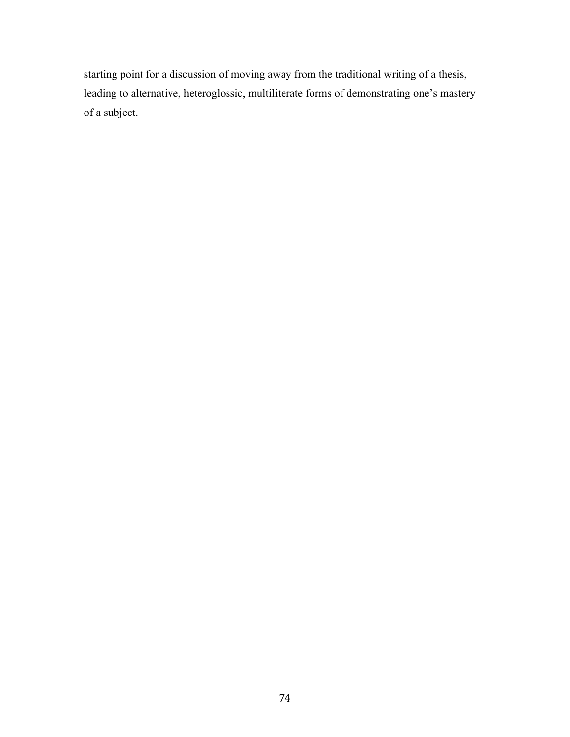starting point for a discussion of moving away from the traditional writing of a thesis, leading to alternative, heteroglossic, multiliterate forms of demonstrating one's mastery of a subject.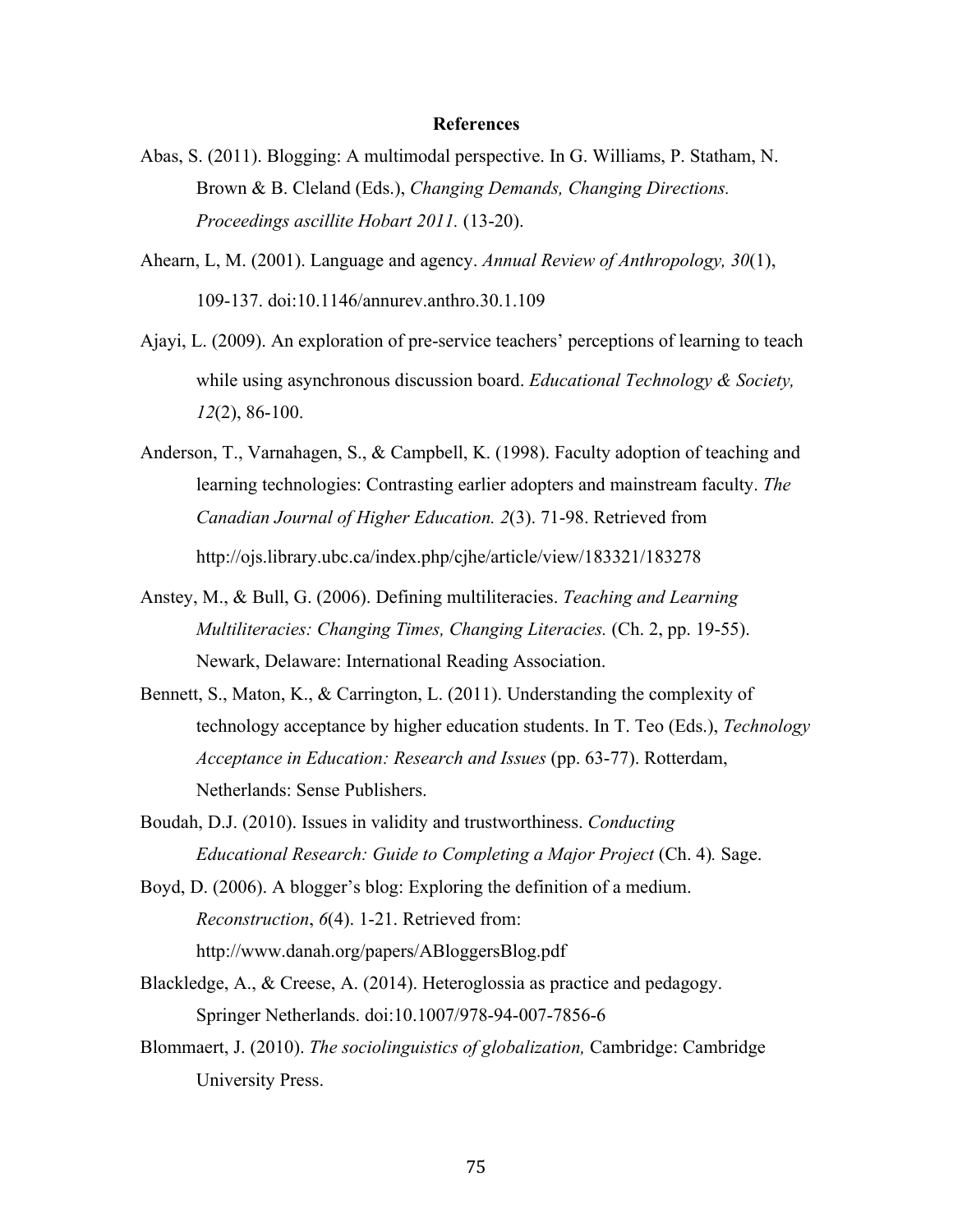# References

Abas, S. (2011). Blogging: A multimodal perspective. In G. Williams, P. Statham, N. Brown & B. Cleland (Eds.), *Changing Demands, Changing Directions. Proceedings ascillite Hobart 2011.* (13-20).

Ahearn, L, M. (2001). Language and agency. *Annual Review of Anthropology, 30*(1), 109-137. doi:10.1146/annurev.anthro.30.1.109

Ajayi, L. (2009). An exploration of pre-service teachers' perceptions of learning to teach while using asynchronous discussion board. *Educational Technology & Society, 12*(2), 86-100.

Anderson, T., Varnahagen, S., & Campbell, K. (1998). Faculty adoption of teaching and learning technologies: Contrasting earlier adopters and mainstream faculty. *The Canadian Journal of Higher Education. 2*(3). 71-98. Retrieved from http://ojs.library.ubc.ca/index.php/cjhe/article/view/183321/183278

Anstey, M., & Bull, G. (2006). Defining multiliteracies. *Teaching and Learning Multiliteracies: Changing Times, Changing Literacies.* (Ch. 2, pp. 19-55). Newark, Delaware: International Reading Association.

Bennett, S., Maton, K., & Carrington, L. (2011). Understanding the complexity of technology acceptance by higher education students. In T. Teo (Eds.), *Technology Acceptance in Education: Research and Issues* (pp. 63-77). Rotterdam, Netherlands: Sense Publishers.

Boudah, D.J. (2010). Issues in validity and trustworthiness. *Conducting Educational Research: Guide to Completing a Major Project* (Ch. 4)*.* Sage.

Boyd, D. (2006). A blogger's blog: Exploring the definition of a medium. *Reconstruction*, *6*(4). 1-21. Retrieved from: http://www.danah.org/papers/ABloggersBlog.pdf

Blackledge, A., & Creese, A. (2014). Heteroglossia as practice and pedagogy. Springer Netherlands. doi:10.1007/978-94-007-7856-6

Blommaert, J. (2010). *The sociolinguistics of globalization,* Cambridge: Cambridge University Press.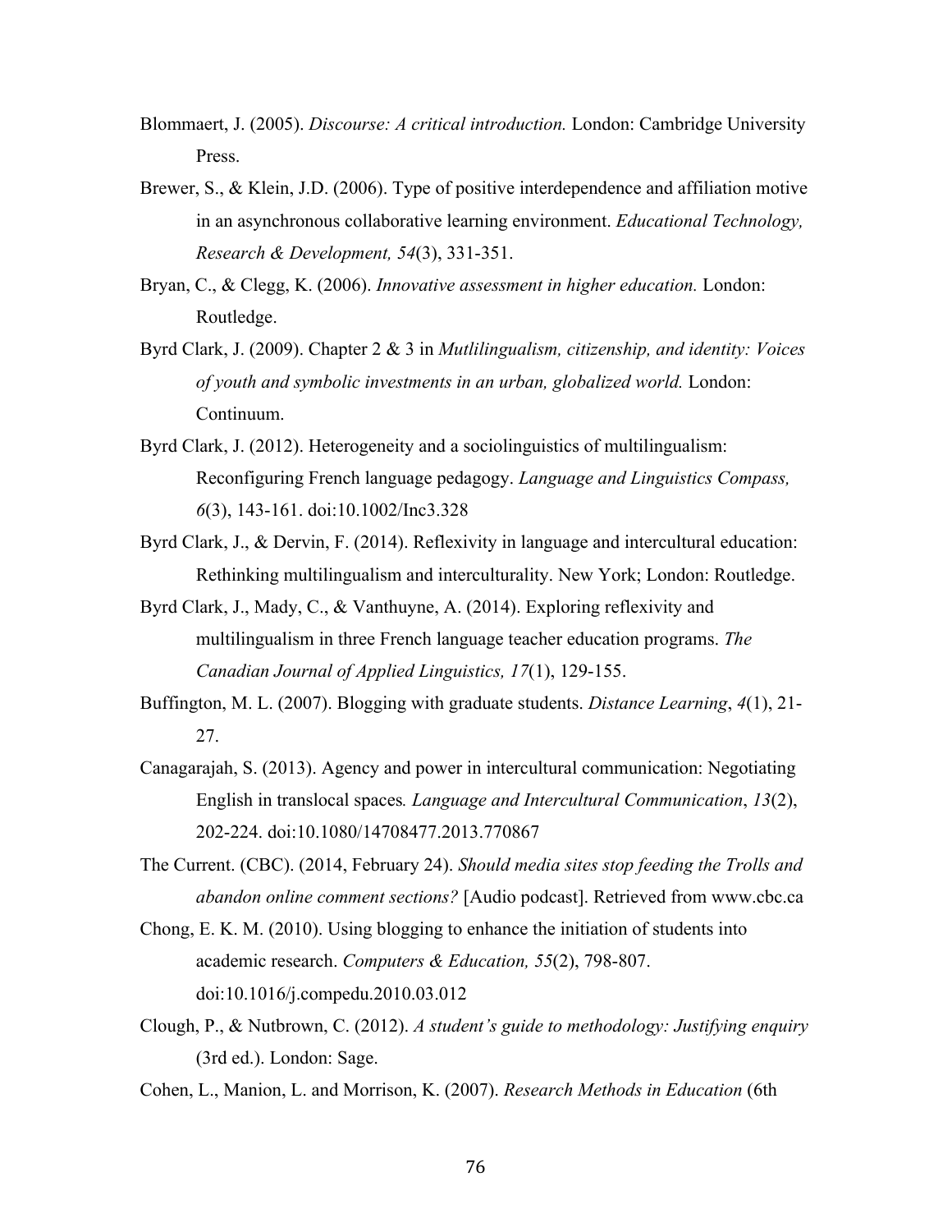Blommaert, J. (2005). *Discourse: A critical introduction.* London: Cambridge University Press.

Brewer, S., & Klein, J.D. (2006). Type of positive interdependence and affiliation motive in an asynchronous collaborative learning environment. *Educational Technology, Research & Development, 54*(3), 331-351.

Bryan, C., & Clegg, K. (2006). *Innovative assessment in higher education.* London: Routledge.

Byrd Clark, J. (2009). Chapter 2 & 3 in *Mutlilingualism, citizenship, and identity: Voices of youth and symbolic investments in an urban, globalized world.* London: Continuum.

Byrd Clark, J. (2012). Heterogeneity and a sociolinguistics of multilingualism: Reconfiguring French language pedagogy. *Language and Linguistics Compass, 6*(3), 143-161. doi:10.1002/lnc3.328

Byrd Clark, J., & Dervin, F. (2014). Reflexivity in language and intercultural education: Rethinking multilingualism and interculturality. New York; London: Routledge.

Byrd Clark, J., Mady, C., & Vanthuyne, A. (2014). Exploring reflexivity and multilingualism in three French language teacher education programs. *The Canadian Journal of Applied Linguistics, 17*(1), 129-155.

Buffington, M. L. (2007). Blogging with graduate students. *Distance Learning*, *4*(1), 21-27.

Canagarajah, S. (2013). Agency and power in intercultural communication: Negotiating English in translocal spaces*. Language and Intercultural Communication*, *13*(2), 202-224. doi:10.1080/14708477.2013.770867

The Current. (CBC). (2014, February 24). *Should media sites stop feeding the Trolls and abandon online comment sections?* [Audio podcast]. Retrieved from www.cbc.ca

Chong, E. K. M. (2010). Using blogging to enhance the initiation of students into academic research. *Computers & Education, 55*(2), 798-807. doi:10.1016/j.compedu.2010.03.012

Clough, P., & Nutbrown, C. (2012). *A student's guide to methodology: Justifying enquiry* (3rd ed.). London: Sage.

Cohen, L., Manion, L. and Morrison, K. (2007). *Research Methods in Education* (6th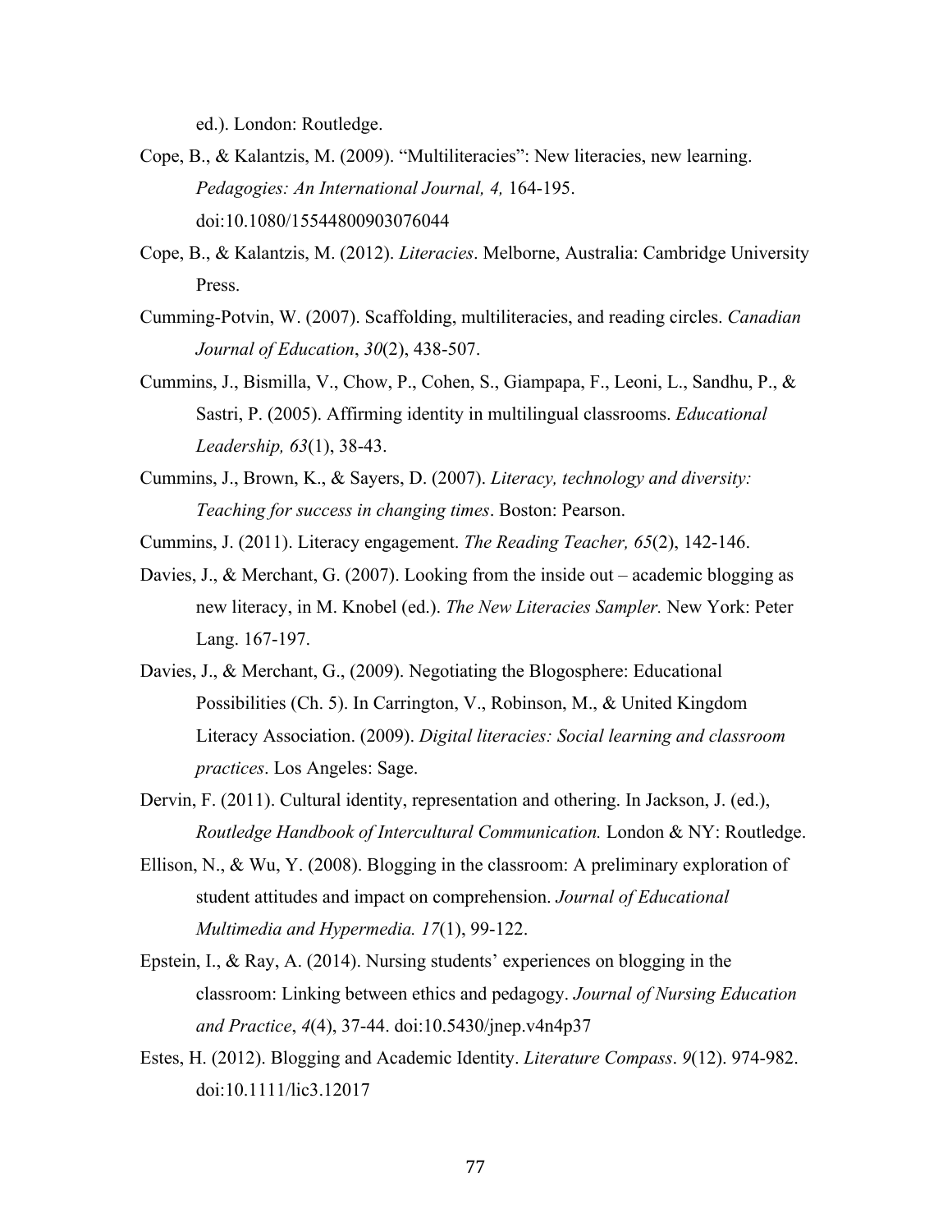ed.). London: Routledge.

Cope, B., & Kalantzis, M. (2009). "Multiliteracies": New literacies, new learning. *Pedagogies: An International Journal, 4,* 164-195. doi:10.1080/15544800903076044

Cope, B., & Kalantzis, M. (2012). *Literacies*. Melborne, Australia: Cambridge University Press.

Cumming-Potvin, W. (2007). Scaffolding, multiliteracies, and reading circles. *Canadian Journal of Education*, *30*(2), 438-507.

Cummins, J., Bismilla, V., Chow, P., Cohen, S., Giampapa, F., Leoni, L., Sandhu, P., & Sastri, P. (2005). Affirming identity in multilingual classrooms. *Educational Leadership, 63*(1), 38-43.

Cummins, J., Brown, K., & Sayers, D. (2007). *Literacy, technology and diversity: Teaching for success in changing times*. Boston: Pearson.

Cummins, J. (2011). Literacy engagement. *The Reading Teacher, 65*(2), 142-146.

Davies, J., & Merchant, G. (2007). Looking from the inside out – academic blogging as new literacy, in M. Knobel (ed.). *The New Literacies Sampler.* New York: Peter Lang. 167-197.

Davies, J., & Merchant, G., (2009). Negotiating the Blogosphere: Educational Possibilities (Ch. 5). In Carrington, V., Robinson, M., & United Kingdom Literacy Association. (2009). *Digital literacies: Social learning and classroom practices*. Los Angeles: Sage.

Dervin, F. (2011). Cultural identity, representation and othering. In Jackson, J. (ed.), *Routledge Handbook of Intercultural Communication.* London & NY: Routledge.

Ellison, N., & Wu, Y. (2008). Blogging in the classroom: A preliminary exploration of student attitudes and impact on comprehension. *Journal of Educational Multimedia and Hypermedia. 17*(1), 99-122.

Epstein, I., & Ray, A. (2014). Nursing students' experiences on blogging in the classroom: Linking between ethics and pedagogy. *Journal of Nursing Education and Practice*, *4*(4), 37-44. doi:10.5430/jnep.v4n4p37

Estes, H. (2012). Blogging and Academic Identity. *Literature Compass*. *9*(12). 974-982. doi:10.1111/lic3.12017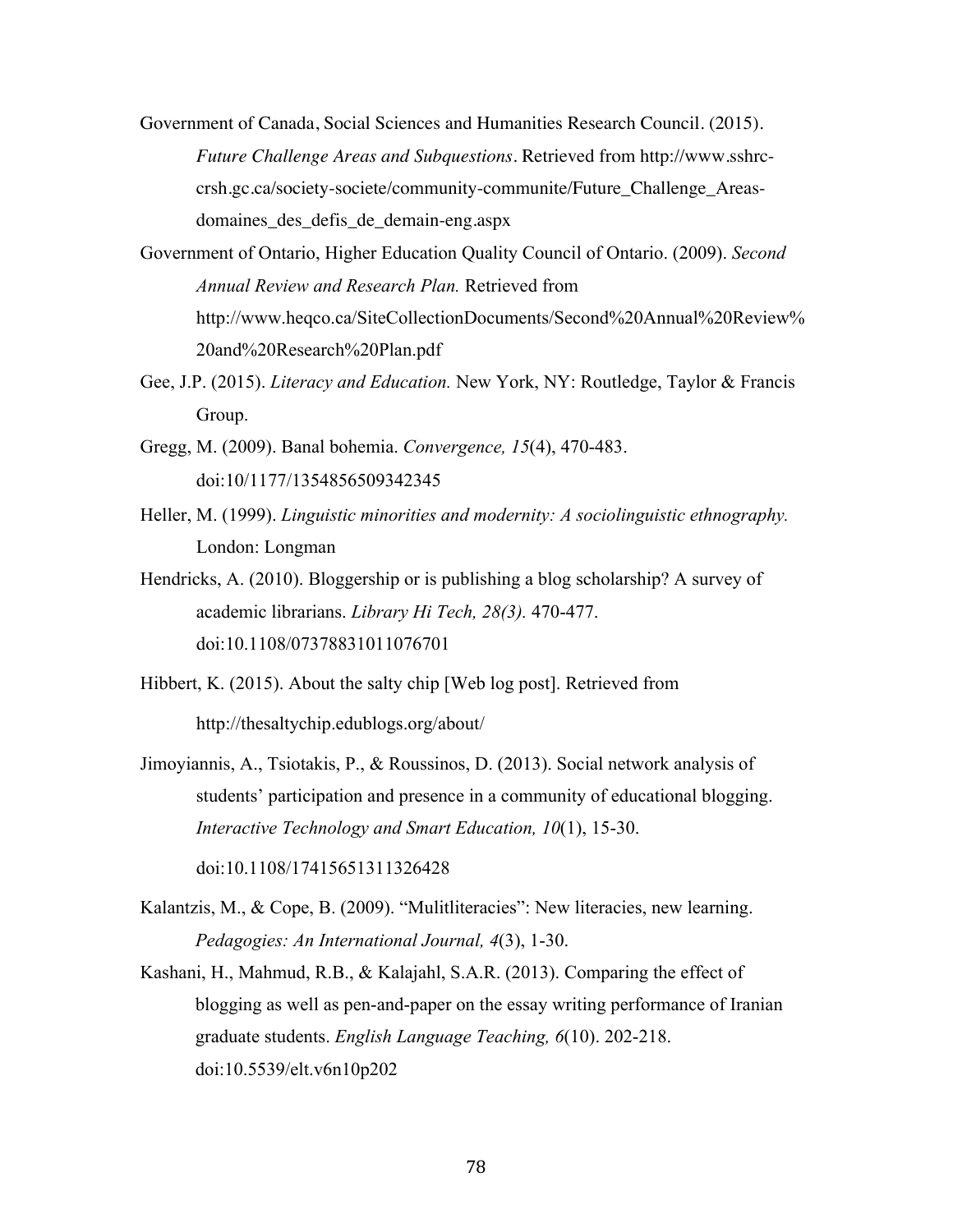Government of Canada, Social Sciences and Humanities Research Council. (2015). *Future Challenge Areas and Subquestions*. Retrieved from http://www.sshrc-crsh.gc.ca/society-societe/community-communite/Future_Challenge_Areas-domaines_des_defis_de_demain-eng.aspx

Government of Ontario, Higher Education Quality Council of Ontario. (2009). *Second Annual Review and Research Plan.* Retrieved from http://www.heqco.ca/SiteCollectionDocuments/Second%20Annual%20Review%20and%20Research%20Plan.pdf

Gee, J.P. (2015). *Literacy and Education.* New York, NY: Routledge, Taylor & Francis Group.

Gregg, M. (2009). Banal bohemia. *Convergence, 15*(4), 470-483. doi:10/1177/1354856509342345

Heller, M. (1999). *Linguistic minorities and modernity: A sociolinguistic ethnography.* London: Longman

Hendricks, A. (2010). Bloggership or is publishing a blog scholarship? A survey of academic librarians. *Library Hi Tech, 28(3).* 470-477. doi:10.1108/07378831011076701

Hibbert, K. (2015). About the salty chip [Web log post]. Retrieved from http://thesaltychip.edublogs.org/about/

Jimoyiannis, A., Tsiotakis, P., & Roussinos, D. (2013). Social network analysis of students' participation and presence in a community of educational blogging. *Interactive Technology and Smart Education, 10*(1), 15-30. doi:10.1108/17415651311326428

Kalantzis, M., & Cope, B. (2009). "Mulitliteracies": New literacies, new learning. *Pedagogies: An International Journal, 4*(3), 1-30.

Kashani, H., Mahmud, R.B., & Kalajahl, S.A.R. (2013). Comparing the effect of blogging as well as pen-and-paper on the essay writing performance of Iranian graduate students. *English Language Teaching, 6*(10). 202-218. doi:10.5539/elt.v6n10p202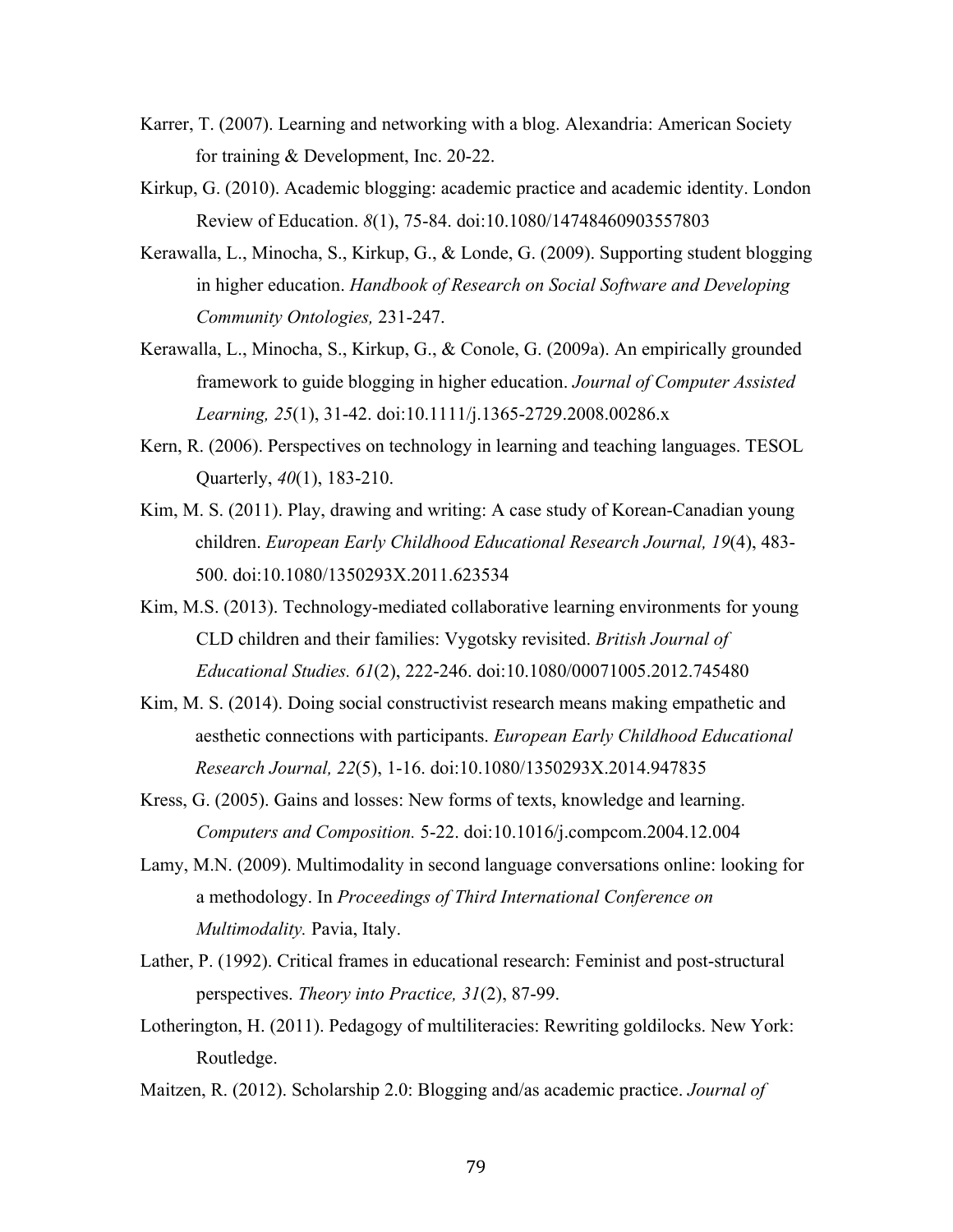Karrer, T. (2007). Learning and networking with a blog. Alexandria: American Society for training & Development, Inc. 20-22.

Kirkup, G. (2010). Academic blogging: academic practice and academic identity. London Review of Education. *8*(1), 75-84. doi:10.1080/14748460903557803

Kerawalla, L., Minocha, S., Kirkup, G., & Londe, G. (2009). Supporting student blogging in higher education. *Handbook of Research on Social Software and Developing Community Ontologies,* 231-247.

Kerawalla, L., Minocha, S., Kirkup, G., & Conole, G. (2009a). An empirically grounded framework to guide blogging in higher education. *Journal of Computer Assisted Learning, 25*(1), 31-42. doi:10.1111/j.1365-2729.2008.00286.x

Kern, R. (2006). Perspectives on technology in learning and teaching languages. TESOL Quarterly, *40*(1), 183-210.

Kim, M. S. (2011). Play, drawing and writing: A case study of Korean-Canadian young children. *European Early Childhood Educational Research Journal, 19*(4), 483-500. doi:10.1080/1350293X.2011.623534

Kim, M.S. (2013). Technology-mediated collaborative learning environments for young CLD children and their families: Vygotsky revisited. *British Journal of Educational Studies. 61*(2), 222-246. doi:10.1080/00071005.2012.745480

Kim, M. S. (2014). Doing social constructivist research means making empathetic and aesthetic connections with participants. *European Early Childhood Educational Research Journal, 22*(5), 1-16. doi:10.1080/1350293X.2014.947835

Kress, G. (2005). Gains and losses: New forms of texts, knowledge and learning. *Computers and Composition.* 5-22. doi:10.1016/j.compcom.2004.12.004

Lamy, M.N. (2009). Multimodality in second language conversations online: looking for a methodology. In *Proceedings of Third International Conference on Multimodality.* Pavia, Italy.

Lather, P. (1992). Critical frames in educational research: Feminist and post-structural perspectives. *Theory into Practice, 31*(2), 87-99.

Lotherington, H. (2011). Pedagogy of multiliteracies: Rewriting goldilocks. New York: Routledge.

Maitzen, R. (2012). Scholarship 2.0: Blogging and/as academic practice. *Journal of*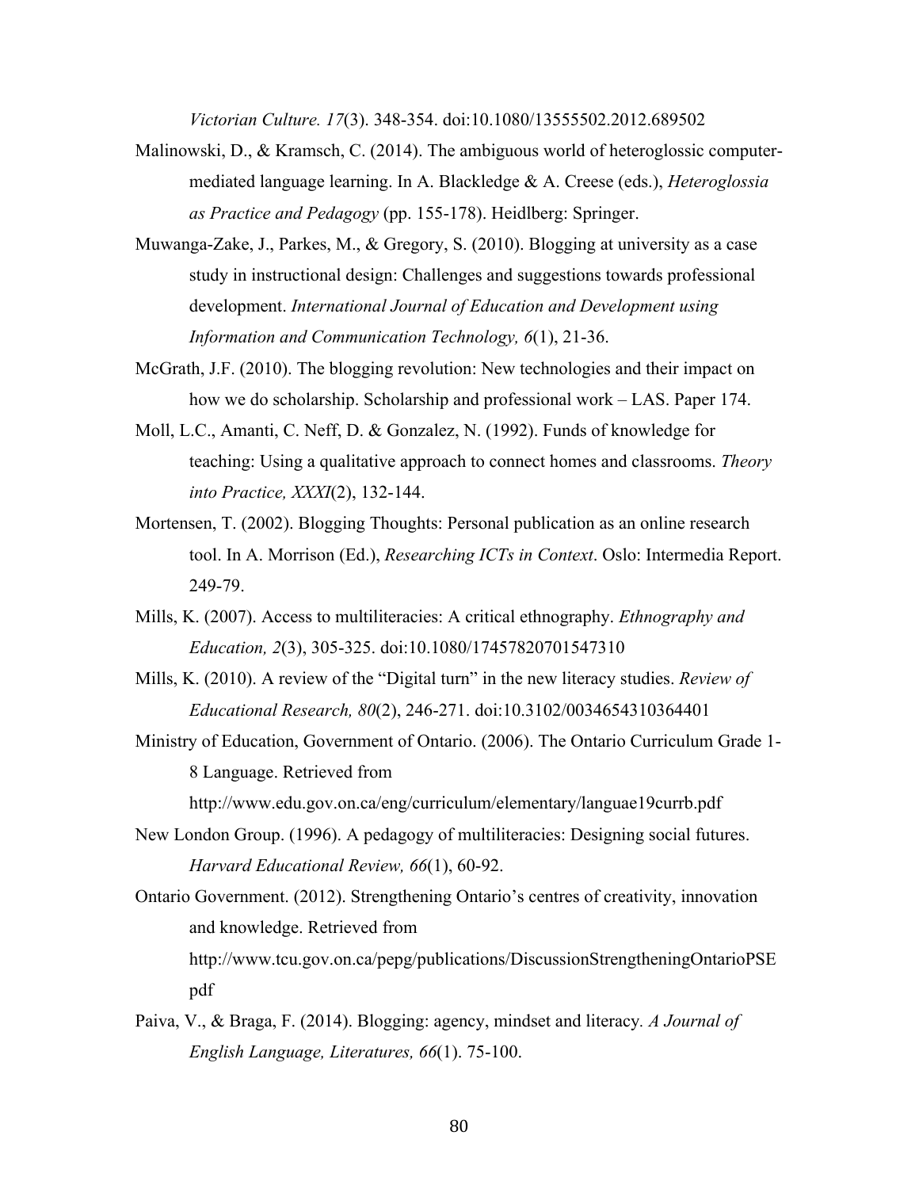*Victorian Culture. 17*(3). 348-354. doi:10.1080/13555502.2012.689502

Malinowski, D., & Kramsch, C. (2014). The ambiguous world of heteroglossic computer-mediated language learning. In A. Blackledge & A. Creese (eds.), *Heteroglossia as Practice and Pedagogy* (pp. 155-178). Heidlberg: Springer.

Muwanga-Zake, J., Parkes, M., & Gregory, S. (2010). Blogging at university as a case study in instructional design: Challenges and suggestions towards professional development. *International Journal of Education and Development using Information and Communication Technology, 6*(1), 21-36.

McGrath, J.F. (2010). The blogging revolution: New technologies and their impact on how we do scholarship. Scholarship and professional work – LAS. Paper 174.

Moll, L.C., Amanti, C. Neff, D. & Gonzalez, N. (1992). Funds of knowledge for teaching: Using a qualitative approach to connect homes and classrooms. *Theory into Practice, XXXI*(2), 132-144.

Mortensen, T. (2002). Blogging Thoughts: Personal publication as an online research tool. In A. Morrison (Ed.), *Researching ICTs in Context*. Oslo: Intermedia Report. 249-79.

Mills, K. (2007). Access to multiliteracies: A critical ethnography. *Ethnography and Education, 2*(3), 305-325. doi:10.1080/17457820701547310

Mills, K. (2010). A review of the "Digital turn" in the new literacy studies. *Review of Educational Research, 80*(2), 246-271. doi:10.3102/0034654310364401

Ministry of Education, Government of Ontario. (2006). The Ontario Curriculum Grade 1-8 Language. Retrieved from http://www.edu.gov.on.ca/eng/curriculum/elementary/languae19currb.pdf

New London Group. (1996). A pedagogy of multiliteracies: Designing social futures. *Harvard Educational Review, 66*(1), 60-92.

Ontario Government. (2012). Strengthening Ontario's centres of creativity, innovation and knowledge. Retrieved from http://www.tcu.gov.on.ca/pepg/publications/DiscussionStrengtheningOntarioPSE pdf

Paiva, V., & Braga, F. (2014). Blogging: agency, mindset and literacy*. A Journal of English Language, Literatures, 66*(1). 75-100.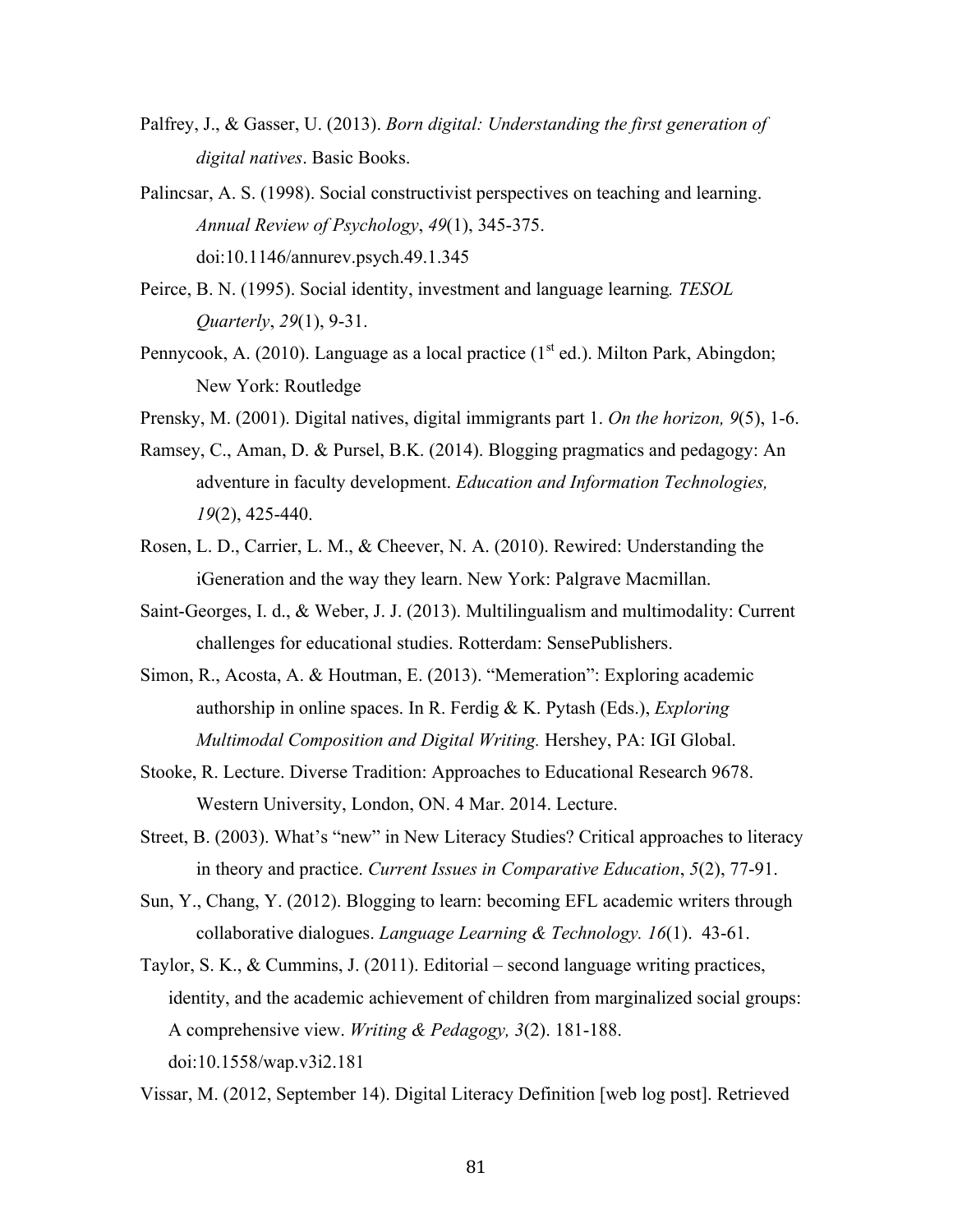Palfrey, J., & Gasser, U. (2013). *Born digital: Understanding the first generation of digital natives*. Basic Books.

Palincsar, A. S. (1998). Social constructivist perspectives on teaching and learning. *Annual Review of Psychology*, *49*(1), 345-375. doi:10.1146/annurev.psych.49.1.345

Peirce, B. N. (1995). Social identity, investment and language learning*. TESOL Quarterly*, *29*(1), 9-31.

Pennycook, A. (2010). Language as a local practice (1st ed.). Milton Park, Abingdon; New York: Routledge

Prensky, M. (2001). Digital natives, digital immigrants part 1. *On the horizon, 9*(5), 1-6.

Ramsey, C., Aman, D. & Pursel, B.K. (2014). Blogging pragmatics and pedagogy: An adventure in faculty development. *Education and Information Technologies, 19*(2), 425-440.

Rosen, L. D., Carrier, L. M., & Cheever, N. A. (2010). Rewired: Understanding the iGeneration and the way they learn. New York: Palgrave Macmillan.

Saint-Georges, I. d., & Weber, J. J. (2013). Multilingualism and multimodality: Current challenges for educational studies. Rotterdam: SensePublishers.

Simon, R., Acosta, A. & Houtman, E. (2013). "Memeration": Exploring academic authorship in online spaces. In R. Ferdig & K. Pytash (Eds.), *Exploring Multimodal Composition and Digital Writing.* Hershey, PA: IGI Global.

Stooke, R. Lecture. Diverse Tradition: Approaches to Educational Research 9678. Western University, London, ON. 4 Mar. 2014. Lecture.

Street, B. (2003). What's "new" in New Literacy Studies? Critical approaches to literacy in theory and practice. *Current Issues in Comparative Education*, *5*(2), 77-91.

Sun, Y., Chang, Y. (2012). Blogging to learn: becoming EFL academic writers through collaborative dialogues. *Language Learning & Technology. 16*(1). 43-61.

Taylor, S. K., & Cummins, J. (2011). Editorial – second language writing practices, identity, and the academic achievement of children from marginalized social groups: A comprehensive view. *Writing & Pedagogy, 3*(2). 181-188. doi:10.1558/wap.v3i2.181

Vissar, M. (2012, September 14). Digital Literacy Definition [web log post]. Retrieved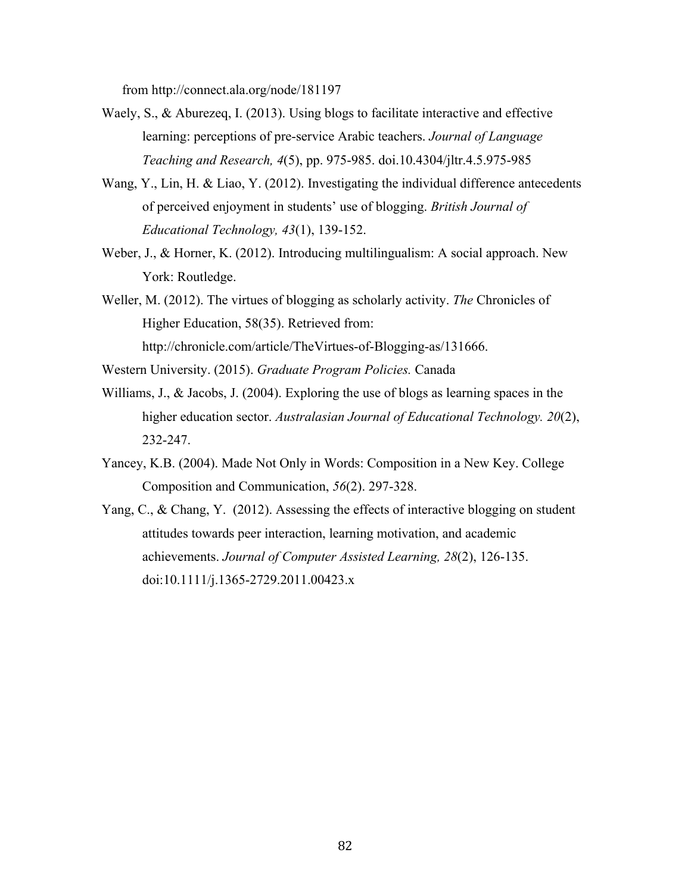from http://connect.ala.org/node/181197

Waely, S., & Aburezeq, I. (2013). Using blogs to facilitate interactive and effective learning: perceptions of pre-service Arabic teachers. *Journal of Language Teaching and Research, 4*(5), pp. 975-985. doi.10.4304/jltr.4.5.975-985

Wang, Y., Lin, H. & Liao, Y. (2012). Investigating the individual difference antecedents of perceived enjoyment in students' use of blogging. *British Journal of Educational Technology, 43*(1), 139-152.

Weber, J., & Horner, K. (2012). Introducing multilingualism: A social approach. New York: Routledge.

Weller, M. (2012). The virtues of blogging as scholarly activity. *The* Chronicles of Higher Education, 58(35). Retrieved from: http://chronicle.com/article/TheVirtues-of-Blogging-as/131666.

Western University. (2015). *Graduate Program Policies.* Canada

Williams, J., & Jacobs, J. (2004). Exploring the use of blogs as learning spaces in the higher education sector. *Australasian Journal of Educational Technology. 20*(2), 232-247.

Yancey, K.B. (2004). Made Not Only in Words: Composition in a New Key. College Composition and Communication, *56*(2). 297-328.

Yang, C., & Chang, Y. (2012). Assessing the effects of interactive blogging on student attitudes towards peer interaction, learning motivation, and academic achievements. *Journal of Computer Assisted Learning, 28*(2), 126-135. doi:10.1111/j.1365-2729.2011.00423.x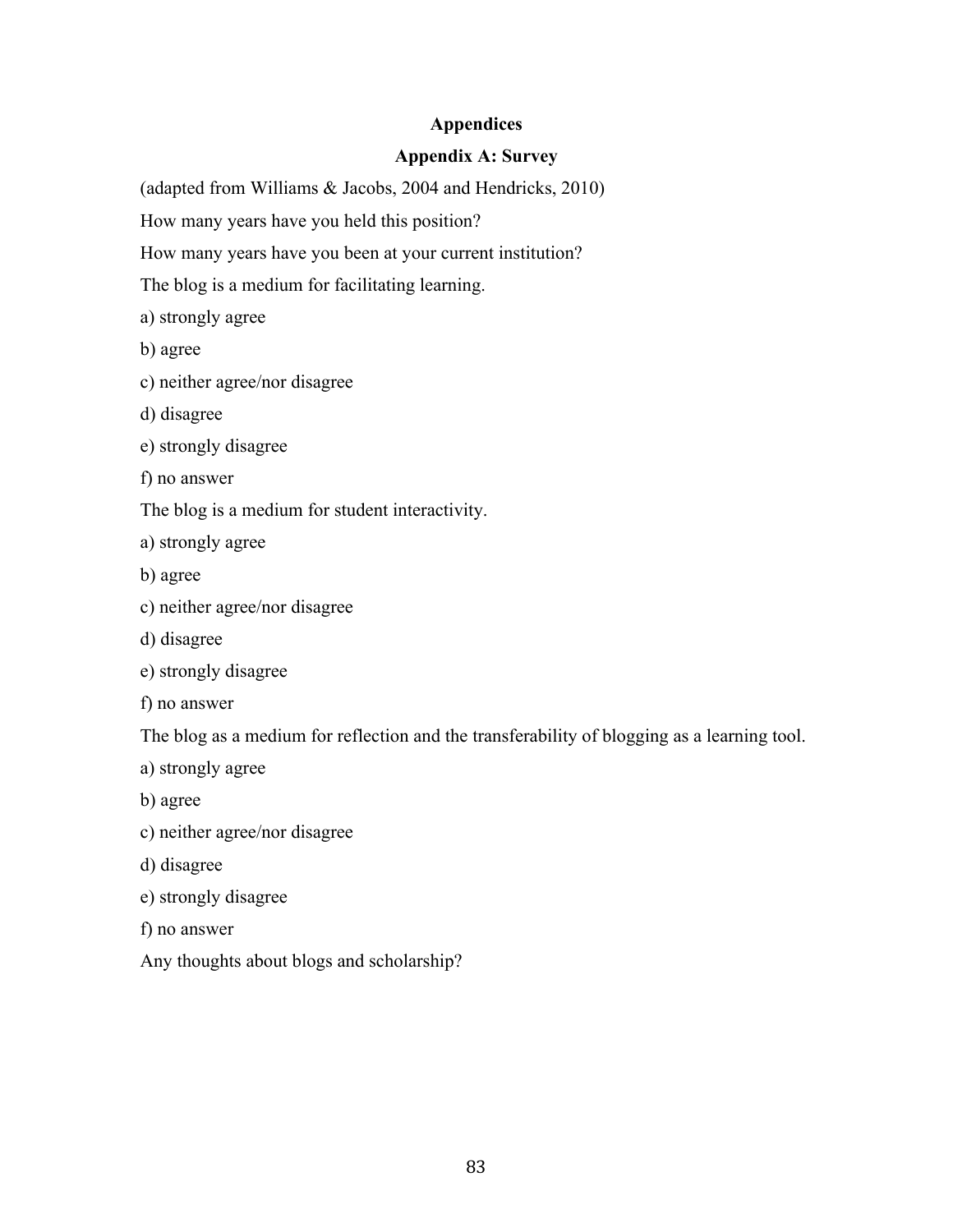# Appendices

## Appendix A: Survey

(adapted from Williams & Jacobs, 2004 and Hendricks, 2010)

How many years have you held this position?

How many years have you been at your current institution?

The blog is a medium for facilitating learning.

a) strongly agree

b) agree

c) neither agree/nor disagree

d) disagree

e) strongly disagree

f) no answer

The blog is a medium for student interactivity.

a) strongly agree

b) agree

c) neither agree/nor disagree

d) disagree

e) strongly disagree

f) no answer

The blog as a medium for reflection and the transferability of blogging as a learning tool.

a) strongly agree

b) agree

c) neither agree/nor disagree

d) disagree

e) strongly disagree

f) no answer

Any thoughts about blogs and scholarship?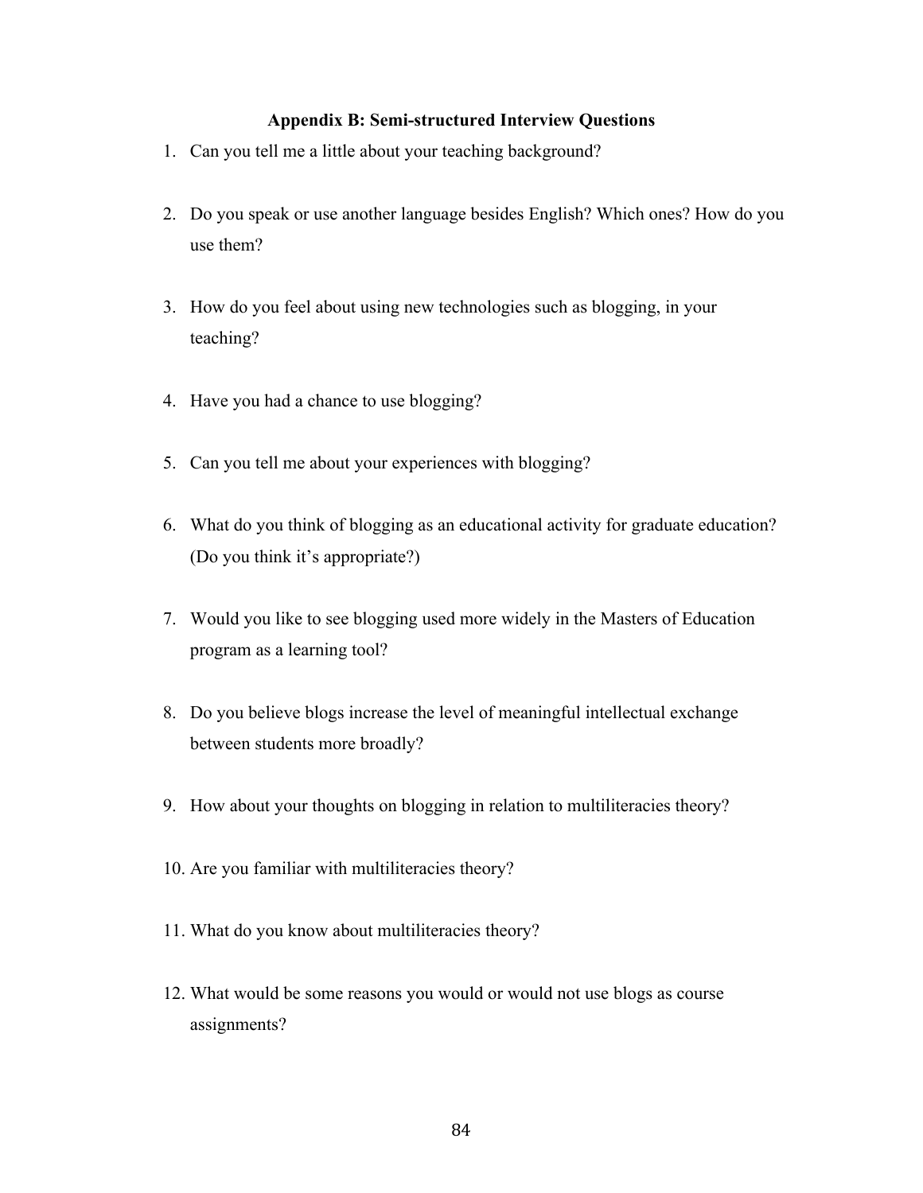## Appendix B: Semi-structured Interview Questions

1. Can you tell me a little about your teaching background?

2. Do you speak or use another language besides English? Which ones? How do you use them?

3. How do you feel about using new technologies such as blogging, in your teaching?

4. Have you had a chance to use blogging?

5. Can you tell me about your experiences with blogging?

6. What do you think of blogging as an educational activity for graduate education? (Do you think it's appropriate?)

7. Would you like to see blogging used more widely in the Masters of Education program as a learning tool?

8. Do you believe blogs increase the level of meaningful intellectual exchange between students more broadly?

9. How about your thoughts on blogging in relation to multiliteracies theory?

10. Are you familiar with multiliteracies theory?

11. What do you know about multiliteracies theory?

12. What would be some reasons you would or would not use blogs as course assignments?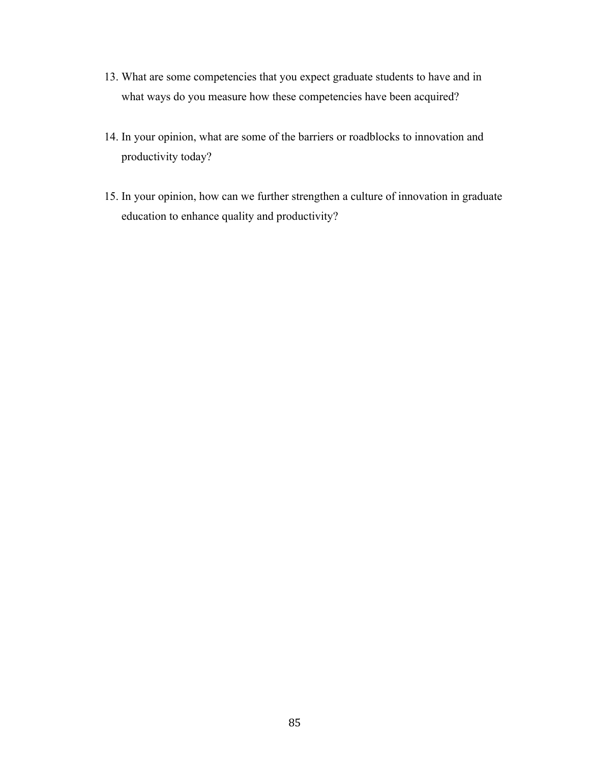13. What are some competencies that you expect graduate students to have and in what ways do you measure how these competencies have been acquired?

14. In your opinion, what are some of the barriers or roadblocks to innovation and productivity today?

15. In your opinion, how can we further strengthen a culture of innovation in graduate education to enhance quality and productivity?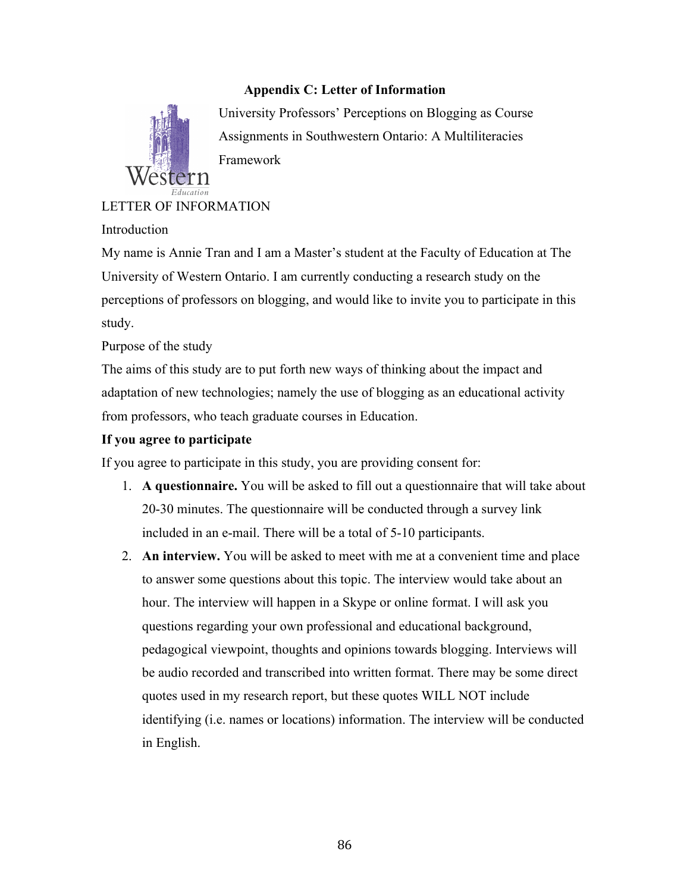## Appendix C: Letter of Information

University Professors' Perceptions on Blogging as Course Assignments in Southwestern Ontario: A Multiliteracies Framework

LETTER OF INFORMATION

Introduction

My name is Annie Tran and I am a Master's student at the Faculty of Education at The University of Western Ontario. I am currently conducting a research study on the perceptions of professors on blogging, and would like to invite you to participate in this study.

Purpose of the study

The aims of this study are to put forth new ways of thinking about the impact and adaptation of new technologies; namely the use of blogging as an educational activity from professors, who teach graduate courses in Education.

**If you agree to participate**

If you agree to participate in this study, you are providing consent for:

1. **A questionnaire.** You will be asked to fill out a questionnaire that will take about 20-30 minutes. The questionnaire will be conducted through a survey link included in an e-mail. There will be a total of 5-10 participants.
2. **An interview.** You will be asked to meet with me at a convenient time and place to answer some questions about this topic. The interview would take about an hour. The interview will happen in a Skype or online format. I will ask you questions regarding your own professional and educational background, pedagogical viewpoint, thoughts and opinions towards blogging. Interviews will be audio recorded and transcribed into written format. There may be some direct quotes used in my research report, but these quotes WILL NOT include identifying (i.e. names or locations) information. The interview will be conducted in English.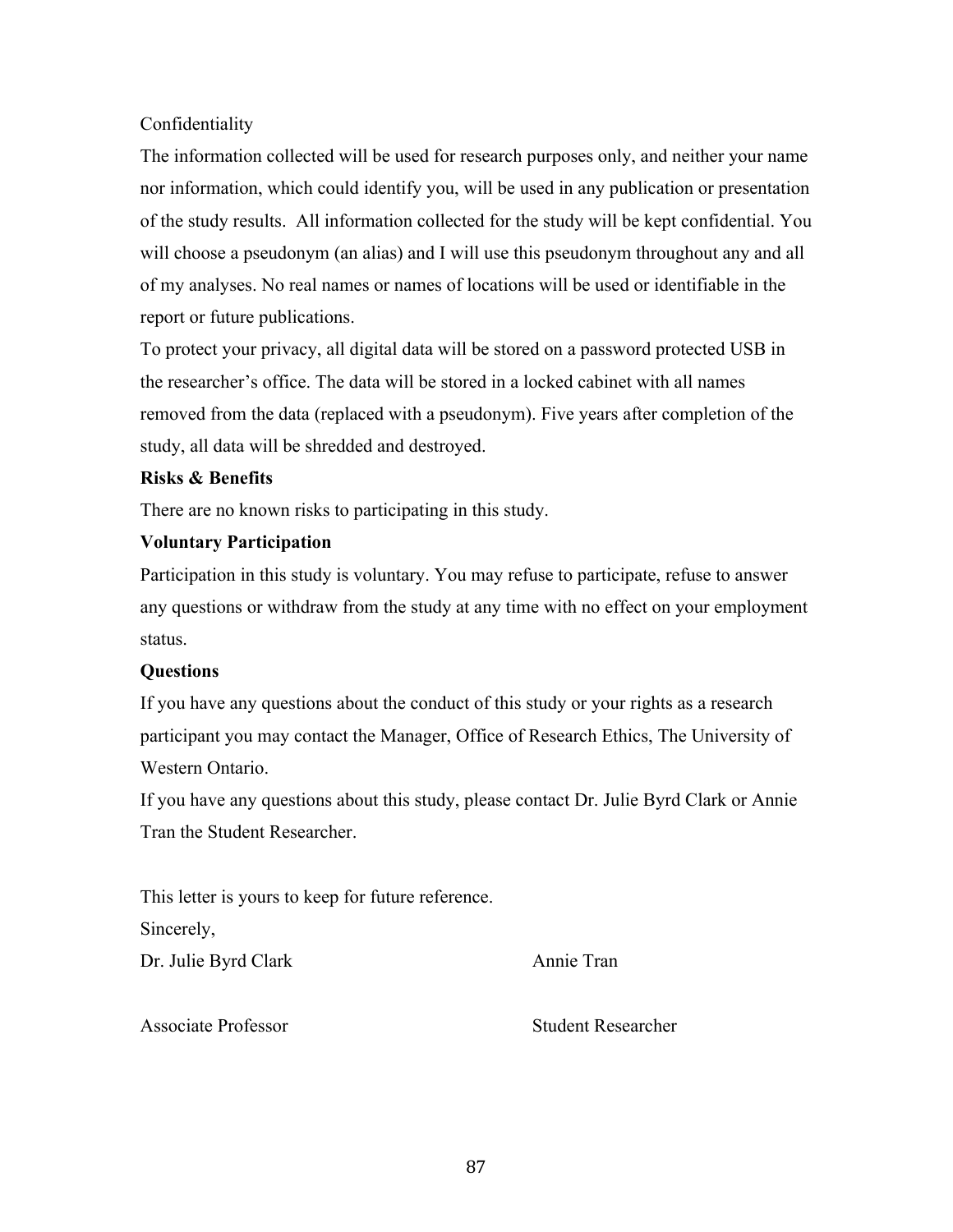Confidentiality

The information collected will be used for research purposes only, and neither your name nor information, which could identify you, will be used in any publication or presentation of the study results. All information collected for the study will be kept confidential. You will choose a pseudonym (an alias) and I will use this pseudonym throughout any and all of my analyses. No real names or names of locations will be used or identifiable in the report or future publications.

To protect your privacy, all digital data will be stored on a password protected USB in the researcher's office. The data will be stored in a locked cabinet with all names removed from the data (replaced with a pseudonym). Five years after completion of the study, all data will be shredded and destroyed.

**Risks & Benefits**

There are no known risks to participating in this study.

**Voluntary Participation**

Participation in this study is voluntary. You may refuse to participate, refuse to answer any questions or withdraw from the study at any time with no effect on your employment status.

**Questions**

If you have any questions about the conduct of this study or your rights as a research participant you may contact the Manager, Office of Research Ethics, The University of Western Ontario.

If you have any questions about this study, please contact Dr. Julie Byrd Clark or Annie Tran the Student Researcher.

This letter is yours to keep for future reference.

Sincerely,

Dr. Julie Byrd Clark  
Associate Professor

Annie Tran  
Student Researcher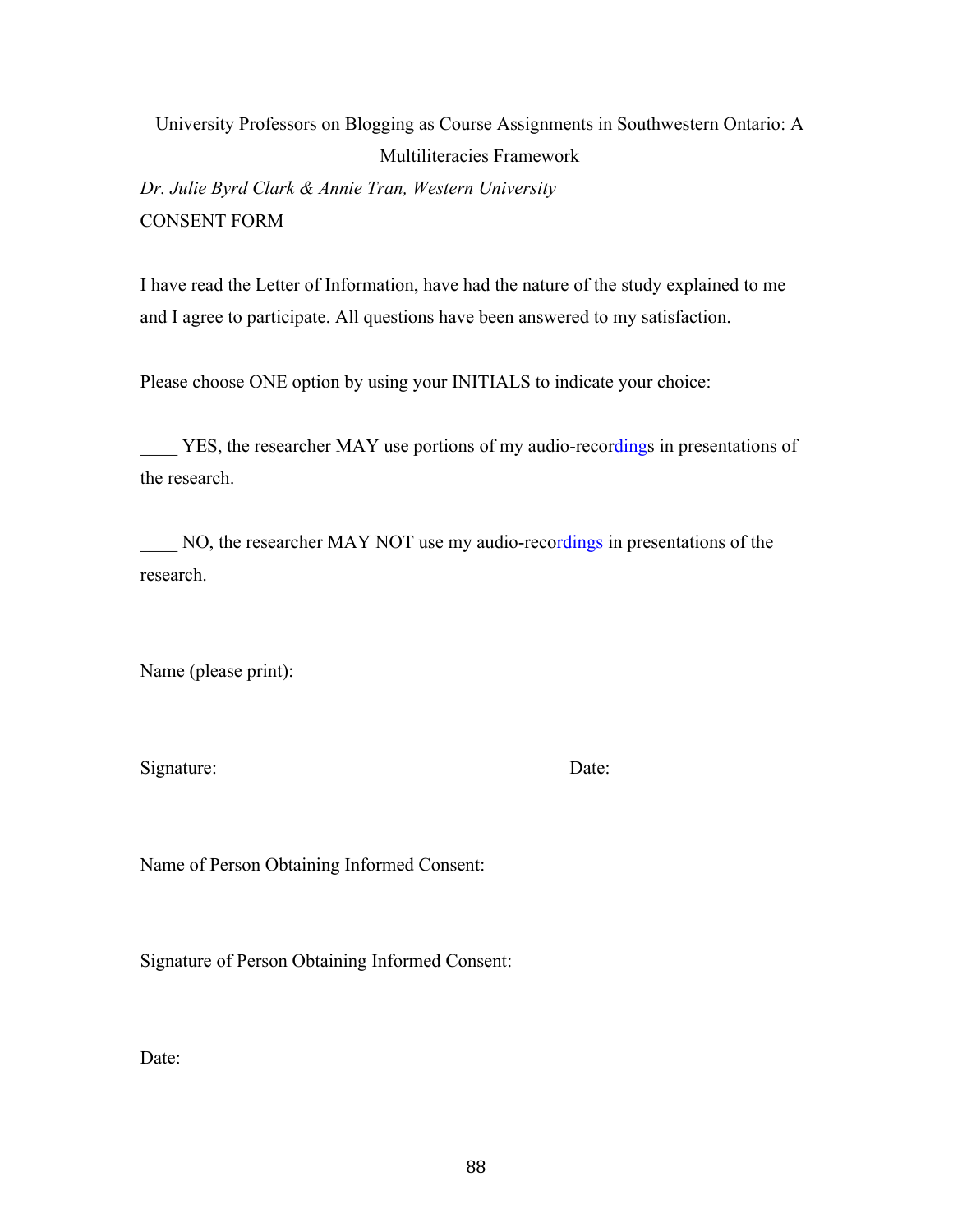University Professors on Blogging as Course Assignments in Southwestern Ontario: A Multiliteracies Framework

*Dr. Julie Byrd Clark & Annie Tran, Western University*

CONSENT FORM

I have read the Letter of Information, have had the nature of the study explained to me and I agree to participate. All questions have been answered to my satisfaction.

Please choose ONE option by using your INITIALS to indicate your choice:

____ YES, the researcher MAY use portions of my audio-recordings in presentations of the research.

____ NO, the researcher MAY NOT use my audio-recordings in presentations of the research.

Name (please print):

Signature: Date:

Name of Person Obtaining Informed Consent:

Signature of Person Obtaining Informed Consent:

Date: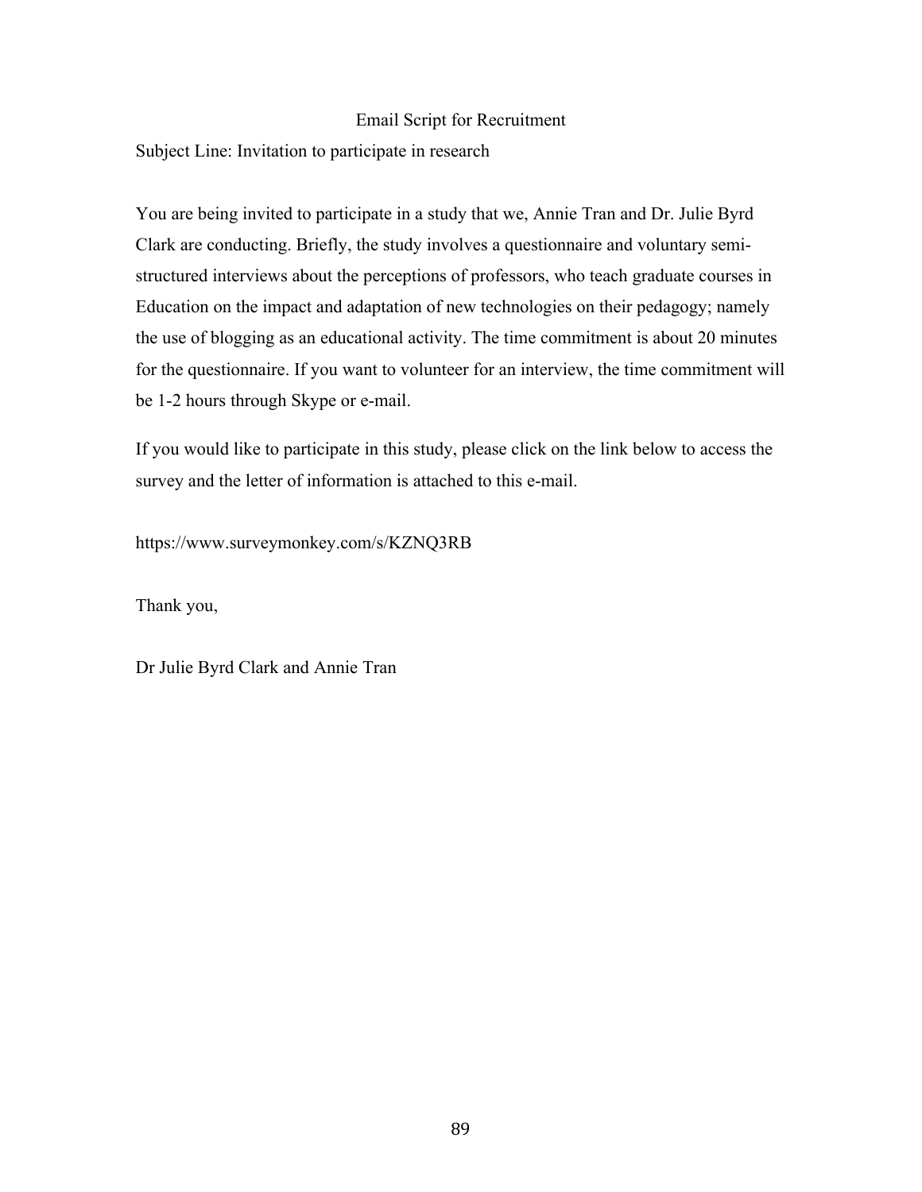# Email Script for Recruitment

Subject Line: Invitation to participate in research

You are being invited to participate in a study that we, Annie Tran and Dr. Julie Byrd Clark are conducting. Briefly, the study involves a questionnaire and voluntary semi-structured interviews about the perceptions of professors, who teach graduate courses in Education on the impact and adaptation of new technologies on their pedagogy; namely the use of blogging as an educational activity. The time commitment is about 20 minutes for the questionnaire. If you want to volunteer for an interview, the time commitment will be 1-2 hours through Skype or e-mail.

If you would like to participate in this study, please click on the link below to access the survey and the letter of information is attached to this e-mail.

https://www.surveymonkey.com/s/KZNQ3RB

Thank you,

Dr Julie Byrd Clark and Annie Tran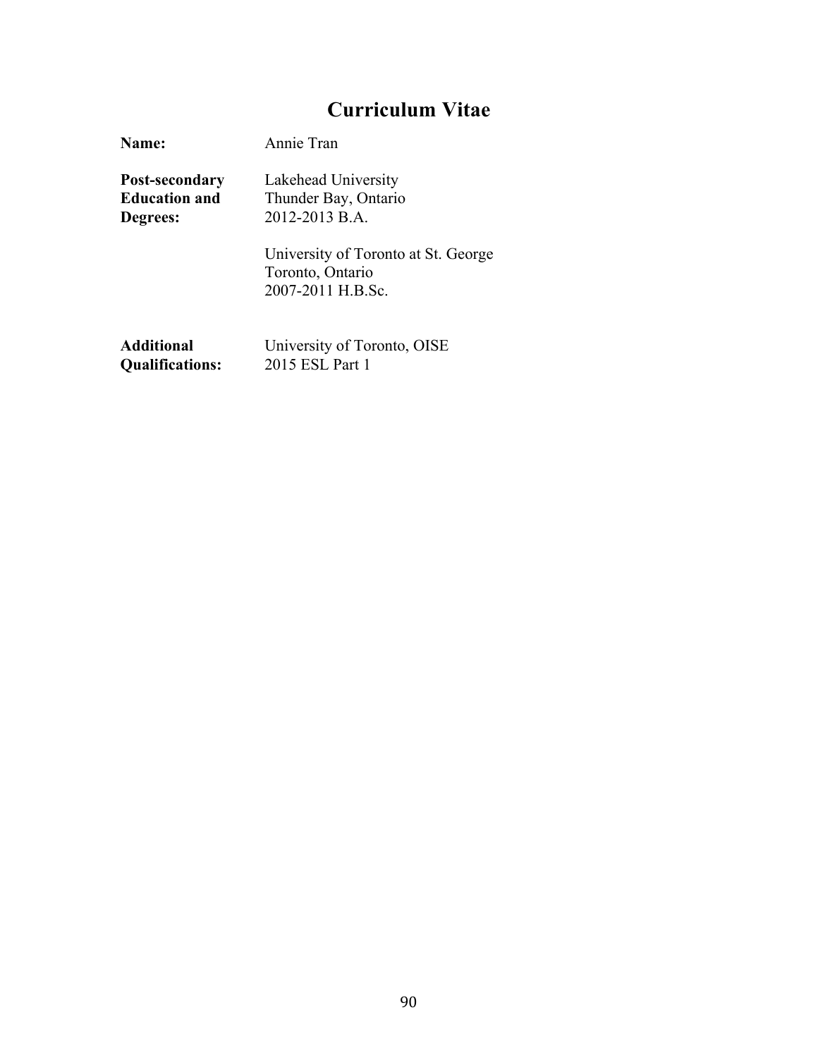# Curriculum Vitae

**Name:** Annie Tran

**Post-secondary Education and Degrees:**

Lakehead University
Thunder Bay, Ontario
2012-2013 B.A.

University of Toronto at St. George
Toronto, Ontario
2007-2011 H.B.Sc.

**Additional Qualifications:**

University of Toronto, OISE
2015 ESL Part 1